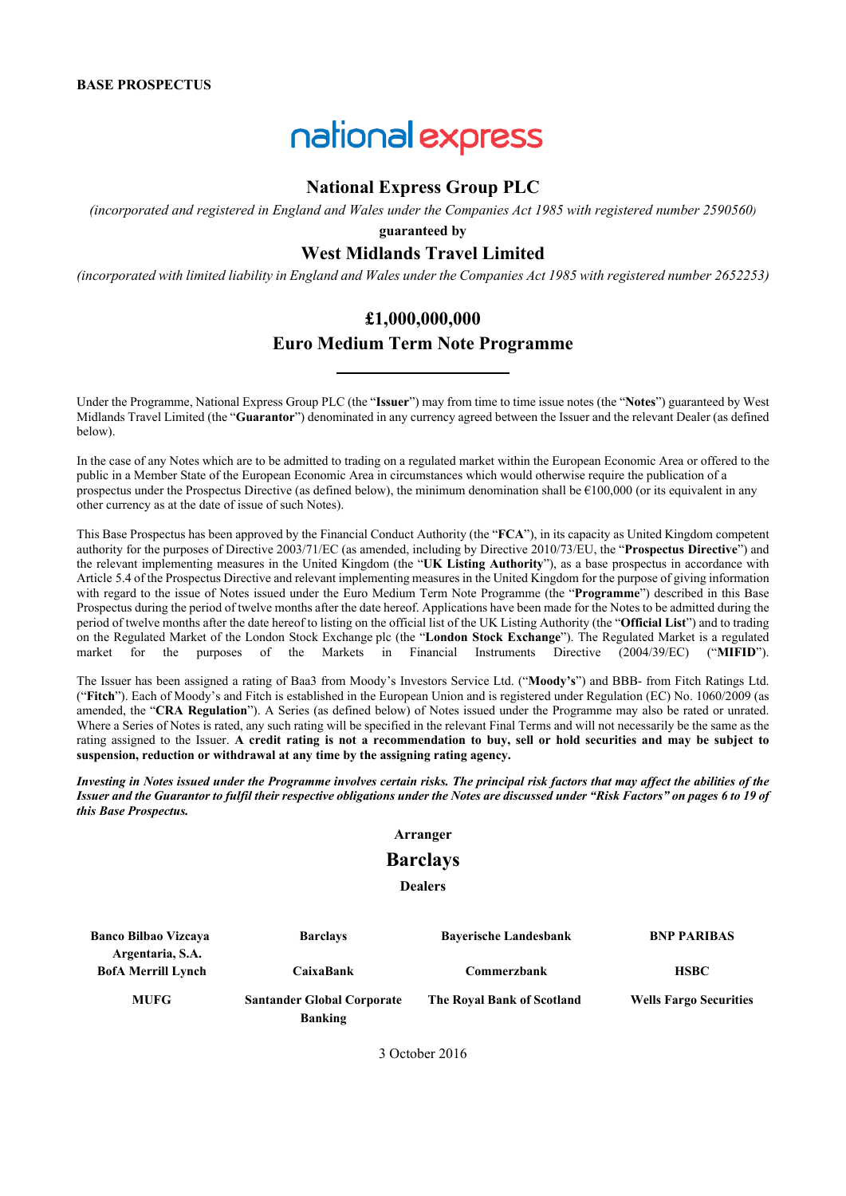**BASE PROSPECTUS**

national express

# National Express Group PLC

*(incorporated and registered in England and Wales under the Companies Act 1985 with registered number 2590560)*

**guaranteed by**

## West Midlands Travel Limited

*(incorporated with limited liability in England and Wales under the Companies Act 1985 with registered number 2652253)*

## £1,000,000,000
## Euro Medium Term Note Programme

Under the Programme, National Express Group PLC (the "**Issuer**") may from time to time issue notes (the "**Notes**") guaranteed by West Midlands Travel Limited (the "**Guarantor**") denominated in any currency agreed between the Issuer and the relevant Dealer (as defined below).

In the case of any Notes which are to be admitted to trading on a regulated market within the European Economic Area or offered to the public in a Member State of the European Economic Area in circumstances which would otherwise require the publication of a prospectus under the Prospectus Directive (as defined below), the minimum denomination shall be €100,000 (or its equivalent in any other currency as at the date of issue of such Notes).

This Base Prospectus has been approved by the Financial Conduct Authority (the "**FCA**"), in its capacity as United Kingdom competent authority for the purposes of Directive 2003/71/EC (as amended, including by Directive 2010/73/EU, the "**Prospectus Directive**") and the relevant implementing measures in the United Kingdom (the "**UK Listing Authority**"), as a base prospectus in accordance with Article 5.4 of the Prospectus Directive and relevant implementing measures in the United Kingdom for the purpose of giving information with regard to the issue of Notes issued under the Euro Medium Term Note Programme (the "**Programme**") described in this Base Prospectus during the period of twelve months after the date hereof. Applications have been made for the Notes to be admitted during the period of twelve months after the date hereof to listing on the official list of the UK Listing Authority (the "**Official List**") and to trading on the Regulated Market of the London Stock Exchange plc (the "**London Stock Exchange**"). The Regulated Market is a regulated market for the purposes of the Markets in Financial Instruments Directive (2004/39/EC) ("**MIFID**").

The Issuer has been assigned a rating of Baa3 from Moody's Investors Service Ltd. ("**Moody's**") and BBB- from Fitch Ratings Ltd. ("**Fitch**"). Each of Moody's and Fitch is established in the European Union and is registered under Regulation (EC) No. 1060/2009 (as amended, the "**CRA Regulation**"). A Series (as defined below) of Notes issued under the Programme may also be rated or unrated. Where a Series of Notes is rated, any such rating will be specified in the relevant Final Terms and will not necessarily be the same as the rating assigned to the Issuer. **A credit rating is not a recommendation to buy, sell or hold securities and may be subject to suspension, reduction or withdrawal at any time by the assigning rating agency.**

***Investing in Notes issued under the Programme involves certain risks. The principal risk factors that may affect the abilities of the Issuer and the Guarantor to fulfil their respective obligations under the Notes are discussed under "Risk Factors" on pages 6 to 19 of this Base Prospectus.***

**Arranger**

**Barclays**

**Dealers**

| | | | |
|---|---|---|---|
| **Banco Bilbao Vizcaya Argentaria, S.A.** | **Barclays** | **Bayerische Landesbank** | **BNP PARIBAS** |
| **BofA Merrill Lynch** | **CaixaBank** | **Commerzbank** | **HSBC** |
| **MUFG** | **Santander Global Corporate Banking** | **The Royal Bank of Scotland** | **Wells Fargo Securities** |

3 October 2016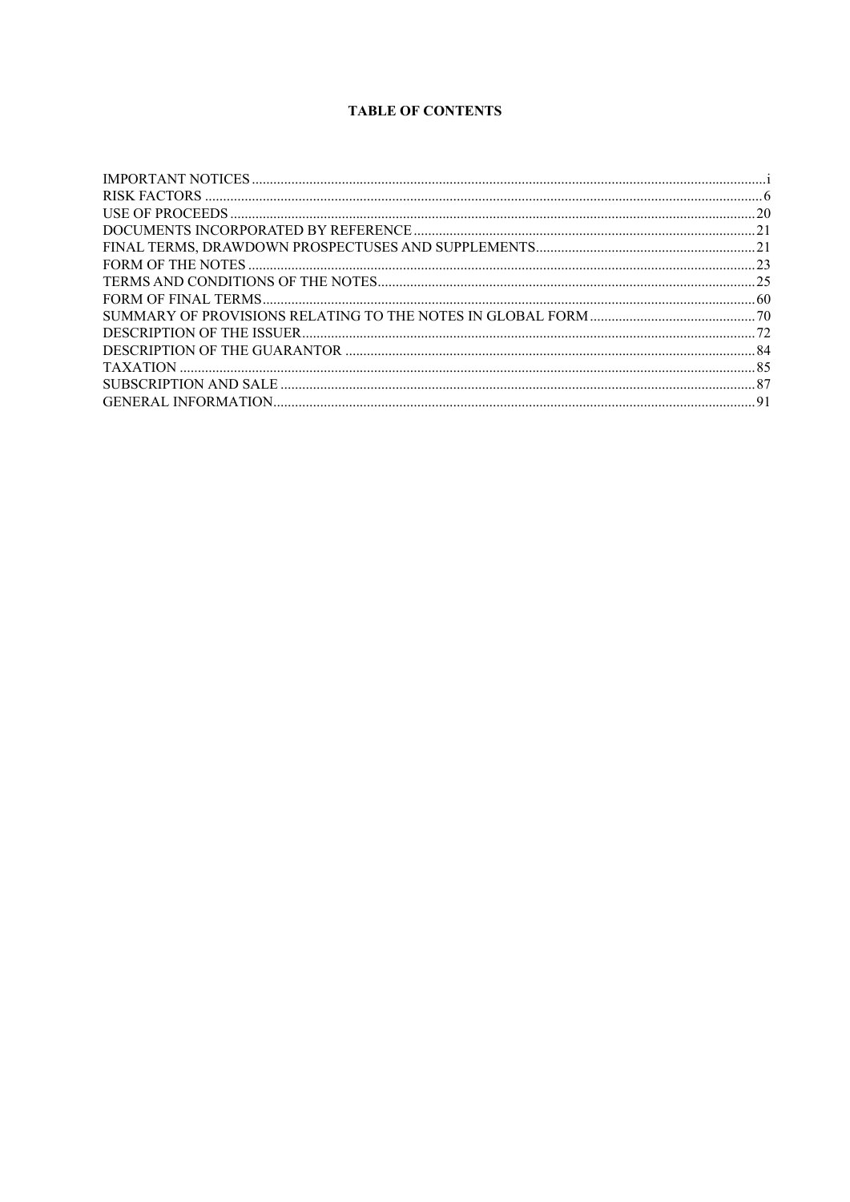# TABLE OF CONTENTS

| | |
|---|---|
| IMPORTANT NOTICES | i |
| RISK FACTORS | 6 |
| USE OF PROCEEDS | 20 |
| DOCUMENTS INCORPORATED BY REFERENCE | 21 |
| FINAL TERMS, DRAWDOWN PROSPECTUSES AND SUPPLEMENTS | 21 |
| FORM OF THE NOTES | 23 |
| TERMS AND CONDITIONS OF THE NOTES | 25 |
| FORM OF FINAL TERMS | 60 |
| SUMMARY OF PROVISIONS RELATING TO THE NOTES IN GLOBAL FORM | 70 |
| DESCRIPTION OF THE ISSUER | 72 |
| DESCRIPTION OF THE GUARANTOR | 84 |
| TAXATION | 85 |
| SUBSCRIPTION AND SALE | 87 |
| GENERAL INFORMATION | 91 |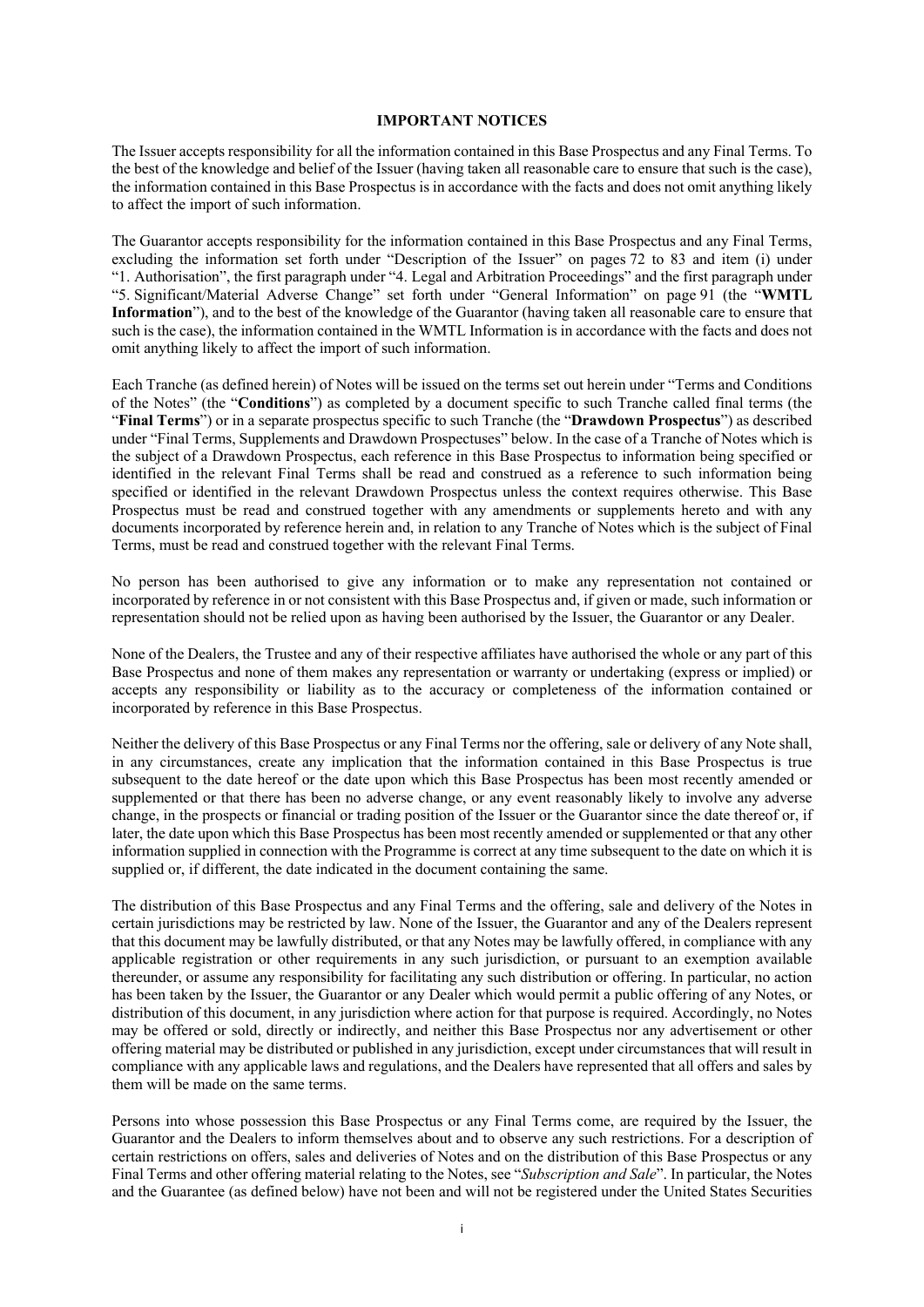## IMPORTANT NOTICES

The Issuer accepts responsibility for all the information contained in this Base Prospectus and any Final Terms. To the best of the knowledge and belief of the Issuer (having taken all reasonable care to ensure that such is the case), the information contained in this Base Prospectus is in accordance with the facts and does not omit anything likely to affect the import of such information.

The Guarantor accepts responsibility for the information contained in this Base Prospectus and any Final Terms, excluding the information set forth under "Description of the Issuer" on pages 72 to 83 and item (i) under "1. Authorisation", the first paragraph under "4. Legal and Arbitration Proceedings" and the first paragraph under "5. Significant/Material Adverse Change" set forth under "General Information" on page 91 (the "**WMTL Information**"), and to the best of the knowledge of the Guarantor (having taken all reasonable care to ensure that such is the case), the information contained in the WMTL Information is in accordance with the facts and does not omit anything likely to affect the import of such information.

Each Tranche (as defined herein) of Notes will be issued on the terms set out herein under "Terms and Conditions of the Notes" (the "**Conditions**") as completed by a document specific to such Tranche called final terms (the "**Final Terms**") or in a separate prospectus specific to such Tranche (the "**Drawdown Prospectus**") as described under "Final Terms, Supplements and Drawdown Prospectuses" below. In the case of a Tranche of Notes which is the subject of a Drawdown Prospectus, each reference in this Base Prospectus to information being specified or identified in the relevant Final Terms shall be read and construed as a reference to such information being specified or identified in the relevant Drawdown Prospectus unless the context requires otherwise. This Base Prospectus must be read and construed together with any amendments or supplements hereto and with any documents incorporated by reference herein and, in relation to any Tranche of Notes which is the subject of Final Terms, must be read and construed together with the relevant Final Terms.

No person has been authorised to give any information or to make any representation not contained or incorporated by reference in or not consistent with this Base Prospectus and, if given or made, such information or representation should not be relied upon as having been authorised by the Issuer, the Guarantor or any Dealer.

None of the Dealers, the Trustee and any of their respective affiliates have authorised the whole or any part of this Base Prospectus and none of them makes any representation or warranty or undertaking (express or implied) or accepts any responsibility or liability as to the accuracy or completeness of the information contained or incorporated by reference in this Base Prospectus.

Neither the delivery of this Base Prospectus or any Final Terms nor the offering, sale or delivery of any Note shall, in any circumstances, create any implication that the information contained in this Base Prospectus is true subsequent to the date hereof or the date upon which this Base Prospectus has been most recently amended or supplemented or that there has been no adverse change, or any event reasonably likely to involve any adverse change, in the prospects or financial or trading position of the Issuer or the Guarantor since the date thereof or, if later, the date upon which this Base Prospectus has been most recently amended or supplemented or that any other information supplied in connection with the Programme is correct at any time subsequent to the date on which it is supplied or, if different, the date indicated in the document containing the same.

The distribution of this Base Prospectus and any Final Terms and the offering, sale and delivery of the Notes in certain jurisdictions may be restricted by law. None of the Issuer, the Guarantor and any of the Dealers represent that this document may be lawfully distributed, or that any Notes may be lawfully offered, in compliance with any applicable registration or other requirements in any such jurisdiction, or pursuant to an exemption available thereunder, or assume any responsibility for facilitating any such distribution or offering. In particular, no action has been taken by the Issuer, the Guarantor or any Dealer which would permit a public offering of any Notes, or distribution of this document, in any jurisdiction where action for that purpose is required. Accordingly, no Notes may be offered or sold, directly or indirectly, and neither this Base Prospectus nor any advertisement or other offering material may be distributed or published in any jurisdiction, except under circumstances that will result in compliance with any applicable laws and regulations, and the Dealers have represented that all offers and sales by them will be made on the same terms.

Persons into whose possession this Base Prospectus or any Final Terms come, are required by the Issuer, the Guarantor and the Dealers to inform themselves about and to observe any such restrictions. For a description of certain restrictions on offers, sales and deliveries of Notes and on the distribution of this Base Prospectus or any Final Terms and other offering material relating to the Notes, see "*Subscription and Sale*". In particular, the Notes and the Guarantee (as defined below) have not been and will not be registered under the United States Securities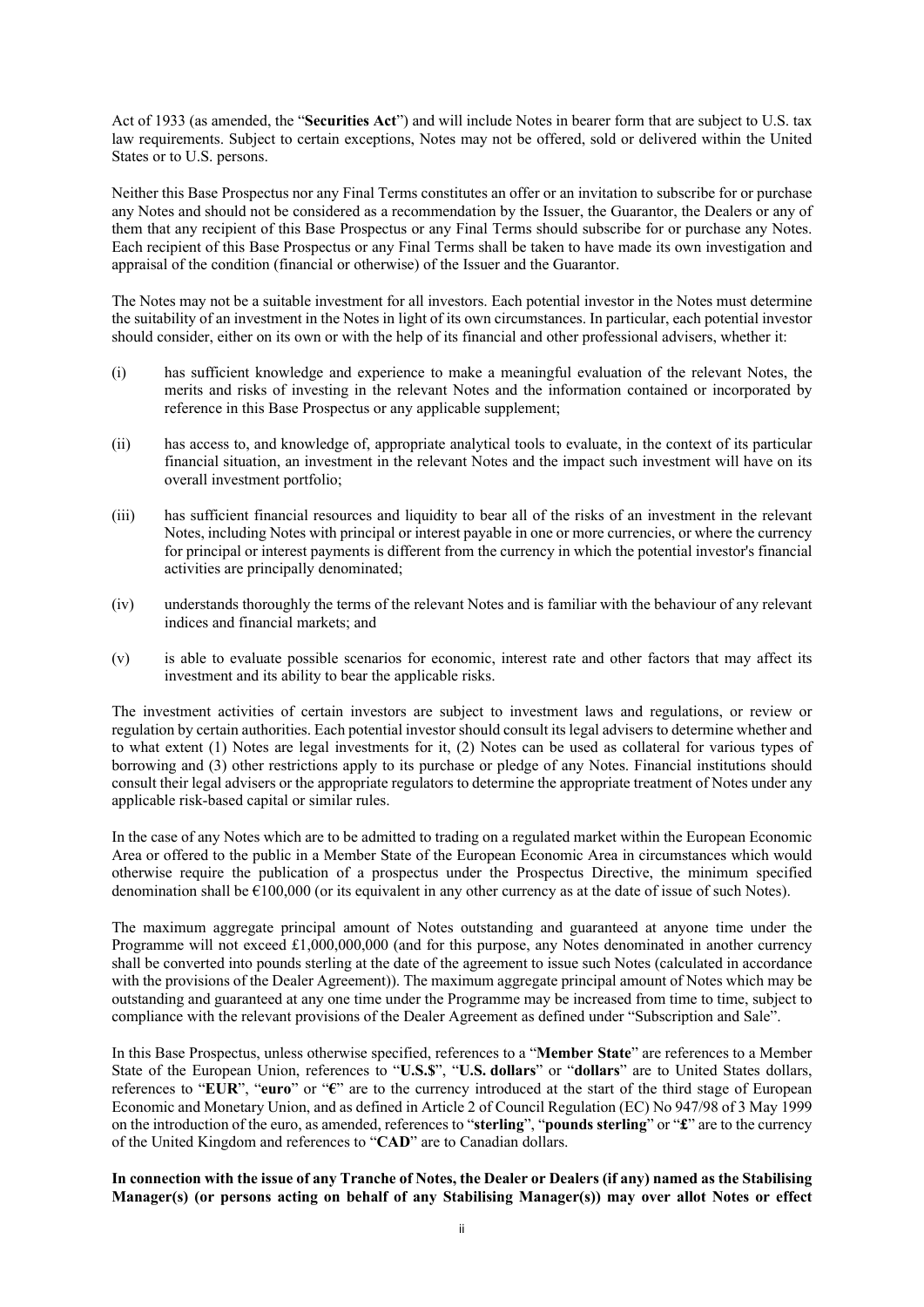Act of 1933 (as amended, the "**Securities Act**") and will include Notes in bearer form that are subject to U.S. tax law requirements. Subject to certain exceptions, Notes may not be offered, sold or delivered within the United States or to U.S. persons.

Neither this Base Prospectus nor any Final Terms constitutes an offer or an invitation to subscribe for or purchase any Notes and should not be considered as a recommendation by the Issuer, the Guarantor, the Dealers or any of them that any recipient of this Base Prospectus or any Final Terms should subscribe for or purchase any Notes. Each recipient of this Base Prospectus or any Final Terms shall be taken to have made its own investigation and appraisal of the condition (financial or otherwise) of the Issuer and the Guarantor.

The Notes may not be a suitable investment for all investors. Each potential investor in the Notes must determine the suitability of an investment in the Notes in light of its own circumstances. In particular, each potential investor should consider, either on its own or with the help of its financial and other professional advisers, whether it:

(i) has sufficient knowledge and experience to make a meaningful evaluation of the relevant Notes, the merits and risks of investing in the relevant Notes and the information contained or incorporated by reference in this Base Prospectus or any applicable supplement;

(ii) has access to, and knowledge of, appropriate analytical tools to evaluate, in the context of its particular financial situation, an investment in the relevant Notes and the impact such investment will have on its overall investment portfolio;

(iii) has sufficient financial resources and liquidity to bear all of the risks of an investment in the relevant Notes, including Notes with principal or interest payable in one or more currencies, or where the currency for principal or interest payments is different from the currency in which the potential investor's financial activities are principally denominated;

(iv) understands thoroughly the terms of the relevant Notes and is familiar with the behaviour of any relevant indices and financial markets; and

(v) is able to evaluate possible scenarios for economic, interest rate and other factors that may affect its investment and its ability to bear the applicable risks.

The investment activities of certain investors are subject to investment laws and regulations, or review or regulation by certain authorities. Each potential investor should consult its legal advisers to determine whether and to what extent (1) Notes are legal investments for it, (2) Notes can be used as collateral for various types of borrowing and (3) other restrictions apply to its purchase or pledge of any Notes. Financial institutions should consult their legal advisers or the appropriate regulators to determine the appropriate treatment of Notes under any applicable risk-based capital or similar rules.

In the case of any Notes which are to be admitted to trading on a regulated market within the European Economic Area or offered to the public in a Member State of the European Economic Area in circumstances which would otherwise require the publication of a prospectus under the Prospectus Directive, the minimum specified denomination shall be €100,000 (or its equivalent in any other currency as at the date of issue of such Notes).

The maximum aggregate principal amount of Notes outstanding and guaranteed at anyone time under the Programme will not exceed £1,000,000,000 (and for this purpose, any Notes denominated in another currency shall be converted into pounds sterling at the date of the agreement to issue such Notes (calculated in accordance with the provisions of the Dealer Agreement)). The maximum aggregate principal amount of Notes which may be outstanding and guaranteed at any one time under the Programme may be increased from time to time, subject to compliance with the relevant provisions of the Dealer Agreement as defined under "Subscription and Sale".

In this Base Prospectus, unless otherwise specified, references to a "**Member State**" are references to a Member State of the European Union, references to "**U.S.$**", "**U.S. dollars**" or "**dollars**" are to United States dollars, references to "**EUR**", "**euro**" or "**€**" are to the currency introduced at the start of the third stage of European Economic and Monetary Union, and as defined in Article 2 of Council Regulation (EC) No 947/98 of 3 May 1999 on the introduction of the euro, as amended, references to "**sterling**", "**pounds sterling**" or "**£**" are to the currency of the United Kingdom and references to "**CAD**" are to Canadian dollars.

**In connection with the issue of any Tranche of Notes, the Dealer or Dealers (if any) named as the Stabilising Manager(s) (or persons acting on behalf of any Stabilising Manager(s)) may over allot Notes or effect**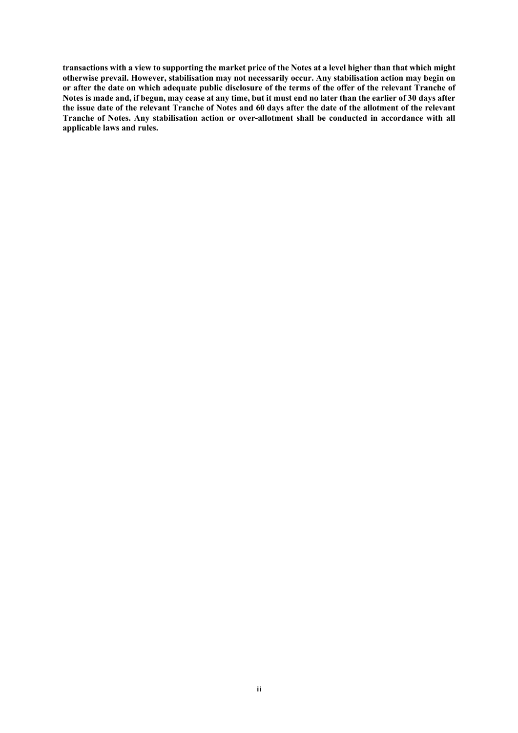**transactions with a view to supporting the market price of the Notes at a level higher than that which might otherwise prevail. However, stabilisation may not necessarily occur. Any stabilisation action may begin on or after the date on which adequate public disclosure of the terms of the offer of the relevant Tranche of Notes is made and, if begun, may cease at any time, but it must end no later than the earlier of 30 days after the issue date of the relevant Tranche of Notes and 60 days after the date of the allotment of the relevant Tranche of Notes. Any stabilisation action or over-allotment shall be conducted in accordance with all applicable laws and rules.**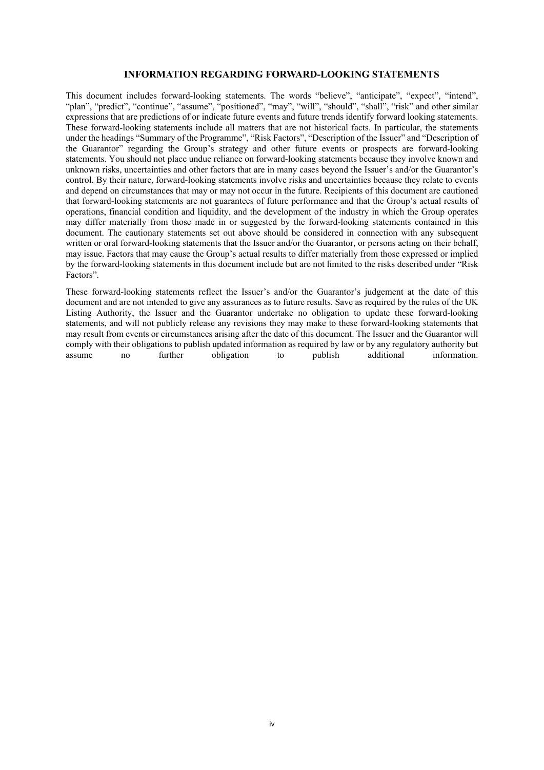## INFORMATION REGARDING FORWARD-LOOKING STATEMENTS

This document includes forward-looking statements. The words "believe", "anticipate", "expect", "intend", "plan", "predict", "continue", "assume", "positioned", "may", "will", "should", "shall", "risk" and other similar expressions that are predictions of or indicate future events and future trends identify forward looking statements. These forward-looking statements include all matters that are not historical facts. In particular, the statements under the headings "Summary of the Programme", "Risk Factors", "Description of the Issuer" and "Description of the Guarantor" regarding the Group's strategy and other future events or prospects are forward-looking statements. You should not place undue reliance on forward-looking statements because they involve known and unknown risks, uncertainties and other factors that are in many cases beyond the Issuer's and/or the Guarantor's control. By their nature, forward-looking statements involve risks and uncertainties because they relate to events and depend on circumstances that may or may not occur in the future. Recipients of this document are cautioned that forward-looking statements are not guarantees of future performance and that the Group's actual results of operations, financial condition and liquidity, and the development of the industry in which the Group operates may differ materially from those made in or suggested by the forward-looking statements contained in this document. The cautionary statements set out above should be considered in connection with any subsequent written or oral forward-looking statements that the Issuer and/or the Guarantor, or persons acting on their behalf, may issue. Factors that may cause the Group's actual results to differ materially from those expressed or implied by the forward-looking statements in this document include but are not limited to the risks described under "Risk Factors".

These forward-looking statements reflect the Issuer's and/or the Guarantor's judgement at the date of this document and are not intended to give any assurances as to future results. Save as required by the rules of the UK Listing Authority, the Issuer and the Guarantor undertake no obligation to update these forward-looking statements, and will not publicly release any revisions they may make to these forward-looking statements that may result from events or circumstances arising after the date of this document. The Issuer and the Guarantor will comply with their obligations to publish updated information as required by law or by any regulatory authority but assume no further obligation to publish additional information.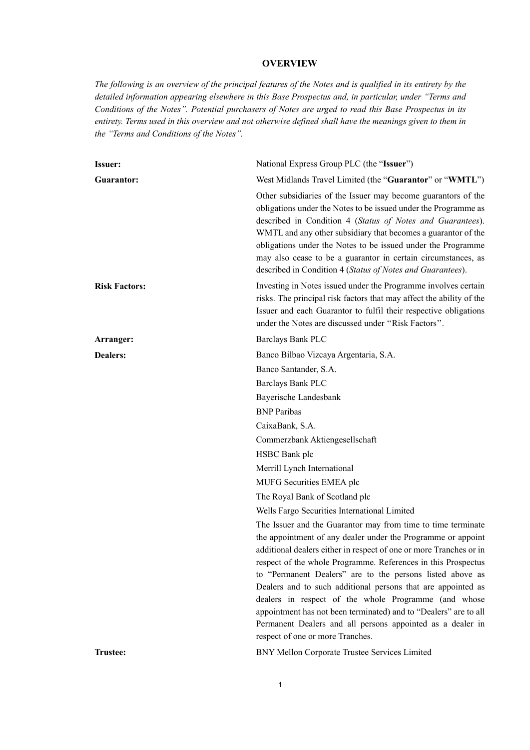# OVERVIEW

*The following is an overview of the principal features of the Notes and is qualified in its entirety by the detailed information appearing elsewhere in this Base Prospectus and, in particular, under "Terms and Conditions of the Notes". Potential purchasers of Notes are urged to read this Base Prospectus in its entirety. Terms used in this overview and not otherwise defined shall have the meanings given to them in the "Terms and Conditions of the Notes".*

| | |
|---|---|
| **Issuer:** | National Express Group PLC (the "**Issuer**") |
| **Guarantor:** | West Midlands Travel Limited (the "**Guarantor**" or "**WMTL**")<br><br>Other subsidiaries of the Issuer may become guarantors of the obligations under the Notes to be issued under the Programme as described in Condition 4 (*Status of Notes and Guarantees*). WMTL and any other subsidiary that becomes a guarantor of the obligations under the Notes to be issued under the Programme may also cease to be a guarantor in certain circumstances, as described in Condition 4 (*Status of Notes and Guarantees*). |
| **Risk Factors:** | Investing in Notes issued under the Programme involves certain risks. The principal risk factors that may affect the ability of the Issuer and each Guarantor to fulfil their respective obligations under the Notes are discussed under "Risk Factors". |
| **Arranger:** | Barclays Bank PLC |
| **Dealers:** | Banco Bilbao Vizcaya Argentaria, S.A.<br>Banco Santander, S.A.<br>Barclays Bank PLC<br>Bayerische Landesbank<br>BNP Paribas<br>CaixaBank, S.A.<br>Commerzbank Aktiengesellschaft<br>HSBC Bank plc<br>Merrill Lynch International<br>MUFG Securities EMEA plc<br>The Royal Bank of Scotland plc<br>Wells Fargo Securities International Limited<br><br>The Issuer and the Guarantor may from time to time terminate the appointment of any dealer under the Programme or appoint additional dealers either in respect of one or more Tranches or in respect of the whole Programme. References in this Prospectus to "Permanent Dealers" are to the persons listed above as Dealers and to such additional persons that are appointed as dealers in respect of the whole Programme (and whose appointment has not been terminated) and to "Dealers" are to all Permanent Dealers and all persons appointed as a dealer in respect of one or more Tranches. |
| **Trustee:** | BNY Mellon Corporate Trustee Services Limited |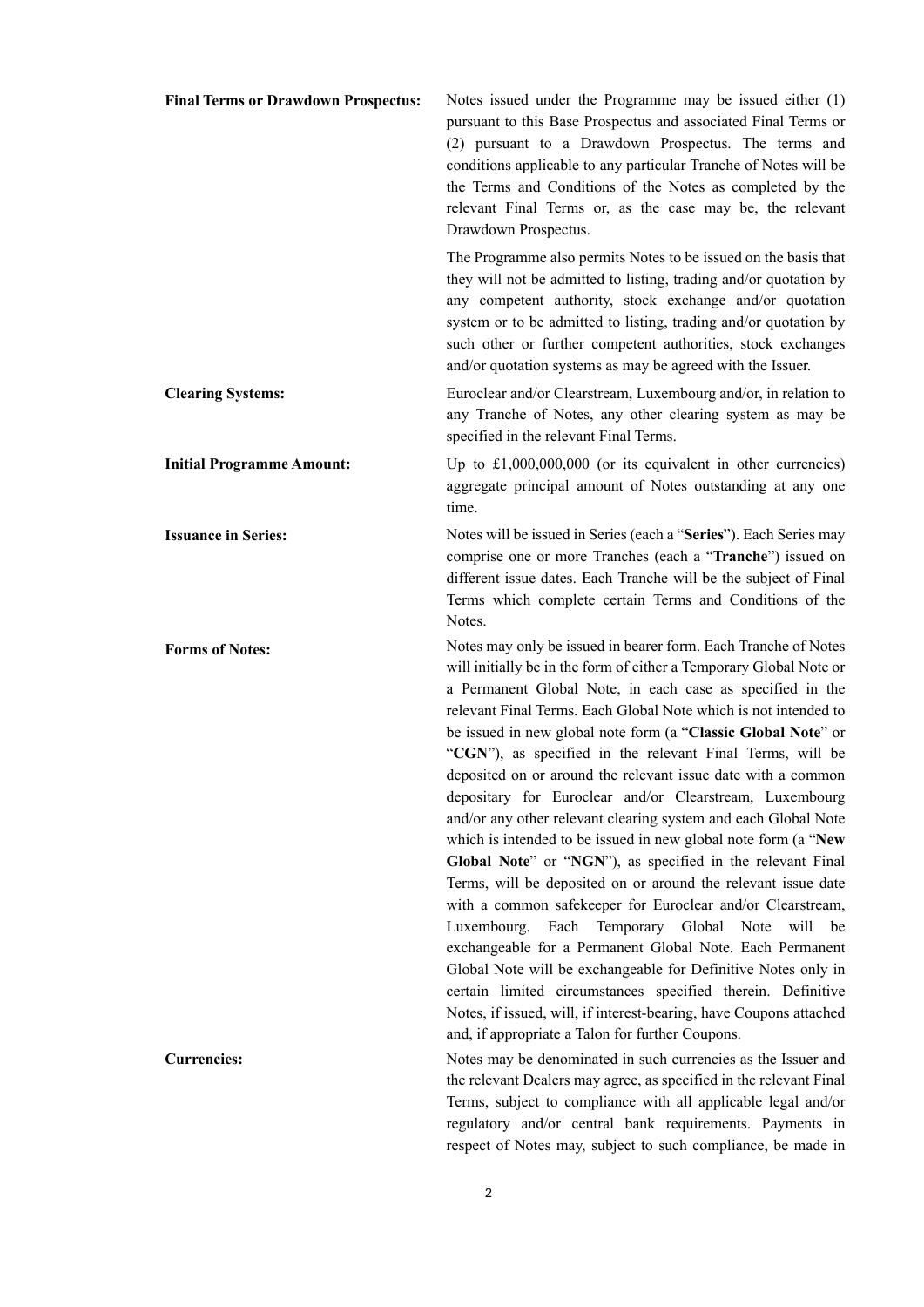| | |
|---|---|
| **Final Terms or Drawdown Prospectus:** | Notes issued under the Programme may be issued either (1) pursuant to this Base Prospectus and associated Final Terms or (2) pursuant to a Drawdown Prospectus. The terms and conditions applicable to any particular Tranche of Notes will be the Terms and Conditions of the Notes as completed by the relevant Final Terms or, as the case may be, the relevant Drawdown Prospectus.<br><br>The Programme also permits Notes to be issued on the basis that they will not be admitted to listing, trading and/or quotation by any competent authority, stock exchange and/or quotation system or to be admitted to listing, trading and/or quotation by such other or further competent authorities, stock exchanges and/or quotation systems as may be agreed with the Issuer. |
| **Clearing Systems:** | Euroclear and/or Clearstream, Luxembourg and/or, in relation to any Tranche of Notes, any other clearing system as may be specified in the relevant Final Terms. |
| **Initial Programme Amount:** | Up to £1,000,000,000 (or its equivalent in other currencies) aggregate principal amount of Notes outstanding at any one time. |
| **Issuance in Series:** | Notes will be issued in Series (each a "**Series**"). Each Series may comprise one or more Tranches (each a "**Tranche**") issued on different issue dates. Each Tranche will be the subject of Final Terms which complete certain Terms and Conditions of the Notes. |
| **Forms of Notes:** | Notes may only be issued in bearer form. Each Tranche of Notes will initially be in the form of either a Temporary Global Note or a Permanent Global Note, in each case as specified in the relevant Final Terms. Each Global Note which is not intended to be issued in new global note form (a "**Classic Global Note**" or "**CGN**"), as specified in the relevant Final Terms, will be deposited on or around the relevant issue date with a common depositary for Euroclear and/or Clearstream, Luxembourg and/or any other relevant clearing system and each Global Note which is intended to be issued in new global note form (a "**New Global Note**" or "**NGN**"), as specified in the relevant Final Terms, will be deposited on or around the relevant issue date with a common safekeeper for Euroclear and/or Clearstream, Luxembourg. Each Temporary Global Note will be exchangeable for a Permanent Global Note. Each Permanent Global Note will be exchangeable for Definitive Notes only in certain limited circumstances specified therein. Definitive Notes, if issued, will, if interest-bearing, have Coupons attached and, if appropriate a Talon for further Coupons. |
| **Currencies:** | Notes may be denominated in such currencies as the Issuer and the relevant Dealers may agree, as specified in the relevant Final Terms, subject to compliance with all applicable legal and/or regulatory and/or central bank requirements. Payments in respect of Notes may, subject to such compliance, be made in |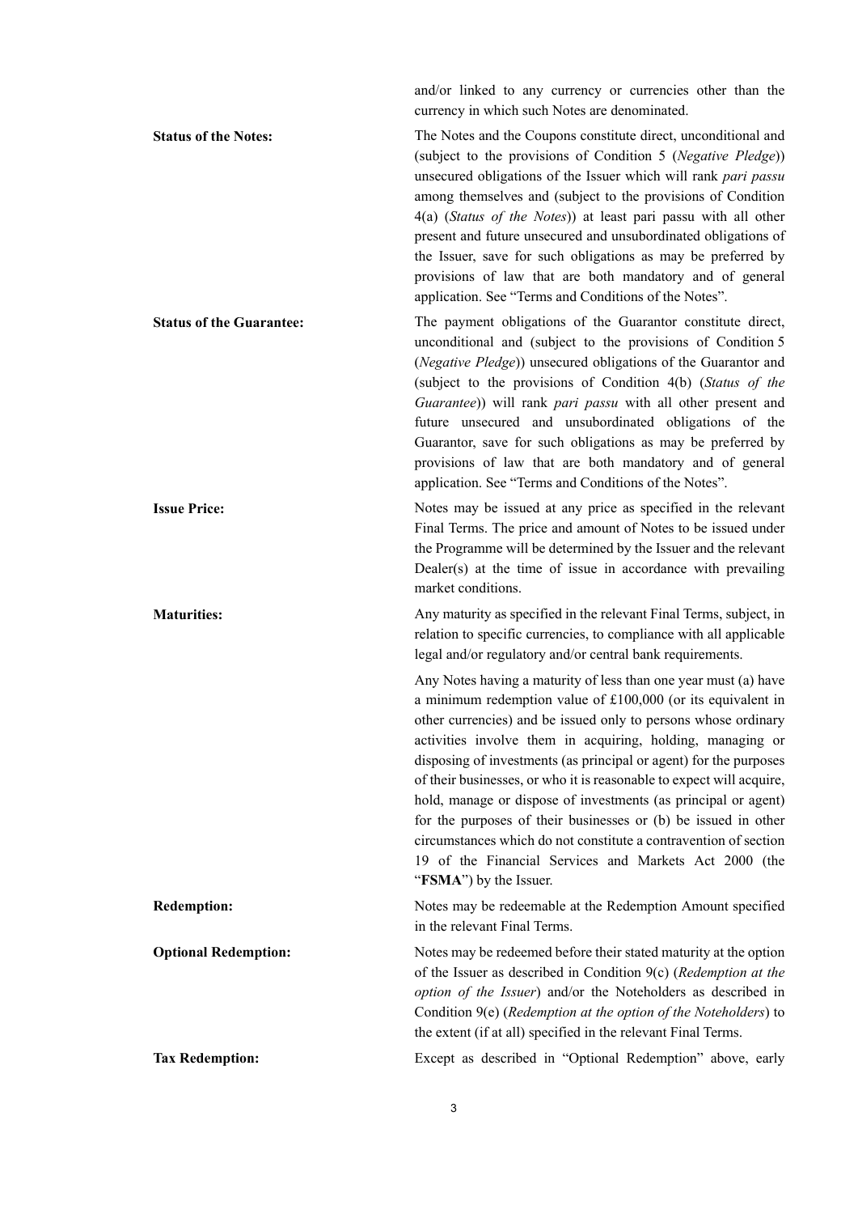and/or linked to any currency or currencies other than the currency in which such Notes are denominated.

**Status of the Notes:** The Notes and the Coupons constitute direct, unconditional and (subject to the provisions of Condition 5 (*Negative Pledge*)) unsecured obligations of the Issuer which will rank *pari passu* among themselves and (subject to the provisions of Condition 4(a) (*Status of the Notes*)) at least pari passu with all other present and future unsecured and unsubordinated obligations of the Issuer, save for such obligations as may be preferred by provisions of law that are both mandatory and of general application. See "Terms and Conditions of the Notes".

**Status of the Guarantee:** The payment obligations of the Guarantor constitute direct, unconditional and (subject to the provisions of Condition 5 (*Negative Pledge*)) unsecured obligations of the Guarantor and (subject to the provisions of Condition 4(b) (*Status of the Guarantee*)) will rank *pari passu* with all other present and future unsecured and unsubordinated obligations of the Guarantor, save for such obligations as may be preferred by provisions of law that are both mandatory and of general application. See "Terms and Conditions of the Notes".

**Issue Price:** Notes may be issued at any price as specified in the relevant Final Terms. The price and amount of Notes to be issued under the Programme will be determined by the Issuer and the relevant Dealer(s) at the time of issue in accordance with prevailing market conditions.

**Maturities:** Any maturity as specified in the relevant Final Terms, subject, in relation to specific currencies, to compliance with all applicable legal and/or regulatory and/or central bank requirements.

Any Notes having a maturity of less than one year must (a) have a minimum redemption value of £100,000 (or its equivalent in other currencies) and be issued only to persons whose ordinary activities involve them in acquiring, holding, managing or disposing of investments (as principal or agent) for the purposes of their businesses, or who it is reasonable to expect will acquire, hold, manage or dispose of investments (as principal or agent) for the purposes of their businesses or (b) be issued in other circumstances which do not constitute a contravention of section 19 of the Financial Services and Markets Act 2000 (the "**FSMA**") by the Issuer.

**Redemption:** Notes may be redeemable at the Redemption Amount specified in the relevant Final Terms.

**Optional Redemption:** Notes may be redeemed before their stated maturity at the option of the Issuer as described in Condition 9(c) (*Redemption at the option of the Issuer*) and/or the Noteholders as described in Condition 9(e) (*Redemption at the option of the Noteholders*) to the extent (if at all) specified in the relevant Final Terms.

**Tax Redemption:** Except as described in "Optional Redemption" above, early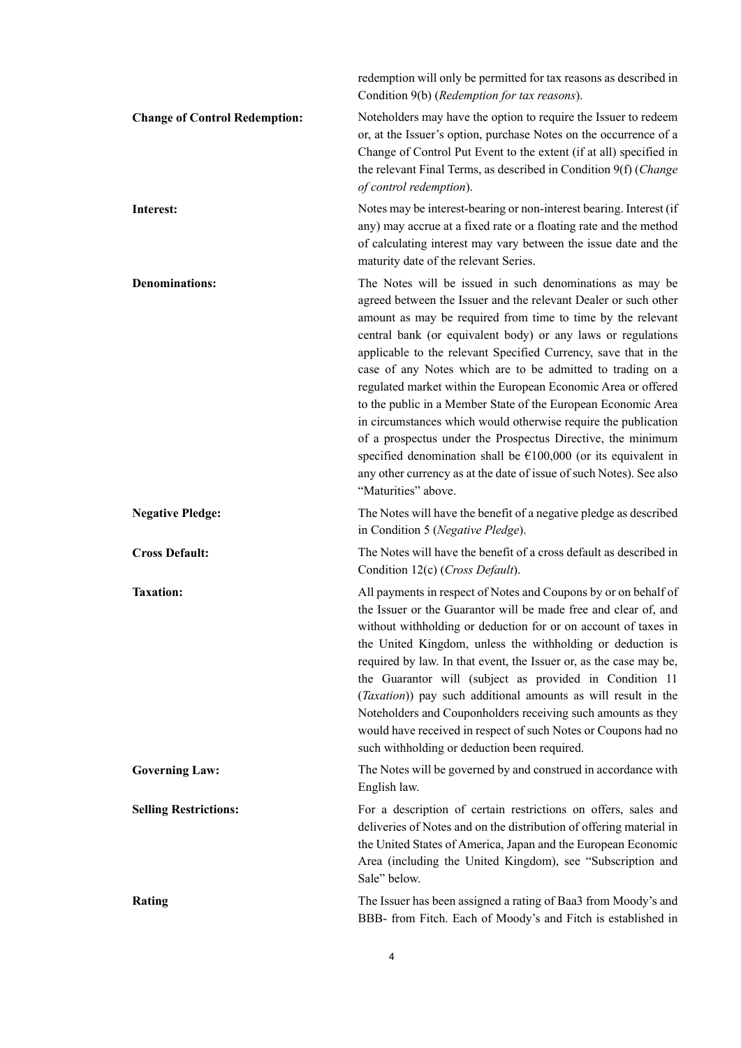redemption will only be permitted for tax reasons as described in Condition 9(b) (*Redemption for tax reasons*).

**Change of Control Redemption:** Noteholders may have the option to require the Issuer to redeem or, at the Issuer's option, purchase Notes on the occurrence of a Change of Control Put Event to the extent (if at all) specified in the relevant Final Terms, as described in Condition 9(f) (*Change of control redemption*).

**Interest:** Notes may be interest-bearing or non-interest bearing. Interest (if any) may accrue at a fixed rate or a floating rate and the method of calculating interest may vary between the issue date and the maturity date of the relevant Series.

**Denominations:** The Notes will be issued in such denominations as may be agreed between the Issuer and the relevant Dealer or such other amount as may be required from time to time by the relevant central bank (or equivalent body) or any laws or regulations applicable to the relevant Specified Currency, save that in the case of any Notes which are to be admitted to trading on a regulated market within the European Economic Area or offered to the public in a Member State of the European Economic Area in circumstances which would otherwise require the publication of a prospectus under the Prospectus Directive, the minimum specified denomination shall be €100,000 (or its equivalent in any other currency as at the date of issue of such Notes). See also "Maturities" above.

**Negative Pledge:** The Notes will have the benefit of a negative pledge as described in Condition 5 (*Negative Pledge*).

**Cross Default:** The Notes will have the benefit of a cross default as described in Condition 12(c) (*Cross Default*).

**Taxation:** All payments in respect of Notes and Coupons by or on behalf of the Issuer or the Guarantor will be made free and clear of, and without withholding or deduction for or on account of taxes in the United Kingdom, unless the withholding or deduction is required by law. In that event, the Issuer or, as the case may be, the Guarantor will (subject as provided in Condition 11 (*Taxation*)) pay such additional amounts as will result in the Noteholders and Couponholders receiving such amounts as they would have received in respect of such Notes or Coupons had no such withholding or deduction been required.

**Governing Law:** The Notes will be governed by and construed in accordance with English law.

**Selling Restrictions:** For a description of certain restrictions on offers, sales and deliveries of Notes and on the distribution of offering material in the United States of America, Japan and the European Economic Area (including the United Kingdom), see "Subscription and Sale" below.

**Rating** The Issuer has been assigned a rating of Baa3 from Moody's and BBB- from Fitch. Each of Moody's and Fitch is established in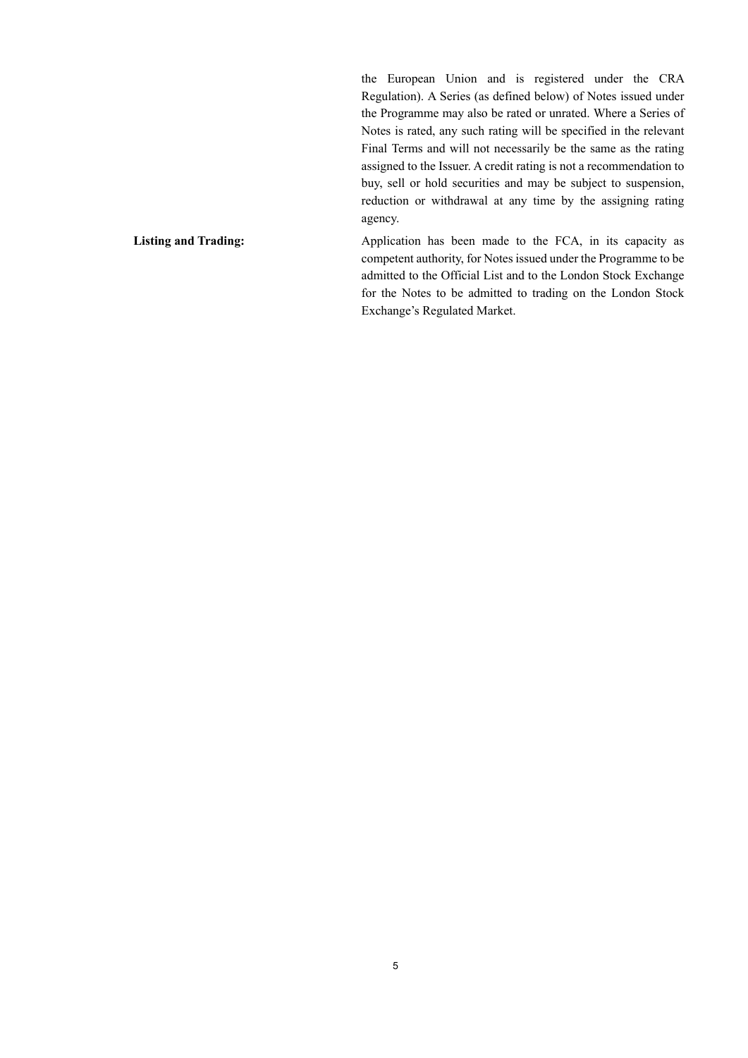| | |
|---|---|
| | the European Union and is registered under the CRA Regulation). A Series (as defined below) of Notes issued under the Programme may also be rated or unrated. Where a Series of Notes is rated, any such rating will be specified in the relevant Final Terms and will not necessarily be the same as the rating assigned to the Issuer. A credit rating is not a recommendation to buy, sell or hold securities and may be subject to suspension, reduction or withdrawal at any time by the assigning rating agency. |
| **Listing and Trading:** | Application has been made to the FCA, in its capacity as competent authority, for Notes issued under the Programme to be admitted to the Official List and to the London Stock Exchange for the Notes to be admitted to trading on the London Stock Exchange's Regulated Market. |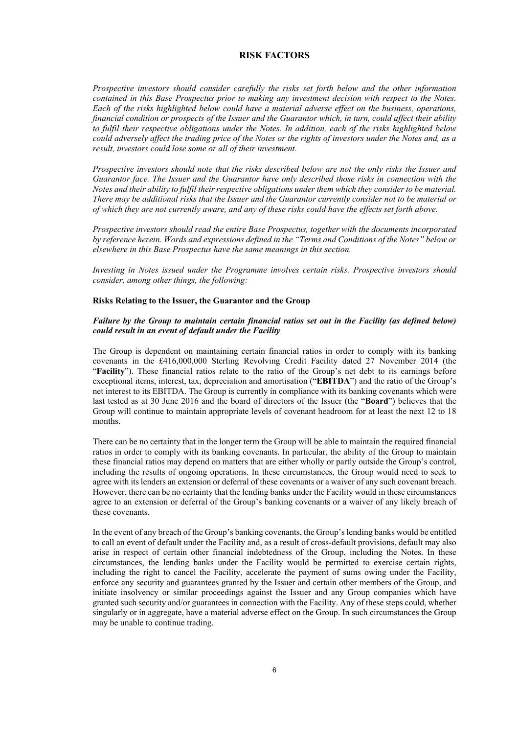# RISK FACTORS

*Prospective investors should consider carefully the risks set forth below and the other information contained in this Base Prospectus prior to making any investment decision with respect to the Notes. Each of the risks highlighted below could have a material adverse effect on the business, operations, financial condition or prospects of the Issuer and the Guarantor which, in turn, could affect their ability to fulfil their respective obligations under the Notes. In addition, each of the risks highlighted below could adversely affect the trading price of the Notes or the rights of investors under the Notes and, as a result, investors could lose some or all of their investment.*

*Prospective investors should note that the risks described below are not the only risks the Issuer and Guarantor face. The Issuer and the Guarantor have only described those risks in connection with the Notes and their ability to fulfil their respective obligations under them which they consider to be material. There may be additional risks that the Issuer and the Guarantor currently consider not to be material or of which they are not currently aware, and any of these risks could have the effects set forth above.*

*Prospective investors should read the entire Base Prospectus, together with the documents incorporated by reference herein. Words and expressions defined in the "Terms and Conditions of the Notes" below or elsewhere in this Base Prospectus have the same meanings in this section.*

*Investing in Notes issued under the Programme involves certain risks. Prospective investors should consider, among other things, the following:*

## Risks Relating to the Issuer, the Guarantor and the Group

### *Failure by the Group to maintain certain financial ratios set out in the Facility (as defined below) could result in an event of default under the Facility*

The Group is dependent on maintaining certain financial ratios in order to comply with its banking covenants in the £416,000,000 Sterling Revolving Credit Facility dated 27 November 2014 (the "**Facility**"). These financial ratios relate to the ratio of the Group's net debt to its earnings before exceptional items, interest, tax, depreciation and amortisation ("**EBITDA**") and the ratio of the Group's net interest to its EBITDA. The Group is currently in compliance with its banking covenants which were last tested as at 30 June 2016 and the board of directors of the Issuer (the "**Board**") believes that the Group will continue to maintain appropriate levels of covenant headroom for at least the next 12 to 18 months.

There can be no certainty that in the longer term the Group will be able to maintain the required financial ratios in order to comply with its banking covenants. In particular, the ability of the Group to maintain these financial ratios may depend on matters that are either wholly or partly outside the Group's control, including the results of ongoing operations. In these circumstances, the Group would need to seek to agree with its lenders an extension or deferral of these covenants or a waiver of any such covenant breach. However, there can be no certainty that the lending banks under the Facility would in these circumstances agree to an extension or deferral of the Group's banking covenants or a waiver of any likely breach of these covenants.

In the event of any breach of the Group's banking covenants, the Group's lending banks would be entitled to call an event of default under the Facility and, as a result of cross-default provisions, default may also arise in respect of certain other financial indebtedness of the Group, including the Notes. In these circumstances, the lending banks under the Facility would be permitted to exercise certain rights, including the right to cancel the Facility, accelerate the payment of sums owing under the Facility, enforce any security and guarantees granted by the Issuer and certain other members of the Group, and initiate insolvency or similar proceedings against the Issuer and any Group companies which have granted such security and/or guarantees in connection with the Facility. Any of these steps could, whether singularly or in aggregate, have a material adverse effect on the Group. In such circumstances the Group may be unable to continue trading.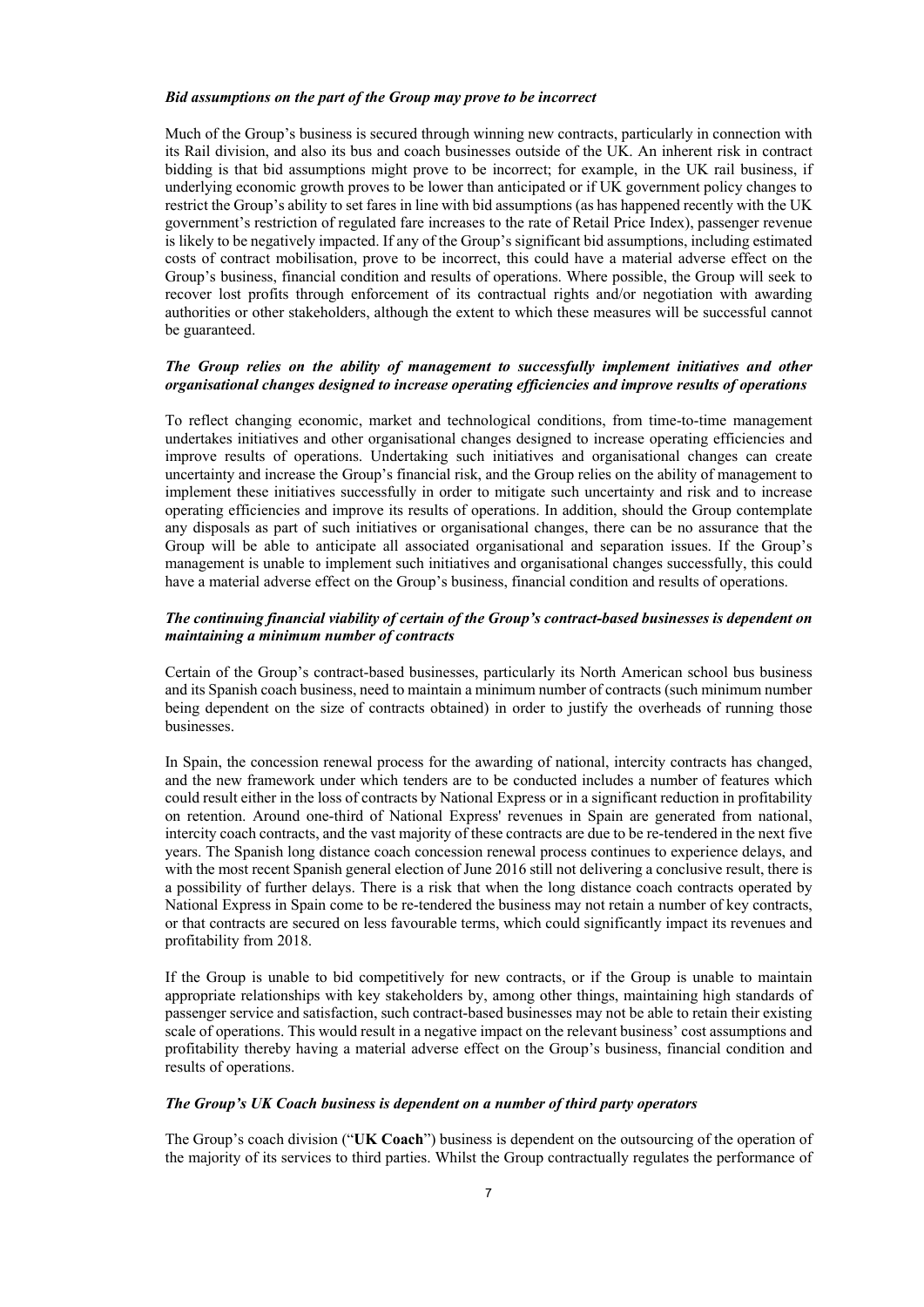***Bid assumptions on the part of the Group may prove to be incorrect***

Much of the Group's business is secured through winning new contracts, particularly in connection with its Rail division, and also its bus and coach businesses outside of the UK. An inherent risk in contract bidding is that bid assumptions might prove to be incorrect; for example, in the UK rail business, if underlying economic growth proves to be lower than anticipated or if UK government policy changes to restrict the Group's ability to set fares in line with bid assumptions (as has happened recently with the UK government's restriction of regulated fare increases to the rate of Retail Price Index), passenger revenue is likely to be negatively impacted. If any of the Group's significant bid assumptions, including estimated costs of contract mobilisation, prove to be incorrect, this could have a material adverse effect on the Group's business, financial condition and results of operations. Where possible, the Group will seek to recover lost profits through enforcement of its contractual rights and/or negotiation with awarding authorities or other stakeholders, although the extent to which these measures will be successful cannot be guaranteed.

***The Group relies on the ability of management to successfully implement initiatives and other organisational changes designed to increase operating efficiencies and improve results of operations***

To reflect changing economic, market and technological conditions, from time-to-time management undertakes initiatives and other organisational changes designed to increase operating efficiencies and improve results of operations. Undertaking such initiatives and organisational changes can create uncertainty and increase the Group's financial risk, and the Group relies on the ability of management to implement these initiatives successfully in order to mitigate such uncertainty and risk and to increase operating efficiencies and improve its results of operations. In addition, should the Group contemplate any disposals as part of such initiatives or organisational changes, there can be no assurance that the Group will be able to anticipate all associated organisational and separation issues. If the Group's management is unable to implement such initiatives and organisational changes successfully, this could have a material adverse effect on the Group's business, financial condition and results of operations.

***The continuing financial viability of certain of the Group's contract-based businesses is dependent on maintaining a minimum number of contracts***

Certain of the Group's contract-based businesses, particularly its North American school bus business and its Spanish coach business, need to maintain a minimum number of contracts (such minimum number being dependent on the size of contracts obtained) in order to justify the overheads of running those businesses.

In Spain, the concession renewal process for the awarding of national, intercity contracts has changed, and the new framework under which tenders are to be conducted includes a number of features which could result either in the loss of contracts by National Express or in a significant reduction in profitability on retention. Around one-third of National Express' revenues in Spain are generated from national, intercity coach contracts, and the vast majority of these contracts are due to be re-tendered in the next five years. The Spanish long distance coach concession renewal process continues to experience delays, and with the most recent Spanish general election of June 2016 still not delivering a conclusive result, there is a possibility of further delays. There is a risk that when the long distance coach contracts operated by National Express in Spain come to be re-tendered the business may not retain a number of key contracts, or that contracts are secured on less favourable terms, which could significantly impact its revenues and profitability from 2018.

If the Group is unable to bid competitively for new contracts, or if the Group is unable to maintain appropriate relationships with key stakeholders by, among other things, maintaining high standards of passenger service and satisfaction, such contract-based businesses may not be able to retain their existing scale of operations. This would result in a negative impact on the relevant business' cost assumptions and profitability thereby having a material adverse effect on the Group's business, financial condition and results of operations.

***The Group's UK Coach business is dependent on a number of third party operators***

The Group's coach division ("**UK Coach**") business is dependent on the outsourcing of the operation of the majority of its services to third parties. Whilst the Group contractually regulates the performance of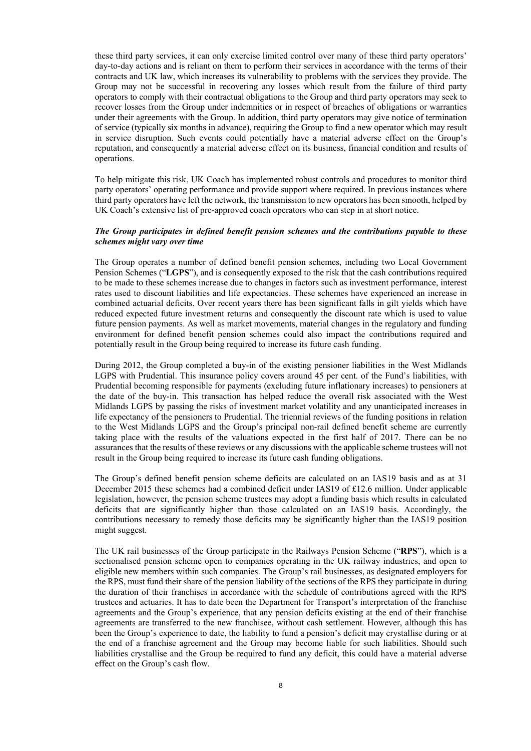these third party services, it can only exercise limited control over many of these third party operators' day-to-day actions and is reliant on them to perform their services in accordance with the terms of their contracts and UK law, which increases its vulnerability to problems with the services they provide. The Group may not be successful in recovering any losses which result from the failure of third party operators to comply with their contractual obligations to the Group and third party operators may seek to recover losses from the Group under indemnities or in respect of breaches of obligations or warranties under their agreements with the Group. In addition, third party operators may give notice of termination of service (typically six months in advance), requiring the Group to find a new operator which may result in service disruption. Such events could potentially have a material adverse effect on the Group's reputation, and consequently a material adverse effect on its business, financial condition and results of operations.

To help mitigate this risk, UK Coach has implemented robust controls and procedures to monitor third party operators' operating performance and provide support where required. In previous instances where third party operators have left the network, the transmission to new operators has been smooth, helped by UK Coach's extensive list of pre-approved coach operators who can step in at short notice.

***The Group participates in defined benefit pension schemes and the contributions payable to these schemes might vary over time***

The Group operates a number of defined benefit pension schemes, including two Local Government Pension Schemes ("**LGPS**"), and is consequently exposed to the risk that the cash contributions required to be made to these schemes increase due to changes in factors such as investment performance, interest rates used to discount liabilities and life expectancies. These schemes have experienced an increase in combined actuarial deficits. Over recent years there has been significant falls in gilt yields which have reduced expected future investment returns and consequently the discount rate which is used to value future pension payments. As well as market movements, material changes in the regulatory and funding environment for defined benefit pension schemes could also impact the contributions required and potentially result in the Group being required to increase its future cash funding.

During 2012, the Group completed a buy-in of the existing pensioner liabilities in the West Midlands LGPS with Prudential. This insurance policy covers around 45 per cent. of the Fund's liabilities, with Prudential becoming responsible for payments (excluding future inflationary increases) to pensioners at the date of the buy-in. This transaction has helped reduce the overall risk associated with the West Midlands LGPS by passing the risks of investment market volatility and any unanticipated increases in life expectancy of the pensioners to Prudential. The triennial reviews of the funding positions in relation to the West Midlands LGPS and the Group's principal non-rail defined benefit scheme are currently taking place with the results of the valuations expected in the first half of 2017. There can be no assurances that the results of these reviews or any discussions with the applicable scheme trustees will not result in the Group being required to increase its future cash funding obligations.

The Group's defined benefit pension scheme deficits are calculated on an IAS19 basis and as at 31 December 2015 these schemes had a combined deficit under IAS19 of £12.6 million. Under applicable legislation, however, the pension scheme trustees may adopt a funding basis which results in calculated deficits that are significantly higher than those calculated on an IAS19 basis. Accordingly, the contributions necessary to remedy those deficits may be significantly higher than the IAS19 position might suggest.

The UK rail businesses of the Group participate in the Railways Pension Scheme ("**RPS**"), which is a sectionalised pension scheme open to companies operating in the UK railway industries, and open to eligible new members within such companies. The Group's rail businesses, as designated employers for the RPS, must fund their share of the pension liability of the sections of the RPS they participate in during the duration of their franchises in accordance with the schedule of contributions agreed with the RPS trustees and actuaries. It has to date been the Department for Transport's interpretation of the franchise agreements and the Group's experience, that any pension deficits existing at the end of their franchise agreements are transferred to the new franchisee, without cash settlement. However, although this has been the Group's experience to date, the liability to fund a pension's deficit may crystallise during or at the end of a franchise agreement and the Group may become liable for such liabilities. Should such liabilities crystallise and the Group be required to fund any deficit, this could have a material adverse effect on the Group's cash flow.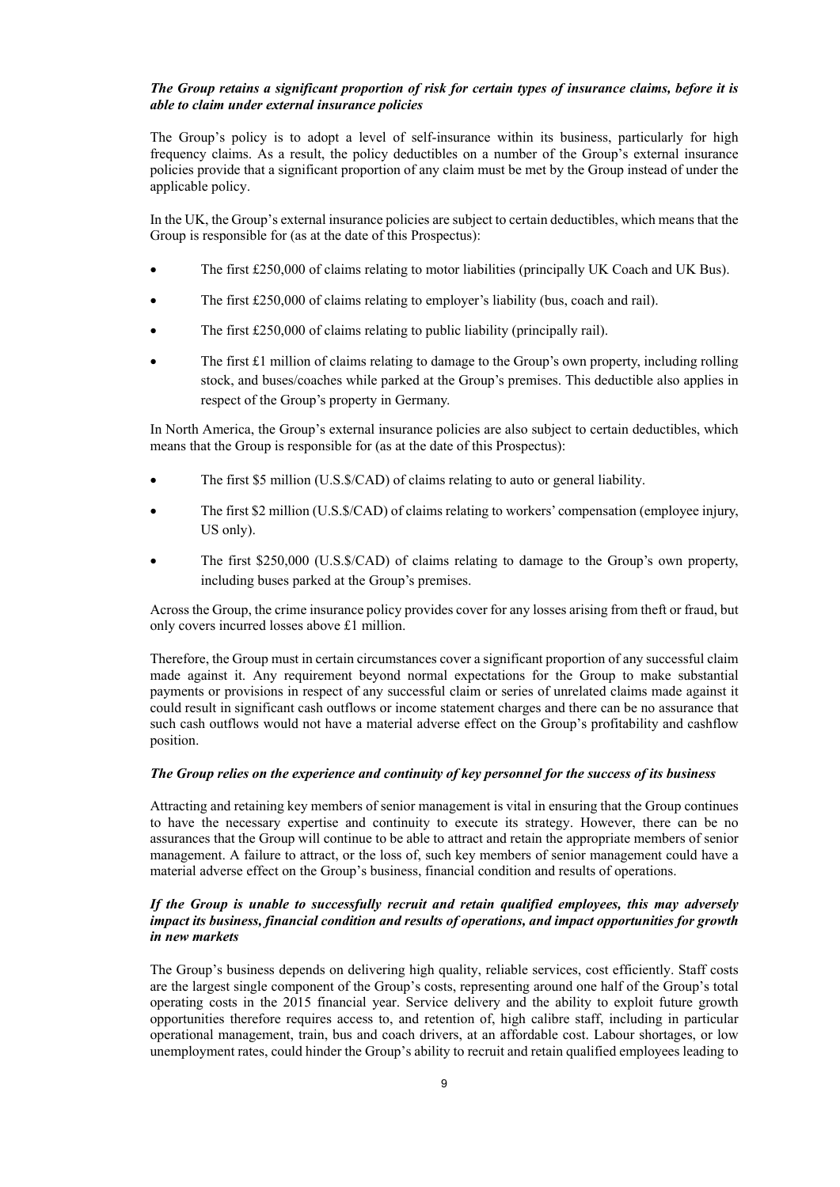***The Group retains a significant proportion of risk for certain types of insurance claims, before it is able to claim under external insurance policies***

The Group's policy is to adopt a level of self-insurance within its business, particularly for high frequency claims. As a result, the policy deductibles on a number of the Group's external insurance policies provide that a significant proportion of any claim must be met by the Group instead of under the applicable policy.

In the UK, the Group's external insurance policies are subject to certain deductibles, which means that the Group is responsible for (as at the date of this Prospectus):

- The first £250,000 of claims relating to motor liabilities (principally UK Coach and UK Bus).
- The first £250,000 of claims relating to employer's liability (bus, coach and rail).
- The first £250,000 of claims relating to public liability (principally rail).
- The first £1 million of claims relating to damage to the Group's own property, including rolling stock, and buses/coaches while parked at the Group's premises. This deductible also applies in respect of the Group's property in Germany.

In North America, the Group's external insurance policies are also subject to certain deductibles, which means that the Group is responsible for (as at the date of this Prospectus):

- The first $5 million (U.S.$/CAD) of claims relating to auto or general liability.
- The first $2 million (U.S.$/CAD) of claims relating to workers' compensation (employee injury, US only).
- The first $250,000 (U.S.$/CAD) of claims relating to damage to the Group's own property, including buses parked at the Group's premises.

Across the Group, the crime insurance policy provides cover for any losses arising from theft or fraud, but only covers incurred losses above £1 million.

Therefore, the Group must in certain circumstances cover a significant proportion of any successful claim made against it. Any requirement beyond normal expectations for the Group to make substantial payments or provisions in respect of any successful claim or series of unrelated claims made against it could result in significant cash outflows or income statement charges and there can be no assurance that such cash outflows would not have a material adverse effect on the Group's profitability and cashflow position.

***The Group relies on the experience and continuity of key personnel for the success of its business***

Attracting and retaining key members of senior management is vital in ensuring that the Group continues to have the necessary expertise and continuity to execute its strategy. However, there can be no assurances that the Group will continue to be able to attract and retain the appropriate members of senior management. A failure to attract, or the loss of, such key members of senior management could have a material adverse effect on the Group's business, financial condition and results of operations.

***If the Group is unable to successfully recruit and retain qualified employees, this may adversely impact its business, financial condition and results of operations, and impact opportunities for growth in new markets***

The Group's business depends on delivering high quality, reliable services, cost efficiently. Staff costs are the largest single component of the Group's costs, representing around one half of the Group's total operating costs in the 2015 financial year. Service delivery and the ability to exploit future growth opportunities therefore requires access to, and retention of, high calibre staff, including in particular operational management, train, bus and coach drivers, at an affordable cost. Labour shortages, or low unemployment rates, could hinder the Group's ability to recruit and retain qualified employees leading to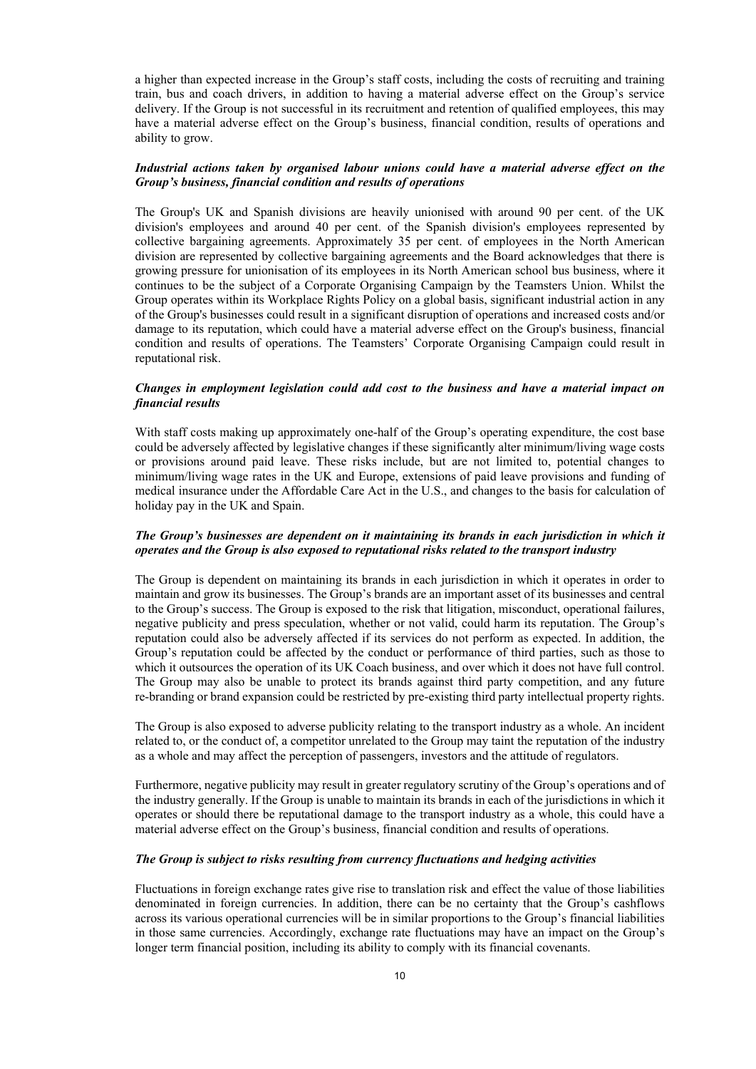a higher than expected increase in the Group's staff costs, including the costs of recruiting and training train, bus and coach drivers, in addition to having a material adverse effect on the Group's service delivery. If the Group is not successful in its recruitment and retention of qualified employees, this may have a material adverse effect on the Group's business, financial condition, results of operations and ability to grow.

***Industrial actions taken by organised labour unions could have a material adverse effect on the Group's business, financial condition and results of operations***

The Group's UK and Spanish divisions are heavily unionised with around 90 per cent. of the UK division's employees and around 40 per cent. of the Spanish division's employees represented by collective bargaining agreements. Approximately 35 per cent. of employees in the North American division are represented by collective bargaining agreements and the Board acknowledges that there is growing pressure for unionisation of its employees in its North American school bus business, where it continues to be the subject of a Corporate Organising Campaign by the Teamsters Union. Whilst the Group operates within its Workplace Rights Policy on a global basis, significant industrial action in any of the Group's businesses could result in a significant disruption of operations and increased costs and/or damage to its reputation, which could have a material adverse effect on the Group's business, financial condition and results of operations. The Teamsters' Corporate Organising Campaign could result in reputational risk.

***Changes in employment legislation could add cost to the business and have a material impact on financial results***

With staff costs making up approximately one-half of the Group's operating expenditure, the cost base could be adversely affected by legislative changes if these significantly alter minimum/living wage costs or provisions around paid leave. These risks include, but are not limited to, potential changes to minimum/living wage rates in the UK and Europe, extensions of paid leave provisions and funding of medical insurance under the Affordable Care Act in the U.S., and changes to the basis for calculation of holiday pay in the UK and Spain.

***The Group's businesses are dependent on it maintaining its brands in each jurisdiction in which it operates and the Group is also exposed to reputational risks related to the transport industry***

The Group is dependent on maintaining its brands in each jurisdiction in which it operates in order to maintain and grow its businesses. The Group's brands are an important asset of its businesses and central to the Group's success. The Group is exposed to the risk that litigation, misconduct, operational failures, negative publicity and press speculation, whether or not valid, could harm its reputation. The Group's reputation could also be adversely affected if its services do not perform as expected. In addition, the Group's reputation could be affected by the conduct or performance of third parties, such as those to which it outsources the operation of its UK Coach business, and over which it does not have full control. The Group may also be unable to protect its brands against third party competition, and any future re-branding or brand expansion could be restricted by pre-existing third party intellectual property rights.

The Group is also exposed to adverse publicity relating to the transport industry as a whole. An incident related to, or the conduct of, a competitor unrelated to the Group may taint the reputation of the industry as a whole and may affect the perception of passengers, investors and the attitude of regulators.

Furthermore, negative publicity may result in greater regulatory scrutiny of the Group's operations and of the industry generally. If the Group is unable to maintain its brands in each of the jurisdictions in which it operates or should there be reputational damage to the transport industry as a whole, this could have a material adverse effect on the Group's business, financial condition and results of operations.

***The Group is subject to risks resulting from currency fluctuations and hedging activities***

Fluctuations in foreign exchange rates give rise to translation risk and effect the value of those liabilities denominated in foreign currencies. In addition, there can be no certainty that the Group's cashflows across its various operational currencies will be in similar proportions to the Group's financial liabilities in those same currencies. Accordingly, exchange rate fluctuations may have an impact on the Group's longer term financial position, including its ability to comply with its financial covenants.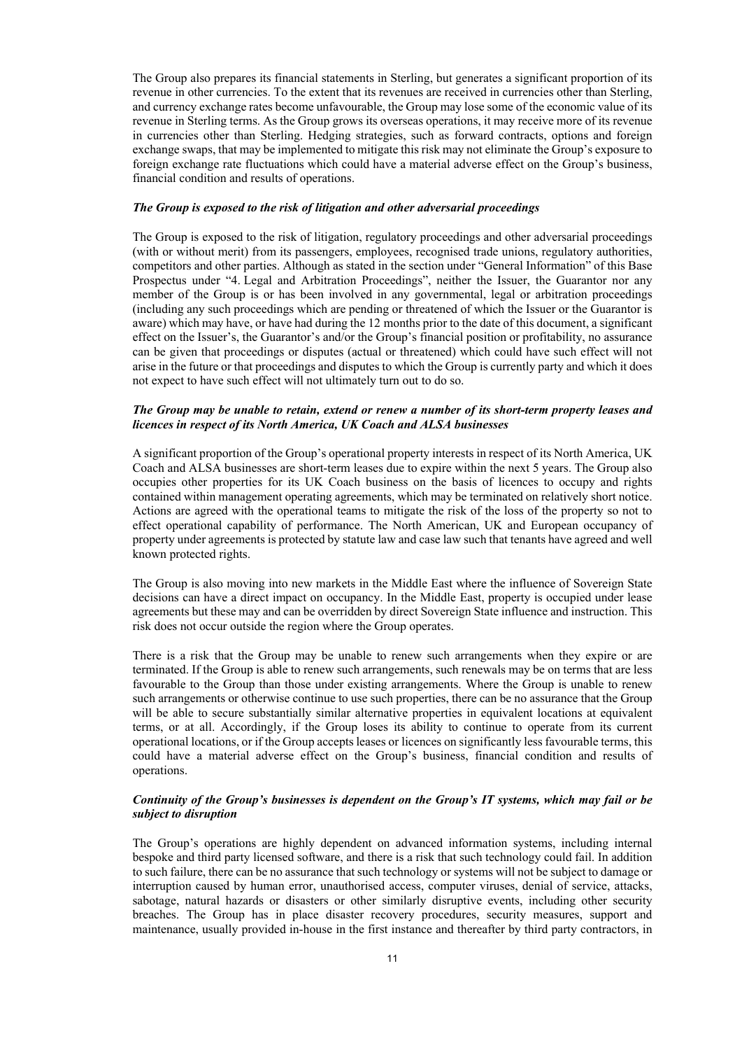The Group also prepares its financial statements in Sterling, but generates a significant proportion of its revenue in other currencies. To the extent that its revenues are received in currencies other than Sterling, and currency exchange rates become unfavourable, the Group may lose some of the economic value of its revenue in Sterling terms. As the Group grows its overseas operations, it may receive more of its revenue in currencies other than Sterling. Hedging strategies, such as forward contracts, options and foreign exchange swaps, that may be implemented to mitigate this risk may not eliminate the Group's exposure to foreign exchange rate fluctuations which could have a material adverse effect on the Group's business, financial condition and results of operations.

***The Group is exposed to the risk of litigation and other adversarial proceedings***

The Group is exposed to the risk of litigation, regulatory proceedings and other adversarial proceedings (with or without merit) from its passengers, employees, recognised trade unions, regulatory authorities, competitors and other parties. Although as stated in the section under "General Information" of this Base Prospectus under "4. Legal and Arbitration Proceedings", neither the Issuer, the Guarantor nor any member of the Group is or has been involved in any governmental, legal or arbitration proceedings (including any such proceedings which are pending or threatened of which the Issuer or the Guarantor is aware) which may have, or have had during the 12 months prior to the date of this document, a significant effect on the Issuer's, the Guarantor's and/or the Group's financial position or profitability, no assurance can be given that proceedings or disputes (actual or threatened) which could have such effect will not arise in the future or that proceedings and disputes to which the Group is currently party and which it does not expect to have such effect will not ultimately turn out to do so.

***The Group may be unable to retain, extend or renew a number of its short-term property leases and licences in respect of its North America, UK Coach and ALSA businesses***

A significant proportion of the Group's operational property interests in respect of its North America, UK Coach and ALSA businesses are short-term leases due to expire within the next 5 years. The Group also occupies other properties for its UK Coach business on the basis of licences to occupy and rights contained within management operating agreements, which may be terminated on relatively short notice. Actions are agreed with the operational teams to mitigate the risk of the loss of the property so not to effect operational capability of performance. The North American, UK and European occupancy of property under agreements is protected by statute law and case law such that tenants have agreed and well known protected rights.

The Group is also moving into new markets in the Middle East where the influence of Sovereign State decisions can have a direct impact on occupancy. In the Middle East, property is occupied under lease agreements but these may and can be overridden by direct Sovereign State influence and instruction. This risk does not occur outside the region where the Group operates.

There is a risk that the Group may be unable to renew such arrangements when they expire or are terminated. If the Group is able to renew such arrangements, such renewals may be on terms that are less favourable to the Group than those under existing arrangements. Where the Group is unable to renew such arrangements or otherwise continue to use such properties, there can be no assurance that the Group will be able to secure substantially similar alternative properties in equivalent locations at equivalent terms, or at all. Accordingly, if the Group loses its ability to continue to operate from its current operational locations, or if the Group accepts leases or licences on significantly less favourable terms, this could have a material adverse effect on the Group's business, financial condition and results of operations.

***Continuity of the Group's businesses is dependent on the Group's IT systems, which may fail or be subject to disruption***

The Group's operations are highly dependent on advanced information systems, including internal bespoke and third party licensed software, and there is a risk that such technology could fail. In addition to such failure, there can be no assurance that such technology or systems will not be subject to damage or interruption caused by human error, unauthorised access, computer viruses, denial of service, attacks, sabotage, natural hazards or disasters or other similarly disruptive events, including other security breaches. The Group has in place disaster recovery procedures, security measures, support and maintenance, usually provided in-house in the first instance and thereafter by third party contractors, in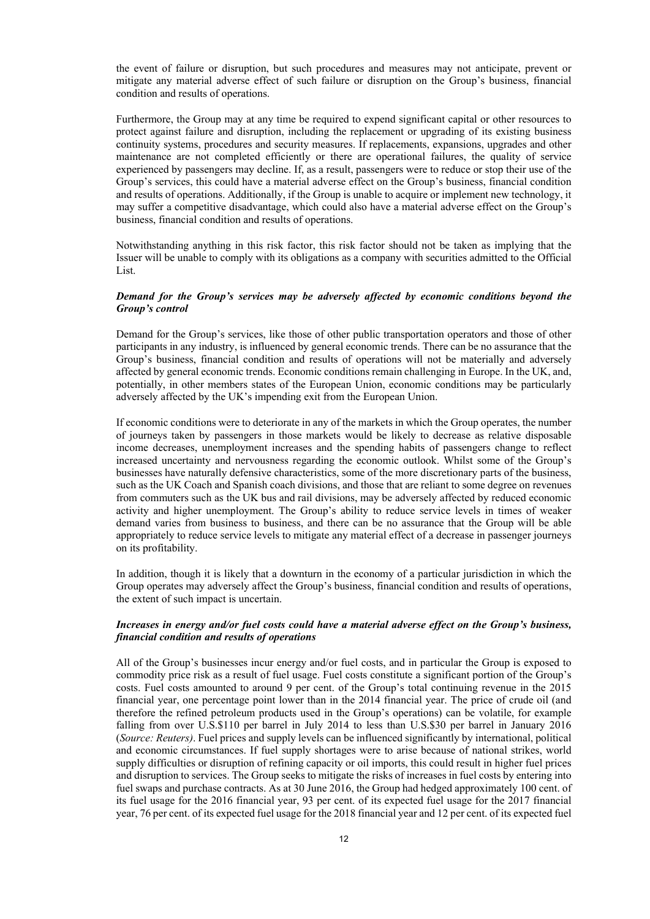the event of failure or disruption, but such procedures and measures may not anticipate, prevent or mitigate any material adverse effect of such failure or disruption on the Group's business, financial condition and results of operations.

Furthermore, the Group may at any time be required to expend significant capital or other resources to protect against failure and disruption, including the replacement or upgrading of its existing business continuity systems, procedures and security measures. If replacements, expansions, upgrades and other maintenance are not completed efficiently or there are operational failures, the quality of service experienced by passengers may decline. If, as a result, passengers were to reduce or stop their use of the Group's services, this could have a material adverse effect on the Group's business, financial condition and results of operations. Additionally, if the Group is unable to acquire or implement new technology, it may suffer a competitive disadvantage, which could also have a material adverse effect on the Group's business, financial condition and results of operations.

Notwithstanding anything in this risk factor, this risk factor should not be taken as implying that the Issuer will be unable to comply with its obligations as a company with securities admitted to the Official List.

***Demand for the Group's services may be adversely affected by economic conditions beyond the Group's control***

Demand for the Group's services, like those of other public transportation operators and those of other participants in any industry, is influenced by general economic trends. There can be no assurance that the Group's business, financial condition and results of operations will not be materially and adversely affected by general economic trends. Economic conditions remain challenging in Europe. In the UK, and, potentially, in other members states of the European Union, economic conditions may be particularly adversely affected by the UK's impending exit from the European Union.

If economic conditions were to deteriorate in any of the markets in which the Group operates, the number of journeys taken by passengers in those markets would be likely to decrease as relative disposable income decreases, unemployment increases and the spending habits of passengers change to reflect increased uncertainty and nervousness regarding the economic outlook. Whilst some of the Group's businesses have naturally defensive characteristics, some of the more discretionary parts of the business, such as the UK Coach and Spanish coach divisions, and those that are reliant to some degree on revenues from commuters such as the UK bus and rail divisions, may be adversely affected by reduced economic activity and higher unemployment. The Group's ability to reduce service levels in times of weaker demand varies from business to business, and there can be no assurance that the Group will be able appropriately to reduce service levels to mitigate any material effect of a decrease in passenger journeys on its profitability.

In addition, though it is likely that a downturn in the economy of a particular jurisdiction in which the Group operates may adversely affect the Group's business, financial condition and results of operations, the extent of such impact is uncertain.

***Increases in energy and/or fuel costs could have a material adverse effect on the Group's business, financial condition and results of operations***

All of the Group's businesses incur energy and/or fuel costs, and in particular the Group is exposed to commodity price risk as a result of fuel usage. Fuel costs constitute a significant portion of the Group's costs. Fuel costs amounted to around 9 per cent. of the Group's total continuing revenue in the 2015 financial year, one percentage point lower than in the 2014 financial year. The price of crude oil (and therefore the refined petroleum products used in the Group's operations) can be volatile, for example falling from over U.S.$110 per barrel in July 2014 to less than U.S.$30 per barrel in January 2016 (*Source: Reuters*). Fuel prices and supply levels can be influenced significantly by international, political and economic circumstances. If fuel supply shortages were to arise because of national strikes, world supply difficulties or disruption of refining capacity or oil imports, this could result in higher fuel prices and disruption to services. The Group seeks to mitigate the risks of increases in fuel costs by entering into fuel swaps and purchase contracts. As at 30 June 2016, the Group had hedged approximately 100 cent. of its fuel usage for the 2016 financial year, 93 per cent. of its expected fuel usage for the 2017 financial year, 76 per cent. of its expected fuel usage for the 2018 financial year and 12 per cent. of its expected fuel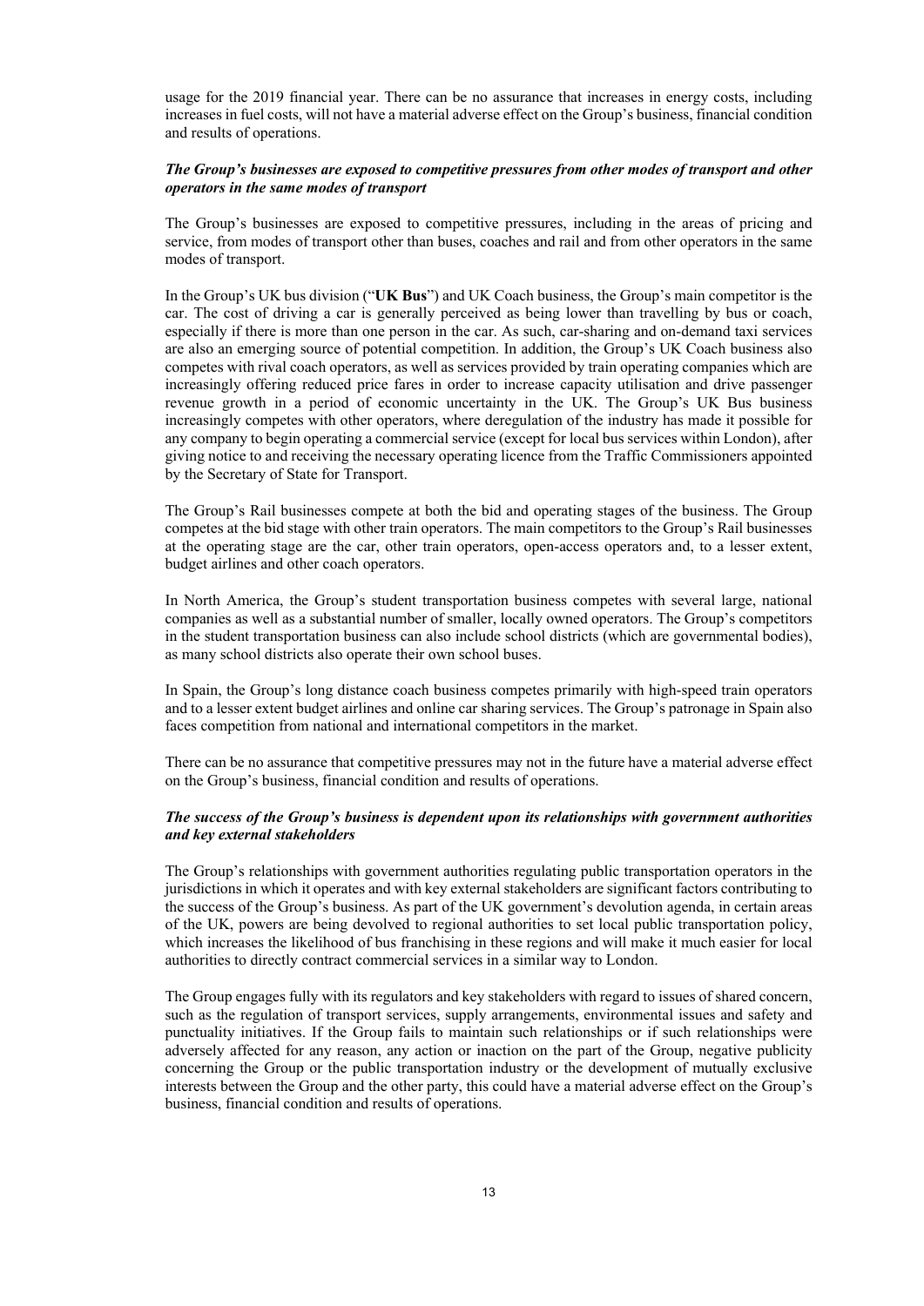usage for the 2019 financial year. There can be no assurance that increases in energy costs, including increases in fuel costs, will not have a material adverse effect on the Group's business, financial condition and results of operations.

***The Group's businesses are exposed to competitive pressures from other modes of transport and other operators in the same modes of transport***

The Group's businesses are exposed to competitive pressures, including in the areas of pricing and service, from modes of transport other than buses, coaches and rail and from other operators in the same modes of transport.

In the Group's UK bus division ("**UK Bus**") and UK Coach business, the Group's main competitor is the car. The cost of driving a car is generally perceived as being lower than travelling by bus or coach, especially if there is more than one person in the car. As such, car-sharing and on-demand taxi services are also an emerging source of potential competition. In addition, the Group's UK Coach business also competes with rival coach operators, as well as services provided by train operating companies which are increasingly offering reduced price fares in order to increase capacity utilisation and drive passenger revenue growth in a period of economic uncertainty in the UK. The Group's UK Bus business increasingly competes with other operators, where deregulation of the industry has made it possible for any company to begin operating a commercial service (except for local bus services within London), after giving notice to and receiving the necessary operating licence from the Traffic Commissioners appointed by the Secretary of State for Transport.

The Group's Rail businesses compete at both the bid and operating stages of the business. The Group competes at the bid stage with other train operators. The main competitors to the Group's Rail businesses at the operating stage are the car, other train operators, open-access operators and, to a lesser extent, budget airlines and other coach operators.

In North America, the Group's student transportation business competes with several large, national companies as well as a substantial number of smaller, locally owned operators. The Group's competitors in the student transportation business can also include school districts (which are governmental bodies), as many school districts also operate their own school buses.

In Spain, the Group's long distance coach business competes primarily with high-speed train operators and to a lesser extent budget airlines and online car sharing services. The Group's patronage in Spain also faces competition from national and international competitors in the market.

There can be no assurance that competitive pressures may not in the future have a material adverse effect on the Group's business, financial condition and results of operations.

***The success of the Group's business is dependent upon its relationships with government authorities and key external stakeholders***

The Group's relationships with government authorities regulating public transportation operators in the jurisdictions in which it operates and with key external stakeholders are significant factors contributing to the success of the Group's business. As part of the UK government's devolution agenda, in certain areas of the UK, powers are being devolved to regional authorities to set local public transportation policy, which increases the likelihood of bus franchising in these regions and will make it much easier for local authorities to directly contract commercial services in a similar way to London.

The Group engages fully with its regulators and key stakeholders with regard to issues of shared concern, such as the regulation of transport services, supply arrangements, environmental issues and safety and punctuality initiatives. If the Group fails to maintain such relationships or if such relationships were adversely affected for any reason, any action or inaction on the part of the Group, negative publicity concerning the Group or the public transportation industry or the development of mutually exclusive interests between the Group and the other party, this could have a material adverse effect on the Group's business, financial condition and results of operations.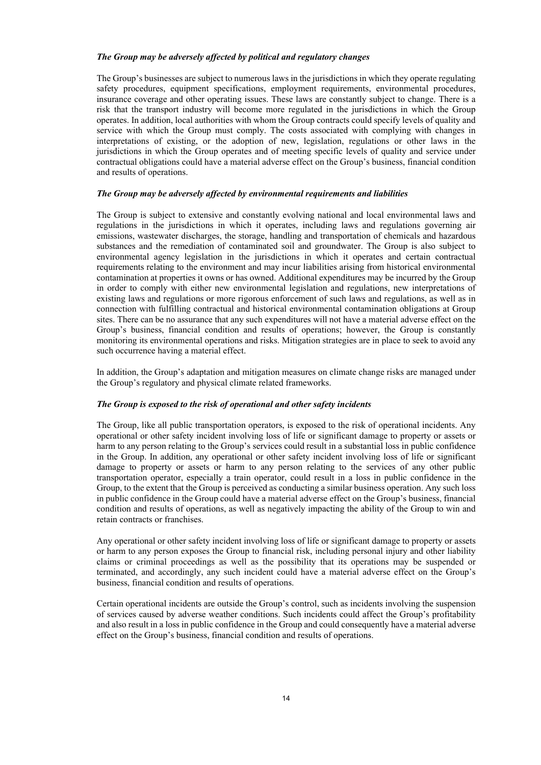***The Group may be adversely affected by political and regulatory changes***

The Group's businesses are subject to numerous laws in the jurisdictions in which they operate regulating safety procedures, equipment specifications, employment requirements, environmental procedures, insurance coverage and other operating issues. These laws are constantly subject to change. There is a risk that the transport industry will become more regulated in the jurisdictions in which the Group operates. In addition, local authorities with whom the Group contracts could specify levels of quality and service with which the Group must comply. The costs associated with complying with changes in interpretations of existing, or the adoption of new, legislation, regulations or other laws in the jurisdictions in which the Group operates and of meeting specific levels of quality and service under contractual obligations could have a material adverse effect on the Group's business, financial condition and results of operations.

***The Group may be adversely affected by environmental requirements and liabilities***

The Group is subject to extensive and constantly evolving national and local environmental laws and regulations in the jurisdictions in which it operates, including laws and regulations governing air emissions, wastewater discharges, the storage, handling and transportation of chemicals and hazardous substances and the remediation of contaminated soil and groundwater. The Group is also subject to environmental agency legislation in the jurisdictions in which it operates and certain contractual requirements relating to the environment and may incur liabilities arising from historical environmental contamination at properties it owns or has owned. Additional expenditures may be incurred by the Group in order to comply with either new environmental legislation and regulations, new interpretations of existing laws and regulations or more rigorous enforcement of such laws and regulations, as well as in connection with fulfilling contractual and historical environmental contamination obligations at Group sites. There can be no assurance that any such expenditures will not have a material adverse effect on the Group's business, financial condition and results of operations; however, the Group is constantly monitoring its environmental operations and risks. Mitigation strategies are in place to seek to avoid any such occurrence having a material effect.

In addition, the Group's adaptation and mitigation measures on climate change risks are managed under the Group's regulatory and physical climate related frameworks.

***The Group is exposed to the risk of operational and other safety incidents***

The Group, like all public transportation operators, is exposed to the risk of operational incidents. Any operational or other safety incident involving loss of life or significant damage to property or assets or harm to any person relating to the Group's services could result in a substantial loss in public confidence in the Group. In addition, any operational or other safety incident involving loss of life or significant damage to property or assets or harm to any person relating to the services of any other public transportation operator, especially a train operator, could result in a loss in public confidence in the Group, to the extent that the Group is perceived as conducting a similar business operation. Any such loss in public confidence in the Group could have a material adverse effect on the Group's business, financial condition and results of operations, as well as negatively impacting the ability of the Group to win and retain contracts or franchises.

Any operational or other safety incident involving loss of life or significant damage to property or assets or harm to any person exposes the Group to financial risk, including personal injury and other liability claims or criminal proceedings as well as the possibility that its operations may be suspended or terminated, and accordingly, any such incident could have a material adverse effect on the Group's business, financial condition and results of operations.

Certain operational incidents are outside the Group's control, such as incidents involving the suspension of services caused by adverse weather conditions. Such incidents could affect the Group's profitability and also result in a loss in public confidence in the Group and could consequently have a material adverse effect on the Group's business, financial condition and results of operations.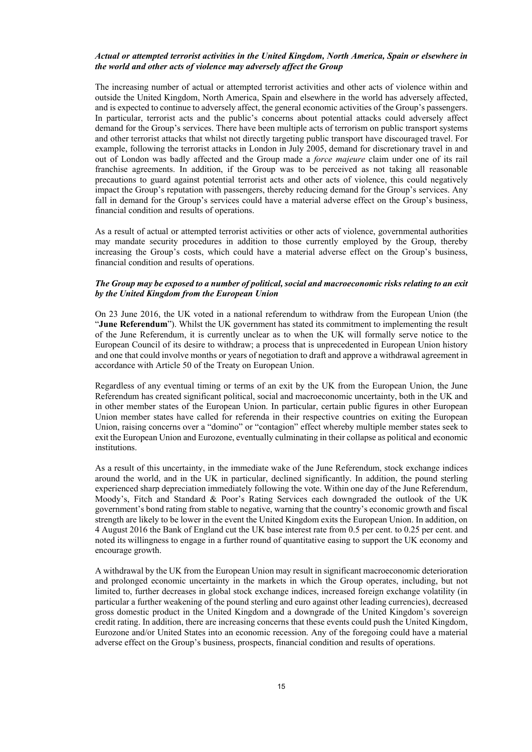***Actual or attempted terrorist activities in the United Kingdom, North America, Spain or elsewhere in the world and other acts of violence may adversely affect the Group***

The increasing number of actual or attempted terrorist activities and other acts of violence within and outside the United Kingdom, North America, Spain and elsewhere in the world has adversely affected, and is expected to continue to adversely affect, the general economic activities of the Group's passengers. In particular, terrorist acts and the public's concerns about potential attacks could adversely affect demand for the Group's services. There have been multiple acts of terrorism on public transport systems and other terrorist attacks that whilst not directly targeting public transport have discouraged travel. For example, following the terrorist attacks in London in July 2005, demand for discretionary travel in and out of London was badly affected and the Group made a *force majeure* claim under one of its rail franchise agreements. In addition, if the Group was to be perceived as not taking all reasonable precautions to guard against potential terrorist acts and other acts of violence, this could negatively impact the Group's reputation with passengers, thereby reducing demand for the Group's services. Any fall in demand for the Group's services could have a material adverse effect on the Group's business, financial condition and results of operations.

As a result of actual or attempted terrorist activities or other acts of violence, governmental authorities may mandate security procedures in addition to those currently employed by the Group, thereby increasing the Group's costs, which could have a material adverse effect on the Group's business, financial condition and results of operations.

***The Group may be exposed to a number of political, social and macroeconomic risks relating to an exit by the United Kingdom from the European Union***

On 23 June 2016, the UK voted in a national referendum to withdraw from the European Union (the "**June Referendum**"). Whilst the UK government has stated its commitment to implementing the result of the June Referendum, it is currently unclear as to when the UK will formally serve notice to the European Council of its desire to withdraw; a process that is unprecedented in European Union history and one that could involve months or years of negotiation to draft and approve a withdrawal agreement in accordance with Article 50 of the Treaty on European Union.

Regardless of any eventual timing or terms of an exit by the UK from the European Union, the June Referendum has created significant political, social and macroeconomic uncertainty, both in the UK and in other member states of the European Union. In particular, certain public figures in other European Union member states have called for referenda in their respective countries on exiting the European Union, raising concerns over a "domino" or "contagion" effect whereby multiple member states seek to exit the European Union and Eurozone, eventually culminating in their collapse as political and economic institutions.

As a result of this uncertainty, in the immediate wake of the June Referendum, stock exchange indices around the world, and in the UK in particular, declined significantly. In addition, the pound sterling experienced sharp depreciation immediately following the vote. Within one day of the June Referendum, Moody's, Fitch and Standard & Poor's Rating Services each downgraded the outlook of the UK government's bond rating from stable to negative, warning that the country's economic growth and fiscal strength are likely to be lower in the event the United Kingdom exits the European Union. In addition, on 4 August 2016 the Bank of England cut the UK base interest rate from 0.5 per cent. to 0.25 per cent. and noted its willingness to engage in a further round of quantitative easing to support the UK economy and encourage growth.

A withdrawal by the UK from the European Union may result in significant macroeconomic deterioration and prolonged economic uncertainty in the markets in which the Group operates, including, but not limited to, further decreases in global stock exchange indices, increased foreign exchange volatility (in particular a further weakening of the pound sterling and euro against other leading currencies), decreased gross domestic product in the United Kingdom and a downgrade of the United Kingdom's sovereign credit rating. In addition, there are increasing concerns that these events could push the United Kingdom, Eurozone and/or United States into an economic recession. Any of the foregoing could have a material adverse effect on the Group's business, prospects, financial condition and results of operations.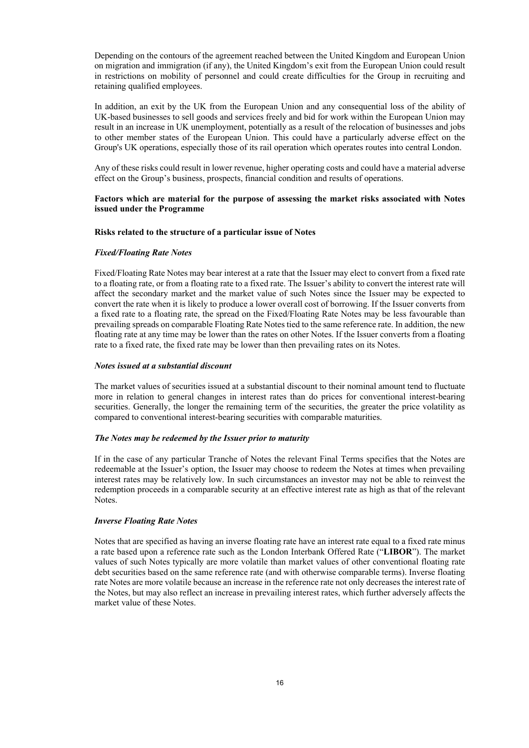Depending on the contours of the agreement reached between the United Kingdom and European Union on migration and immigration (if any), the United Kingdom's exit from the European Union could result in restrictions on mobility of personnel and could create difficulties for the Group in recruiting and retaining qualified employees.

In addition, an exit by the UK from the European Union and any consequential loss of the ability of UK-based businesses to sell goods and services freely and bid for work within the European Union may result in an increase in UK unemployment, potentially as a result of the relocation of businesses and jobs to other member states of the European Union. This could have a particularly adverse effect on the Group's UK operations, especially those of its rail operation which operates routes into central London.

Any of these risks could result in lower revenue, higher operating costs and could have a material adverse effect on the Group's business, prospects, financial condition and results of operations.

**Factors which are material for the purpose of assessing the market risks associated with Notes issued under the Programme**

**Risks related to the structure of a particular issue of Notes**

***Fixed/Floating Rate Notes***

Fixed/Floating Rate Notes may bear interest at a rate that the Issuer may elect to convert from a fixed rate to a floating rate, or from a floating rate to a fixed rate. The Issuer's ability to convert the interest rate will affect the secondary market and the market value of such Notes since the Issuer may be expected to convert the rate when it is likely to produce a lower overall cost of borrowing. If the Issuer converts from a fixed rate to a floating rate, the spread on the Fixed/Floating Rate Notes may be less favourable than prevailing spreads on comparable Floating Rate Notes tied to the same reference rate. In addition, the new floating rate at any time may be lower than the rates on other Notes. If the Issuer converts from a floating rate to a fixed rate, the fixed rate may be lower than then prevailing rates on its Notes.

***Notes issued at a substantial discount***

The market values of securities issued at a substantial discount to their nominal amount tend to fluctuate more in relation to general changes in interest rates than do prices for conventional interest-bearing securities. Generally, the longer the remaining term of the securities, the greater the price volatility as compared to conventional interest-bearing securities with comparable maturities.

***The Notes may be redeemed by the Issuer prior to maturity***

If in the case of any particular Tranche of Notes the relevant Final Terms specifies that the Notes are redeemable at the Issuer's option, the Issuer may choose to redeem the Notes at times when prevailing interest rates may be relatively low. In such circumstances an investor may not be able to reinvest the redemption proceeds in a comparable security at an effective interest rate as high as that of the relevant Notes.

***Inverse Floating Rate Notes***

Notes that are specified as having an inverse floating rate have an interest rate equal to a fixed rate minus a rate based upon a reference rate such as the London Interbank Offered Rate ("**LIBOR**"). The market values of such Notes typically are more volatile than market values of other conventional floating rate debt securities based on the same reference rate (and with otherwise comparable terms). Inverse floating rate Notes are more volatile because an increase in the reference rate not only decreases the interest rate of the Notes, but may also reflect an increase in prevailing interest rates, which further adversely affects the market value of these Notes.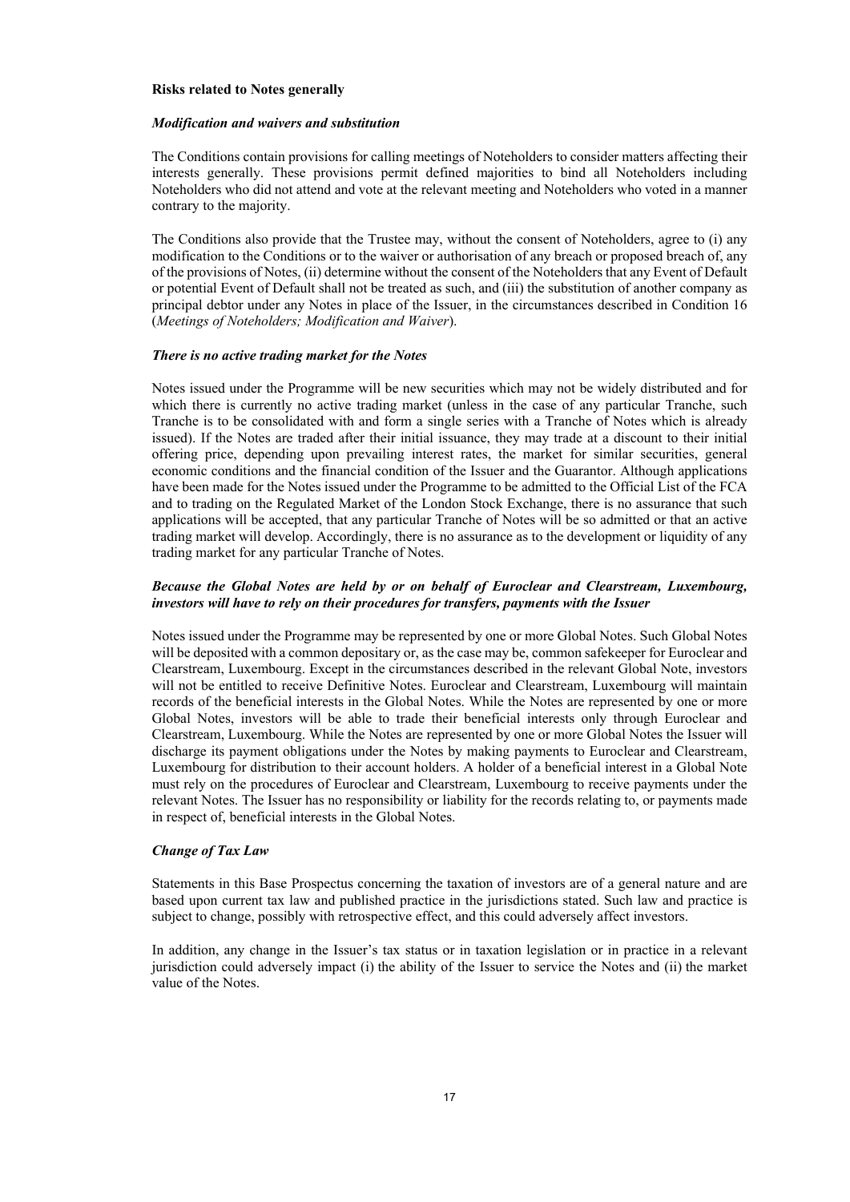**Risks related to Notes generally**

***Modification and waivers and substitution***

The Conditions contain provisions for calling meetings of Noteholders to consider matters affecting their interests generally. These provisions permit defined majorities to bind all Noteholders including Noteholders who did not attend and vote at the relevant meeting and Noteholders who voted in a manner contrary to the majority.

The Conditions also provide that the Trustee may, without the consent of Noteholders, agree to (i) any modification to the Conditions or to the waiver or authorisation of any breach or proposed breach of, any of the provisions of Notes, (ii) determine without the consent of the Noteholders that any Event of Default or potential Event of Default shall not be treated as such, and (iii) the substitution of another company as principal debtor under any Notes in place of the Issuer, in the circumstances described in Condition 16 (*Meetings of Noteholders; Modification and Waiver*).

***There is no active trading market for the Notes***

Notes issued under the Programme will be new securities which may not be widely distributed and for which there is currently no active trading market (unless in the case of any particular Tranche, such Tranche is to be consolidated with and form a single series with a Tranche of Notes which is already issued). If the Notes are traded after their initial issuance, they may trade at a discount to their initial offering price, depending upon prevailing interest rates, the market for similar securities, general economic conditions and the financial condition of the Issuer and the Guarantor. Although applications have been made for the Notes issued under the Programme to be admitted to the Official List of the FCA and to trading on the Regulated Market of the London Stock Exchange, there is no assurance that such applications will be accepted, that any particular Tranche of Notes will be so admitted or that an active trading market will develop. Accordingly, there is no assurance as to the development or liquidity of any trading market for any particular Tranche of Notes.

***Because the Global Notes are held by or on behalf of Euroclear and Clearstream, Luxembourg, investors will have to rely on their procedures for transfers, payments with the Issuer***

Notes issued under the Programme may be represented by one or more Global Notes. Such Global Notes will be deposited with a common depositary or, as the case may be, common safekeeper for Euroclear and Clearstream, Luxembourg. Except in the circumstances described in the relevant Global Note, investors will not be entitled to receive Definitive Notes. Euroclear and Clearstream, Luxembourg will maintain records of the beneficial interests in the Global Notes. While the Notes are represented by one or more Global Notes, investors will be able to trade their beneficial interests only through Euroclear and Clearstream, Luxembourg. While the Notes are represented by one or more Global Notes the Issuer will discharge its payment obligations under the Notes by making payments to Euroclear and Clearstream, Luxembourg for distribution to their account holders. A holder of a beneficial interest in a Global Note must rely on the procedures of Euroclear and Clearstream, Luxembourg to receive payments under the relevant Notes. The Issuer has no responsibility or liability for the records relating to, or payments made in respect of, beneficial interests in the Global Notes.

***Change of Tax Law***

Statements in this Base Prospectus concerning the taxation of investors are of a general nature and are based upon current tax law and published practice in the jurisdictions stated. Such law and practice is subject to change, possibly with retrospective effect, and this could adversely affect investors.

In addition, any change in the Issuer's tax status or in taxation legislation or in practice in a relevant jurisdiction could adversely impact (i) the ability of the Issuer to service the Notes and (ii) the market value of the Notes.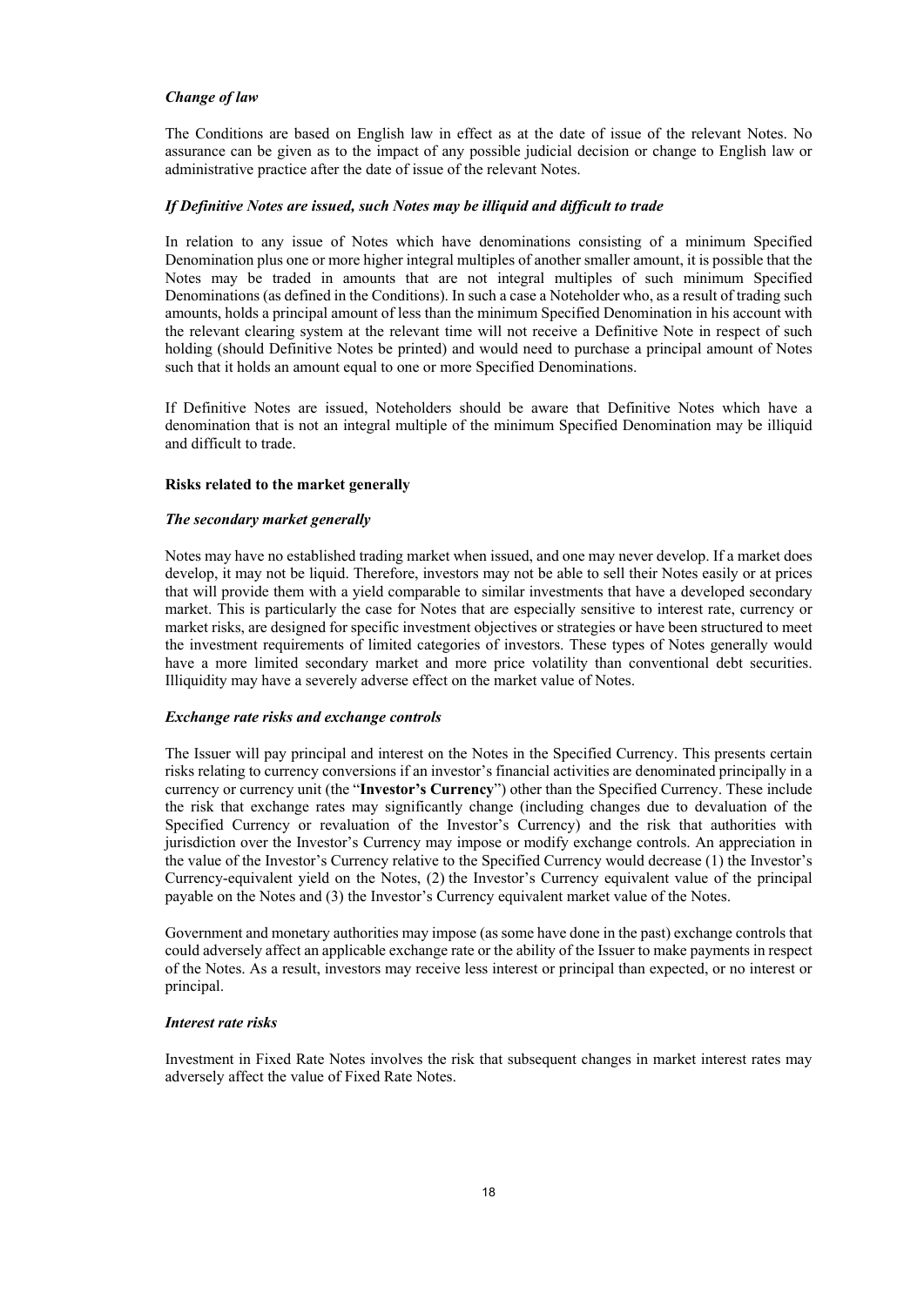### *Change of law*

The Conditions are based on English law in effect as at the date of issue of the relevant Notes. No assurance can be given as to the impact of any possible judicial decision or change to English law or administrative practice after the date of issue of the relevant Notes.

### *If Definitive Notes are issued, such Notes may be illiquid and difficult to trade*

In relation to any issue of Notes which have denominations consisting of a minimum Specified Denomination plus one or more higher integral multiples of another smaller amount, it is possible that the Notes may be traded in amounts that are not integral multiples of such minimum Specified Denominations (as defined in the Conditions). In such a case a Noteholder who, as a result of trading such amounts, holds a principal amount of less than the minimum Specified Denomination in his account with the relevant clearing system at the relevant time will not receive a Definitive Note in respect of such holding (should Definitive Notes be printed) and would need to purchase a principal amount of Notes such that it holds an amount equal to one or more Specified Denominations.

If Definitive Notes are issued, Noteholders should be aware that Definitive Notes which have a denomination that is not an integral multiple of the minimum Specified Denomination may be illiquid and difficult to trade.

## Risks related to the market generally

### *The secondary market generally*

Notes may have no established trading market when issued, and one may never develop. If a market does develop, it may not be liquid. Therefore, investors may not be able to sell their Notes easily or at prices that will provide them with a yield comparable to similar investments that have a developed secondary market. This is particularly the case for Notes that are especially sensitive to interest rate, currency or market risks, are designed for specific investment objectives or strategies or have been structured to meet the investment requirements of limited categories of investors. These types of Notes generally would have a more limited secondary market and more price volatility than conventional debt securities. Illiquidity may have a severely adverse effect on the market value of Notes.

### *Exchange rate risks and exchange controls*

The Issuer will pay principal and interest on the Notes in the Specified Currency. This presents certain risks relating to currency conversions if an investor's financial activities are denominated principally in a currency or currency unit (the "**Investor's Currency**") other than the Specified Currency. These include the risk that exchange rates may significantly change (including changes due to devaluation of the Specified Currency or revaluation of the Investor's Currency) and the risk that authorities with jurisdiction over the Investor's Currency may impose or modify exchange controls. An appreciation in the value of the Investor's Currency relative to the Specified Currency would decrease (1) the Investor's Currency-equivalent yield on the Notes, (2) the Investor's Currency equivalent value of the principal payable on the Notes and (3) the Investor's Currency equivalent market value of the Notes.

Government and monetary authorities may impose (as some have done in the past) exchange controls that could adversely affect an applicable exchange rate or the ability of the Issuer to make payments in respect of the Notes. As a result, investors may receive less interest or principal than expected, or no interest or principal.

### *Interest rate risks*

Investment in Fixed Rate Notes involves the risk that subsequent changes in market interest rates may adversely affect the value of Fixed Rate Notes.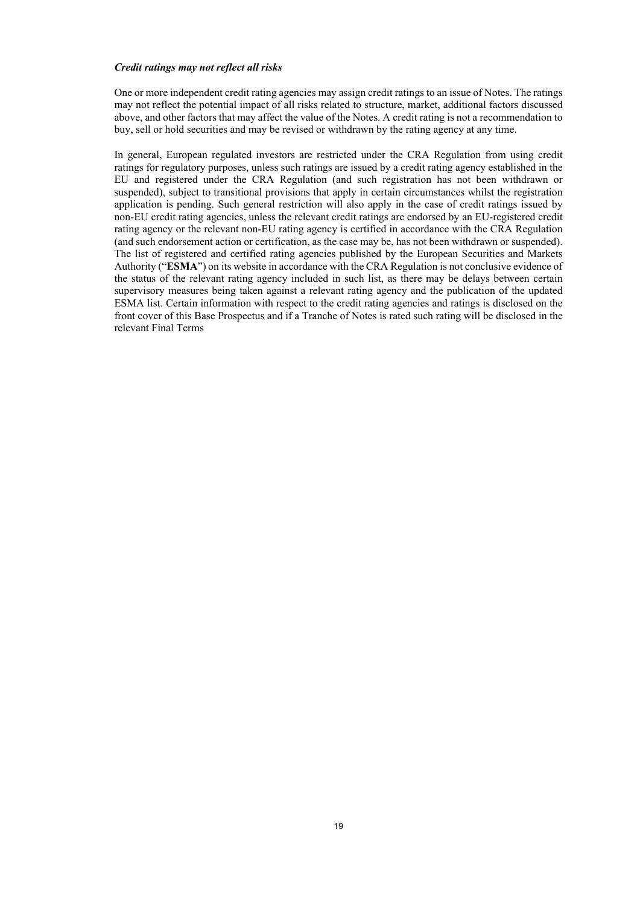***Credit ratings may not reflect all risks***

One or more independent credit rating agencies may assign credit ratings to an issue of Notes. The ratings may not reflect the potential impact of all risks related to structure, market, additional factors discussed above, and other factors that may affect the value of the Notes. A credit rating is not a recommendation to buy, sell or hold securities and may be revised or withdrawn by the rating agency at any time.

In general, European regulated investors are restricted under the CRA Regulation from using credit ratings for regulatory purposes, unless such ratings are issued by a credit rating agency established in the EU and registered under the CRA Regulation (and such registration has not been withdrawn or suspended), subject to transitional provisions that apply in certain circumstances whilst the registration application is pending. Such general restriction will also apply in the case of credit ratings issued by non-EU credit rating agencies, unless the relevant credit ratings are endorsed by an EU-registered credit rating agency or the relevant non-EU rating agency is certified in accordance with the CRA Regulation (and such endorsement action or certification, as the case may be, has not been withdrawn or suspended). The list of registered and certified rating agencies published by the European Securities and Markets Authority ("**ESMA**") on its website in accordance with the CRA Regulation is not conclusive evidence of the status of the relevant rating agency included in such list, as there may be delays between certain supervisory measures being taken against a relevant rating agency and the publication of the updated ESMA list. Certain information with respect to the credit rating agencies and ratings is disclosed on the front cover of this Base Prospectus and if a Tranche of Notes is rated such rating will be disclosed in the relevant Final Terms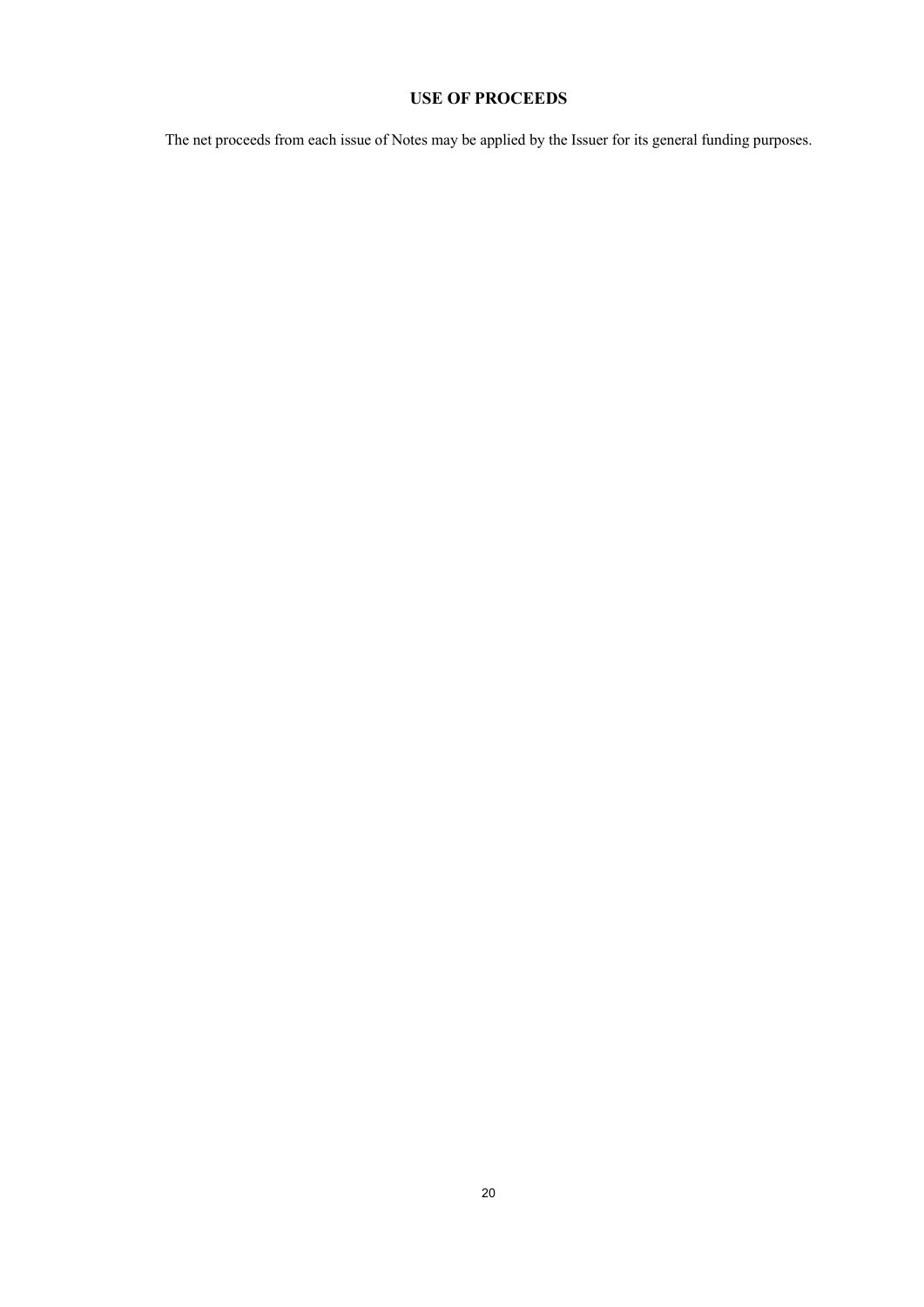## USE OF PROCEEDS

The net proceeds from each issue of Notes may be applied by the Issuer for its general funding purposes.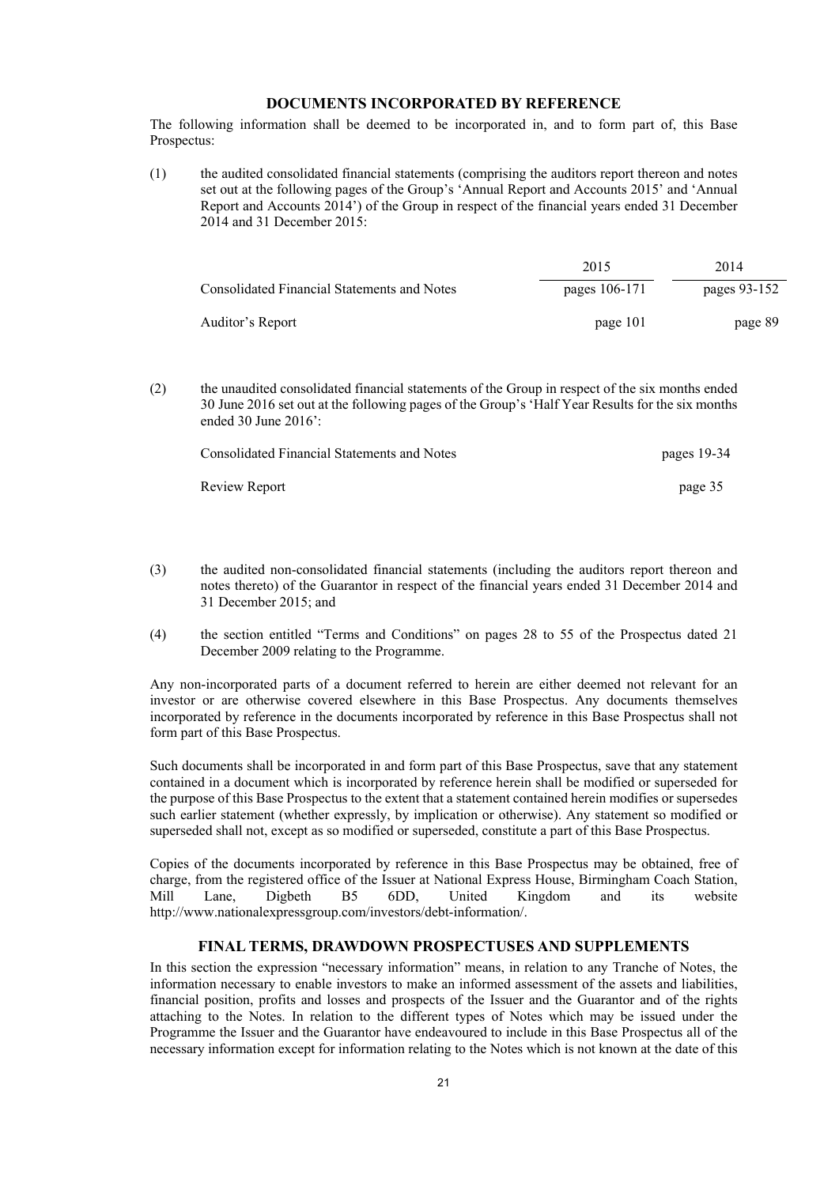## DOCUMENTS INCORPORATED BY REFERENCE

The following information shall be deemed to be incorporated in, and to form part of, this Base Prospectus:

(1) the audited consolidated financial statements (comprising the auditors report thereon and notes set out at the following pages of the Group's 'Annual Report and Accounts 2015' and 'Annual Report and Accounts 2014') of the Group in respect of the financial years ended 31 December 2014 and 31 December 2015:

| | 2015 | 2014 |
|---|---|---|
| Consolidated Financial Statements and Notes | pages 106-171 | pages 93-152 |
| Auditor's Report | page 101 | page 89 |

(2) the unaudited consolidated financial statements of the Group in respect of the six months ended 30 June 2016 set out at the following pages of the Group's 'Half Year Results for the six months ended 30 June 2016':

| | |
|---|---|
| Consolidated Financial Statements and Notes | pages 19-34 |
| Review Report | page 35 |

(3) the audited non-consolidated financial statements (including the auditors report thereon and notes thereto) of the Guarantor in respect of the financial years ended 31 December 2014 and 31 December 2015; and

(4) the section entitled "Terms and Conditions" on pages 28 to 55 of the Prospectus dated 21 December 2009 relating to the Programme.

Any non-incorporated parts of a document referred to herein are either deemed not relevant for an investor or are otherwise covered elsewhere in this Base Prospectus. Any documents themselves incorporated by reference in the documents incorporated by reference in this Base Prospectus shall not form part of this Base Prospectus.

Such documents shall be incorporated in and form part of this Base Prospectus, save that any statement contained in a document which is incorporated by reference herein shall be modified or superseded for the purpose of this Base Prospectus to the extent that a statement contained herein modifies or supersedes such earlier statement (whether expressly, by implication or otherwise). Any statement so modified or superseded shall not, except as so modified or superseded, constitute a part of this Base Prospectus.

Copies of the documents incorporated by reference in this Base Prospectus may be obtained, free of charge, from the registered office of the Issuer at National Express House, Birmingham Coach Station, Mill Lane, Digbeth B5 6DD, United Kingdom and its website http://www.nationalexpressgroup.com/investors/debt-information/.

## FINAL TERMS, DRAWDOWN PROSPECTUSES AND SUPPLEMENTS

In this section the expression "necessary information" means, in relation to any Tranche of Notes, the information necessary to enable investors to make an informed assessment of the assets and liabilities, financial position, profits and losses and prospects of the Issuer and the Guarantor and of the rights attaching to the Notes. In relation to the different types of Notes which may be issued under the Programme the Issuer and the Guarantor have endeavoured to include in this Base Prospectus all of the necessary information except for information relating to the Notes which is not known at the date of this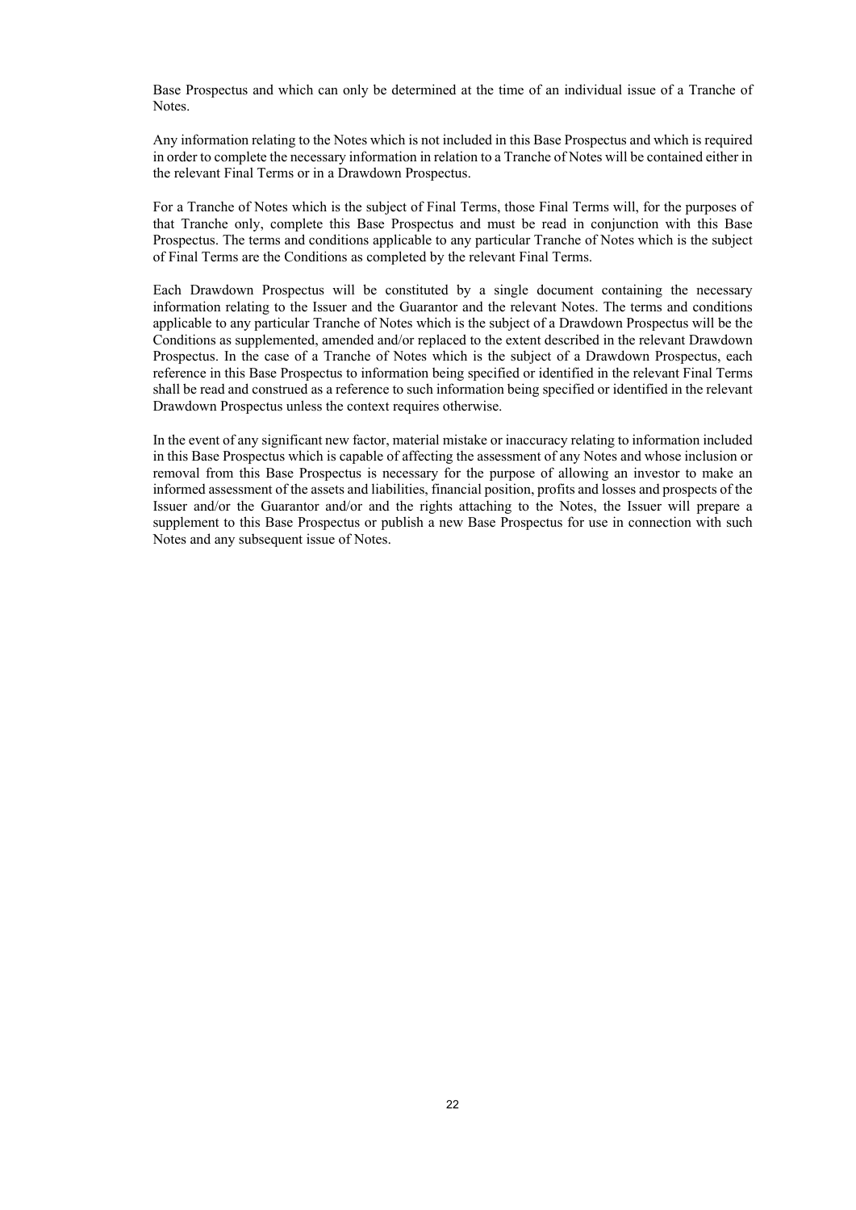Base Prospectus and which can only be determined at the time of an individual issue of a Tranche of Notes.

Any information relating to the Notes which is not included in this Base Prospectus and which is required in order to complete the necessary information in relation to a Tranche of Notes will be contained either in the relevant Final Terms or in a Drawdown Prospectus.

For a Tranche of Notes which is the subject of Final Terms, those Final Terms will, for the purposes of that Tranche only, complete this Base Prospectus and must be read in conjunction with this Base Prospectus. The terms and conditions applicable to any particular Tranche of Notes which is the subject of Final Terms are the Conditions as completed by the relevant Final Terms.

Each Drawdown Prospectus will be constituted by a single document containing the necessary information relating to the Issuer and the Guarantor and the relevant Notes. The terms and conditions applicable to any particular Tranche of Notes which is the subject of a Drawdown Prospectus will be the Conditions as supplemented, amended and/or replaced to the extent described in the relevant Drawdown Prospectus. In the case of a Tranche of Notes which is the subject of a Drawdown Prospectus, each reference in this Base Prospectus to information being specified or identified in the relevant Final Terms shall be read and construed as a reference to such information being specified or identified in the relevant Drawdown Prospectus unless the context requires otherwise.

In the event of any significant new factor, material mistake or inaccuracy relating to information included in this Base Prospectus which is capable of affecting the assessment of any Notes and whose inclusion or removal from this Base Prospectus is necessary for the purpose of allowing an investor to make an informed assessment of the assets and liabilities, financial position, profits and losses and prospects of the Issuer and/or the Guarantor and/or and the rights attaching to the Notes, the Issuer will prepare a supplement to this Base Prospectus or publish a new Base Prospectus for use in connection with such Notes and any subsequent issue of Notes.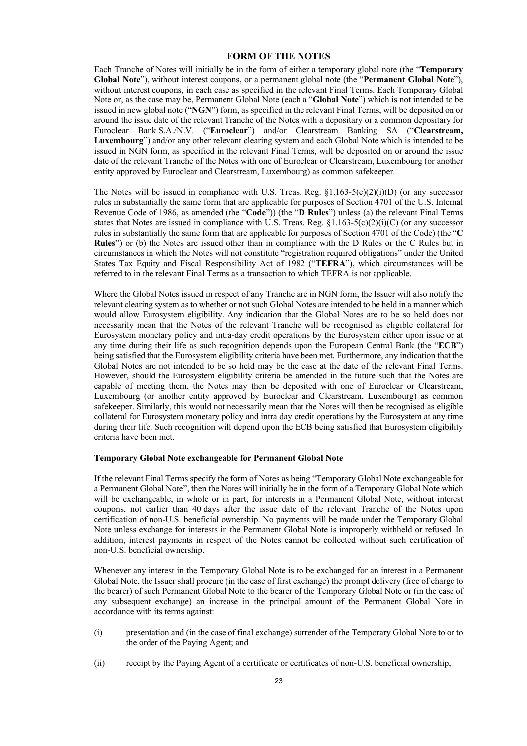## FORM OF THE NOTES

Each Tranche of Notes will initially be in the form of either a temporary global note (the "**Temporary Global Note**"), without interest coupons, or a permanent global note (the "**Permanent Global Note**"), without interest coupons, in each case as specified in the relevant Final Terms. Each Temporary Global Note or, as the case may be, Permanent Global Note (each a "**Global Note**") which is not intended to be issued in new global note ("**NGN**") form, as specified in the relevant Final Terms, will be deposited on or around the issue date of the relevant Tranche of the Notes with a depositary or a common depositary for Euroclear Bank S.A./N.V. ("**Euroclear**") and/or Clearstream Banking SA ("**Clearstream, Luxembourg**") and/or any other relevant clearing system and each Global Note which is intended to be issued in NGN form, as specified in the relevant Final Terms, will be deposited on or around the issue date of the relevant Tranche of the Notes with one of Euroclear or Clearstream, Luxembourg (or another entity approved by Euroclear and Clearstream, Luxembourg) as common safekeeper.

The Notes will be issued in compliance with U.S. Treas. Reg. §1.163-5(c)(2)(i)(D) (or any successor rules in substantially the same form that are applicable for purposes of Section 4701 of the U.S. Internal Revenue Code of 1986, as amended (the "**Code**")) (the "**D Rules**") unless (a) the relevant Final Terms states that Notes are issued in compliance with U.S. Treas. Reg. §1.163-5(c)(2)(i)(C) (or any successor rules in substantially the same form that are applicable for purposes of Section 4701 of the Code) (the "**C Rules**") or (b) the Notes are issued other than in compliance with the D Rules or the C Rules but in circumstances in which the Notes will not constitute "registration required obligations" under the United States Tax Equity and Fiscal Responsibility Act of 1982 ("**TEFRA**"), which circumstances will be referred to in the relevant Final Terms as a transaction to which TEFRA is not applicable.

Where the Global Notes issued in respect of any Tranche are in NGN form, the Issuer will also notify the relevant clearing system as to whether or not such Global Notes are intended to be held in a manner which would allow Eurosystem eligibility. Any indication that the Global Notes are to be so held does not necessarily mean that the Notes of the relevant Tranche will be recognised as eligible collateral for Eurosystem monetary policy and intra-day credit operations by the Eurosystem either upon issue or at any time during their life as such recognition depends upon the European Central Bank (the "**ECB**") being satisfied that the Eurosystem eligibility criteria have been met. Furthermore, any indication that the Global Notes are not intended to be so held may be the case at the date of the relevant Final Terms. However, should the Eurosystem eligibility criteria be amended in the future such that the Notes are capable of meeting them, the Notes may then be deposited with one of Euroclear or Clearstream, Luxembourg (or another entity approved by Euroclear and Clearstream, Luxembourg) as common safekeeper. Similarly, this would not necessarily mean that the Notes will then be recognised as eligible collateral for Eurosystem monetary policy and intra day credit operations by the Eurosystem at any time during their life. Such recognition will depend upon the ECB being satisfied that Eurosystem eligibility criteria have been met.

### Temporary Global Note exchangeable for Permanent Global Note

If the relevant Final Terms specify the form of Notes as being "Temporary Global Note exchangeable for a Permanent Global Note", then the Notes will initially be in the form of a Temporary Global Note which will be exchangeable, in whole or in part, for interests in a Permanent Global Note, without interest coupons, not earlier than 40 days after the issue date of the relevant Tranche of the Notes upon certification of non-U.S. beneficial ownership. No payments will be made under the Temporary Global Note unless exchange for interests in the Permanent Global Note is improperly withheld or refused. In addition, interest payments in respect of the Notes cannot be collected without such certification of non-U.S. beneficial ownership.

Whenever any interest in the Temporary Global Note is to be exchanged for an interest in a Permanent Global Note, the Issuer shall procure (in the case of first exchange) the prompt delivery (free of charge to the bearer) of such Permanent Global Note to the bearer of the Temporary Global Note or (in the case of any subsequent exchange) an increase in the principal amount of the Permanent Global Note in accordance with its terms against:

(i) presentation and (in the case of final exchange) surrender of the Temporary Global Note to or to the order of the Paying Agent; and

(ii) receipt by the Paying Agent of a certificate or certificates of non-U.S. beneficial ownership,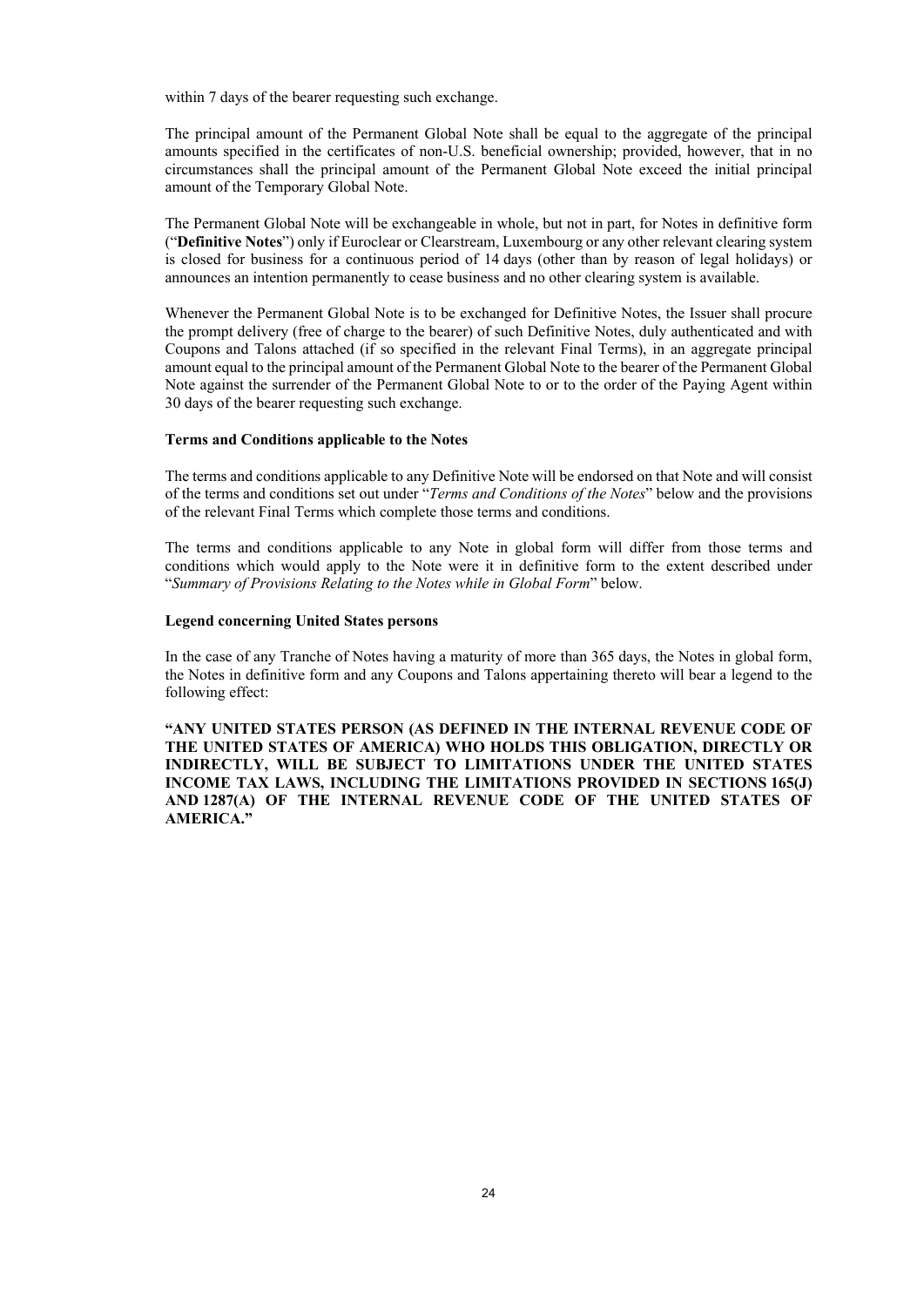within 7 days of the bearer requesting such exchange.

The principal amount of the Permanent Global Note shall be equal to the aggregate of the principal amounts specified in the certificates of non-U.S. beneficial ownership; provided, however, that in no circumstances shall the principal amount of the Permanent Global Note exceed the initial principal amount of the Temporary Global Note.

The Permanent Global Note will be exchangeable in whole, but not in part, for Notes in definitive form ("**Definitive Notes**") only if Euroclear or Clearstream, Luxembourg or any other relevant clearing system is closed for business for a continuous period of 14 days (other than by reason of legal holidays) or announces an intention permanently to cease business and no other clearing system is available.

Whenever the Permanent Global Note is to be exchanged for Definitive Notes, the Issuer shall procure the prompt delivery (free of charge to the bearer) of such Definitive Notes, duly authenticated and with Coupons and Talons attached (if so specified in the relevant Final Terms), in an aggregate principal amount equal to the principal amount of the Permanent Global Note to the bearer of the Permanent Global Note against the surrender of the Permanent Global Note to or to the order of the Paying Agent within 30 days of the bearer requesting such exchange.

**Terms and Conditions applicable to the Notes**

The terms and conditions applicable to any Definitive Note will be endorsed on that Note and will consist of the terms and conditions set out under "*Terms and Conditions of the Notes*" below and the provisions of the relevant Final Terms which complete those terms and conditions.

The terms and conditions applicable to any Note in global form will differ from those terms and conditions which would apply to the Note were it in definitive form to the extent described under "*Summary of Provisions Relating to the Notes while in Global Form*" below.

**Legend concerning United States persons**

In the case of any Tranche of Notes having a maturity of more than 365 days, the Notes in global form, the Notes in definitive form and any Coupons and Talons appertaining thereto will bear a legend to the following effect:

**"ANY UNITED STATES PERSON (AS DEFINED IN THE INTERNAL REVENUE CODE OF THE UNITED STATES OF AMERICA) WHO HOLDS THIS OBLIGATION, DIRECTLY OR INDIRECTLY, WILL BE SUBJECT TO LIMITATIONS UNDER THE UNITED STATES INCOME TAX LAWS, INCLUDING THE LIMITATIONS PROVIDED IN SECTIONS 165(J) AND 1287(A) OF THE INTERNAL REVENUE CODE OF THE UNITED STATES OF AMERICA."**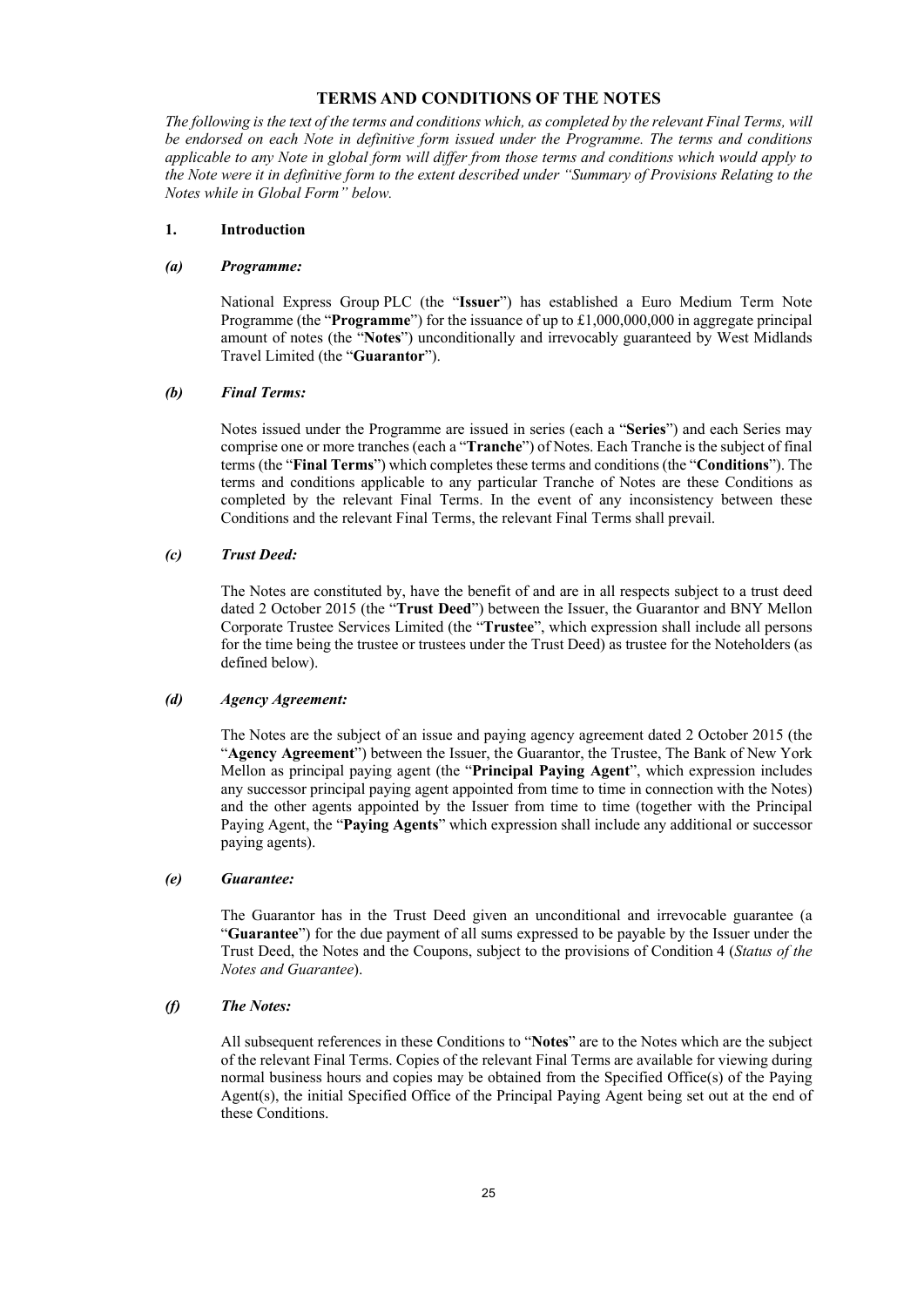# TERMS AND CONDITIONS OF THE NOTES

*The following is the text of the terms and conditions which, as completed by the relevant Final Terms, will be endorsed on each Note in definitive form issued under the Programme. The terms and conditions applicable to any Note in global form will differ from those terms and conditions which would apply to the Note were it in definitive form to the extent described under "Summary of Provisions Relating to the Notes while in Global Form" below.*

## 1. Introduction

### *(a) Programme:*

National Express Group PLC (the "**Issuer**") has established a Euro Medium Term Note Programme (the "**Programme**") for the issuance of up to £1,000,000,000 in aggregate principal amount of notes (the "**Notes**") unconditionally and irrevocably guaranteed by West Midlands Travel Limited (the "**Guarantor**").

### *(b) Final Terms:*

Notes issued under the Programme are issued in series (each a "**Series**") and each Series may comprise one or more tranches (each a "**Tranche**") of Notes. Each Tranche is the subject of final terms (the "**Final Terms**") which completes these terms and conditions (the "**Conditions**"). The terms and conditions applicable to any particular Tranche of Notes are these Conditions as completed by the relevant Final Terms. In the event of any inconsistency between these Conditions and the relevant Final Terms, the relevant Final Terms shall prevail.

### *(c) Trust Deed:*

The Notes are constituted by, have the benefit of and are in all respects subject to a trust deed dated 2 October 2015 (the "**Trust Deed**") between the Issuer, the Guarantor and BNY Mellon Corporate Trustee Services Limited (the "**Trustee**", which expression shall include all persons for the time being the trustee or trustees under the Trust Deed) as trustee for the Noteholders (as defined below).

### *(d) Agency Agreement:*

The Notes are the subject of an issue and paying agency agreement dated 2 October 2015 (the "**Agency Agreement**") between the Issuer, the Guarantor, the Trustee, The Bank of New York Mellon as principal paying agent (the "**Principal Paying Agent**", which expression includes any successor principal paying agent appointed from time to time in connection with the Notes) and the other agents appointed by the Issuer from time to time (together with the Principal Paying Agent, the "**Paying Agents**" which expression shall include any additional or successor paying agents).

### *(e) Guarantee:*

The Guarantor has in the Trust Deed given an unconditional and irrevocable guarantee (a "**Guarantee**") for the due payment of all sums expressed to be payable by the Issuer under the Trust Deed, the Notes and the Coupons, subject to the provisions of Condition 4 (*Status of the Notes and Guarantee*).

### *(f) The Notes:*

All subsequent references in these Conditions to "**Notes**" are to the Notes which are the subject of the relevant Final Terms. Copies of the relevant Final Terms are available for viewing during normal business hours and copies may be obtained from the Specified Office(s) of the Paying Agent(s), the initial Specified Office of the Principal Paying Agent being set out at the end of these Conditions.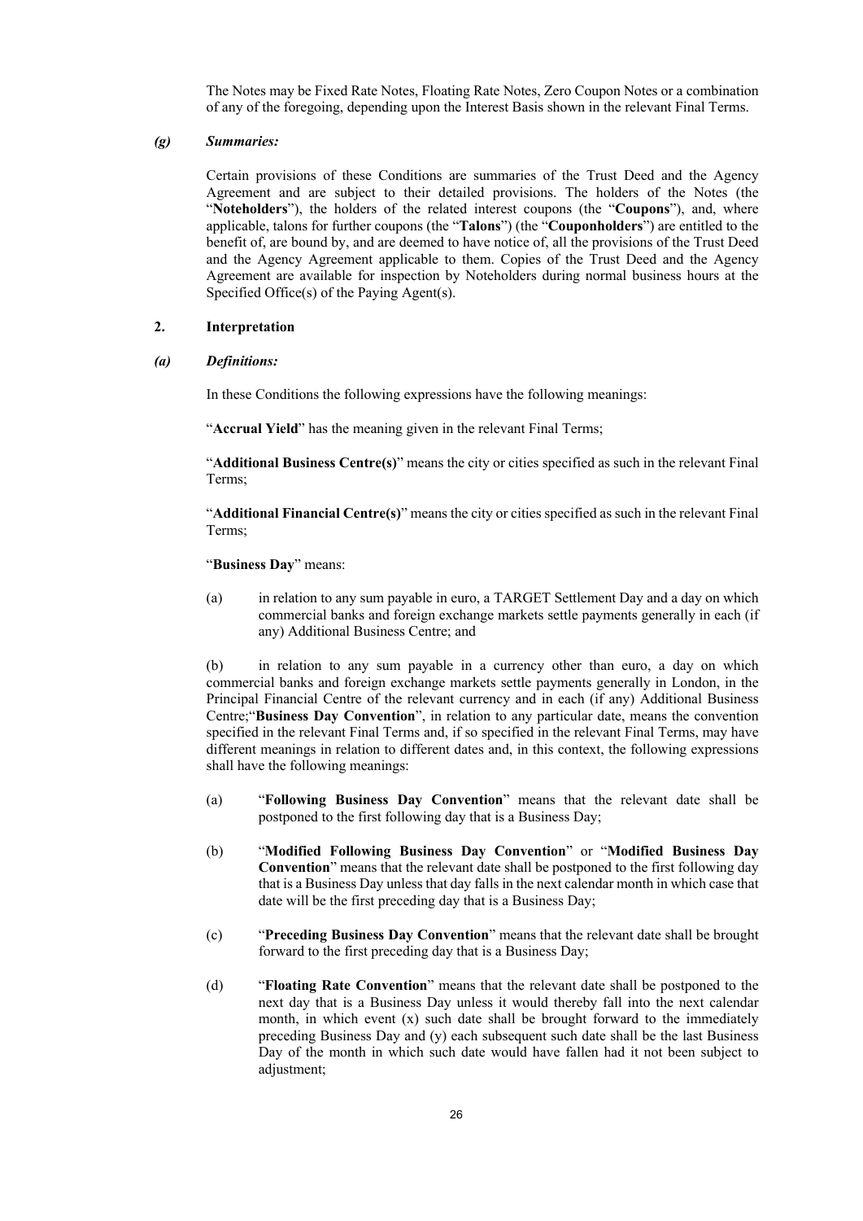The Notes may be Fixed Rate Notes, Floating Rate Notes, Zero Coupon Notes or a combination of any of the foregoing, depending upon the Interest Basis shown in the relevant Final Terms.

***(g) Summaries:***

Certain provisions of these Conditions are summaries of the Trust Deed and the Agency Agreement and are subject to their detailed provisions. The holders of the Notes (the "**Noteholders**"), the holders of the related interest coupons (the "**Coupons**"), and, where applicable, talons for further coupons (the "**Talons**") (the "**Couponholders**") are entitled to the benefit of, are bound by, and are deemed to have notice of, all the provisions of the Trust Deed and the Agency Agreement applicable to them. Copies of the Trust Deed and the Agency Agreement are available for inspection by Noteholders during normal business hours at the Specified Office(s) of the Paying Agent(s).

## 2. Interpretation

***(a) Definitions:***

In these Conditions the following expressions have the following meanings:

"**Accrual Yield**" has the meaning given in the relevant Final Terms;

"**Additional Business Centre(s)**" means the city or cities specified as such in the relevant Final Terms;

"**Additional Financial Centre(s)**" means the city or cities specified as such in the relevant Final Terms;

"**Business Day**" means:

(a) in relation to any sum payable in euro, a TARGET Settlement Day and a day on which commercial banks and foreign exchange markets settle payments generally in each (if any) Additional Business Centre; and

(b) in relation to any sum payable in a currency other than euro, a day on which commercial banks and foreign exchange markets settle payments generally in London, in the Principal Financial Centre of the relevant currency and in each (if any) Additional Business Centre;"**Business Day Convention**", in relation to any particular date, means the convention specified in the relevant Final Terms and, if so specified in the relevant Final Terms, may have different meanings in relation to different dates and, in this context, the following expressions shall have the following meanings:

(a) "**Following Business Day Convention**" means that the relevant date shall be postponed to the first following day that is a Business Day;

(b) "**Modified Following Business Day Convention**" or "**Modified Business Day Convention**" means that the relevant date shall be postponed to the first following day that is a Business Day unless that day falls in the next calendar month in which case that date will be the first preceding day that is a Business Day;

(c) "**Preceding Business Day Convention**" means that the relevant date shall be brought forward to the first preceding day that is a Business Day;

(d) "**Floating Rate Convention**" means that the relevant date shall be postponed to the next day that is a Business Day unless it would thereby fall into the next calendar month, in which event (x) such date shall be brought forward to the immediately preceding Business Day and (y) each subsequent such date shall be the last Business Day of the month in which such date would have fallen had it not been subject to adjustment;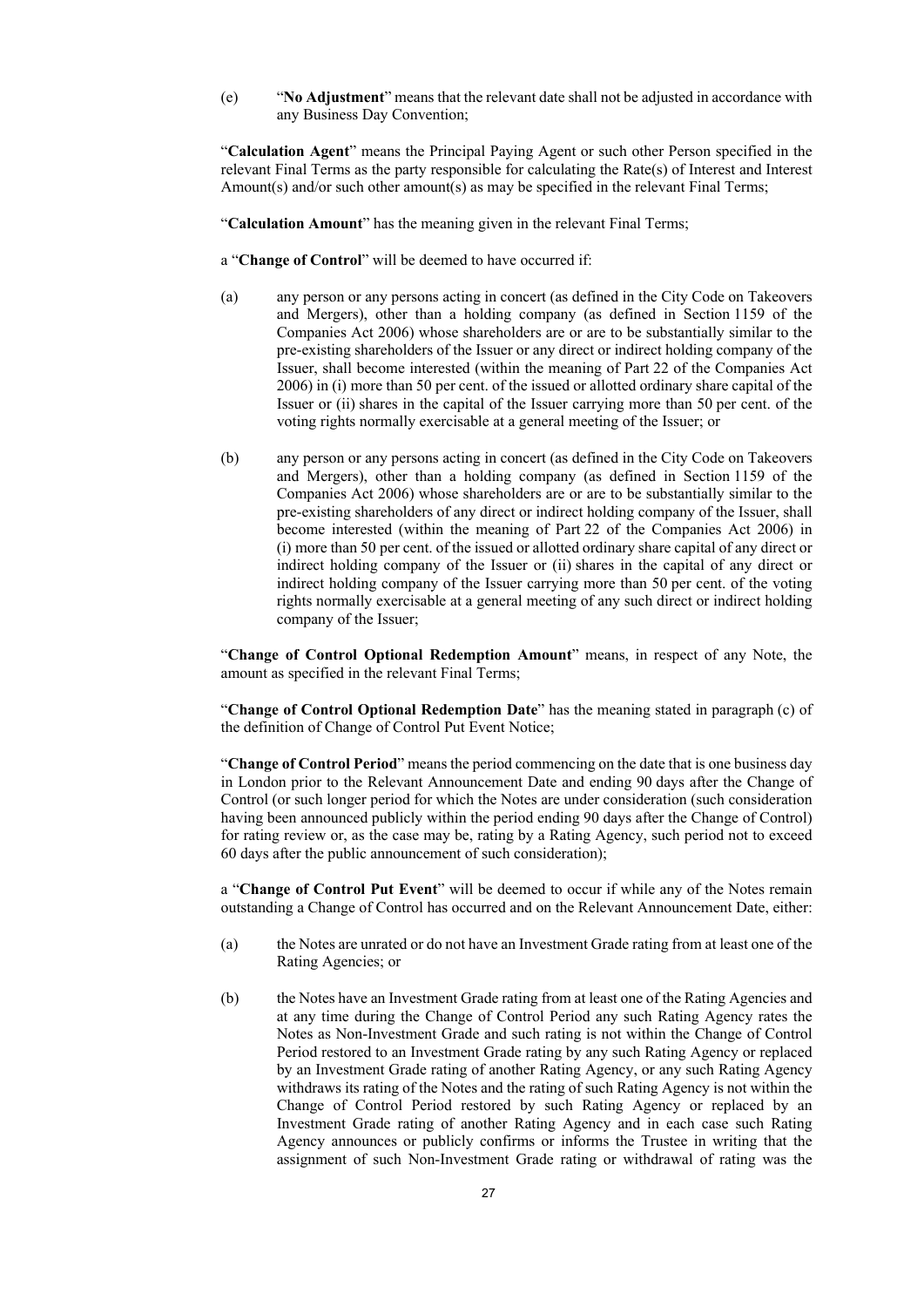(e) "**No Adjustment**" means that the relevant date shall not be adjusted in accordance with any Business Day Convention;

"**Calculation Agent**" means the Principal Paying Agent or such other Person specified in the relevant Final Terms as the party responsible for calculating the Rate(s) of Interest and Interest Amount(s) and/or such other amount(s) as may be specified in the relevant Final Terms;

"**Calculation Amount**" has the meaning given in the relevant Final Terms;

a "**Change of Control**" will be deemed to have occurred if:

(a) any person or any persons acting in concert (as defined in the City Code on Takeovers and Mergers), other than a holding company (as defined in Section 1159 of the Companies Act 2006) whose shareholders are or are to be substantially similar to the pre-existing shareholders of the Issuer or any direct or indirect holding company of the Issuer, shall become interested (within the meaning of Part 22 of the Companies Act 2006) in (i) more than 50 per cent. of the issued or allotted ordinary share capital of the Issuer or (ii) shares in the capital of the Issuer carrying more than 50 per cent. of the voting rights normally exercisable at a general meeting of the Issuer; or

(b) any person or any persons acting in concert (as defined in the City Code on Takeovers and Mergers), other than a holding company (as defined in Section 1159 of the Companies Act 2006) whose shareholders are or are to be substantially similar to the pre-existing shareholders of any direct or indirect holding company of the Issuer, shall become interested (within the meaning of Part 22 of the Companies Act 2006) in (i) more than 50 per cent. of the issued or allotted ordinary share capital of any direct or indirect holding company of the Issuer or (ii) shares in the capital of any direct or indirect holding company of the Issuer carrying more than 50 per cent. of the voting rights normally exercisable at a general meeting of any such direct or indirect holding company of the Issuer;

"**Change of Control Optional Redemption Amount**" means, in respect of any Note, the amount as specified in the relevant Final Terms;

"**Change of Control Optional Redemption Date**" has the meaning stated in paragraph (c) of the definition of Change of Control Put Event Notice;

"**Change of Control Period**" means the period commencing on the date that is one business day in London prior to the Relevant Announcement Date and ending 90 days after the Change of Control (or such longer period for which the Notes are under consideration (such consideration having been announced publicly within the period ending 90 days after the Change of Control) for rating review or, as the case may be, rating by a Rating Agency, such period not to exceed 60 days after the public announcement of such consideration);

a "**Change of Control Put Event**" will be deemed to occur if while any of the Notes remain outstanding a Change of Control has occurred and on the Relevant Announcement Date, either:

(a) the Notes are unrated or do not have an Investment Grade rating from at least one of the Rating Agencies; or

(b) the Notes have an Investment Grade rating from at least one of the Rating Agencies and at any time during the Change of Control Period any such Rating Agency rates the Notes as Non-Investment Grade and such rating is not within the Change of Control Period restored to an Investment Grade rating by any such Rating Agency or replaced by an Investment Grade rating of another Rating Agency, or any such Rating Agency withdraws its rating of the Notes and the rating of such Rating Agency is not within the Change of Control Period restored by such Rating Agency or replaced by an Investment Grade rating of another Rating Agency and in each case such Rating Agency announces or publicly confirms or informs the Trustee in writing that the assignment of such Non-Investment Grade rating or withdrawal of rating was the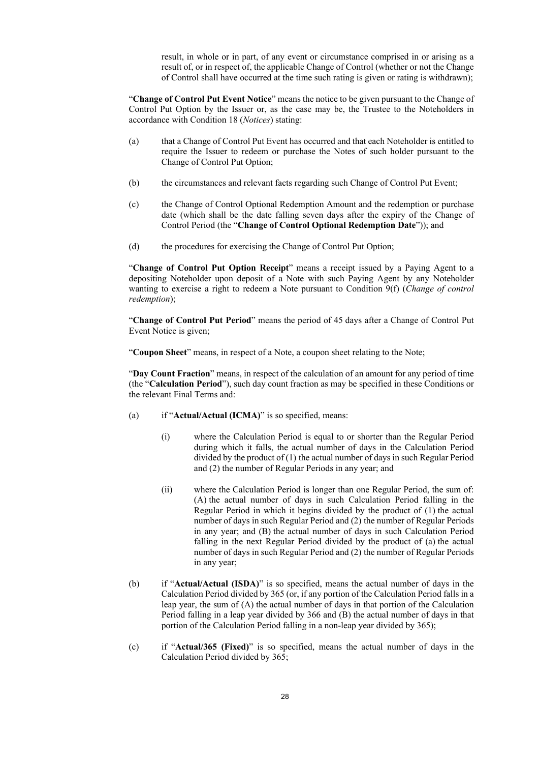result, in whole or in part, of any event or circumstance comprised in or arising as a result of, or in respect of, the applicable Change of Control (whether or not the Change of Control shall have occurred at the time such rating is given or rating is withdrawn);

"**Change of Control Put Event Notice**" means the notice to be given pursuant to the Change of Control Put Option by the Issuer or, as the case may be, the Trustee to the Noteholders in accordance with Condition 18 (*Notices*) stating:

(a) that a Change of Control Put Event has occurred and that each Noteholder is entitled to require the Issuer to redeem or purchase the Notes of such holder pursuant to the Change of Control Put Option;

(b) the circumstances and relevant facts regarding such Change of Control Put Event;

(c) the Change of Control Optional Redemption Amount and the redemption or purchase date (which shall be the date falling seven days after the expiry of the Change of Control Period (the "**Change of Control Optional Redemption Date**")); and

(d) the procedures for exercising the Change of Control Put Option;

"**Change of Control Put Option Receipt**" means a receipt issued by a Paying Agent to a depositing Noteholder upon deposit of a Note with such Paying Agent by any Noteholder wanting to exercise a right to redeem a Note pursuant to Condition 9(f) (*Change of control redemption*);

"**Change of Control Put Period**" means the period of 45 days after a Change of Control Put Event Notice is given;

"**Coupon Sheet**" means, in respect of a Note, a coupon sheet relating to the Note;

"**Day Count Fraction**" means, in respect of the calculation of an amount for any period of time (the "**Calculation Period**"), such day count fraction as may be specified in these Conditions or the relevant Final Terms and:

(a) if "**Actual/Actual (ICMA)**" is so specified, means:

   (i) where the Calculation Period is equal to or shorter than the Regular Period during which it falls, the actual number of days in the Calculation Period divided by the product of (1) the actual number of days in such Regular Period and (2) the number of Regular Periods in any year; and

   (ii) where the Calculation Period is longer than one Regular Period, the sum of: (A) the actual number of days in such Calculation Period falling in the Regular Period in which it begins divided by the product of (1) the actual number of days in such Regular Period and (2) the number of Regular Periods in any year; and (B) the actual number of days in such Calculation Period falling in the next Regular Period divided by the product of (a) the actual number of days in such Regular Period and (2) the number of Regular Periods in any year;

(b) if "**Actual/Actual (ISDA)**" is so specified, means the actual number of days in the Calculation Period divided by 365 (or, if any portion of the Calculation Period falls in a leap year, the sum of (A) the actual number of days in that portion of the Calculation Period falling in a leap year divided by 366 and (B) the actual number of days in that portion of the Calculation Period falling in a non-leap year divided by 365);

(c) if "**Actual/365 (Fixed)**" is so specified, means the actual number of days in the Calculation Period divided by 365;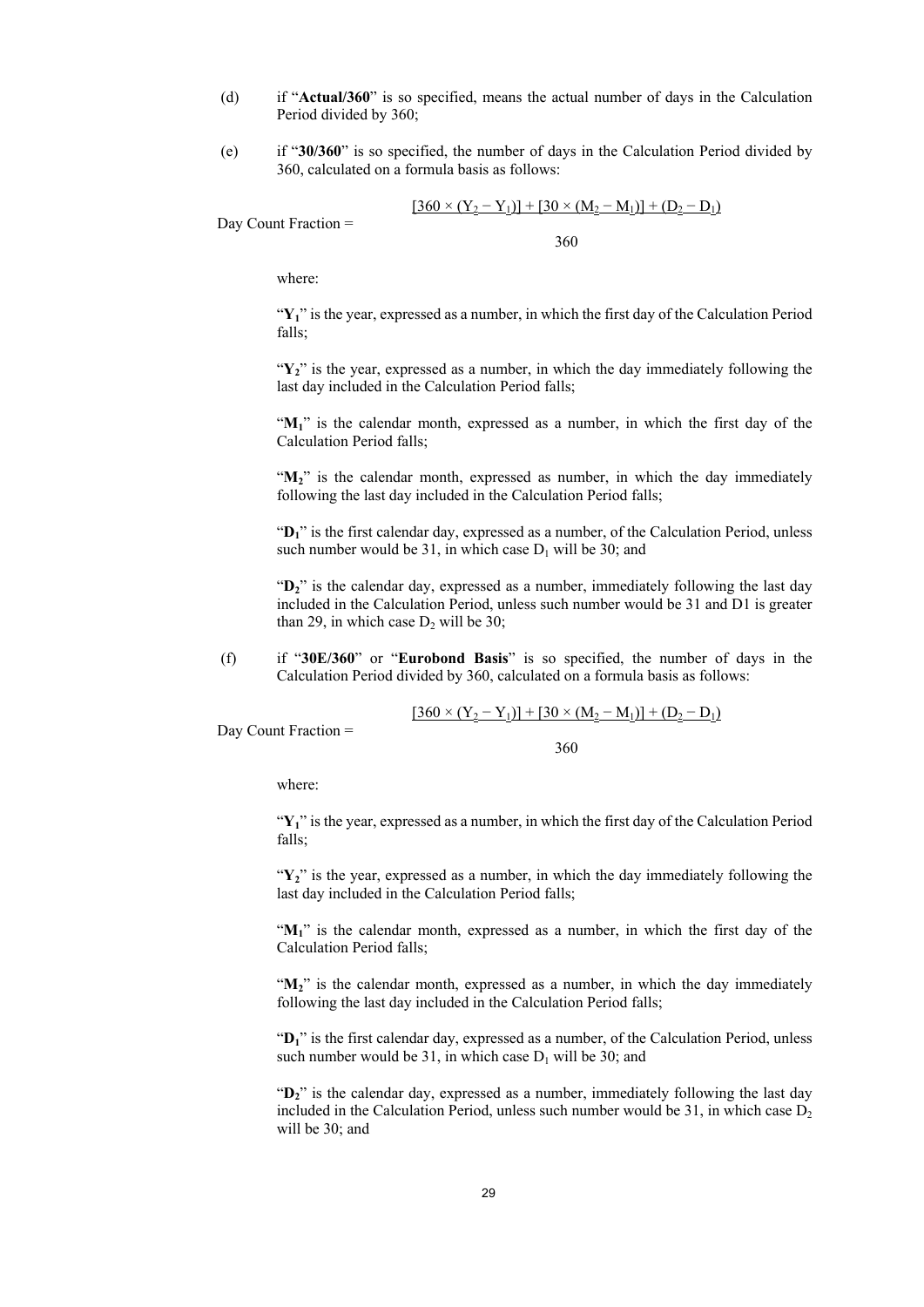(d) if "**Actual/360**" is so specified, means the actual number of days in the Calculation Period divided by 360;

(e) if "**30/360**" is so specified, the number of days in the Calculation Period divided by 360, calculated on a formula basis as follows:

$$\text{Day Count Fraction} = \frac{[360 \times (Y_2 - Y_1)] + [30 \times (M_2 - M_1)] + (D_2 - D_1)}{360}$$

where:

"$Y_1$" is the year, expressed as a number, in which the first day of the Calculation Period falls;

"$Y_2$" is the year, expressed as a number, in which the day immediately following the last day included in the Calculation Period falls;

"$M_1$" is the calendar month, expressed as a number, in which the first day of the Calculation Period falls;

"$M_2$" is the calendar month, expressed as number, in which the day immediately following the last day included in the Calculation Period falls;

"$D_1$" is the first calendar day, expressed as a number, of the Calculation Period, unless such number would be 31, in which case $D_1$ will be 30; and

"$D_2$" is the calendar day, expressed as a number, immediately following the last day included in the Calculation Period, unless such number would be 31 and D1 is greater than 29, in which case $D_2$ will be 30;

(f) if "**30E/360**" or "**Eurobond Basis**" is so specified, the number of days in the Calculation Period divided by 360, calculated on a formula basis as follows:

$$\text{Day Count Fraction} = \frac{[360 \times (Y_2 - Y_1)] + [30 \times (M_2 - M_1)] + (D_2 - D_1)}{360}$$

where:

"$Y_1$" is the year, expressed as a number, in which the first day of the Calculation Period falls;

"$Y_2$" is the year, expressed as a number, in which the day immediately following the last day included in the Calculation Period falls;

"$M_1$" is the calendar month, expressed as a number, in which the first day of the Calculation Period falls;

"$M_2$" is the calendar month, expressed as a number, in which the day immediately following the last day included in the Calculation Period falls;

"$D_1$" is the first calendar day, expressed as a number, of the Calculation Period, unless such number would be 31, in which case $D_1$ will be 30; and

"$D_2$" is the calendar day, expressed as a number, immediately following the last day included in the Calculation Period, unless such number would be 31, in which case $D_2$ will be 30; and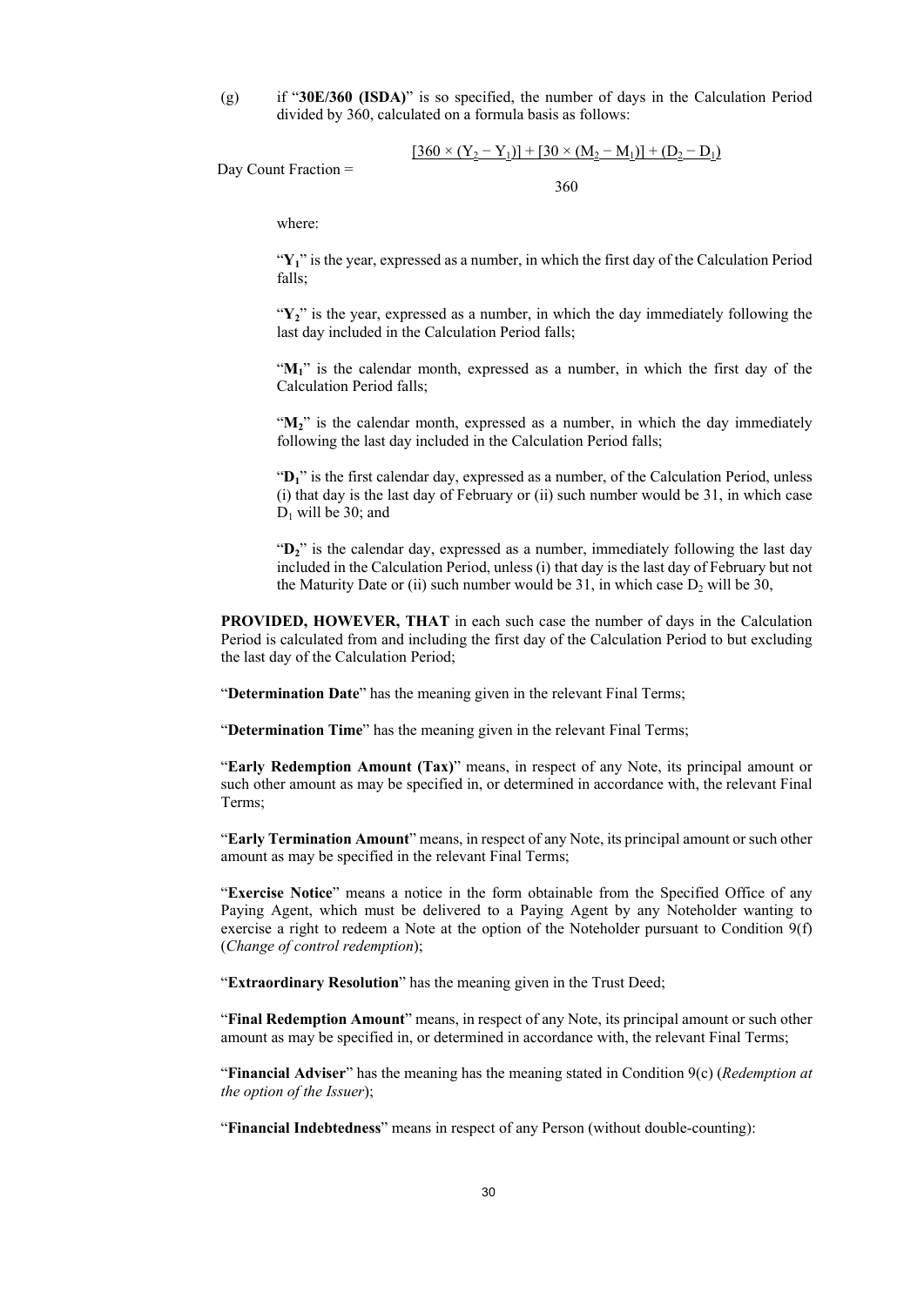(g) if "**30E/360 (ISDA)**" is so specified, the number of days in the Calculation Period divided by 360, calculated on a formula basis as follows:

$$\text{Day Count Fraction} = \frac{[360 \times (Y_2 - Y_1)] + [30 \times (M_2 - M_1)] + (D_2 - D_1)}{360}$$

where:

"$Y_1$" is the year, expressed as a number, in which the first day of the Calculation Period falls;

"$Y_2$" is the year, expressed as a number, in which the day immediately following the last day included in the Calculation Period falls;

"$M_1$" is the calendar month, expressed as a number, in which the first day of the Calculation Period falls;

"$M_2$" is the calendar month, expressed as a number, in which the day immediately following the last day included in the Calculation Period falls;

"$D_1$" is the first calendar day, expressed as a number, of the Calculation Period, unless (i) that day is the last day of February or (ii) such number would be 31, in which case $D_1$ will be 30; and

"$D_2$" is the calendar day, expressed as a number, immediately following the last day included in the Calculation Period, unless (i) that day is the last day of February but not the Maturity Date or (ii) such number would be 31, in which case $D_2$ will be 30,

**PROVIDED, HOWEVER, THAT** in each such case the number of days in the Calculation Period is calculated from and including the first day of the Calculation Period to but excluding the last day of the Calculation Period;

"**Determination Date**" has the meaning given in the relevant Final Terms;

"**Determination Time**" has the meaning given in the relevant Final Terms;

"**Early Redemption Amount (Tax)**" means, in respect of any Note, its principal amount or such other amount as may be specified in, or determined in accordance with, the relevant Final Terms;

"**Early Termination Amount**" means, in respect of any Note, its principal amount or such other amount as may be specified in the relevant Final Terms;

"**Exercise Notice**" means a notice in the form obtainable from the Specified Office of any Paying Agent, which must be delivered to a Paying Agent by any Noteholder wanting to exercise a right to redeem a Note at the option of the Noteholder pursuant to Condition 9(f) (*Change of control redemption*);

"**Extraordinary Resolution**" has the meaning given in the Trust Deed;

"**Final Redemption Amount**" means, in respect of any Note, its principal amount or such other amount as may be specified in, or determined in accordance with, the relevant Final Terms;

"**Financial Adviser**" has the meaning has the meaning stated in Condition 9(c) (*Redemption at the option of the Issuer*);

"**Financial Indebtedness**" means in respect of any Person (without double-counting):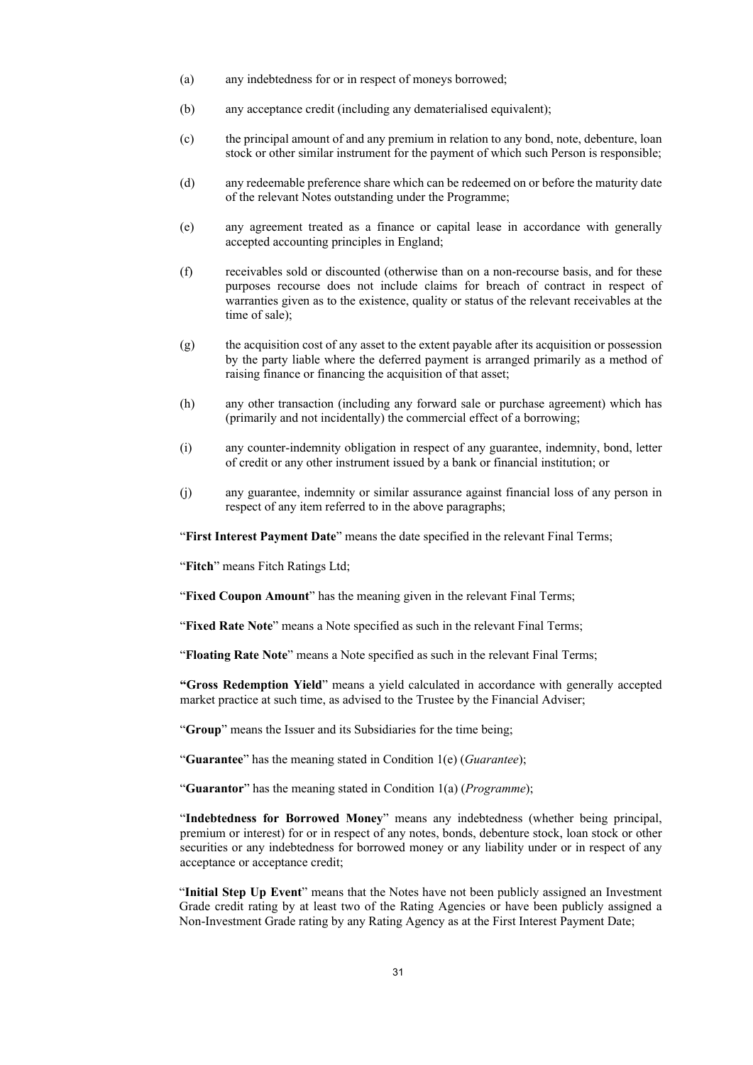(a) any indebtedness for or in respect of moneys borrowed;

(b) any acceptance credit (including any dematerialised equivalent);

(c) the principal amount of and any premium in relation to any bond, note, debenture, loan stock or other similar instrument for the payment of which such Person is responsible;

(d) any redeemable preference share which can be redeemed on or before the maturity date of the relevant Notes outstanding under the Programme;

(e) any agreement treated as a finance or capital lease in accordance with generally accepted accounting principles in England;

(f) receivables sold or discounted (otherwise than on a non-recourse basis, and for these purposes recourse does not include claims for breach of contract in respect of warranties given as to the existence, quality or status of the relevant receivables at the time of sale);

(g) the acquisition cost of any asset to the extent payable after its acquisition or possession by the party liable where the deferred payment is arranged primarily as a method of raising finance or financing the acquisition of that asset;

(h) any other transaction (including any forward sale or purchase agreement) which has (primarily and not incidentally) the commercial effect of a borrowing;

(i) any counter-indemnity obligation in respect of any guarantee, indemnity, bond, letter of credit or any other instrument issued by a bank or financial institution; or

(j) any guarantee, indemnity or similar assurance against financial loss of any person in respect of any item referred to in the above paragraphs;

"**First Interest Payment Date**" means the date specified in the relevant Final Terms;

"**Fitch**" means Fitch Ratings Ltd;

"**Fixed Coupon Amount**" has the meaning given in the relevant Final Terms;

"**Fixed Rate Note**" means a Note specified as such in the relevant Final Terms;

"**Floating Rate Note**" means a Note specified as such in the relevant Final Terms;

**"Gross Redemption Yield"** means a yield calculated in accordance with generally accepted market practice at such time, as advised to the Trustee by the Financial Adviser;

"**Group**" means the Issuer and its Subsidiaries for the time being;

"**Guarantee**" has the meaning stated in Condition 1(e) (*Guarantee*);

"**Guarantor**" has the meaning stated in Condition 1(a) (*Programme*);

"**Indebtedness for Borrowed Money**" means any indebtedness (whether being principal, premium or interest) for or in respect of any notes, bonds, debenture stock, loan stock or other securities or any indebtedness for borrowed money or any liability under or in respect of any acceptance or acceptance credit;

"**Initial Step Up Event**" means that the Notes have not been publicly assigned an Investment Grade credit rating by at least two of the Rating Agencies or have been publicly assigned a Non-Investment Grade rating by any Rating Agency as at the First Interest Payment Date;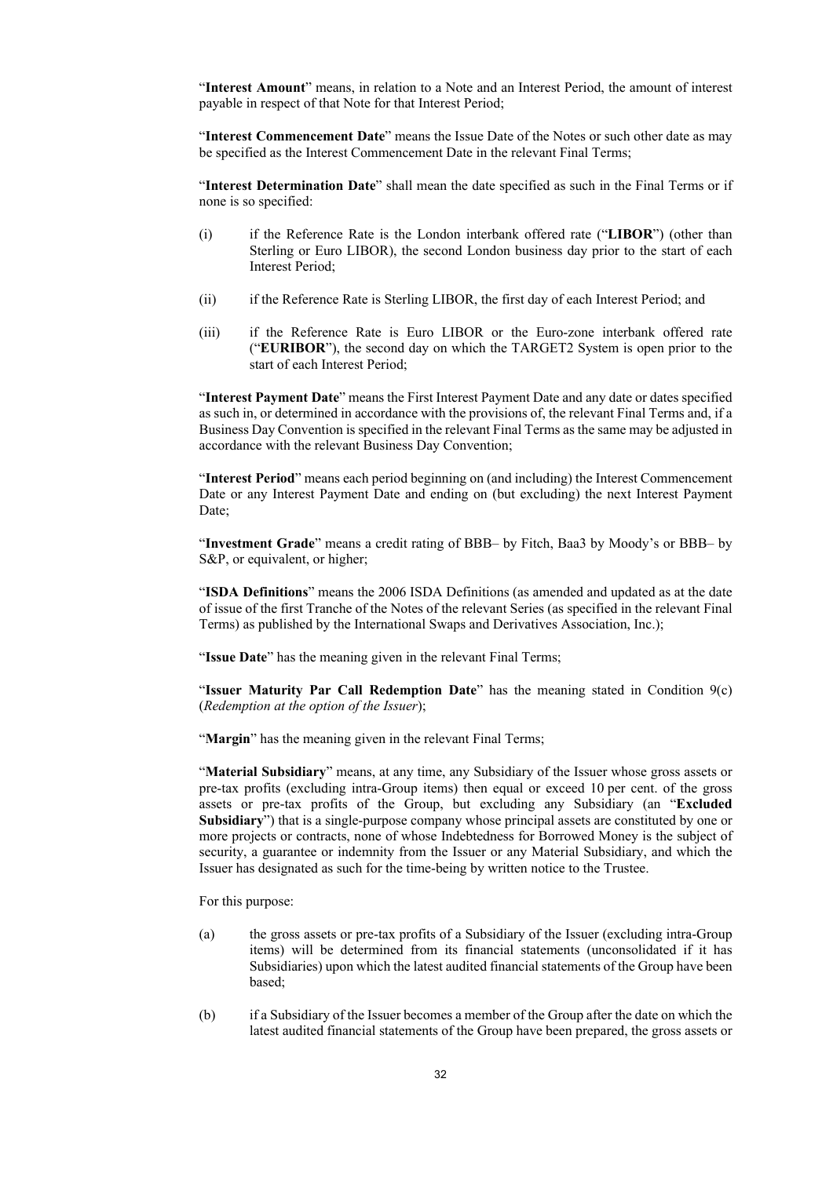"**Interest Amount**" means, in relation to a Note and an Interest Period, the amount of interest payable in respect of that Note for that Interest Period;

"**Interest Commencement Date**" means the Issue Date of the Notes or such other date as may be specified as the Interest Commencement Date in the relevant Final Terms;

"**Interest Determination Date**" shall mean the date specified as such in the Final Terms or if none is so specified:

(i) if the Reference Rate is the London interbank offered rate ("**LIBOR**") (other than Sterling or Euro LIBOR), the second London business day prior to the start of each Interest Period;

(ii) if the Reference Rate is Sterling LIBOR, the first day of each Interest Period; and

(iii) if the Reference Rate is Euro LIBOR or the Euro-zone interbank offered rate ("**EURIBOR**"), the second day on which the TARGET2 System is open prior to the start of each Interest Period;

"**Interest Payment Date**" means the First Interest Payment Date and any date or dates specified as such in, or determined in accordance with the provisions of, the relevant Final Terms and, if a Business Day Convention is specified in the relevant Final Terms as the same may be adjusted in accordance with the relevant Business Day Convention;

"**Interest Period**" means each period beginning on (and including) the Interest Commencement Date or any Interest Payment Date and ending on (but excluding) the next Interest Payment Date;

"**Investment Grade**" means a credit rating of BBB– by Fitch, Baa3 by Moody's or BBB– by S&P, or equivalent, or higher;

"**ISDA Definitions**" means the 2006 ISDA Definitions (as amended and updated as at the date of issue of the first Tranche of the Notes of the relevant Series (as specified in the relevant Final Terms) as published by the International Swaps and Derivatives Association, Inc.);

"**Issue Date**" has the meaning given in the relevant Final Terms;

"**Issuer Maturity Par Call Redemption Date**" has the meaning stated in Condition 9(c) (*Redemption at the option of the Issuer*);

"**Margin**" has the meaning given in the relevant Final Terms;

"**Material Subsidiary**" means, at any time, any Subsidiary of the Issuer whose gross assets or pre-tax profits (excluding intra-Group items) then equal or exceed 10 per cent. of the gross assets or pre-tax profits of the Group, but excluding any Subsidiary (an "**Excluded Subsidiary**") that is a single-purpose company whose principal assets are constituted by one or more projects or contracts, none of whose Indebtedness for Borrowed Money is the subject of security, a guarantee or indemnity from the Issuer or any Material Subsidiary, and which the Issuer has designated as such for the time-being by written notice to the Trustee.

For this purpose:

(a) the gross assets or pre-tax profits of a Subsidiary of the Issuer (excluding intra-Group items) will be determined from its financial statements (unconsolidated if it has Subsidiaries) upon which the latest audited financial statements of the Group have been based;

(b) if a Subsidiary of the Issuer becomes a member of the Group after the date on which the latest audited financial statements of the Group have been prepared, the gross assets or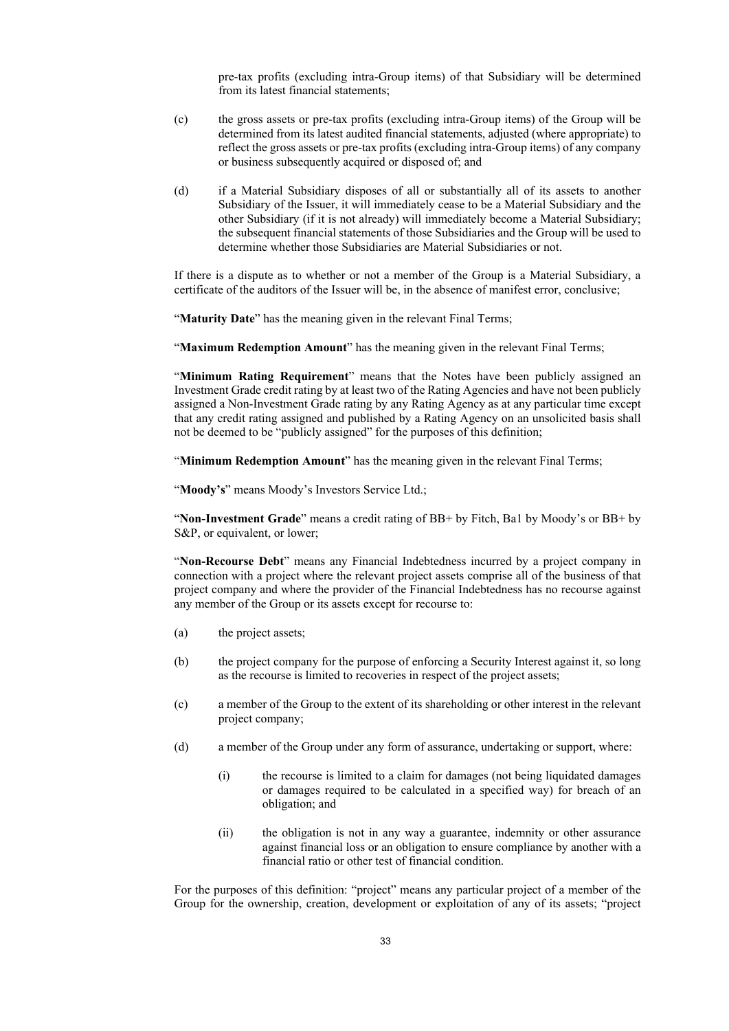pre-tax profits (excluding intra-Group items) of that Subsidiary will be determined from its latest financial statements;

(c) the gross assets or pre-tax profits (excluding intra-Group items) of the Group will be determined from its latest audited financial statements, adjusted (where appropriate) to reflect the gross assets or pre-tax profits (excluding intra-Group items) of any company or business subsequently acquired or disposed of; and

(d) if a Material Subsidiary disposes of all or substantially all of its assets to another Subsidiary of the Issuer, it will immediately cease to be a Material Subsidiary and the other Subsidiary (if it is not already) will immediately become a Material Subsidiary; the subsequent financial statements of those Subsidiaries and the Group will be used to determine whether those Subsidiaries are Material Subsidiaries or not.

If there is a dispute as to whether or not a member of the Group is a Material Subsidiary, a certificate of the auditors of the Issuer will be, in the absence of manifest error, conclusive;

"**Maturity Date**" has the meaning given in the relevant Final Terms;

"**Maximum Redemption Amount**" has the meaning given in the relevant Final Terms;

"**Minimum Rating Requirement**" means that the Notes have been publicly assigned an Investment Grade credit rating by at least two of the Rating Agencies and have not been publicly assigned a Non-Investment Grade rating by any Rating Agency as at any particular time except that any credit rating assigned and published by a Rating Agency on an unsolicited basis shall not be deemed to be "publicly assigned" for the purposes of this definition;

"**Minimum Redemption Amount**" has the meaning given in the relevant Final Terms;

"**Moody's**" means Moody's Investors Service Ltd.;

"**Non-Investment Grade**" means a credit rating of BB+ by Fitch, Ba1 by Moody's or BB+ by S&P, or equivalent, or lower;

"**Non-Recourse Debt**" means any Financial Indebtedness incurred by a project company in connection with a project where the relevant project assets comprise all of the business of that project company and where the provider of the Financial Indebtedness has no recourse against any member of the Group or its assets except for recourse to:

(a) the project assets;

(b) the project company for the purpose of enforcing a Security Interest against it, so long as the recourse is limited to recoveries in respect of the project assets;

(c) a member of the Group to the extent of its shareholding or other interest in the relevant project company;

(d) a member of the Group under any form of assurance, undertaking or support, where:

   (i) the recourse is limited to a claim for damages (not being liquidated damages or damages required to be calculated in a specified way) for breach of an obligation; and

   (ii) the obligation is not in any way a guarantee, indemnity or other assurance against financial loss or an obligation to ensure compliance by another with a financial ratio or other test of financial condition.

For the purposes of this definition: "project" means any particular project of a member of the Group for the ownership, creation, development or exploitation of any of its assets; "project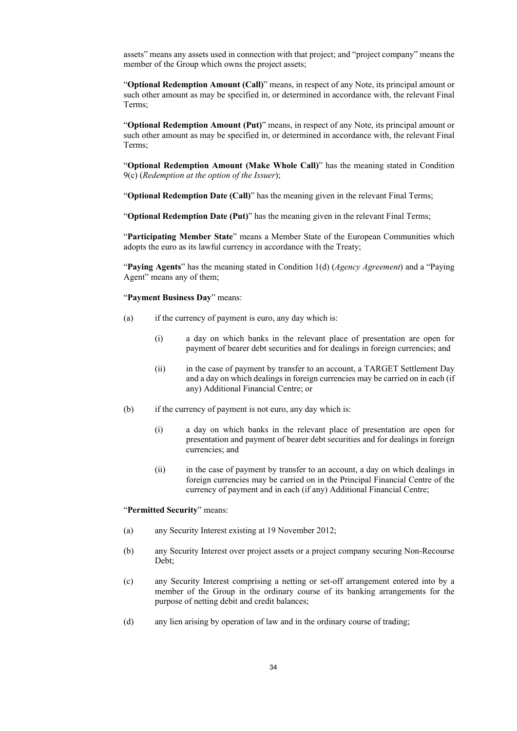assets" means any assets used in connection with that project; and "project company" means the member of the Group which owns the project assets;

"**Optional Redemption Amount (Call)**" means, in respect of any Note, its principal amount or such other amount as may be specified in, or determined in accordance with, the relevant Final Terms;

"**Optional Redemption Amount (Put)**" means, in respect of any Note, its principal amount or such other amount as may be specified in, or determined in accordance with, the relevant Final Terms;

"**Optional Redemption Amount (Make Whole Call)**" has the meaning stated in Condition 9(c) (*Redemption at the option of the Issuer*);

"**Optional Redemption Date (Call)**" has the meaning given in the relevant Final Terms;

"**Optional Redemption Date (Put)**" has the meaning given in the relevant Final Terms;

"**Participating Member State**" means a Member State of the European Communities which adopts the euro as its lawful currency in accordance with the Treaty;

"**Paying Agents**" has the meaning stated in Condition 1(d) (*Agency Agreement*) and a "Paying Agent" means any of them;

"**Payment Business Day**" means:

(a) if the currency of payment is euro, any day which is:

  (i) a day on which banks in the relevant place of presentation are open for payment of bearer debt securities and for dealings in foreign currencies; and

  (ii) in the case of payment by transfer to an account, a TARGET Settlement Day and a day on which dealings in foreign currencies may be carried on in each (if any) Additional Financial Centre; or

(b) if the currency of payment is not euro, any day which is:

  (i) a day on which banks in the relevant place of presentation are open for presentation and payment of bearer debt securities and for dealings in foreign currencies; and

  (ii) in the case of payment by transfer to an account, a day on which dealings in foreign currencies may be carried on in the Principal Financial Centre of the currency of payment and in each (if any) Additional Financial Centre;

"**Permitted Security**" means:

(a) any Security Interest existing at 19 November 2012;

(b) any Security Interest over project assets or a project company securing Non-Recourse Debt;

(c) any Security Interest comprising a netting or set-off arrangement entered into by a member of the Group in the ordinary course of its banking arrangements for the purpose of netting debit and credit balances;

(d) any lien arising by operation of law and in the ordinary course of trading;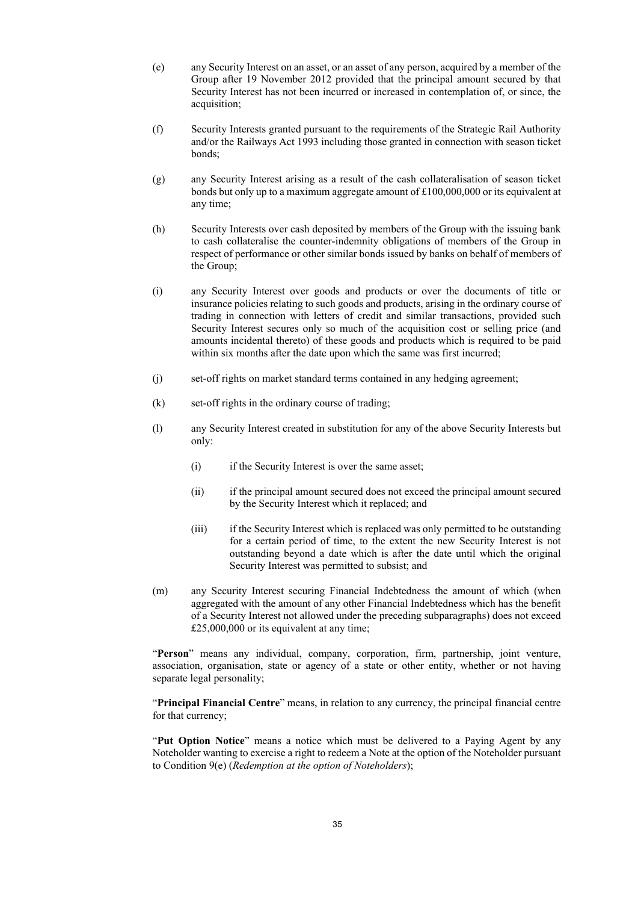(e) any Security Interest on an asset, or an asset of any person, acquired by a member of the Group after 19 November 2012 provided that the principal amount secured by that Security Interest has not been incurred or increased in contemplation of, or since, the acquisition;

(f) Security Interests granted pursuant to the requirements of the Strategic Rail Authority and/or the Railways Act 1993 including those granted in connection with season ticket bonds;

(g) any Security Interest arising as a result of the cash collateralisation of season ticket bonds but only up to a maximum aggregate amount of £100,000,000 or its equivalent at any time;

(h) Security Interests over cash deposited by members of the Group with the issuing bank to cash collateralise the counter-indemnity obligations of members of the Group in respect of performance or other similar bonds issued by banks on behalf of members of the Group;

(i) any Security Interest over goods and products or over the documents of title or insurance policies relating to such goods and products, arising in the ordinary course of trading in connection with letters of credit and similar transactions, provided such Security Interest secures only so much of the acquisition cost or selling price (and amounts incidental thereto) of these goods and products which is required to be paid within six months after the date upon which the same was first incurred;

(j) set-off rights on market standard terms contained in any hedging agreement;

(k) set-off rights in the ordinary course of trading;

(l) any Security Interest created in substitution for any of the above Security Interests but only:

  (i) if the Security Interest is over the same asset;

  (ii) if the principal amount secured does not exceed the principal amount secured by the Security Interest which it replaced; and

  (iii) if the Security Interest which is replaced was only permitted to be outstanding for a certain period of time, to the extent the new Security Interest is not outstanding beyond a date which is after the date until which the original Security Interest was permitted to subsist; and

(m) any Security Interest securing Financial Indebtedness the amount of which (when aggregated with the amount of any other Financial Indebtedness which has the benefit of a Security Interest not allowed under the preceding subparagraphs) does not exceed £25,000,000 or its equivalent at any time;

"**Person**" means any individual, company, corporation, firm, partnership, joint venture, association, organisation, state or agency of a state or other entity, whether or not having separate legal personality;

"**Principal Financial Centre**" means, in relation to any currency, the principal financial centre for that currency;

"**Put Option Notice**" means a notice which must be delivered to a Paying Agent by any Noteholder wanting to exercise a right to redeem a Note at the option of the Noteholder pursuant to Condition 9(e) (*Redemption at the option of Noteholders*);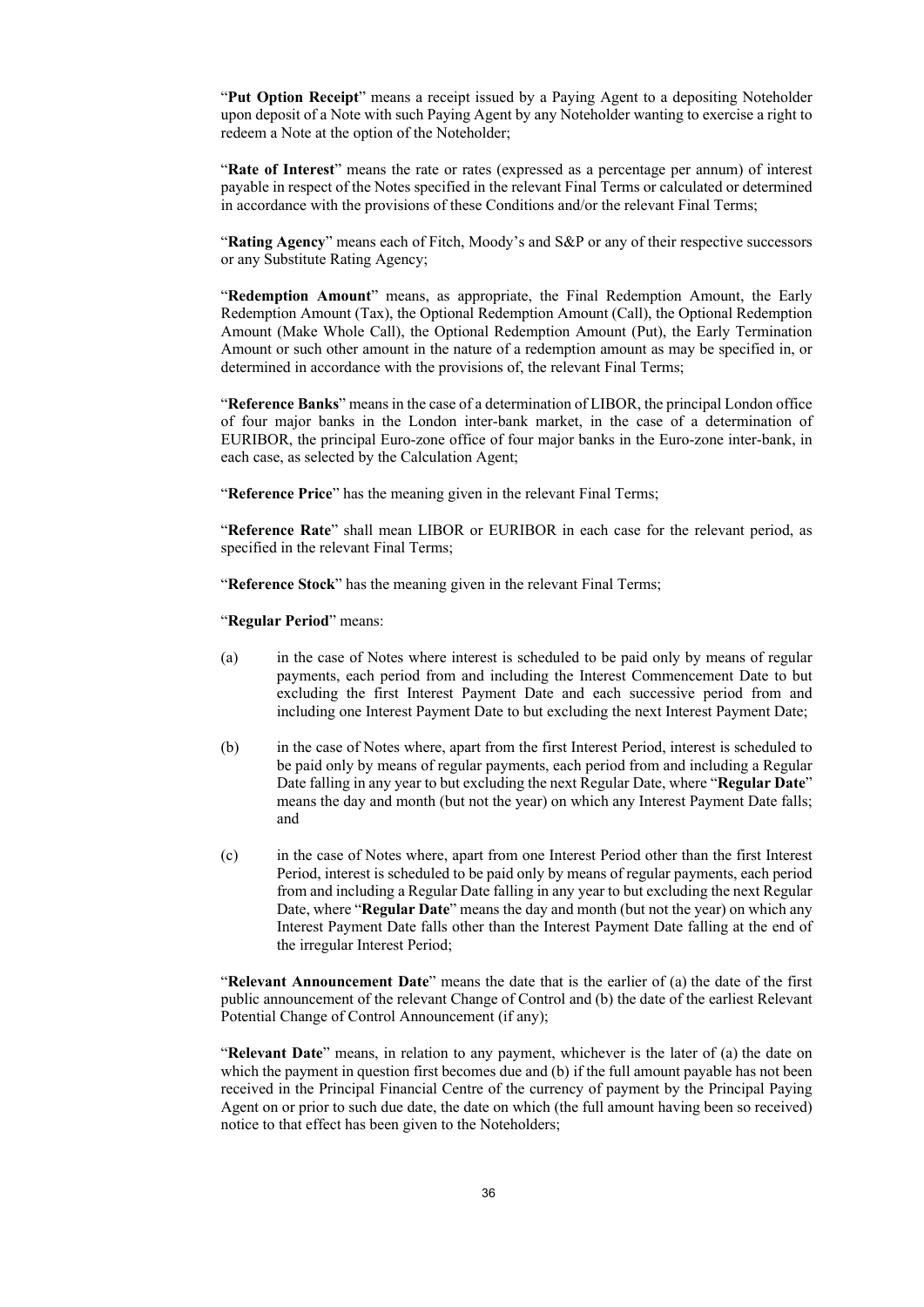"**Put Option Receipt**" means a receipt issued by a Paying Agent to a depositing Noteholder upon deposit of a Note with such Paying Agent by any Noteholder wanting to exercise a right to redeem a Note at the option of the Noteholder;

"**Rate of Interest**" means the rate or rates (expressed as a percentage per annum) of interest payable in respect of the Notes specified in the relevant Final Terms or calculated or determined in accordance with the provisions of these Conditions and/or the relevant Final Terms;

"**Rating Agency**" means each of Fitch, Moody's and S&P or any of their respective successors or any Substitute Rating Agency;

"**Redemption Amount**" means, as appropriate, the Final Redemption Amount, the Early Redemption Amount (Tax), the Optional Redemption Amount (Call), the Optional Redemption Amount (Make Whole Call), the Optional Redemption Amount (Put), the Early Termination Amount or such other amount in the nature of a redemption amount as may be specified in, or determined in accordance with the provisions of, the relevant Final Terms;

"**Reference Banks**" means in the case of a determination of LIBOR, the principal London office of four major banks in the London inter-bank market, in the case of a determination of EURIBOR, the principal Euro-zone office of four major banks in the Euro-zone inter-bank, in each case, as selected by the Calculation Agent;

"**Reference Price**" has the meaning given in the relevant Final Terms;

"**Reference Rate**" shall mean LIBOR or EURIBOR in each case for the relevant period, as specified in the relevant Final Terms;

"**Reference Stock**" has the meaning given in the relevant Final Terms;

"**Regular Period**" means:

(a) in the case of Notes where interest is scheduled to be paid only by means of regular payments, each period from and including the Interest Commencement Date to but excluding the first Interest Payment Date and each successive period from and including one Interest Payment Date to but excluding the next Interest Payment Date;

(b) in the case of Notes where, apart from the first Interest Period, interest is scheduled to be paid only by means of regular payments, each period from and including a Regular Date falling in any year to but excluding the next Regular Date, where "**Regular Date**" means the day and month (but not the year) on which any Interest Payment Date falls; and

(c) in the case of Notes where, apart from one Interest Period other than the first Interest Period, interest is scheduled to be paid only by means of regular payments, each period from and including a Regular Date falling in any year to but excluding the next Regular Date, where "**Regular Date**" means the day and month (but not the year) on which any Interest Payment Date falls other than the Interest Payment Date falling at the end of the irregular Interest Period;

"**Relevant Announcement Date**" means the date that is the earlier of (a) the date of the first public announcement of the relevant Change of Control and (b) the date of the earliest Relevant Potential Change of Control Announcement (if any);

"**Relevant Date**" means, in relation to any payment, whichever is the later of (a) the date on which the payment in question first becomes due and (b) if the full amount payable has not been received in the Principal Financial Centre of the currency of payment by the Principal Paying Agent on or prior to such due date, the date on which (the full amount having been so received) notice to that effect has been given to the Noteholders;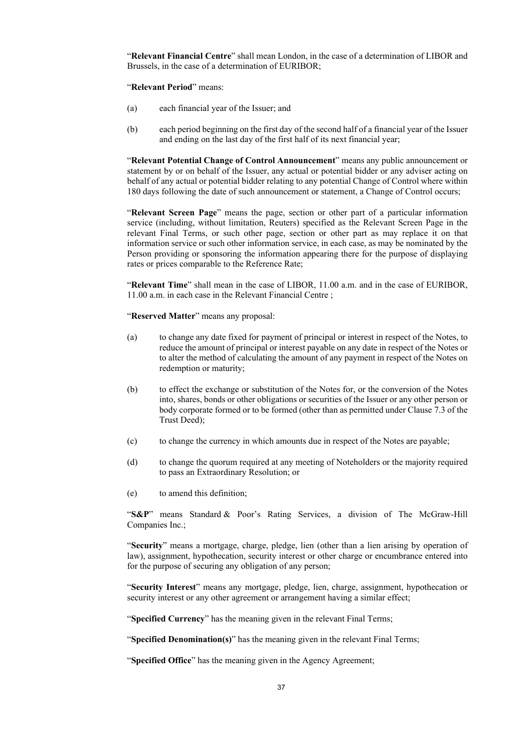"**Relevant Financial Centre**" shall mean London, in the case of a determination of LIBOR and Brussels, in the case of a determination of EURIBOR;

"**Relevant Period**" means:

(a) each financial year of the Issuer; and

(b) each period beginning on the first day of the second half of a financial year of the Issuer and ending on the last day of the first half of its next financial year;

"**Relevant Potential Change of Control Announcement**" means any public announcement or statement by or on behalf of the Issuer, any actual or potential bidder or any adviser acting on behalf of any actual or potential bidder relating to any potential Change of Control where within 180 days following the date of such announcement or statement, a Change of Control occurs;

"**Relevant Screen Page**" means the page, section or other part of a particular information service (including, without limitation, Reuters) specified as the Relevant Screen Page in the relevant Final Terms, or such other page, section or other part as may replace it on that information service or such other information service, in each case, as may be nominated by the Person providing or sponsoring the information appearing there for the purpose of displaying rates or prices comparable to the Reference Rate;

"**Relevant Time**" shall mean in the case of LIBOR, 11.00 a.m. and in the case of EURIBOR, 11.00 a.m. in each case in the Relevant Financial Centre ;

"**Reserved Matter**" means any proposal:

(a) to change any date fixed for payment of principal or interest in respect of the Notes, to reduce the amount of principal or interest payable on any date in respect of the Notes or to alter the method of calculating the amount of any payment in respect of the Notes on redemption or maturity;

(b) to effect the exchange or substitution of the Notes for, or the conversion of the Notes into, shares, bonds or other obligations or securities of the Issuer or any other person or body corporate formed or to be formed (other than as permitted under Clause 7.3 of the Trust Deed);

(c) to change the currency in which amounts due in respect of the Notes are payable;

(d) to change the quorum required at any meeting of Noteholders or the majority required to pass an Extraordinary Resolution; or

(e) to amend this definition;

"**S&P**" means Standard & Poor's Rating Services, a division of The McGraw-Hill Companies Inc.;

"**Security**" means a mortgage, charge, pledge, lien (other than a lien arising by operation of law), assignment, hypothecation, security interest or other charge or encumbrance entered into for the purpose of securing any obligation of any person;

"**Security Interest**" means any mortgage, pledge, lien, charge, assignment, hypothecation or security interest or any other agreement or arrangement having a similar effect;

"**Specified Currency**" has the meaning given in the relevant Final Terms;

"**Specified Denomination(s)**" has the meaning given in the relevant Final Terms;

"**Specified Office**" has the meaning given in the Agency Agreement;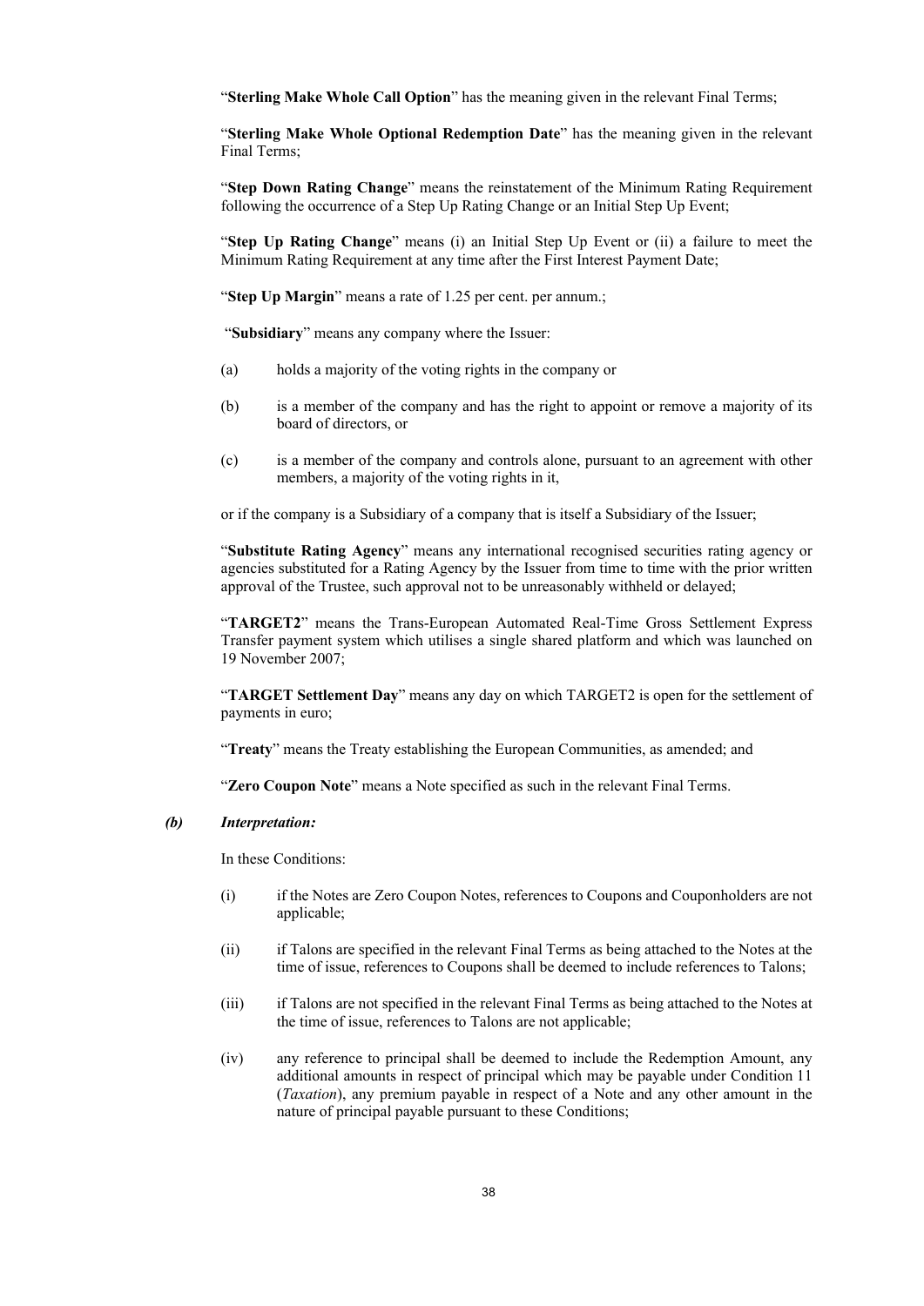"**Sterling Make Whole Call Option**" has the meaning given in the relevant Final Terms;

"**Sterling Make Whole Optional Redemption Date**" has the meaning given in the relevant Final Terms;

"**Step Down Rating Change**" means the reinstatement of the Minimum Rating Requirement following the occurrence of a Step Up Rating Change or an Initial Step Up Event;

"**Step Up Rating Change**" means (i) an Initial Step Up Event or (ii) a failure to meet the Minimum Rating Requirement at any time after the First Interest Payment Date;

"**Step Up Margin**" means a rate of 1.25 per cent. per annum.;

"**Subsidiary**" means any company where the Issuer:

(a) holds a majority of the voting rights in the company or

(b) is a member of the company and has the right to appoint or remove a majority of its board of directors, or

(c) is a member of the company and controls alone, pursuant to an agreement with other members, a majority of the voting rights in it,

or if the company is a Subsidiary of a company that is itself a Subsidiary of the Issuer;

"**Substitute Rating Agency**" means any international recognised securities rating agency or agencies substituted for a Rating Agency by the Issuer from time to time with the prior written approval of the Trustee, such approval not to be unreasonably withheld or delayed;

"**TARGET2**" means the Trans-European Automated Real-Time Gross Settlement Express Transfer payment system which utilises a single shared platform and which was launched on 19 November 2007;

"**TARGET Settlement Day**" means any day on which TARGET2 is open for the settlement of payments in euro;

"**Treaty**" means the Treaty establishing the European Communities, as amended; and

"**Zero Coupon Note**" means a Note specified as such in the relevant Final Terms.

***(b) Interpretation:***

In these Conditions:

(i) if the Notes are Zero Coupon Notes, references to Coupons and Couponholders are not applicable;

(ii) if Talons are specified in the relevant Final Terms as being attached to the Notes at the time of issue, references to Coupons shall be deemed to include references to Talons;

(iii) if Talons are not specified in the relevant Final Terms as being attached to the Notes at the time of issue, references to Talons are not applicable;

(iv) any reference to principal shall be deemed to include the Redemption Amount, any additional amounts in respect of principal which may be payable under Condition 11 (*Taxation*), any premium payable in respect of a Note and any other amount in the nature of principal payable pursuant to these Conditions;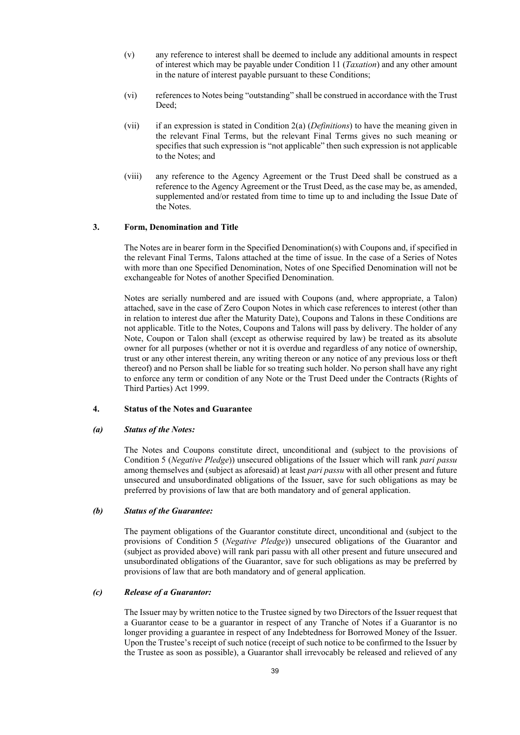(v) any reference to interest shall be deemed to include any additional amounts in respect of interest which may be payable under Condition 11 (*Taxation*) and any other amount in the nature of interest payable pursuant to these Conditions;

(vi) references to Notes being "outstanding" shall be construed in accordance with the Trust Deed;

(vii) if an expression is stated in Condition 2(a) (*Definitions*) to have the meaning given in the relevant Final Terms, but the relevant Final Terms gives no such meaning or specifies that such expression is "not applicable" then such expression is not applicable to the Notes; and

(viii) any reference to the Agency Agreement or the Trust Deed shall be construed as a reference to the Agency Agreement or the Trust Deed, as the case may be, as amended, supplemented and/or restated from time to time up to and including the Issue Date of the Notes.

## 3. Form, Denomination and Title

The Notes are in bearer form in the Specified Denomination(s) with Coupons and, if specified in the relevant Final Terms, Talons attached at the time of issue. In the case of a Series of Notes with more than one Specified Denomination, Notes of one Specified Denomination will not be exchangeable for Notes of another Specified Denomination.

Notes are serially numbered and are issued with Coupons (and, where appropriate, a Talon) attached, save in the case of Zero Coupon Notes in which case references to interest (other than in relation to interest due after the Maturity Date), Coupons and Talons in these Conditions are not applicable. Title to the Notes, Coupons and Talons will pass by delivery. The holder of any Note, Coupon or Talon shall (except as otherwise required by law) be treated as its absolute owner for all purposes (whether or not it is overdue and regardless of any notice of ownership, trust or any other interest therein, any writing thereon or any notice of any previous loss or theft thereof) and no Person shall be liable for so treating such holder. No person shall have any right to enforce any term or condition of any Note or the Trust Deed under the Contracts (Rights of Third Parties) Act 1999.

## 4. Status of the Notes and Guarantee

### *(a) Status of the Notes:*

The Notes and Coupons constitute direct, unconditional and (subject to the provisions of Condition 5 (*Negative Pledge*)) unsecured obligations of the Issuer which will rank *pari passu* among themselves and (subject as aforesaid) at least *pari passu* with all other present and future unsecured and unsubordinated obligations of the Issuer, save for such obligations as may be preferred by provisions of law that are both mandatory and of general application.

### *(b) Status of the Guarantee:*

The payment obligations of the Guarantor constitute direct, unconditional and (subject to the provisions of Condition 5 (*Negative Pledge*)) unsecured obligations of the Guarantor and (subject as provided above) will rank pari passu with all other present and future unsecured and unsubordinated obligations of the Guarantor, save for such obligations as may be preferred by provisions of law that are both mandatory and of general application.

### *(c) Release of a Guarantor:*

The Issuer may by written notice to the Trustee signed by two Directors of the Issuer request that a Guarantor cease to be a guarantor in respect of any Tranche of Notes if a Guarantor is no longer providing a guarantee in respect of any Indebtedness for Borrowed Money of the Issuer. Upon the Trustee's receipt of such notice (receipt of such notice to be confirmed to the Issuer by the Trustee as soon as possible), a Guarantor shall irrevocably be released and relieved of any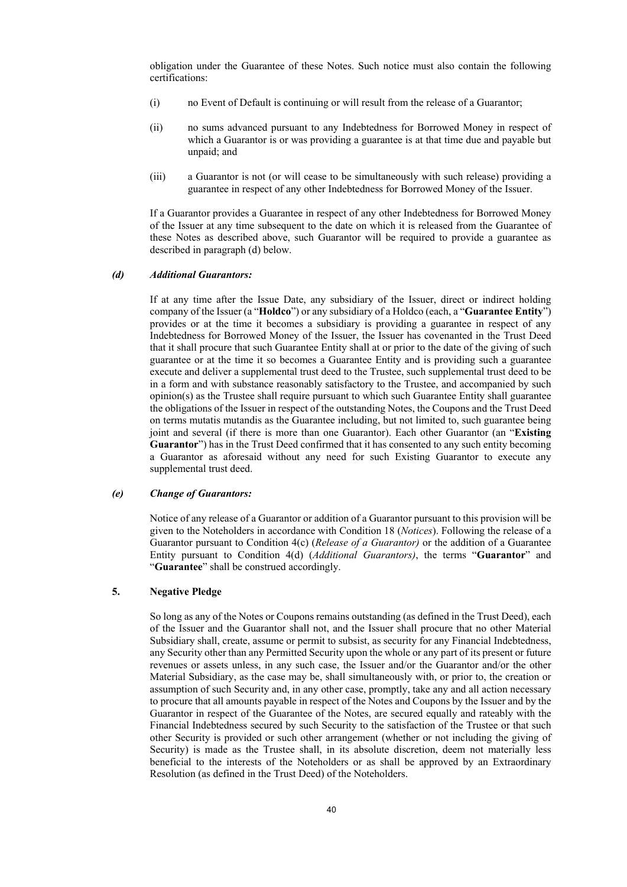obligation under the Guarantee of these Notes. Such notice must also contain the following certifications:

(i) no Event of Default is continuing or will result from the release of a Guarantor;

(ii) no sums advanced pursuant to any Indebtedness for Borrowed Money in respect of which a Guarantor is or was providing a guarantee is at that time due and payable but unpaid; and

(iii) a Guarantor is not (or will cease to be simultaneously with such release) providing a guarantee in respect of any other Indebtedness for Borrowed Money of the Issuer.

If a Guarantor provides a Guarantee in respect of any other Indebtedness for Borrowed Money of the Issuer at any time subsequent to the date on which it is released from the Guarantee of these Notes as described above, such Guarantor will be required to provide a guarantee as described in paragraph (d) below.

***(d) Additional Guarantors:***

If at any time after the Issue Date, any subsidiary of the Issuer, direct or indirect holding company of the Issuer (a "**Holdco**") or any subsidiary of a Holdco (each, a "**Guarantee Entity**") provides or at the time it becomes a subsidiary is providing a guarantee in respect of any Indebtedness for Borrowed Money of the Issuer, the Issuer has covenanted in the Trust Deed that it shall procure that such Guarantee Entity shall at or prior to the date of the giving of such guarantee or at the time it so becomes a Guarantee Entity and is providing such a guarantee execute and deliver a supplemental trust deed to the Trustee, such supplemental trust deed to be in a form and with substance reasonably satisfactory to the Trustee, and accompanied by such opinion(s) as the Trustee shall require pursuant to which such Guarantee Entity shall guarantee the obligations of the Issuer in respect of the outstanding Notes, the Coupons and the Trust Deed on terms mutatis mutandis as the Guarantee including, but not limited to, such guarantee being joint and several (if there is more than one Guarantor). Each other Guarantor (an "**Existing Guarantor**") has in the Trust Deed confirmed that it has consented to any such entity becoming a Guarantor as aforesaid without any need for such Existing Guarantor to execute any supplemental trust deed.

***(e) Change of Guarantors:***

Notice of any release of a Guarantor or addition of a Guarantor pursuant to this provision will be given to the Noteholders in accordance with Condition 18 (*Notices*). Following the release of a Guarantor pursuant to Condition 4(c) (*Release of a Guarantor)* or the addition of a Guarantee Entity pursuant to Condition 4(d) (*Additional Guarantors)*, the terms "**Guarantor**" and "**Guarantee**" shall be construed accordingly.

## 5. Negative Pledge

So long as any of the Notes or Coupons remains outstanding (as defined in the Trust Deed), each of the Issuer and the Guarantor shall not, and the Issuer shall procure that no other Material Subsidiary shall, create, assume or permit to subsist, as security for any Financial Indebtedness, any Security other than any Permitted Security upon the whole or any part of its present or future revenues or assets unless, in any such case, the Issuer and/or the Guarantor and/or the other Material Subsidiary, as the case may be, shall simultaneously with, or prior to, the creation or assumption of such Security and, in any other case, promptly, take any and all action necessary to procure that all amounts payable in respect of the Notes and Coupons by the Issuer and by the Guarantor in respect of the Guarantee of the Notes, are secured equally and rateably with the Financial Indebtedness secured by such Security to the satisfaction of the Trustee or that such other Security is provided or such other arrangement (whether or not including the giving of Security) is made as the Trustee shall, in its absolute discretion, deem not materially less beneficial to the interests of the Noteholders or as shall be approved by an Extraordinary Resolution (as defined in the Trust Deed) of the Noteholders.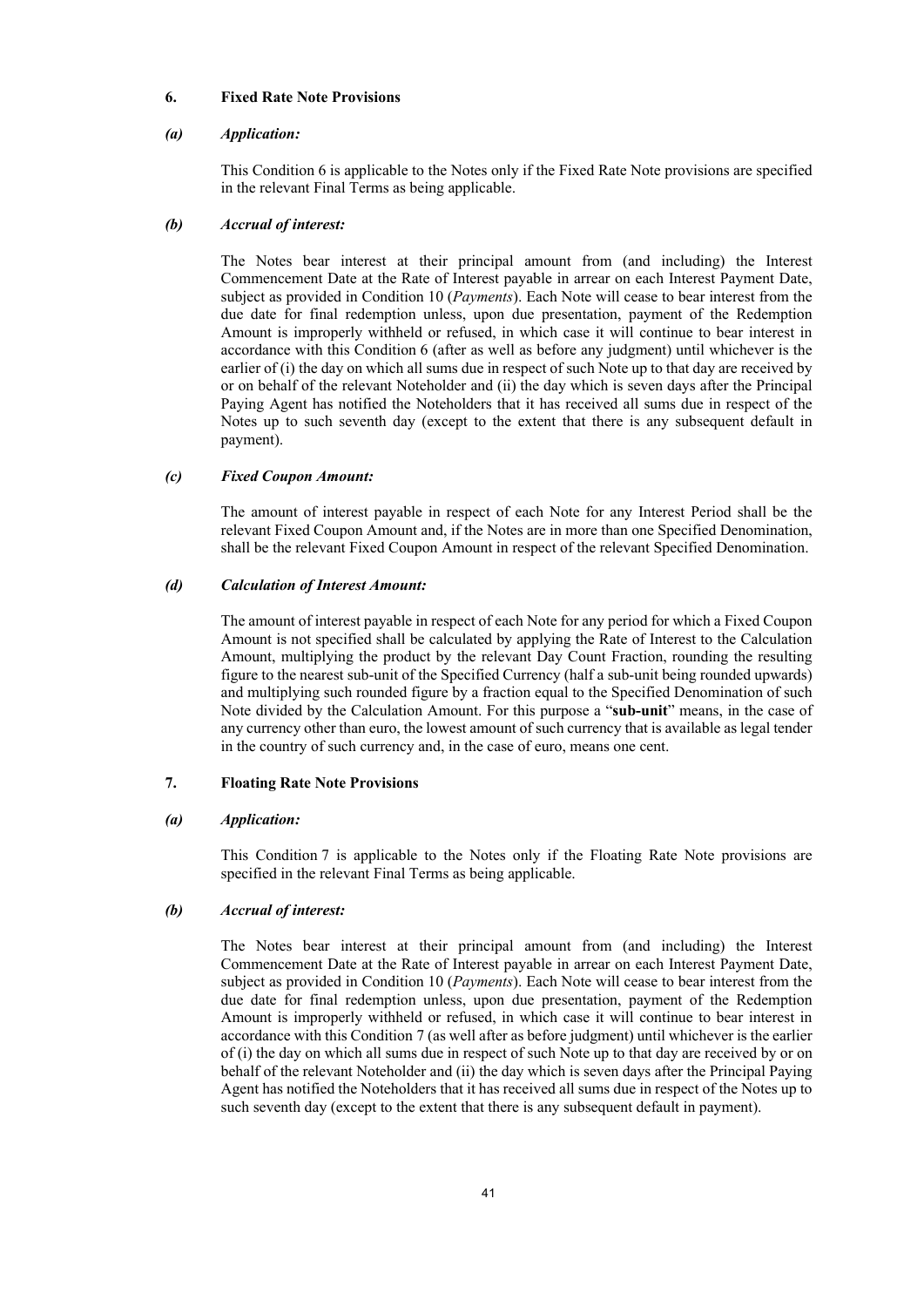## 6. Fixed Rate Note Provisions

### *(a) Application:*

This Condition 6 is applicable to the Notes only if the Fixed Rate Note provisions are specified in the relevant Final Terms as being applicable.

### *(b) Accrual of interest:*

The Notes bear interest at their principal amount from (and including) the Interest Commencement Date at the Rate of Interest payable in arrear on each Interest Payment Date, subject as provided in Condition 10 (*Payments*). Each Note will cease to bear interest from the due date for final redemption unless, upon due presentation, payment of the Redemption Amount is improperly withheld or refused, in which case it will continue to bear interest in accordance with this Condition 6 (after as well as before any judgment) until whichever is the earlier of (i) the day on which all sums due in respect of such Note up to that day are received by or on behalf of the relevant Noteholder and (ii) the day which is seven days after the Principal Paying Agent has notified the Noteholders that it has received all sums due in respect of the Notes up to such seventh day (except to the extent that there is any subsequent default in payment).

### *(c) Fixed Coupon Amount:*

The amount of interest payable in respect of each Note for any Interest Period shall be the relevant Fixed Coupon Amount and, if the Notes are in more than one Specified Denomination, shall be the relevant Fixed Coupon Amount in respect of the relevant Specified Denomination.

### *(d) Calculation of Interest Amount:*

The amount of interest payable in respect of each Note for any period for which a Fixed Coupon Amount is not specified shall be calculated by applying the Rate of Interest to the Calculation Amount, multiplying the product by the relevant Day Count Fraction, rounding the resulting figure to the nearest sub-unit of the Specified Currency (half a sub-unit being rounded upwards) and multiplying such rounded figure by a fraction equal to the Specified Denomination of such Note divided by the Calculation Amount. For this purpose a "**sub-unit**" means, in the case of any currency other than euro, the lowest amount of such currency that is available as legal tender in the country of such currency and, in the case of euro, means one cent.

## 7. Floating Rate Note Provisions

### *(a) Application:*

This Condition 7 is applicable to the Notes only if the Floating Rate Note provisions are specified in the relevant Final Terms as being applicable.

### *(b) Accrual of interest:*

The Notes bear interest at their principal amount from (and including) the Interest Commencement Date at the Rate of Interest payable in arrear on each Interest Payment Date, subject as provided in Condition 10 (*Payments*). Each Note will cease to bear interest from the due date for final redemption unless, upon due presentation, payment of the Redemption Amount is improperly withheld or refused, in which case it will continue to bear interest in accordance with this Condition 7 (as well after as before judgment) until whichever is the earlier of (i) the day on which all sums due in respect of such Note up to that day are received by or on behalf of the relevant Noteholder and (ii) the day which is seven days after the Principal Paying Agent has notified the Noteholders that it has received all sums due in respect of the Notes up to such seventh day (except to the extent that there is any subsequent default in payment).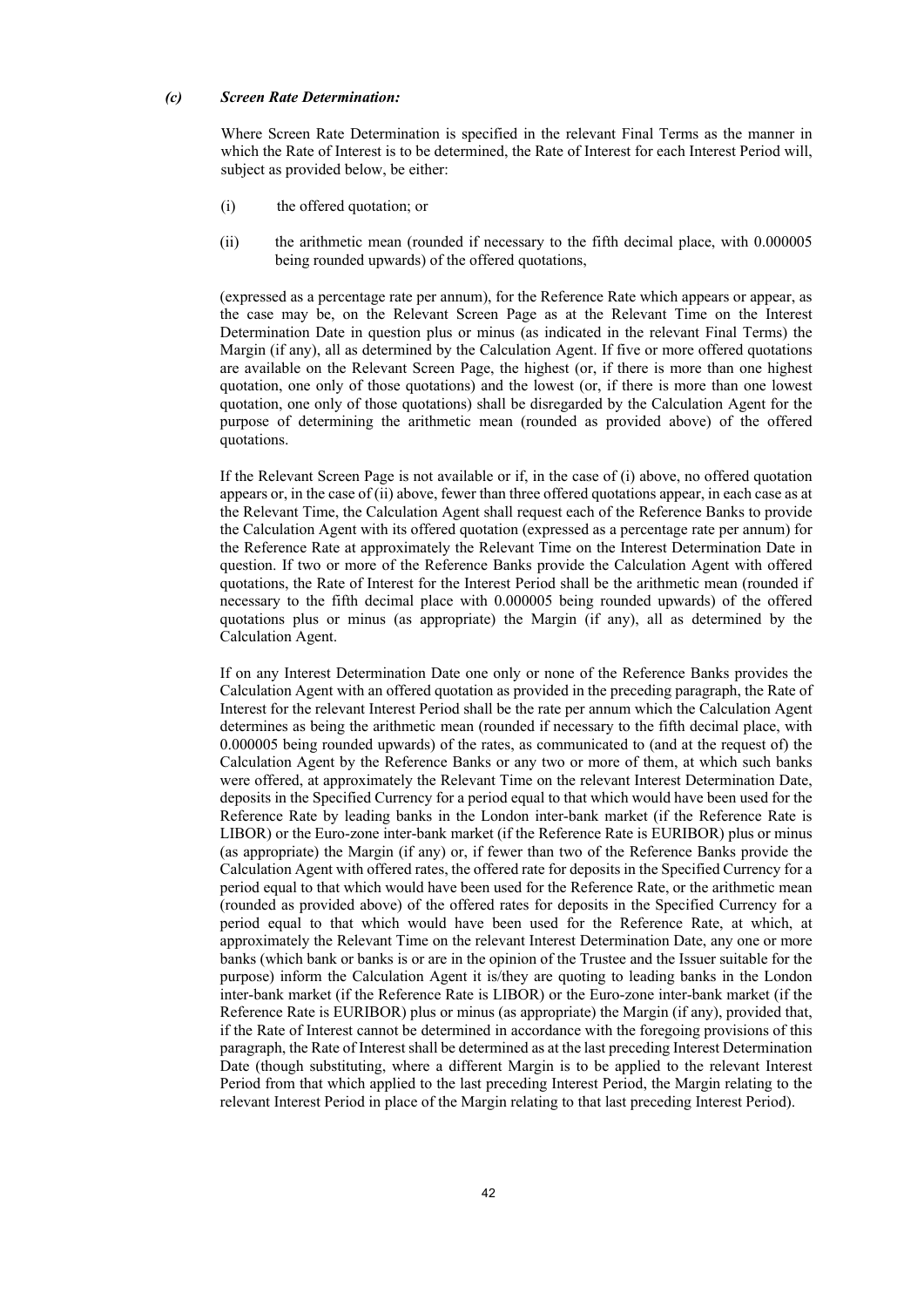*(c) Screen Rate Determination:*

Where Screen Rate Determination is specified in the relevant Final Terms as the manner in which the Rate of Interest is to be determined, the Rate of Interest for each Interest Period will, subject as provided below, be either:

(i) the offered quotation; or

(ii) the arithmetic mean (rounded if necessary to the fifth decimal place, with 0.000005 being rounded upwards) of the offered quotations,

(expressed as a percentage rate per annum), for the Reference Rate which appears or appear, as the case may be, on the Relevant Screen Page as at the Relevant Time on the Interest Determination Date in question plus or minus (as indicated in the relevant Final Terms) the Margin (if any), all as determined by the Calculation Agent. If five or more offered quotations are available on the Relevant Screen Page, the highest (or, if there is more than one highest quotation, one only of those quotations) and the lowest (or, if there is more than one lowest quotation, one only of those quotations) shall be disregarded by the Calculation Agent for the purpose of determining the arithmetic mean (rounded as provided above) of the offered quotations.

If the Relevant Screen Page is not available or if, in the case of (i) above, no offered quotation appears or, in the case of (ii) above, fewer than three offered quotations appear, in each case as at the Relevant Time, the Calculation Agent shall request each of the Reference Banks to provide the Calculation Agent with its offered quotation (expressed as a percentage rate per annum) for the Reference Rate at approximately the Relevant Time on the Interest Determination Date in question. If two or more of the Reference Banks provide the Calculation Agent with offered quotations, the Rate of Interest for the Interest Period shall be the arithmetic mean (rounded if necessary to the fifth decimal place with 0.000005 being rounded upwards) of the offered quotations plus or minus (as appropriate) the Margin (if any), all as determined by the Calculation Agent.

If on any Interest Determination Date one only or none of the Reference Banks provides the Calculation Agent with an offered quotation as provided in the preceding paragraph, the Rate of Interest for the relevant Interest Period shall be the rate per annum which the Calculation Agent determines as being the arithmetic mean (rounded if necessary to the fifth decimal place, with 0.000005 being rounded upwards) of the rates, as communicated to (and at the request of) the Calculation Agent by the Reference Banks or any two or more of them, at which such banks were offered, at approximately the Relevant Time on the relevant Interest Determination Date, deposits in the Specified Currency for a period equal to that which would have been used for the Reference Rate by leading banks in the London inter-bank market (if the Reference Rate is LIBOR) or the Euro-zone inter-bank market (if the Reference Rate is EURIBOR) plus or minus (as appropriate) the Margin (if any) or, if fewer than two of the Reference Banks provide the Calculation Agent with offered rates, the offered rate for deposits in the Specified Currency for a period equal to that which would have been used for the Reference Rate, or the arithmetic mean (rounded as provided above) of the offered rates for deposits in the Specified Currency for a period equal to that which would have been used for the Reference Rate, at which, at approximately the Relevant Time on the relevant Interest Determination Date, any one or more banks (which bank or banks is or are in the opinion of the Trustee and the Issuer suitable for the purpose) inform the Calculation Agent it is/they are quoting to leading banks in the London inter-bank market (if the Reference Rate is LIBOR) or the Euro-zone inter-bank market (if the Reference Rate is EURIBOR) plus or minus (as appropriate) the Margin (if any), provided that, if the Rate of Interest cannot be determined in accordance with the foregoing provisions of this paragraph, the Rate of Interest shall be determined as at the last preceding Interest Determination Date (though substituting, where a different Margin is to be applied to the relevant Interest Period from that which applied to the last preceding Interest Period, the Margin relating to the relevant Interest Period in place of the Margin relating to that last preceding Interest Period).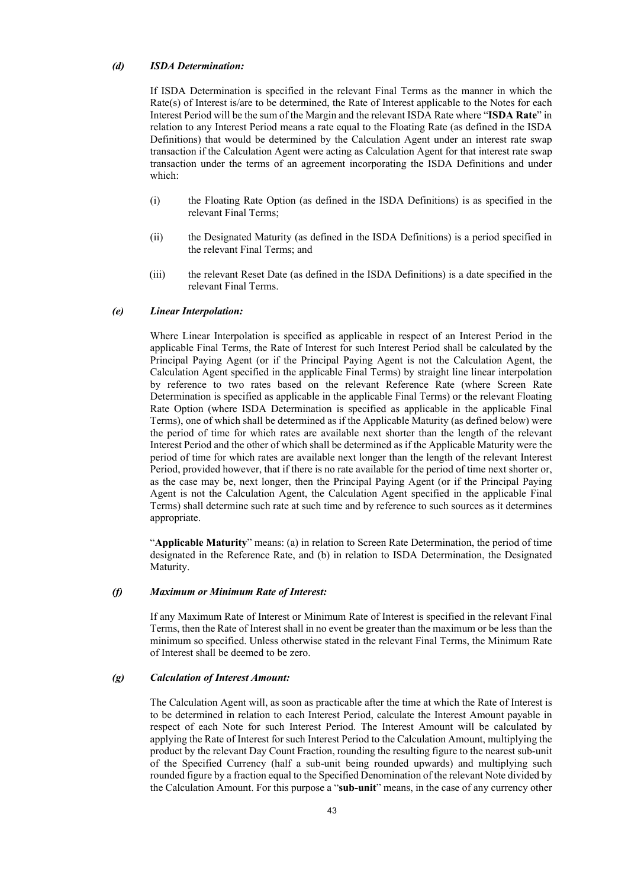***(d) ISDA Determination:***

If ISDA Determination is specified in the relevant Final Terms as the manner in which the Rate(s) of Interest is/are to be determined, the Rate of Interest applicable to the Notes for each Interest Period will be the sum of the Margin and the relevant ISDA Rate where "**ISDA Rate**" in relation to any Interest Period means a rate equal to the Floating Rate (as defined in the ISDA Definitions) that would be determined by the Calculation Agent under an interest rate swap transaction if the Calculation Agent were acting as Calculation Agent for that interest rate swap transaction under the terms of an agreement incorporating the ISDA Definitions and under which:

(i) the Floating Rate Option (as defined in the ISDA Definitions) is as specified in the relevant Final Terms;

(ii) the Designated Maturity (as defined in the ISDA Definitions) is a period specified in the relevant Final Terms; and

(iii) the relevant Reset Date (as defined in the ISDA Definitions) is a date specified in the relevant Final Terms.

***(e) Linear Interpolation:***

Where Linear Interpolation is specified as applicable in respect of an Interest Period in the applicable Final Terms, the Rate of Interest for such Interest Period shall be calculated by the Principal Paying Agent (or if the Principal Paying Agent is not the Calculation Agent, the Calculation Agent specified in the applicable Final Terms) by straight line linear interpolation by reference to two rates based on the relevant Reference Rate (where Screen Rate Determination is specified as applicable in the applicable Final Terms) or the relevant Floating Rate Option (where ISDA Determination is specified as applicable in the applicable Final Terms), one of which shall be determined as if the Applicable Maturity (as defined below) were the period of time for which rates are available next shorter than the length of the relevant Interest Period and the other of which shall be determined as if the Applicable Maturity were the period of time for which rates are available next longer than the length of the relevant Interest Period, provided however, that if there is no rate available for the period of time next shorter or, as the case may be, next longer, then the Principal Paying Agent (or if the Principal Paying Agent is not the Calculation Agent, the Calculation Agent specified in the applicable Final Terms) shall determine such rate at such time and by reference to such sources as it determines appropriate.

"**Applicable Maturity**" means: (a) in relation to Screen Rate Determination, the period of time designated in the Reference Rate, and (b) in relation to ISDA Determination, the Designated Maturity.

***(f) Maximum or Minimum Rate of Interest:***

If any Maximum Rate of Interest or Minimum Rate of Interest is specified in the relevant Final Terms, then the Rate of Interest shall in no event be greater than the maximum or be less than the minimum so specified. Unless otherwise stated in the relevant Final Terms, the Minimum Rate of Interest shall be deemed to be zero.

***(g) Calculation of Interest Amount:***

The Calculation Agent will, as soon as practicable after the time at which the Rate of Interest is to be determined in relation to each Interest Period, calculate the Interest Amount payable in respect of each Note for such Interest Period. The Interest Amount will be calculated by applying the Rate of Interest for such Interest Period to the Calculation Amount, multiplying the product by the relevant Day Count Fraction, rounding the resulting figure to the nearest sub-unit of the Specified Currency (half a sub-unit being rounded upwards) and multiplying such rounded figure by a fraction equal to the Specified Denomination of the relevant Note divided by the Calculation Amount. For this purpose a "**sub-unit**" means, in the case of any currency other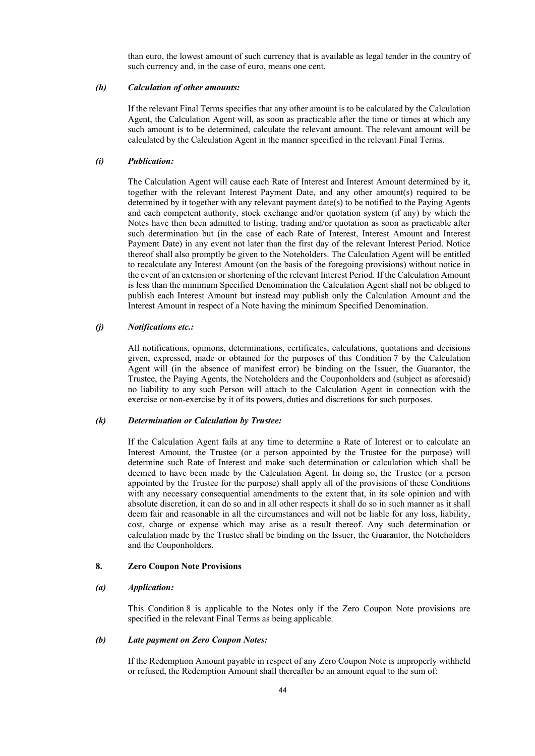than euro, the lowest amount of such currency that is available as legal tender in the country of such currency and, in the case of euro, means one cent.

***(h) Calculation of other amounts:***

If the relevant Final Terms specifies that any other amount is to be calculated by the Calculation Agent, the Calculation Agent will, as soon as practicable after the time or times at which any such amount is to be determined, calculate the relevant amount. The relevant amount will be calculated by the Calculation Agent in the manner specified in the relevant Final Terms.

***(i) Publication:***

The Calculation Agent will cause each Rate of Interest and Interest Amount determined by it, together with the relevant Interest Payment Date, and any other amount(s) required to be determined by it together with any relevant payment date(s) to be notified to the Paying Agents and each competent authority, stock exchange and/or quotation system (if any) by which the Notes have then been admitted to listing, trading and/or quotation as soon as practicable after such determination but (in the case of each Rate of Interest, Interest Amount and Interest Payment Date) in any event not later than the first day of the relevant Interest Period. Notice thereof shall also promptly be given to the Noteholders. The Calculation Agent will be entitled to recalculate any Interest Amount (on the basis of the foregoing provisions) without notice in the event of an extension or shortening of the relevant Interest Period. If the Calculation Amount is less than the minimum Specified Denomination the Calculation Agent shall not be obliged to publish each Interest Amount but instead may publish only the Calculation Amount and the Interest Amount in respect of a Note having the minimum Specified Denomination.

***(j) Notifications etc.:***

All notifications, opinions, determinations, certificates, calculations, quotations and decisions given, expressed, made or obtained for the purposes of this Condition 7 by the Calculation Agent will (in the absence of manifest error) be binding on the Issuer, the Guarantor, the Trustee, the Paying Agents, the Noteholders and the Couponholders and (subject as aforesaid) no liability to any such Person will attach to the Calculation Agent in connection with the exercise or non-exercise by it of its powers, duties and discretions for such purposes.

***(k) Determination or Calculation by Trustee:***

If the Calculation Agent fails at any time to determine a Rate of Interest or to calculate an Interest Amount, the Trustee (or a person appointed by the Trustee for the purpose) will determine such Rate of Interest and make such determination or calculation which shall be deemed to have been made by the Calculation Agent. In doing so, the Trustee (or a person appointed by the Trustee for the purpose) shall apply all of the provisions of these Conditions with any necessary consequential amendments to the extent that, in its sole opinion and with absolute discretion, it can do so and in all other respects it shall do so in such manner as it shall deem fair and reasonable in all the circumstances and will not be liable for any loss, liability, cost, charge or expense which may arise as a result thereof. Any such determination or calculation made by the Trustee shall be binding on the Issuer, the Guarantor, the Noteholders and the Couponholders.

## 8. Zero Coupon Note Provisions

***(a) Application:***

This Condition 8 is applicable to the Notes only if the Zero Coupon Note provisions are specified in the relevant Final Terms as being applicable.

***(b) Late payment on Zero Coupon Notes:***

If the Redemption Amount payable in respect of any Zero Coupon Note is improperly withheld or refused, the Redemption Amount shall thereafter be an amount equal to the sum of: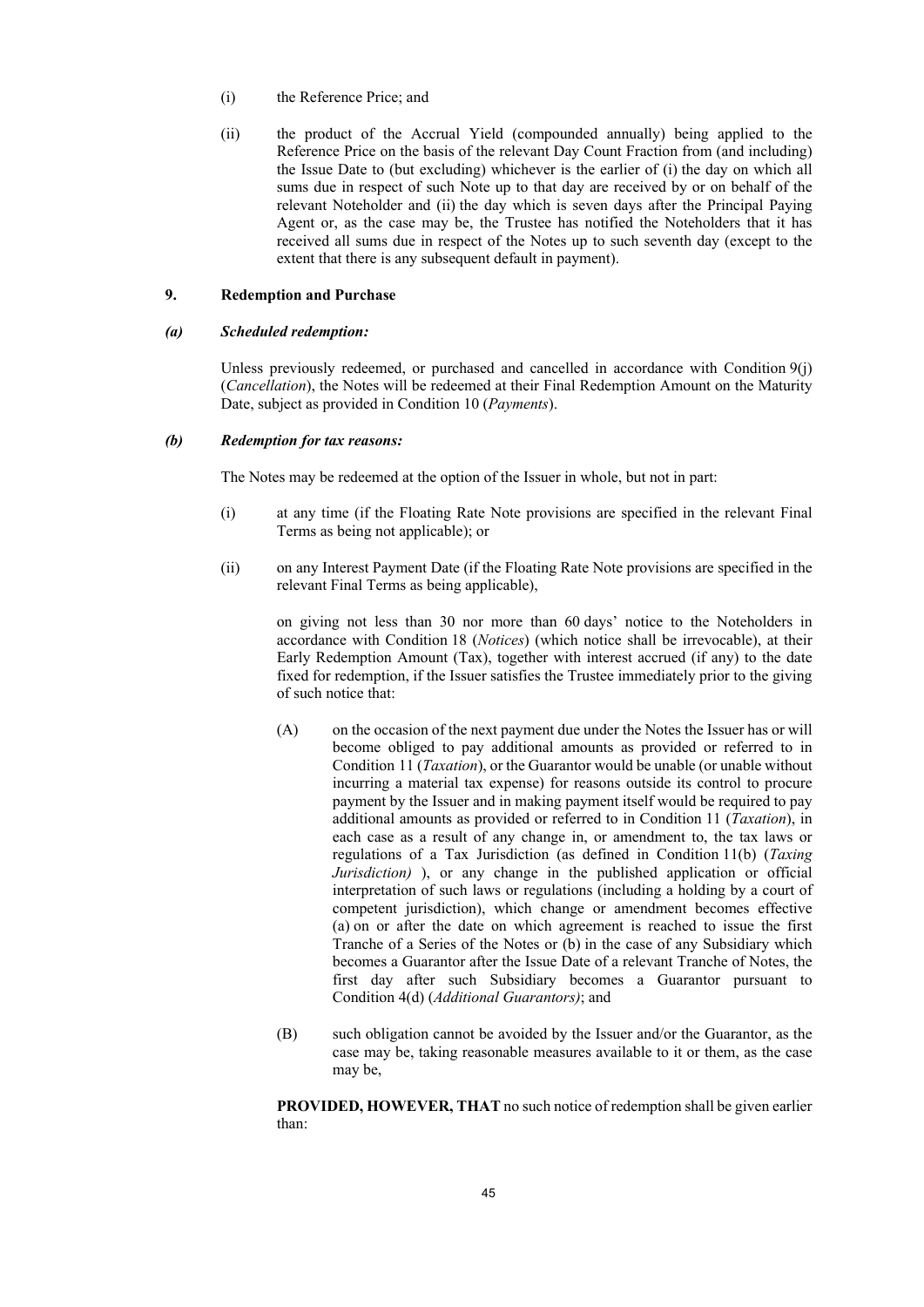(i) the Reference Price; and

(ii) the product of the Accrual Yield (compounded annually) being applied to the Reference Price on the basis of the relevant Day Count Fraction from (and including) the Issue Date to (but excluding) whichever is the earlier of (i) the day on which all sums due in respect of such Note up to that day are received by or on behalf of the relevant Noteholder and (ii) the day which is seven days after the Principal Paying Agent or, as the case may be, the Trustee has notified the Noteholders that it has received all sums due in respect of the Notes up to such seventh day (except to the extent that there is any subsequent default in payment).

## 9. Redemption and Purchase

### *(a) Scheduled redemption:*

Unless previously redeemed, or purchased and cancelled in accordance with Condition 9(j) (*Cancellation*), the Notes will be redeemed at their Final Redemption Amount on the Maturity Date, subject as provided in Condition 10 (*Payments*).

### *(b) Redemption for tax reasons:*

The Notes may be redeemed at the option of the Issuer in whole, but not in part:

(i) at any time (if the Floating Rate Note provisions are specified in the relevant Final Terms as being not applicable); or

(ii) on any Interest Payment Date (if the Floating Rate Note provisions are specified in the relevant Final Terms as being applicable),

on giving not less than 30 nor more than 60 days' notice to the Noteholders in accordance with Condition 18 (*Notices*) (which notice shall be irrevocable), at their Early Redemption Amount (Tax), together with interest accrued (if any) to the date fixed for redemption, if the Issuer satisfies the Trustee immediately prior to the giving of such notice that:

(A) on the occasion of the next payment due under the Notes the Issuer has or will become obliged to pay additional amounts as provided or referred to in Condition 11 (*Taxation*), or the Guarantor would be unable (or unable without incurring a material tax expense) for reasons outside its control to procure payment by the Issuer and in making payment itself would be required to pay additional amounts as provided or referred to in Condition 11 (*Taxation*), in each case as a result of any change in, or amendment to, the tax laws or regulations of a Tax Jurisdiction (as defined in Condition 11(b) (*Taxing Jurisdiction)* ), or any change in the published application or official interpretation of such laws or regulations (including a holding by a court of competent jurisdiction), which change or amendment becomes effective (a) on or after the date on which agreement is reached to issue the first Tranche of a Series of the Notes or (b) in the case of any Subsidiary which becomes a Guarantor after the Issue Date of a relevant Tranche of Notes, the first day after such Subsidiary becomes a Guarantor pursuant to Condition 4(d) (*Additional Guarantors)*; and

(B) such obligation cannot be avoided by the Issuer and/or the Guarantor, as the case may be, taking reasonable measures available to it or them, as the case may be,

**PROVIDED, HOWEVER, THAT** no such notice of redemption shall be given earlier than: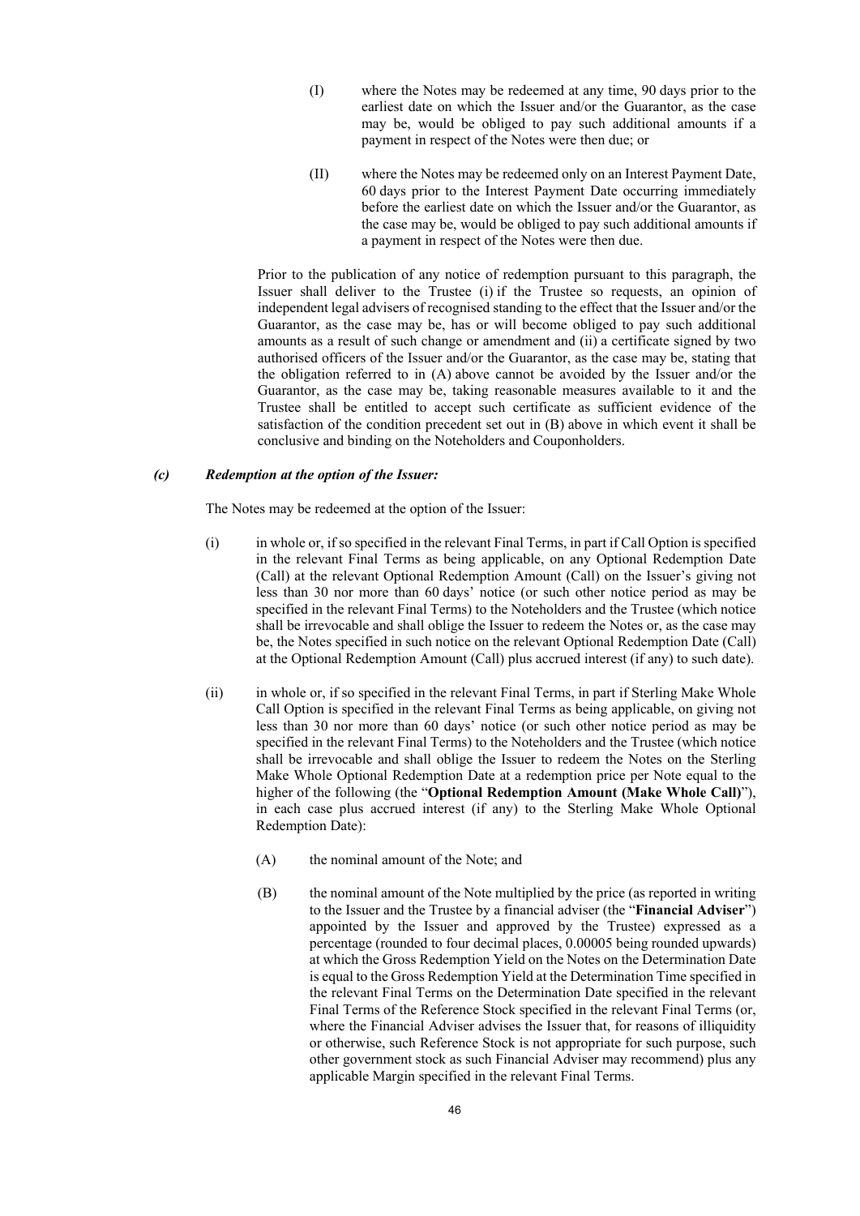(I) where the Notes may be redeemed at any time, 90 days prior to the earliest date on which the Issuer and/or the Guarantor, as the case may be, would be obliged to pay such additional amounts if a payment in respect of the Notes were then due; or

(II) where the Notes may be redeemed only on an Interest Payment Date, 60 days prior to the Interest Payment Date occurring immediately before the earliest date on which the Issuer and/or the Guarantor, as the case may be, would be obliged to pay such additional amounts if a payment in respect of the Notes were then due.

Prior to the publication of any notice of redemption pursuant to this paragraph, the Issuer shall deliver to the Trustee (i) if the Trustee so requests, an opinion of independent legal advisers of recognised standing to the effect that the Issuer and/or the Guarantor, as the case may be, has or will become obliged to pay such additional amounts as a result of such change or amendment and (ii) a certificate signed by two authorised officers of the Issuer and/or the Guarantor, as the case may be, stating that the obligation referred to in (A) above cannot be avoided by the Issuer and/or the Guarantor, as the case may be, taking reasonable measures available to it and the Trustee shall be entitled to accept such certificate as sufficient evidence of the satisfaction of the condition precedent set out in (B) above in which event it shall be conclusive and binding on the Noteholders and Couponholders.

***(c) Redemption at the option of the Issuer:***

The Notes may be redeemed at the option of the Issuer:

(i) in whole or, if so specified in the relevant Final Terms, in part if Call Option is specified in the relevant Final Terms as being applicable, on any Optional Redemption Date (Call) at the relevant Optional Redemption Amount (Call) on the Issuer's giving not less than 30 nor more than 60 days' notice (or such other notice period as may be specified in the relevant Final Terms) to the Noteholders and the Trustee (which notice shall be irrevocable and shall oblige the Issuer to redeem the Notes or, as the case may be, the Notes specified in such notice on the relevant Optional Redemption Date (Call) at the Optional Redemption Amount (Call) plus accrued interest (if any) to such date).

(ii) in whole or, if so specified in the relevant Final Terms, in part if Sterling Make Whole Call Option is specified in the relevant Final Terms as being applicable, on giving not less than 30 nor more than 60 days' notice (or such other notice period as may be specified in the relevant Final Terms) to the Noteholders and the Trustee (which notice shall be irrevocable and shall oblige the Issuer to redeem the Notes on the Sterling Make Whole Optional Redemption Date at a redemption price per Note equal to the higher of the following (the "**Optional Redemption Amount (Make Whole Call)**"), in each case plus accrued interest (if any) to the Sterling Make Whole Optional Redemption Date):

(A) the nominal amount of the Note; and

(B) the nominal amount of the Note multiplied by the price (as reported in writing to the Issuer and the Trustee by a financial adviser (the "**Financial Adviser**") appointed by the Issuer and approved by the Trustee) expressed as a percentage (rounded to four decimal places, 0.00005 being rounded upwards) at which the Gross Redemption Yield on the Notes on the Determination Date is equal to the Gross Redemption Yield at the Determination Time specified in the relevant Final Terms on the Determination Date specified in the relevant Final Terms of the Reference Stock specified in the relevant Final Terms (or, where the Financial Adviser advises the Issuer that, for reasons of illiquidity or otherwise, such Reference Stock is not appropriate for such purpose, such other government stock as such Financial Adviser may recommend) plus any applicable Margin specified in the relevant Final Terms.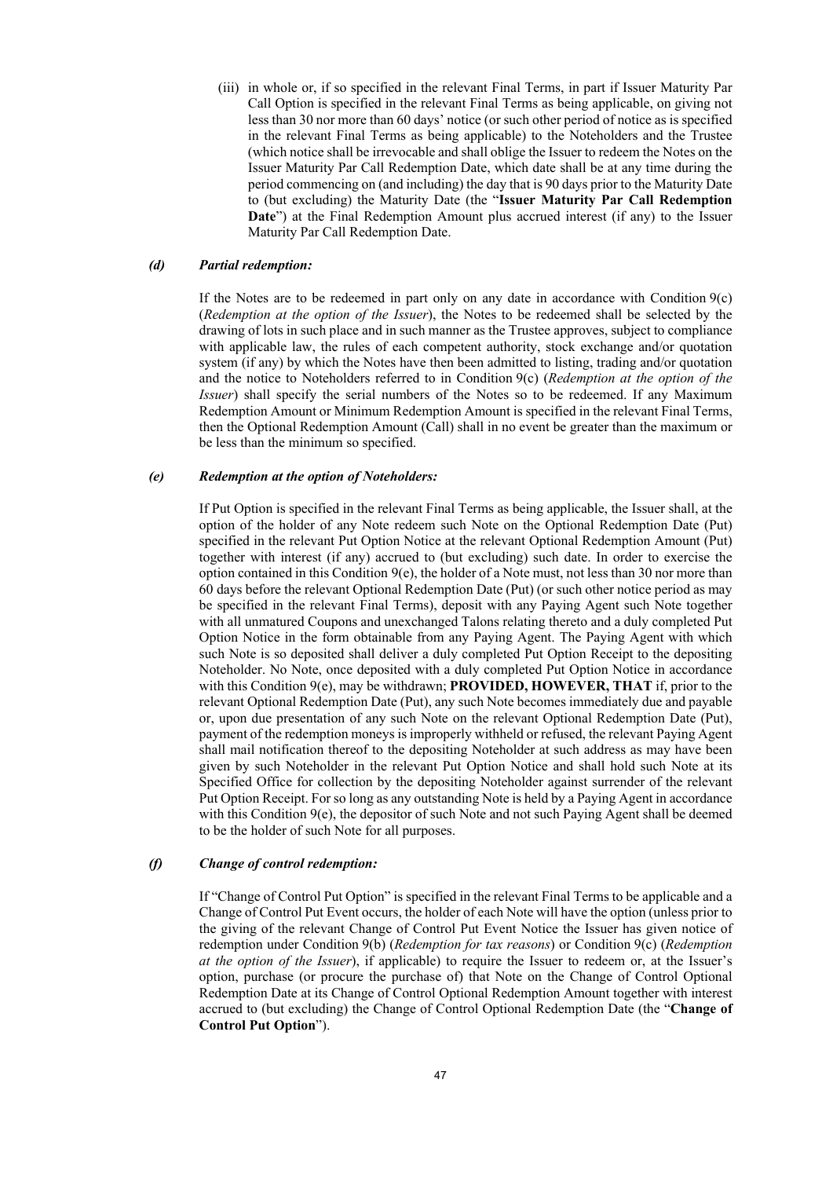(iii) in whole or, if so specified in the relevant Final Terms, in part if Issuer Maturity Par Call Option is specified in the relevant Final Terms as being applicable, on giving not less than 30 nor more than 60 days' notice (or such other period of notice as is specified in the relevant Final Terms as being applicable) to the Noteholders and the Trustee (which notice shall be irrevocable and shall oblige the Issuer to redeem the Notes on the Issuer Maturity Par Call Redemption Date, which date shall be at any time during the period commencing on (and including) the day that is 90 days prior to the Maturity Date to (but excluding) the Maturity Date (the "**Issuer Maturity Par Call Redemption Date**") at the Final Redemption Amount plus accrued interest (if any) to the Issuer Maturity Par Call Redemption Date.

***(d) Partial redemption:***

If the Notes are to be redeemed in part only on any date in accordance with Condition 9(c) (*Redemption at the option of the Issuer*), the Notes to be redeemed shall be selected by the drawing of lots in such place and in such manner as the Trustee approves, subject to compliance with applicable law, the rules of each competent authority, stock exchange and/or quotation system (if any) by which the Notes have then been admitted to listing, trading and/or quotation and the notice to Noteholders referred to in Condition 9(c) (*Redemption at the option of the Issuer*) shall specify the serial numbers of the Notes so to be redeemed. If any Maximum Redemption Amount or Minimum Redemption Amount is specified in the relevant Final Terms, then the Optional Redemption Amount (Call) shall in no event be greater than the maximum or be less than the minimum so specified.

***(e) Redemption at the option of Noteholders:***

If Put Option is specified in the relevant Final Terms as being applicable, the Issuer shall, at the option of the holder of any Note redeem such Note on the Optional Redemption Date (Put) specified in the relevant Put Option Notice at the relevant Optional Redemption Amount (Put) together with interest (if any) accrued to (but excluding) such date. In order to exercise the option contained in this Condition 9(e), the holder of a Note must, not less than 30 nor more than 60 days before the relevant Optional Redemption Date (Put) (or such other notice period as may be specified in the relevant Final Terms), deposit with any Paying Agent such Note together with all unmatured Coupons and unexchanged Talons relating thereto and a duly completed Put Option Notice in the form obtainable from any Paying Agent. The Paying Agent with which such Note is so deposited shall deliver a duly completed Put Option Receipt to the depositing Noteholder. No Note, once deposited with a duly completed Put Option Notice in accordance with this Condition 9(e), may be withdrawn; **PROVIDED, HOWEVER, THAT** if, prior to the relevant Optional Redemption Date (Put), any such Note becomes immediately due and payable or, upon due presentation of any such Note on the relevant Optional Redemption Date (Put), payment of the redemption moneys is improperly withheld or refused, the relevant Paying Agent shall mail notification thereof to the depositing Noteholder at such address as may have been given by such Noteholder in the relevant Put Option Notice and shall hold such Note at its Specified Office for collection by the depositing Noteholder against surrender of the relevant Put Option Receipt. For so long as any outstanding Note is held by a Paying Agent in accordance with this Condition 9(e), the depositor of such Note and not such Paying Agent shall be deemed to be the holder of such Note for all purposes.

***(f) Change of control redemption:***

If "Change of Control Put Option" is specified in the relevant Final Terms to be applicable and a Change of Control Put Event occurs, the holder of each Note will have the option (unless prior to the giving of the relevant Change of Control Put Event Notice the Issuer has given notice of redemption under Condition 9(b) (*Redemption for tax reasons*) or Condition 9(c) (*Redemption at the option of the Issuer*), if applicable) to require the Issuer to redeem or, at the Issuer's option, purchase (or procure the purchase of) that Note on the Change of Control Optional Redemption Date at its Change of Control Optional Redemption Amount together with interest accrued to (but excluding) the Change of Control Optional Redemption Date (the "**Change of Control Put Option**").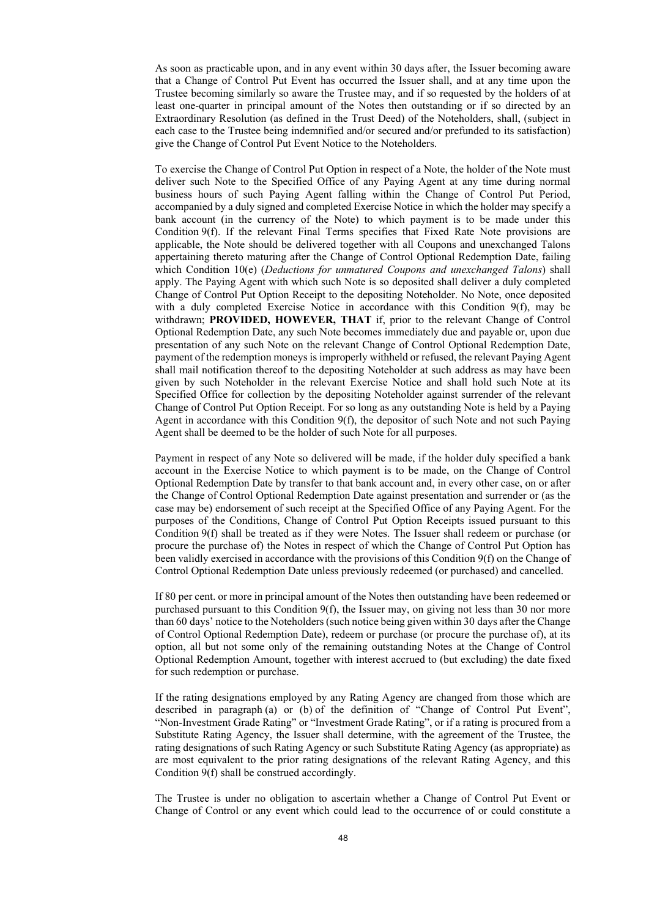As soon as practicable upon, and in any event within 30 days after, the Issuer becoming aware that a Change of Control Put Event has occurred the Issuer shall, and at any time upon the Trustee becoming similarly so aware the Trustee may, and if so requested by the holders of at least one-quarter in principal amount of the Notes then outstanding or if so directed by an Extraordinary Resolution (as defined in the Trust Deed) of the Noteholders, shall, (subject in each case to the Trustee being indemnified and/or secured and/or prefunded to its satisfaction) give the Change of Control Put Event Notice to the Noteholders.

To exercise the Change of Control Put Option in respect of a Note, the holder of the Note must deliver such Note to the Specified Office of any Paying Agent at any time during normal business hours of such Paying Agent falling within the Change of Control Put Period, accompanied by a duly signed and completed Exercise Notice in which the holder may specify a bank account (in the currency of the Note) to which payment is to be made under this Condition 9(f). If the relevant Final Terms specifies that Fixed Rate Note provisions are applicable, the Note should be delivered together with all Coupons and unexchanged Talons appertaining thereto maturing after the Change of Control Optional Redemption Date, failing which Condition 10(e) (*Deductions for unmatured Coupons and unexchanged Talons*) shall apply. The Paying Agent with which such Note is so deposited shall deliver a duly completed Change of Control Put Option Receipt to the depositing Noteholder. No Note, once deposited with a duly completed Exercise Notice in accordance with this Condition 9(f), may be withdrawn; **PROVIDED, HOWEVER, THAT** if, prior to the relevant Change of Control Optional Redemption Date, any such Note becomes immediately due and payable or, upon due presentation of any such Note on the relevant Change of Control Optional Redemption Date, payment of the redemption moneys is improperly withheld or refused, the relevant Paying Agent shall mail notification thereof to the depositing Noteholder at such address as may have been given by such Noteholder in the relevant Exercise Notice and shall hold such Note at its Specified Office for collection by the depositing Noteholder against surrender of the relevant Change of Control Put Option Receipt. For so long as any outstanding Note is held by a Paying Agent in accordance with this Condition 9(f), the depositor of such Note and not such Paying Agent shall be deemed to be the holder of such Note for all purposes.

Payment in respect of any Note so delivered will be made, if the holder duly specified a bank account in the Exercise Notice to which payment is to be made, on the Change of Control Optional Redemption Date by transfer to that bank account and, in every other case, on or after the Change of Control Optional Redemption Date against presentation and surrender or (as the case may be) endorsement of such receipt at the Specified Office of any Paying Agent. For the purposes of the Conditions, Change of Control Put Option Receipts issued pursuant to this Condition 9(f) shall be treated as if they were Notes. The Issuer shall redeem or purchase (or procure the purchase of) the Notes in respect of which the Change of Control Put Option has been validly exercised in accordance with the provisions of this Condition 9(f) on the Change of Control Optional Redemption Date unless previously redeemed (or purchased) and cancelled.

If 80 per cent. or more in principal amount of the Notes then outstanding have been redeemed or purchased pursuant to this Condition 9(f), the Issuer may, on giving not less than 30 nor more than 60 days' notice to the Noteholders (such notice being given within 30 days after the Change of Control Optional Redemption Date), redeem or purchase (or procure the purchase of), at its option, all but not some only of the remaining outstanding Notes at the Change of Control Optional Redemption Amount, together with interest accrued to (but excluding) the date fixed for such redemption or purchase.

If the rating designations employed by any Rating Agency are changed from those which are described in paragraph (a) or (b) of the definition of "Change of Control Put Event", "Non-Investment Grade Rating" or "Investment Grade Rating", or if a rating is procured from a Substitute Rating Agency, the Issuer shall determine, with the agreement of the Trustee, the rating designations of such Rating Agency or such Substitute Rating Agency (as appropriate) as are most equivalent to the prior rating designations of the relevant Rating Agency, and this Condition 9(f) shall be construed accordingly.

The Trustee is under no obligation to ascertain whether a Change of Control Put Event or Change of Control or any event which could lead to the occurrence of or could constitute a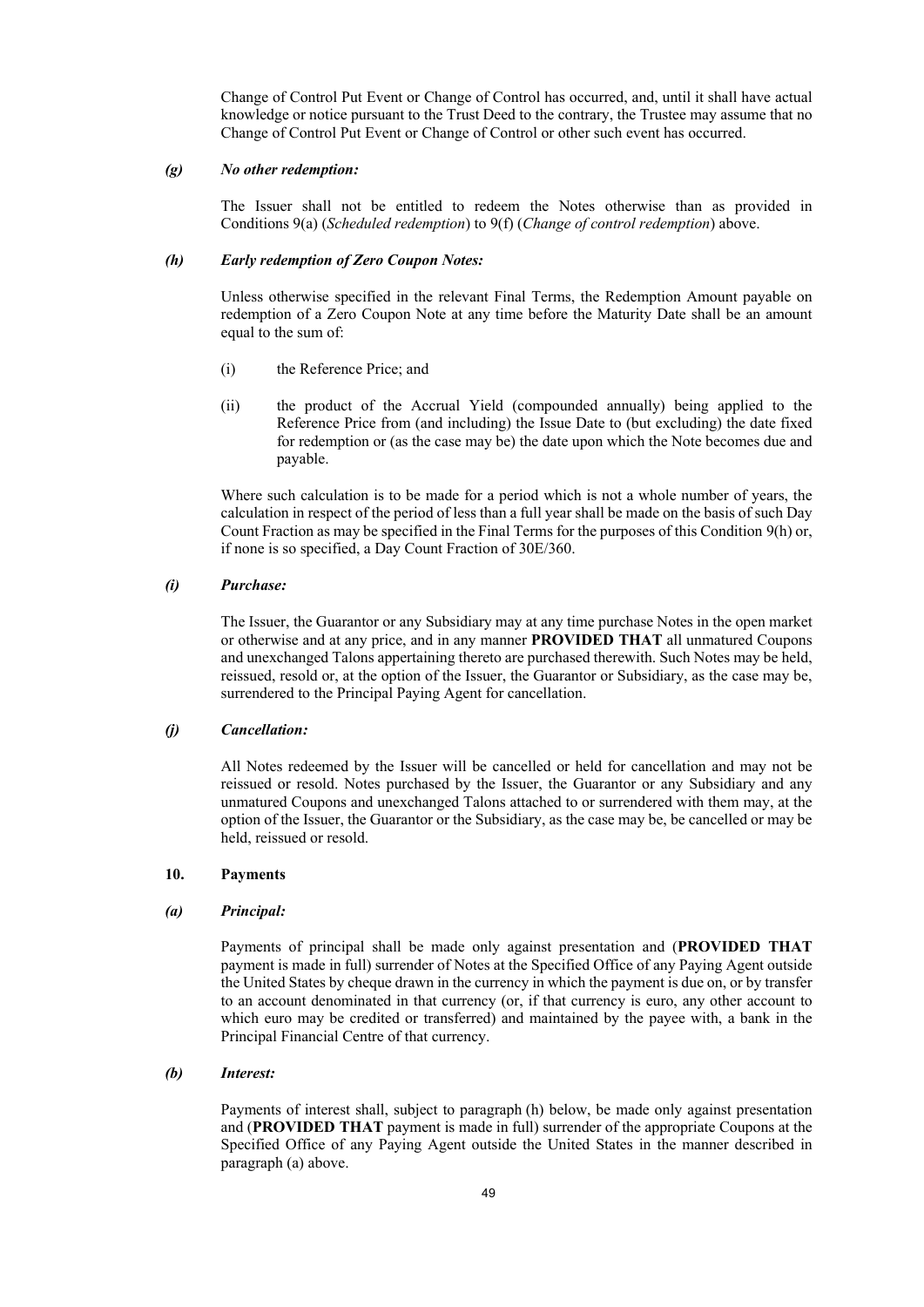Change of Control Put Event or Change of Control has occurred, and, until it shall have actual knowledge or notice pursuant to the Trust Deed to the contrary, the Trustee may assume that no Change of Control Put Event or Change of Control or other such event has occurred.

***(g) No other redemption:***

The Issuer shall not be entitled to redeem the Notes otherwise than as provided in Conditions 9(a) (*Scheduled redemption*) to 9(f) (*Change of control redemption*) above.

***(h) Early redemption of Zero Coupon Notes:***

Unless otherwise specified in the relevant Final Terms, the Redemption Amount payable on redemption of a Zero Coupon Note at any time before the Maturity Date shall be an amount equal to the sum of:

(i) the Reference Price; and

(ii) the product of the Accrual Yield (compounded annually) being applied to the Reference Price from (and including) the Issue Date to (but excluding) the date fixed for redemption or (as the case may be) the date upon which the Note becomes due and payable.

Where such calculation is to be made for a period which is not a whole number of years, the calculation in respect of the period of less than a full year shall be made on the basis of such Day Count Fraction as may be specified in the Final Terms for the purposes of this Condition 9(h) or, if none is so specified, a Day Count Fraction of 30E/360.

***(i) Purchase:***

The Issuer, the Guarantor or any Subsidiary may at any time purchase Notes in the open market or otherwise and at any price, and in any manner **PROVIDED THAT** all unmatured Coupons and unexchanged Talons appertaining thereto are purchased therewith. Such Notes may be held, reissued, resold or, at the option of the Issuer, the Guarantor or Subsidiary, as the case may be, surrendered to the Principal Paying Agent for cancellation.

***(j) Cancellation:***

All Notes redeemed by the Issuer will be cancelled or held for cancellation and may not be reissued or resold. Notes purchased by the Issuer, the Guarantor or any Subsidiary and any unmatured Coupons and unexchanged Talons attached to or surrendered with them may, at the option of the Issuer, the Guarantor or the Subsidiary, as the case may be, be cancelled or may be held, reissued or resold.

## 10. Payments

***(a) Principal:***

Payments of principal shall be made only against presentation and (**PROVIDED THAT** payment is made in full) surrender of Notes at the Specified Office of any Paying Agent outside the United States by cheque drawn in the currency in which the payment is due on, or by transfer to an account denominated in that currency (or, if that currency is euro, any other account to which euro may be credited or transferred) and maintained by the payee with, a bank in the Principal Financial Centre of that currency.

***(b) Interest:***

Payments of interest shall, subject to paragraph (h) below, be made only against presentation and (**PROVIDED THAT** payment is made in full) surrender of the appropriate Coupons at the Specified Office of any Paying Agent outside the United States in the manner described in paragraph (a) above.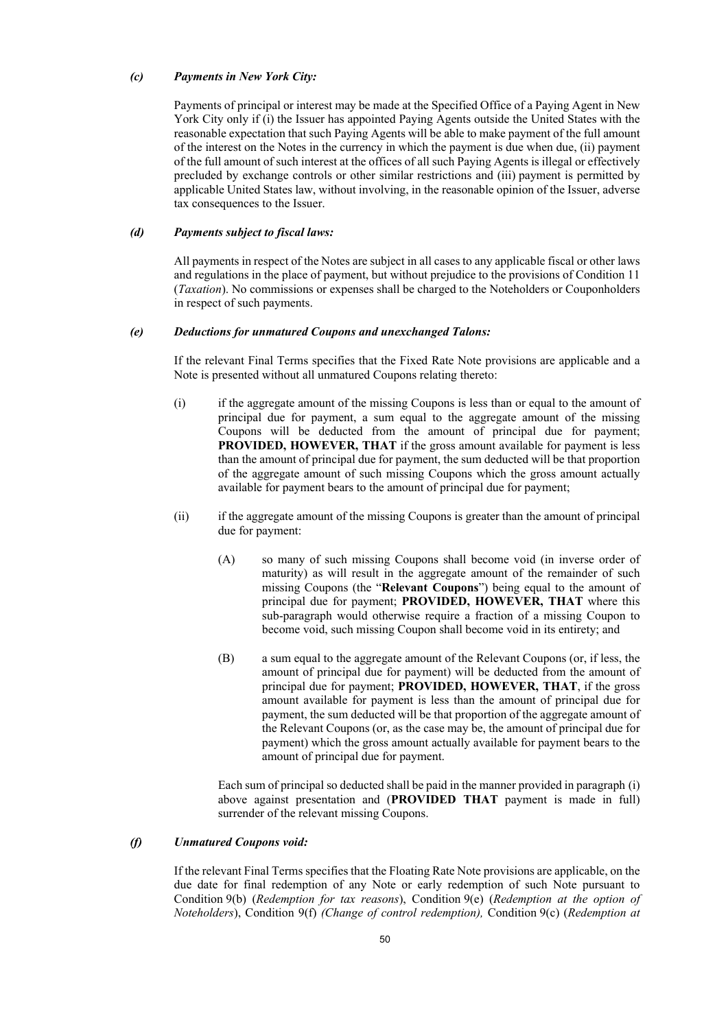*(c)* ***Payments in New York City:***

Payments of principal or interest may be made at the Specified Office of a Paying Agent in New York City only if (i) the Issuer has appointed Paying Agents outside the United States with the reasonable expectation that such Paying Agents will be able to make payment of the full amount of the interest on the Notes in the currency in which the payment is due when due, (ii) payment of the full amount of such interest at the offices of all such Paying Agents is illegal or effectively precluded by exchange controls or other similar restrictions and (iii) payment is permitted by applicable United States law, without involving, in the reasonable opinion of the Issuer, adverse tax consequences to the Issuer.

*(d)* ***Payments subject to fiscal laws:***

All payments in respect of the Notes are subject in all cases to any applicable fiscal or other laws and regulations in the place of payment, but without prejudice to the provisions of Condition 11 (*Taxation*). No commissions or expenses shall be charged to the Noteholders or Couponholders in respect of such payments.

*(e)* ***Deductions for unmatured Coupons and unexchanged Talons:***

If the relevant Final Terms specifies that the Fixed Rate Note provisions are applicable and a Note is presented without all unmatured Coupons relating thereto:

(i) if the aggregate amount of the missing Coupons is less than or equal to the amount of principal due for payment, a sum equal to the aggregate amount of the missing Coupons will be deducted from the amount of principal due for payment; **PROVIDED, HOWEVER, THAT** if the gross amount available for payment is less than the amount of principal due for payment, the sum deducted will be that proportion of the aggregate amount of such missing Coupons which the gross amount actually available for payment bears to the amount of principal due for payment;

(ii) if the aggregate amount of the missing Coupons is greater than the amount of principal due for payment:

(A) so many of such missing Coupons shall become void (in inverse order of maturity) as will result in the aggregate amount of the remainder of such missing Coupons (the "**Relevant Coupons**") being equal to the amount of principal due for payment; **PROVIDED, HOWEVER, THAT** where this sub-paragraph would otherwise require a fraction of a missing Coupon to become void, such missing Coupon shall become void in its entirety; and

(B) a sum equal to the aggregate amount of the Relevant Coupons (or, if less, the amount of principal due for payment) will be deducted from the amount of principal due for payment; **PROVIDED, HOWEVER, THAT**, if the gross amount available for payment is less than the amount of principal due for payment, the sum deducted will be that proportion of the aggregate amount of the Relevant Coupons (or, as the case may be, the amount of principal due for payment) which the gross amount actually available for payment bears to the amount of principal due for payment.

Each sum of principal so deducted shall be paid in the manner provided in paragraph (i) above against presentation and (**PROVIDED THAT** payment is made in full) surrender of the relevant missing Coupons.

*(f)* ***Unmatured Coupons void:***

If the relevant Final Terms specifies that the Floating Rate Note provisions are applicable, on the due date for final redemption of any Note or early redemption of such Note pursuant to Condition 9(b) (*Redemption for tax reasons*), Condition 9(e) (*Redemption at the option of Noteholders*), Condition 9(f) *(Change of control redemption),* Condition 9(c) (*Redemption at*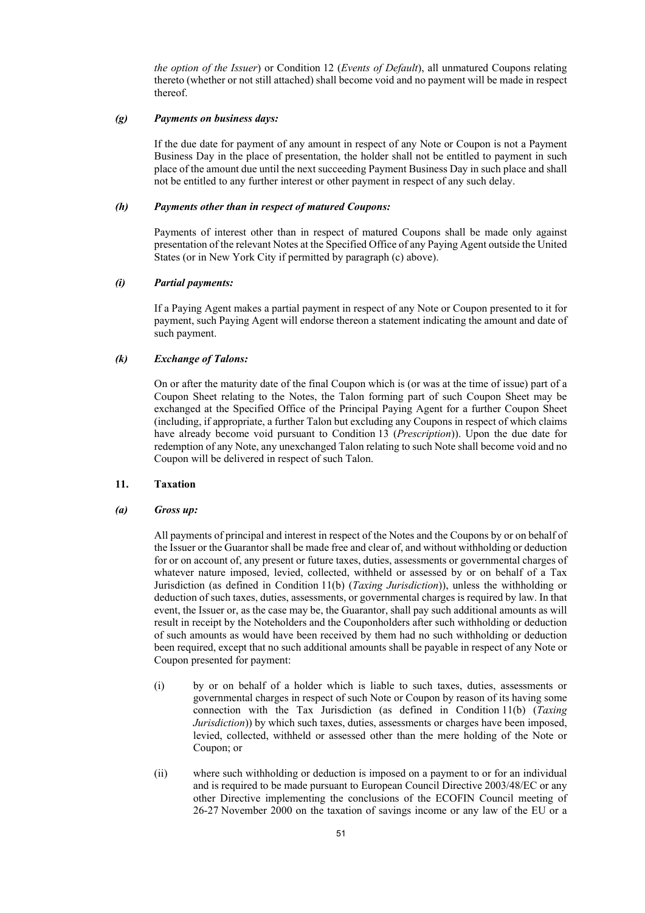*the option of the Issuer*) or Condition 12 (*Events of Default*), all unmatured Coupons relating thereto (whether or not still attached) shall become void and no payment will be made in respect thereof.

### *(g) Payments on business days:*

If the due date for payment of any amount in respect of any Note or Coupon is not a Payment Business Day in the place of presentation, the holder shall not be entitled to payment in such place of the amount due until the next succeeding Payment Business Day in such place and shall not be entitled to any further interest or other payment in respect of any such delay.

### *(h) Payments other than in respect of matured Coupons:*

Payments of interest other than in respect of matured Coupons shall be made only against presentation of the relevant Notes at the Specified Office of any Paying Agent outside the United States (or in New York City if permitted by paragraph (c) above).

### *(i) Partial payments:*

If a Paying Agent makes a partial payment in respect of any Note or Coupon presented to it for payment, such Paying Agent will endorse thereon a statement indicating the amount and date of such payment.

### *(k) Exchange of Talons:*

On or after the maturity date of the final Coupon which is (or was at the time of issue) part of a Coupon Sheet relating to the Notes, the Talon forming part of such Coupon Sheet may be exchanged at the Specified Office of the Principal Paying Agent for a further Coupon Sheet (including, if appropriate, a further Talon but excluding any Coupons in respect of which claims have already become void pursuant to Condition 13 (*Prescription*)). Upon the due date for redemption of any Note, any unexchanged Talon relating to such Note shall become void and no Coupon will be delivered in respect of such Talon.

## 11. Taxation

### *(a) Gross up:*

All payments of principal and interest in respect of the Notes and the Coupons by or on behalf of the Issuer or the Guarantor shall be made free and clear of, and without withholding or deduction for or on account of, any present or future taxes, duties, assessments or governmental charges of whatever nature imposed, levied, collected, withheld or assessed by or on behalf of a Tax Jurisdiction (as defined in Condition 11(b) (*Taxing Jurisdiction*)), unless the withholding or deduction of such taxes, duties, assessments, or governmental charges is required by law. In that event, the Issuer or, as the case may be, the Guarantor, shall pay such additional amounts as will result in receipt by the Noteholders and the Couponholders after such withholding or deduction of such amounts as would have been received by them had no such withholding or deduction been required, except that no such additional amounts shall be payable in respect of any Note or Coupon presented for payment:

(i) by or on behalf of a holder which is liable to such taxes, duties, assessments or governmental charges in respect of such Note or Coupon by reason of its having some connection with the Tax Jurisdiction (as defined in Condition 11(b) (*Taxing Jurisdiction*)) by which such taxes, duties, assessments or charges have been imposed, levied, collected, withheld or assessed other than the mere holding of the Note or Coupon; or

(ii) where such withholding or deduction is imposed on a payment to or for an individual and is required to be made pursuant to European Council Directive 2003/48/EC or any other Directive implementing the conclusions of the ECOFIN Council meeting of 26-27 November 2000 on the taxation of savings income or any law of the EU or a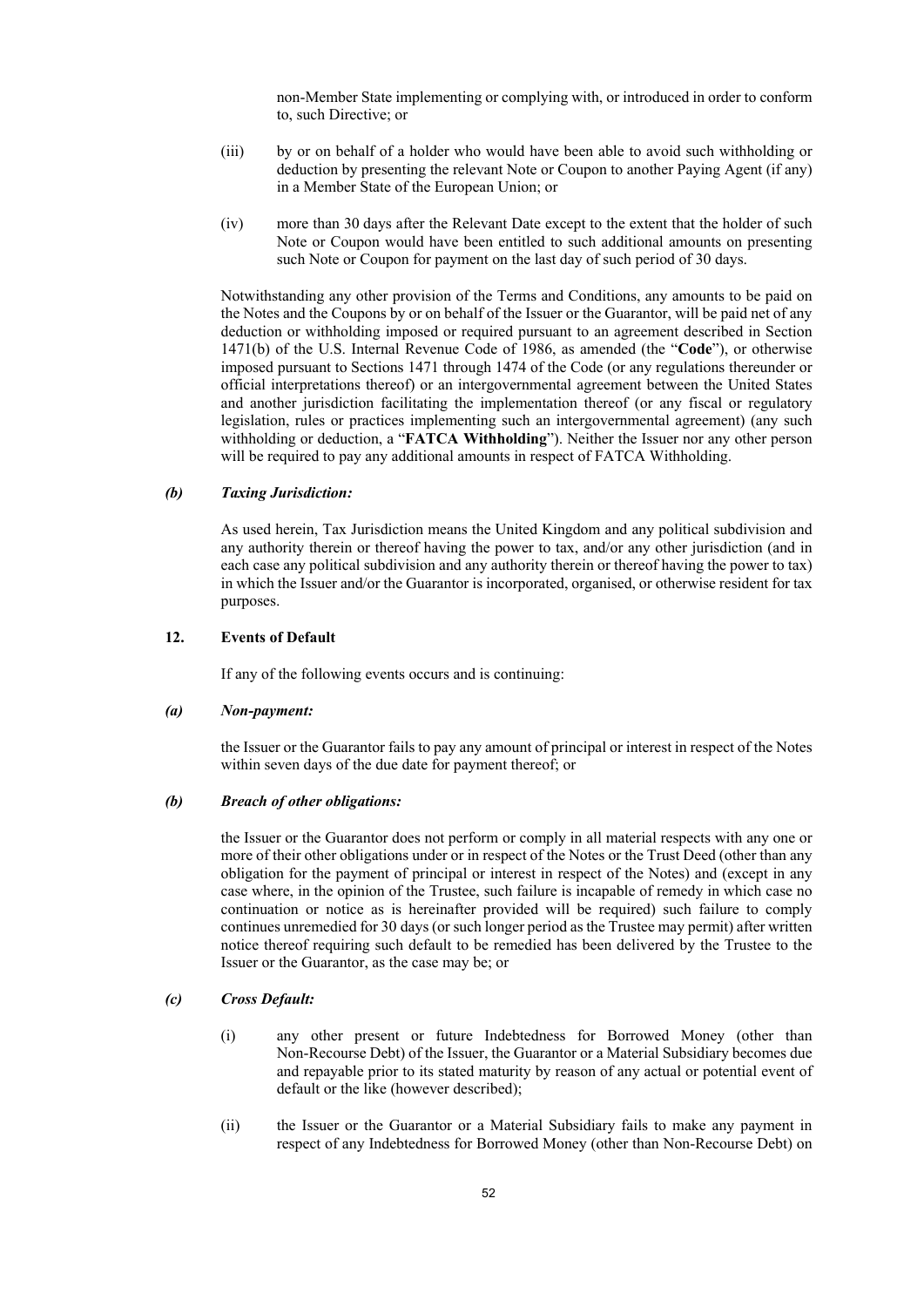non-Member State implementing or complying with, or introduced in order to conform to, such Directive; or

(iii) by or on behalf of a holder who would have been able to avoid such withholding or deduction by presenting the relevant Note or Coupon to another Paying Agent (if any) in a Member State of the European Union; or

(iv) more than 30 days after the Relevant Date except to the extent that the holder of such Note or Coupon would have been entitled to such additional amounts on presenting such Note or Coupon for payment on the last day of such period of 30 days.

Notwithstanding any other provision of the Terms and Conditions, any amounts to be paid on the Notes and the Coupons by or on behalf of the Issuer or the Guarantor, will be paid net of any deduction or withholding imposed or required pursuant to an agreement described in Section 1471(b) of the U.S. Internal Revenue Code of 1986, as amended (the "**Code**"), or otherwise imposed pursuant to Sections 1471 through 1474 of the Code (or any regulations thereunder or official interpretations thereof) or an intergovernmental agreement between the United States and another jurisdiction facilitating the implementation thereof (or any fiscal or regulatory legislation, rules or practices implementing such an intergovernmental agreement) (any such withholding or deduction, a "**FATCA Withholding**"). Neither the Issuer nor any other person will be required to pay any additional amounts in respect of FATCA Withholding.

***(b) Taxing Jurisdiction:***

As used herein, Tax Jurisdiction means the United Kingdom and any political subdivision and any authority therein or thereof having the power to tax, and/or any other jurisdiction (and in each case any political subdivision and any authority therein or thereof having the power to tax) in which the Issuer and/or the Guarantor is incorporated, organised, or otherwise resident for tax purposes.

## 12. Events of Default

If any of the following events occurs and is continuing:

***(a) Non-payment:***

the Issuer or the Guarantor fails to pay any amount of principal or interest in respect of the Notes within seven days of the due date for payment thereof; or

***(b) Breach of other obligations:***

the Issuer or the Guarantor does not perform or comply in all material respects with any one or more of their other obligations under or in respect of the Notes or the Trust Deed (other than any obligation for the payment of principal or interest in respect of the Notes) and (except in any case where, in the opinion of the Trustee, such failure is incapable of remedy in which case no continuation or notice as is hereinafter provided will be required) such failure to comply continues unremedied for 30 days (or such longer period as the Trustee may permit) after written notice thereof requiring such default to be remedied has been delivered by the Trustee to the Issuer or the Guarantor, as the case may be; or

***(c) Cross Default:***

(i) any other present or future Indebtedness for Borrowed Money (other than Non-Recourse Debt) of the Issuer, the Guarantor or a Material Subsidiary becomes due and repayable prior to its stated maturity by reason of any actual or potential event of default or the like (however described);

(ii) the Issuer or the Guarantor or a Material Subsidiary fails to make any payment in respect of any Indebtedness for Borrowed Money (other than Non-Recourse Debt) on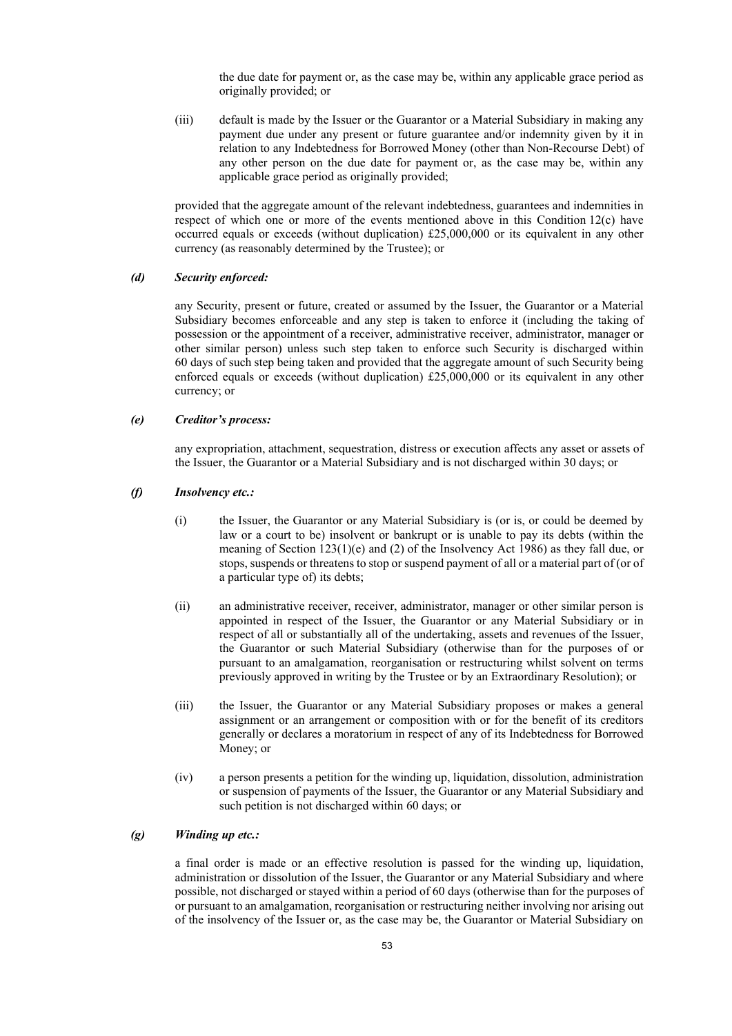the due date for payment or, as the case may be, within any applicable grace period as originally provided; or

(iii) default is made by the Issuer or the Guarantor or a Material Subsidiary in making any payment due under any present or future guarantee and/or indemnity given by it in relation to any Indebtedness for Borrowed Money (other than Non-Recourse Debt) of any other person on the due date for payment or, as the case may be, within any applicable grace period as originally provided;

provided that the aggregate amount of the relevant indebtedness, guarantees and indemnities in respect of which one or more of the events mentioned above in this Condition 12(c) have occurred equals or exceeds (without duplication) £25,000,000 or its equivalent in any other currency (as reasonably determined by the Trustee); or

***(d) Security enforced:***

any Security, present or future, created or assumed by the Issuer, the Guarantor or a Material Subsidiary becomes enforceable and any step is taken to enforce it (including the taking of possession or the appointment of a receiver, administrative receiver, administrator, manager or other similar person) unless such step taken to enforce such Security is discharged within 60 days of such step being taken and provided that the aggregate amount of such Security being enforced equals or exceeds (without duplication) £25,000,000 or its equivalent in any other currency; or

***(e) Creditor's process:***

any expropriation, attachment, sequestration, distress or execution affects any asset or assets of the Issuer, the Guarantor or a Material Subsidiary and is not discharged within 30 days; or

***(f) Insolvency etc.:***

(i) the Issuer, the Guarantor or any Material Subsidiary is (or is, or could be deemed by law or a court to be) insolvent or bankrupt or is unable to pay its debts (within the meaning of Section 123(1)(e) and (2) of the Insolvency Act 1986) as they fall due, or stops, suspends or threatens to stop or suspend payment of all or a material part of (or of a particular type of) its debts;

(ii) an administrative receiver, receiver, administrator, manager or other similar person is appointed in respect of the Issuer, the Guarantor or any Material Subsidiary or in respect of all or substantially all of the undertaking, assets and revenues of the Issuer, the Guarantor or such Material Subsidiary (otherwise than for the purposes of or pursuant to an amalgamation, reorganisation or restructuring whilst solvent on terms previously approved in writing by the Trustee or by an Extraordinary Resolution); or

(iii) the Issuer, the Guarantor or any Material Subsidiary proposes or makes a general assignment or an arrangement or composition with or for the benefit of its creditors generally or declares a moratorium in respect of any of its Indebtedness for Borrowed Money; or

(iv) a person presents a petition for the winding up, liquidation, dissolution, administration or suspension of payments of the Issuer, the Guarantor or any Material Subsidiary and such petition is not discharged within 60 days; or

***(g) Winding up etc.:***

a final order is made or an effective resolution is passed for the winding up, liquidation, administration or dissolution of the Issuer, the Guarantor or any Material Subsidiary and where possible, not discharged or stayed within a period of 60 days (otherwise than for the purposes of or pursuant to an amalgamation, reorganisation or restructuring neither involving nor arising out of the insolvency of the Issuer or, as the case may be, the Guarantor or Material Subsidiary on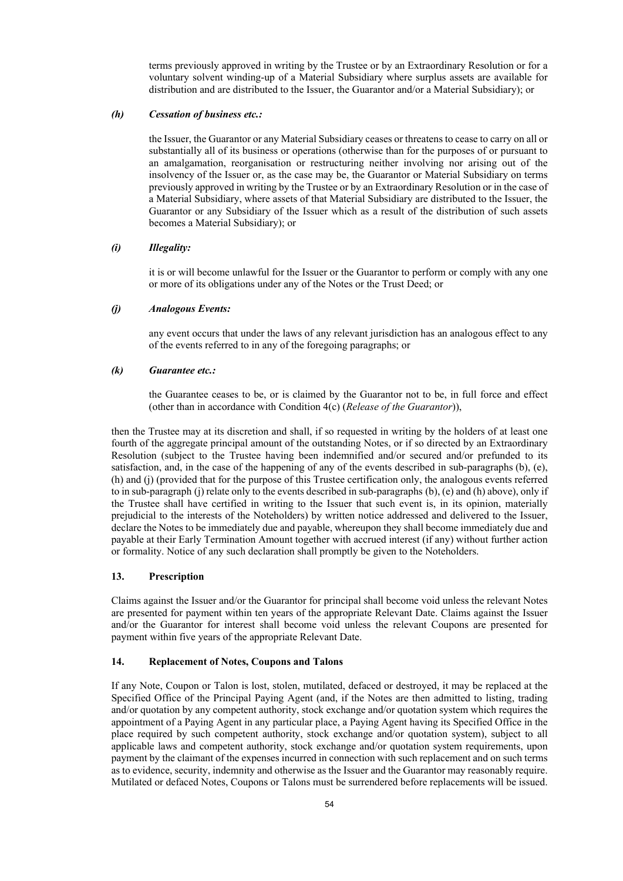terms previously approved in writing by the Trustee or by an Extraordinary Resolution or for a voluntary solvent winding-up of a Material Subsidiary where surplus assets are available for distribution and are distributed to the Issuer, the Guarantor and/or a Material Subsidiary); or

*(h)* ***Cessation of business etc.:***

the Issuer, the Guarantor or any Material Subsidiary ceases or threatens to cease to carry on all or substantially all of its business or operations (otherwise than for the purposes of or pursuant to an amalgamation, reorganisation or restructuring neither involving nor arising out of the insolvency of the Issuer or, as the case may be, the Guarantor or Material Subsidiary on terms previously approved in writing by the Trustee or by an Extraordinary Resolution or in the case of a Material Subsidiary, where assets of that Material Subsidiary are distributed to the Issuer, the Guarantor or any Subsidiary of the Issuer which as a result of the distribution of such assets becomes a Material Subsidiary); or

*(i)* ***Illegality:***

it is or will become unlawful for the Issuer or the Guarantor to perform or comply with any one or more of its obligations under any of the Notes or the Trust Deed; or

*(j)* ***Analogous Events:***

any event occurs that under the laws of any relevant jurisdiction has an analogous effect to any of the events referred to in any of the foregoing paragraphs; or

*(k)* ***Guarantee etc.:***

the Guarantee ceases to be, or is claimed by the Guarantor not to be, in full force and effect (other than in accordance with Condition 4(c) (*Release of the Guarantor*)),

then the Trustee may at its discretion and shall, if so requested in writing by the holders of at least one fourth of the aggregate principal amount of the outstanding Notes, or if so directed by an Extraordinary Resolution (subject to the Trustee having been indemnified and/or secured and/or prefunded to its satisfaction, and, in the case of the happening of any of the events described in sub-paragraphs (b), (e), (h) and (j) (provided that for the purpose of this Trustee certification only, the analogous events referred to in sub-paragraph (j) relate only to the events described in sub-paragraphs (b), (e) and (h) above), only if the Trustee shall have certified in writing to the Issuer that such event is, in its opinion, materially prejudicial to the interests of the Noteholders) by written notice addressed and delivered to the Issuer, declare the Notes to be immediately due and payable, whereupon they shall become immediately due and payable at their Early Termination Amount together with accrued interest (if any) without further action or formality. Notice of any such declaration shall promptly be given to the Noteholders.

## 13. Prescription

Claims against the Issuer and/or the Guarantor for principal shall become void unless the relevant Notes are presented for payment within ten years of the appropriate Relevant Date. Claims against the Issuer and/or the Guarantor for interest shall become void unless the relevant Coupons are presented for payment within five years of the appropriate Relevant Date.

## 14. Replacement of Notes, Coupons and Talons

If any Note, Coupon or Talon is lost, stolen, mutilated, defaced or destroyed, it may be replaced at the Specified Office of the Principal Paying Agent (and, if the Notes are then admitted to listing, trading and/or quotation by any competent authority, stock exchange and/or quotation system which requires the appointment of a Paying Agent in any particular place, a Paying Agent having its Specified Office in the place required by such competent authority, stock exchange and/or quotation system), subject to all applicable laws and competent authority, stock exchange and/or quotation system requirements, upon payment by the claimant of the expenses incurred in connection with such replacement and on such terms as to evidence, security, indemnity and otherwise as the Issuer and the Guarantor may reasonably require. Mutilated or defaced Notes, Coupons or Talons must be surrendered before replacements will be issued.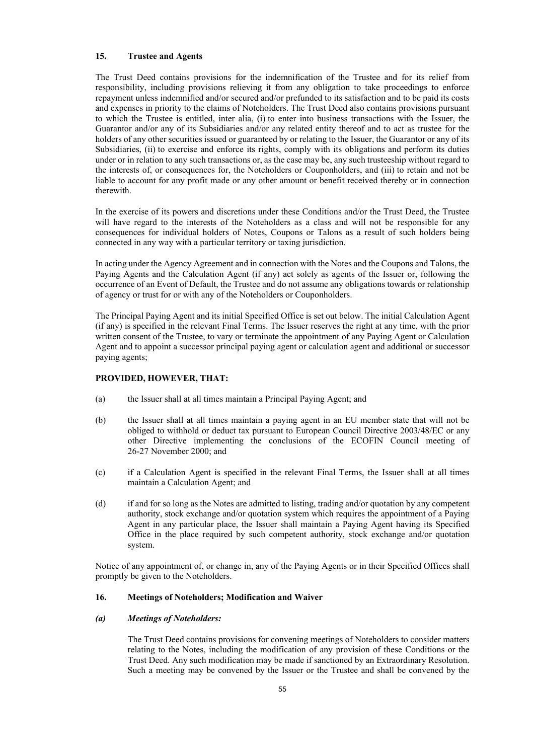## 15. Trustee and Agents

The Trust Deed contains provisions for the indemnification of the Trustee and for its relief from responsibility, including provisions relieving it from any obligation to take proceedings to enforce repayment unless indemnified and/or secured and/or prefunded to its satisfaction and to be paid its costs and expenses in priority to the claims of Noteholders. The Trust Deed also contains provisions pursuant to which the Trustee is entitled, inter alia, (i) to enter into business transactions with the Issuer, the Guarantor and/or any of its Subsidiaries and/or any related entity thereof and to act as trustee for the holders of any other securities issued or guaranteed by or relating to the Issuer, the Guarantor or any of its Subsidiaries, (ii) to exercise and enforce its rights, comply with its obligations and perform its duties under or in relation to any such transactions or, as the case may be, any such trusteeship without regard to the interests of, or consequences for, the Noteholders or Couponholders, and (iii) to retain and not be liable to account for any profit made or any other amount or benefit received thereby or in connection therewith.

In the exercise of its powers and discretions under these Conditions and/or the Trust Deed, the Trustee will have regard to the interests of the Noteholders as a class and will not be responsible for any consequences for individual holders of Notes, Coupons or Talons as a result of such holders being connected in any way with a particular territory or taxing jurisdiction.

In acting under the Agency Agreement and in connection with the Notes and the Coupons and Talons, the Paying Agents and the Calculation Agent (if any) act solely as agents of the Issuer or, following the occurrence of an Event of Default, the Trustee and do not assume any obligations towards or relationship of agency or trust for or with any of the Noteholders or Couponholders.

The Principal Paying Agent and its initial Specified Office is set out below. The initial Calculation Agent (if any) is specified in the relevant Final Terms. The Issuer reserves the right at any time, with the prior written consent of the Trustee, to vary or terminate the appointment of any Paying Agent or Calculation Agent and to appoint a successor principal paying agent or calculation agent and additional or successor paying agents;

**PROVIDED, HOWEVER, THAT:**

(a) the Issuer shall at all times maintain a Principal Paying Agent; and

(b) the Issuer shall at all times maintain a paying agent in an EU member state that will not be obliged to withhold or deduct tax pursuant to European Council Directive 2003/48/EC or any other Directive implementing the conclusions of the ECOFIN Council meeting of 26-27 November 2000; and

(c) if a Calculation Agent is specified in the relevant Final Terms, the Issuer shall at all times maintain a Calculation Agent; and

(d) if and for so long as the Notes are admitted to listing, trading and/or quotation by any competent authority, stock exchange and/or quotation system which requires the appointment of a Paying Agent in any particular place, the Issuer shall maintain a Paying Agent having its Specified Office in the place required by such competent authority, stock exchange and/or quotation system.

Notice of any appointment of, or change in, any of the Paying Agents or in their Specified Offices shall promptly be given to the Noteholders.

## 16. Meetings of Noteholders; Modification and Waiver

### *(a) Meetings of Noteholders:*

The Trust Deed contains provisions for convening meetings of Noteholders to consider matters relating to the Notes, including the modification of any provision of these Conditions or the Trust Deed. Any such modification may be made if sanctioned by an Extraordinary Resolution. Such a meeting may be convened by the Issuer or the Trustee and shall be convened by the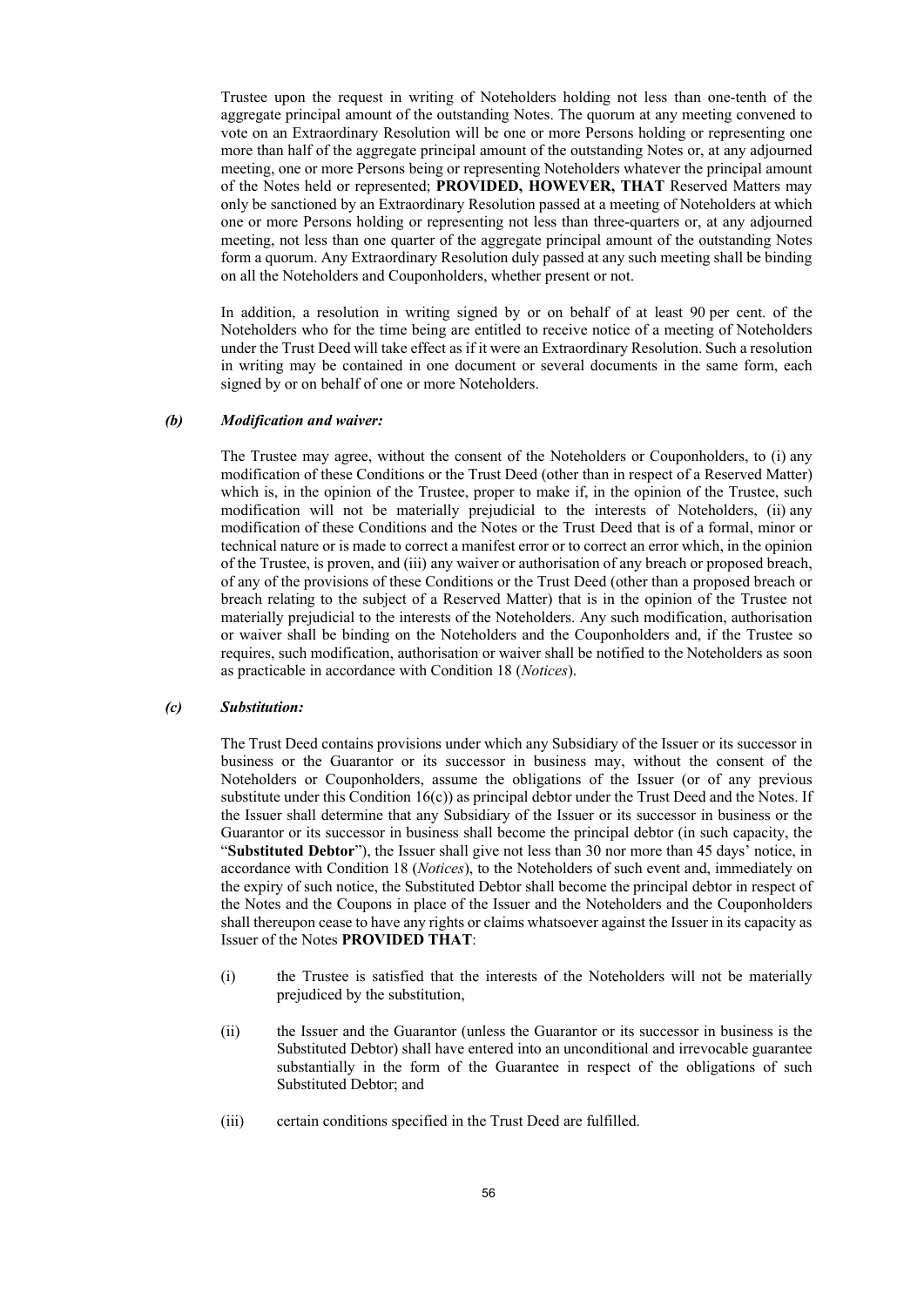Trustee upon the request in writing of Noteholders holding not less than one-tenth of the aggregate principal amount of the outstanding Notes. The quorum at any meeting convened to vote on an Extraordinary Resolution will be one or more Persons holding or representing one more than half of the aggregate principal amount of the outstanding Notes or, at any adjourned meeting, one or more Persons being or representing Noteholders whatever the principal amount of the Notes held or represented; **PROVIDED, HOWEVER, THAT** Reserved Matters may only be sanctioned by an Extraordinary Resolution passed at a meeting of Noteholders at which one or more Persons holding or representing not less than three-quarters or, at any adjourned meeting, not less than one quarter of the aggregate principal amount of the outstanding Notes form a quorum. Any Extraordinary Resolution duly passed at any such meeting shall be binding on all the Noteholders and Couponholders, whether present or not.

In addition, a resolution in writing signed by or on behalf of at least 90 per cent. of the Noteholders who for the time being are entitled to receive notice of a meeting of Noteholders under the Trust Deed will take effect as if it were an Extraordinary Resolution. Such a resolution in writing may be contained in one document or several documents in the same form, each signed by or on behalf of one or more Noteholders.

***(b) Modification and waiver:***

The Trustee may agree, without the consent of the Noteholders or Couponholders, to (i) any modification of these Conditions or the Trust Deed (other than in respect of a Reserved Matter) which is, in the opinion of the Trustee, proper to make if, in the opinion of the Trustee, such modification will not be materially prejudicial to the interests of Noteholders, (ii) any modification of these Conditions and the Notes or the Trust Deed that is of a formal, minor or technical nature or is made to correct a manifest error or to correct an error which, in the opinion of the Trustee, is proven, and (iii) any waiver or authorisation of any breach or proposed breach, of any of the provisions of these Conditions or the Trust Deed (other than a proposed breach or breach relating to the subject of a Reserved Matter) that is in the opinion of the Trustee not materially prejudicial to the interests of the Noteholders. Any such modification, authorisation or waiver shall be binding on the Noteholders and the Couponholders and, if the Trustee so requires, such modification, authorisation or waiver shall be notified to the Noteholders as soon as practicable in accordance with Condition 18 (*Notices*).

***(c) Substitution:***

The Trust Deed contains provisions under which any Subsidiary of the Issuer or its successor in business or the Guarantor or its successor in business may, without the consent of the Noteholders or Couponholders, assume the obligations of the Issuer (or of any previous substitute under this Condition 16(c)) as principal debtor under the Trust Deed and the Notes. If the Issuer shall determine that any Subsidiary of the Issuer or its successor in business or the Guarantor or its successor in business shall become the principal debtor (in such capacity, the "**Substituted Debtor**"), the Issuer shall give not less than 30 nor more than 45 days' notice, in accordance with Condition 18 (*Notices*), to the Noteholders of such event and, immediately on the expiry of such notice, the Substituted Debtor shall become the principal debtor in respect of the Notes and the Coupons in place of the Issuer and the Noteholders and the Couponholders shall thereupon cease to have any rights or claims whatsoever against the Issuer in its capacity as Issuer of the Notes **PROVIDED THAT**:

(i) the Trustee is satisfied that the interests of the Noteholders will not be materially prejudiced by the substitution,

(ii) the Issuer and the Guarantor (unless the Guarantor or its successor in business is the Substituted Debtor) shall have entered into an unconditional and irrevocable guarantee substantially in the form of the Guarantee in respect of the obligations of such Substituted Debtor; and

(iii) certain conditions specified in the Trust Deed are fulfilled.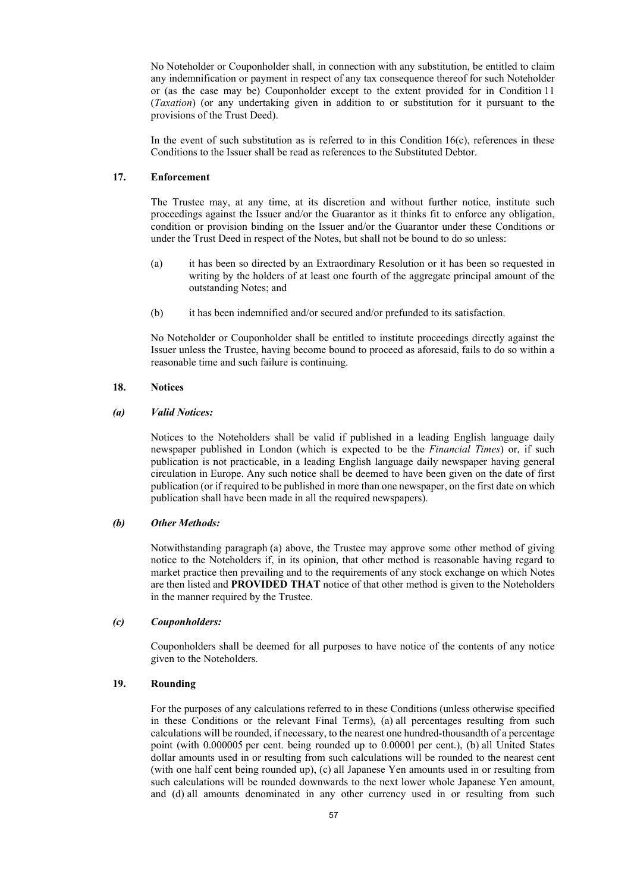No Noteholder or Couponholder shall, in connection with any substitution, be entitled to claim any indemnification or payment in respect of any tax consequence thereof for such Noteholder or (as the case may be) Couponholder except to the extent provided for in Condition 11 (*Taxation*) (or any undertaking given in addition to or substitution for it pursuant to the provisions of the Trust Deed).

In the event of such substitution as is referred to in this Condition 16(c), references in these Conditions to the Issuer shall be read as references to the Substituted Debtor.

## 17. Enforcement

The Trustee may, at any time, at its discretion and without further notice, institute such proceedings against the Issuer and/or the Guarantor as it thinks fit to enforce any obligation, condition or provision binding on the Issuer and/or the Guarantor under these Conditions or under the Trust Deed in respect of the Notes, but shall not be bound to do so unless:

(a) it has been so directed by an Extraordinary Resolution or it has been so requested in writing by the holders of at least one fourth of the aggregate principal amount of the outstanding Notes; and

(b) it has been indemnified and/or secured and/or prefunded to its satisfaction.

No Noteholder or Couponholder shall be entitled to institute proceedings directly against the Issuer unless the Trustee, having become bound to proceed as aforesaid, fails to do so within a reasonable time and such failure is continuing.

## 18. Notices

### *(a) Valid Notices:*

Notices to the Noteholders shall be valid if published in a leading English language daily newspaper published in London (which is expected to be the *Financial Times*) or, if such publication is not practicable, in a leading English language daily newspaper having general circulation in Europe. Any such notice shall be deemed to have been given on the date of first publication (or if required to be published in more than one newspaper, on the first date on which publication shall have been made in all the required newspapers).

### *(b) Other Methods:*

Notwithstanding paragraph (a) above, the Trustee may approve some other method of giving notice to the Noteholders if, in its opinion, that other method is reasonable having regard to market practice then prevailing and to the requirements of any stock exchange on which Notes are then listed and **PROVIDED THAT** notice of that other method is given to the Noteholders in the manner required by the Trustee.

### *(c) Couponholders:*

Couponholders shall be deemed for all purposes to have notice of the contents of any notice given to the Noteholders.

## 19. Rounding

For the purposes of any calculations referred to in these Conditions (unless otherwise specified in these Conditions or the relevant Final Terms), (a) all percentages resulting from such calculations will be rounded, if necessary, to the nearest one hundred-thousandth of a percentage point (with 0.000005 per cent. being rounded up to 0.00001 per cent.), (b) all United States dollar amounts used in or resulting from such calculations will be rounded to the nearest cent (with one half cent being rounded up), (c) all Japanese Yen amounts used in or resulting from such calculations will be rounded downwards to the next lower whole Japanese Yen amount, and (d) all amounts denominated in any other currency used in or resulting from such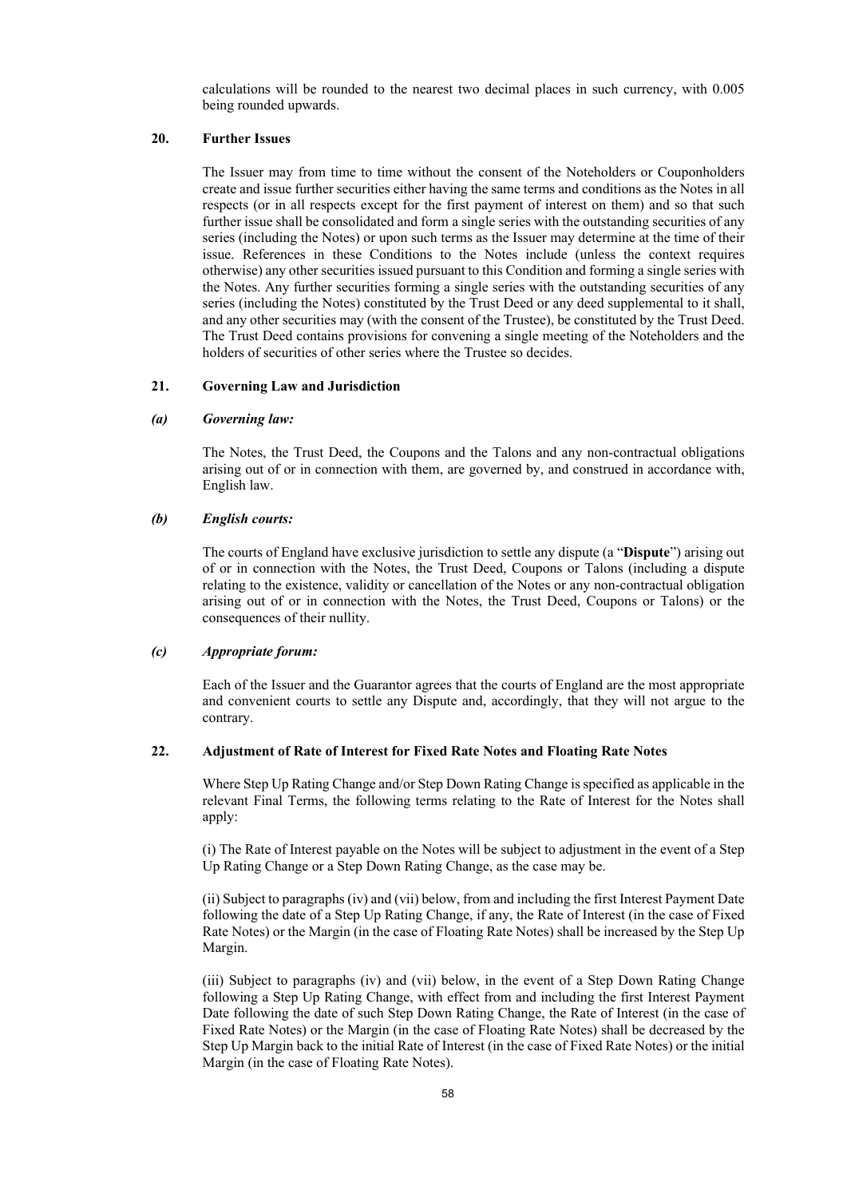calculations will be rounded to the nearest two decimal places in such currency, with 0.005 being rounded upwards.

## 20. Further Issues

The Issuer may from time to time without the consent of the Noteholders or Couponholders create and issue further securities either having the same terms and conditions as the Notes in all respects (or in all respects except for the first payment of interest on them) and so that such further issue shall be consolidated and form a single series with the outstanding securities of any series (including the Notes) or upon such terms as the Issuer may determine at the time of their issue. References in these Conditions to the Notes include (unless the context requires otherwise) any other securities issued pursuant to this Condition and forming a single series with the Notes. Any further securities forming a single series with the outstanding securities of any series (including the Notes) constituted by the Trust Deed or any deed supplemental to it shall, and any other securities may (with the consent of the Trustee), be constituted by the Trust Deed. The Trust Deed contains provisions for convening a single meeting of the Noteholders and the holders of securities of other series where the Trustee so decides.

## 21. Governing Law and Jurisdiction

### *(a) Governing law:*

The Notes, the Trust Deed, the Coupons and the Talons and any non-contractual obligations arising out of or in connection with them, are governed by, and construed in accordance with, English law.

### *(b) English courts:*

The courts of England have exclusive jurisdiction to settle any dispute (a "**Dispute**") arising out of or in connection with the Notes, the Trust Deed, Coupons or Talons (including a dispute relating to the existence, validity or cancellation of the Notes or any non-contractual obligation arising out of or in connection with the Notes, the Trust Deed, Coupons or Talons) or the consequences of their nullity.

### *(c) Appropriate forum:*

Each of the Issuer and the Guarantor agrees that the courts of England are the most appropriate and convenient courts to settle any Dispute and, accordingly, that they will not argue to the contrary.

## 22. Adjustment of Rate of Interest for Fixed Rate Notes and Floating Rate Notes

Where Step Up Rating Change and/or Step Down Rating Change is specified as applicable in the relevant Final Terms, the following terms relating to the Rate of Interest for the Notes shall apply:

(i) The Rate of Interest payable on the Notes will be subject to adjustment in the event of a Step Up Rating Change or a Step Down Rating Change, as the case may be.

(ii) Subject to paragraphs (iv) and (vii) below, from and including the first Interest Payment Date following the date of a Step Up Rating Change, if any, the Rate of Interest (in the case of Fixed Rate Notes) or the Margin (in the case of Floating Rate Notes) shall be increased by the Step Up Margin.

(iii) Subject to paragraphs (iv) and (vii) below, in the event of a Step Down Rating Change following a Step Up Rating Change, with effect from and including the first Interest Payment Date following the date of such Step Down Rating Change, the Rate of Interest (in the case of Fixed Rate Notes) or the Margin (in the case of Floating Rate Notes) shall be decreased by the Step Up Margin back to the initial Rate of Interest (in the case of Fixed Rate Notes) or the initial Margin (in the case of Floating Rate Notes).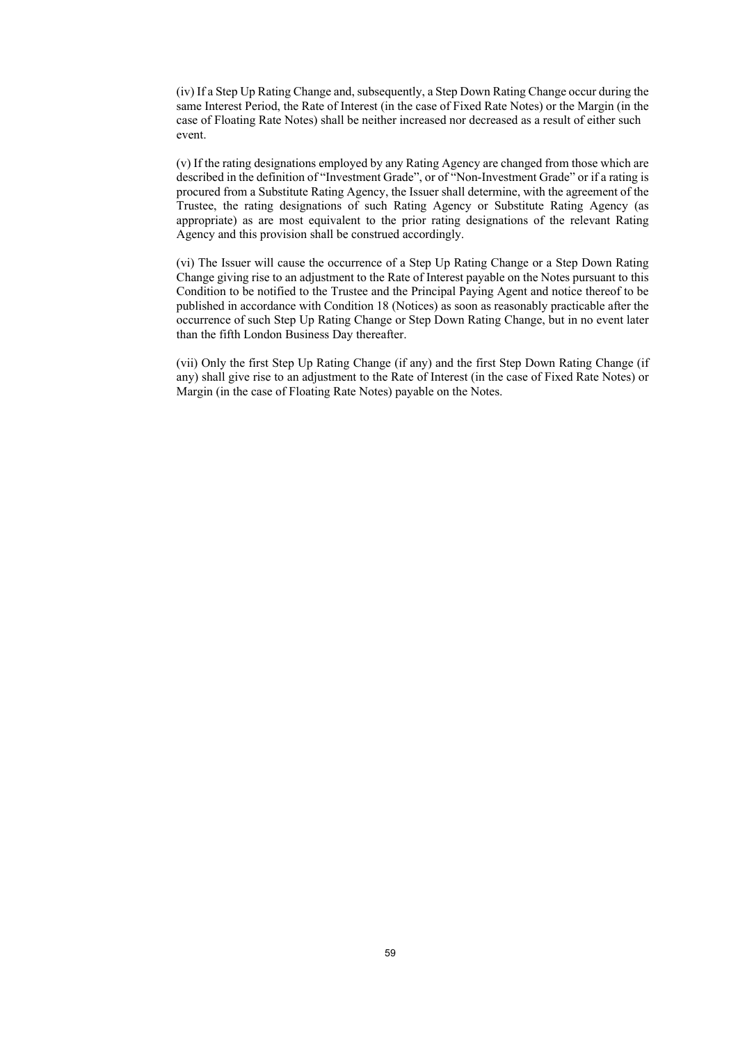(iv) If a Step Up Rating Change and, subsequently, a Step Down Rating Change occur during the same Interest Period, the Rate of Interest (in the case of Fixed Rate Notes) or the Margin (in the case of Floating Rate Notes) shall be neither increased nor decreased as a result of either such event.

(v) If the rating designations employed by any Rating Agency are changed from those which are described in the definition of "Investment Grade", or of "Non-Investment Grade" or if a rating is procured from a Substitute Rating Agency, the Issuer shall determine, with the agreement of the Trustee, the rating designations of such Rating Agency or Substitute Rating Agency (as appropriate) as are most equivalent to the prior rating designations of the relevant Rating Agency and this provision shall be construed accordingly.

(vi) The Issuer will cause the occurrence of a Step Up Rating Change or a Step Down Rating Change giving rise to an adjustment to the Rate of Interest payable on the Notes pursuant to this Condition to be notified to the Trustee and the Principal Paying Agent and notice thereof to be published in accordance with Condition 18 (Notices) as soon as reasonably practicable after the occurrence of such Step Up Rating Change or Step Down Rating Change, but in no event later than the fifth London Business Day thereafter.

(vii) Only the first Step Up Rating Change (if any) and the first Step Down Rating Change (if any) shall give rise to an adjustment to the Rate of Interest (in the case of Fixed Rate Notes) or Margin (in the case of Floating Rate Notes) payable on the Notes.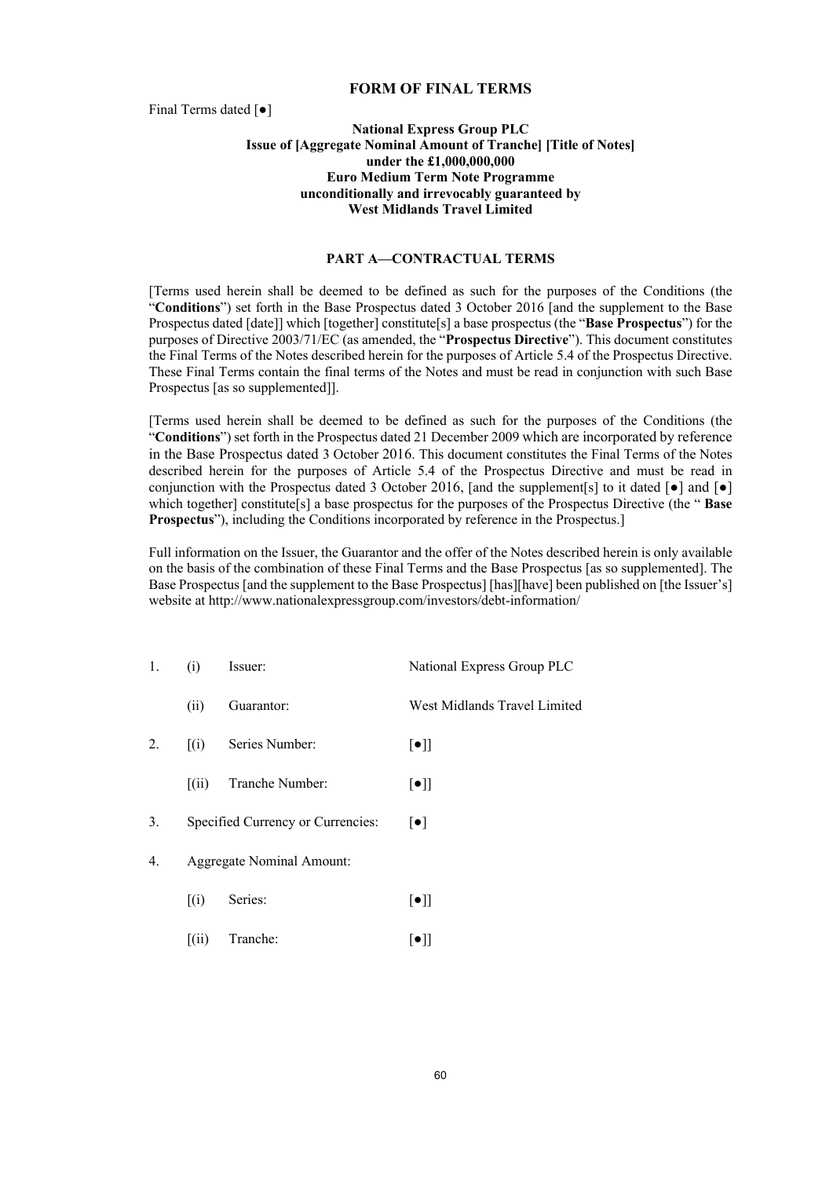## FORM OF FINAL TERMS

Final Terms dated [●]

**National Express Group PLC**
**Issue of [Aggregate Nominal Amount of Tranche] [Title of Notes]**
**under the £1,000,000,000**
**Euro Medium Term Note Programme**
**unconditionally and irrevocably guaranteed by**
**West Midlands Travel Limited**

### PART A—CONTRACTUAL TERMS

[Terms used herein shall be deemed to be defined as such for the purposes of the Conditions (the "**Conditions**") set forth in the Base Prospectus dated 3 October 2016 [and the supplement to the Base Prospectus dated [date]] which [together] constitute[s] a base prospectus (the "**Base Prospectus**") for the purposes of Directive 2003/71/EC (as amended, the "**Prospectus Directive**"). This document constitutes the Final Terms of the Notes described herein for the purposes of Article 5.4 of the Prospectus Directive. These Final Terms contain the final terms of the Notes and must be read in conjunction with such Base Prospectus [as so supplemented]].

[Terms used herein shall be deemed to be defined as such for the purposes of the Conditions (the "**Conditions**") set forth in the Prospectus dated 21 December 2009 which are incorporated by reference in the Base Prospectus dated 3 October 2016. This document constitutes the Final Terms of the Notes described herein for the purposes of Article 5.4 of the Prospectus Directive and must be read in conjunction with the Prospectus dated 3 October 2016, [and the supplement[s] to it dated [●] and [●] which together] constitute[s] a base prospectus for the purposes of the Prospectus Directive (the " **Base Prospectus**"), including the Conditions incorporated by reference in the Prospectus.]

Full information on the Issuer, the Guarantor and the offer of the Notes described herein is only available on the basis of the combination of these Final Terms and the Base Prospectus [as so supplemented]. The Base Prospectus [and the supplement to the Base Prospectus] [has][have] been published on [the Issuer's] website at http://www.nationalexpressgroup.com/investors/debt-information/

| | | | |
|---|---|---|---|
| 1. | (i) | Issuer: | National Express Group PLC |
| | (ii) | Guarantor: | West Midlands Travel Limited |
| 2. | [(i) | Series Number: | [●]] |
| | [(ii) | Tranche Number: | [●]] |
| 3. | Specified Currency or Currencies: | | [●] |
| 4. | Aggregate Nominal Amount: | | |
| | [(i) | Series: | [●]] |
| | [(ii) | Tranche: | [●]] |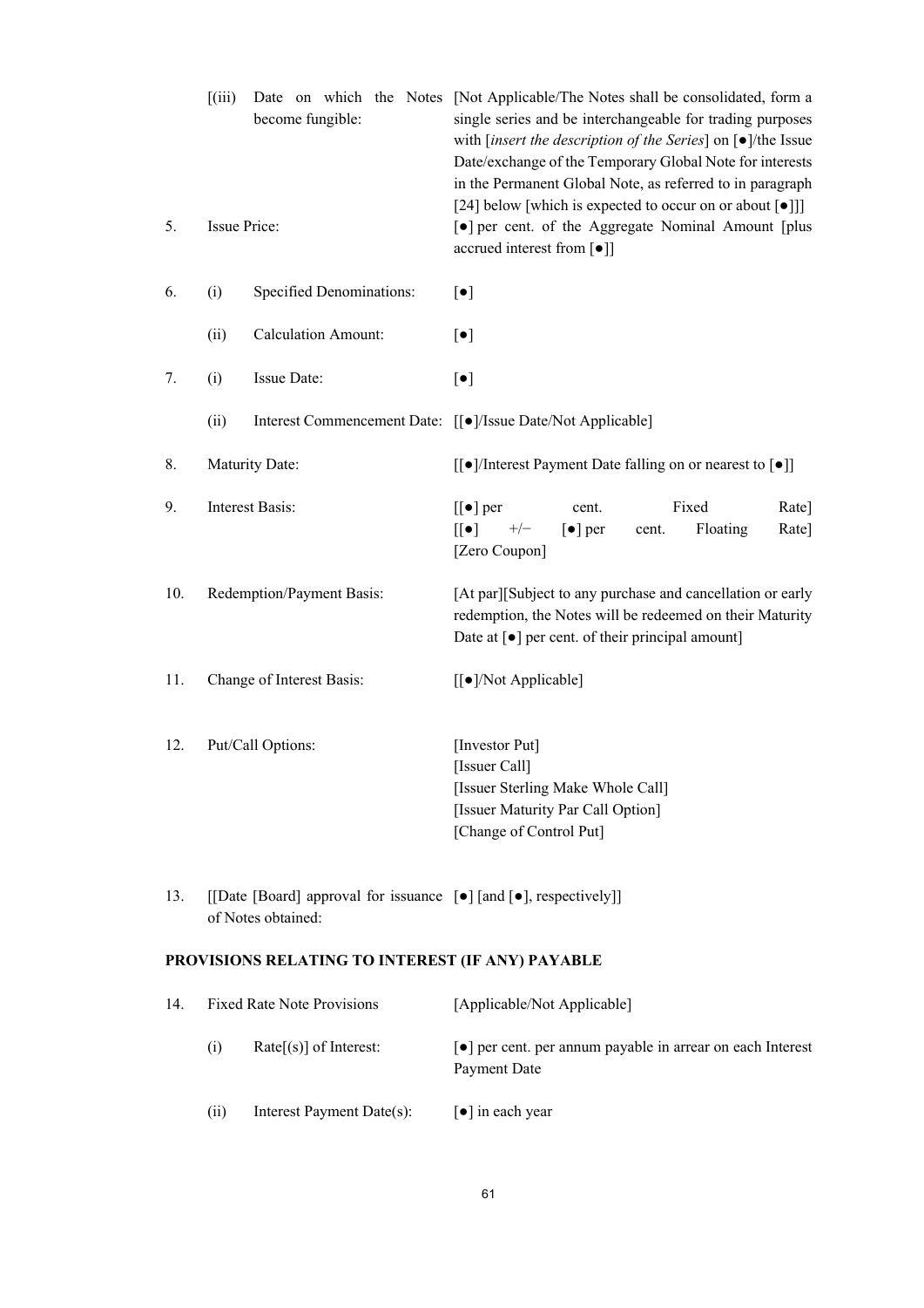| | | | |
|---|---|---|---|
| | [(iii) | Date on which the Notes become fungible: | [Not Applicable/The Notes shall be consolidated, form a single series and be interchangeable for trading purposes with [*insert the description of the Series*] on [●]/the Issue Date/exchange of the Temporary Global Note for interests in the Permanent Global Note, as referred to in paragraph [24] below [which is expected to occur on or about [●]]] |
| 5. | Issue Price: | | [●] per cent. of the Aggregate Nominal Amount [plus accrued interest from [●]] |
| 6. | (i) | Specified Denominations: | [●] |
| | (ii) | Calculation Amount: | [●] |
| 7. | (i) | Issue Date: | [●] |
| | (ii) | Interest Commencement Date: | [[●]/Issue Date/Not Applicable] |
| 8. | Maturity Date: | | [[●]/Interest Payment Date falling on or nearest to [●]] |
| 9. | Interest Basis: | | [[●] per cent. Fixed Rate]<br>[[●] +/− [●] per cent. Floating Rate]<br>[Zero Coupon] |
| 10. | Redemption/Payment Basis: | | [At par][Subject to any purchase and cancellation or early redemption, the Notes will be redeemed on their Maturity Date at [●] per cent. of their principal amount] |
| 11. | Change of Interest Basis: | | [[●]/Not Applicable] |
| 12. | Put/Call Options: | | [Investor Put]<br>[Issuer Call]<br>[Issuer Sterling Make Whole Call]<br>[Issuer Maturity Par Call Option]<br>[Change of Control Put] |
| 13. | [[Date [Board] approval for issuance of Notes obtained: | | [●] [and [●], respectively]] |

**PROVISIONS RELATING TO INTEREST (IF ANY) PAYABLE**

| | | | |
|---|---|---|---|
| 14. | Fixed Rate Note Provisions | | [Applicable/Not Applicable] |
| | (i) | Rate[(s)] of Interest: | [●] per cent. per annum payable in arrear on each Interest Payment Date |
| | (ii) | Interest Payment Date(s): | [●] in each year |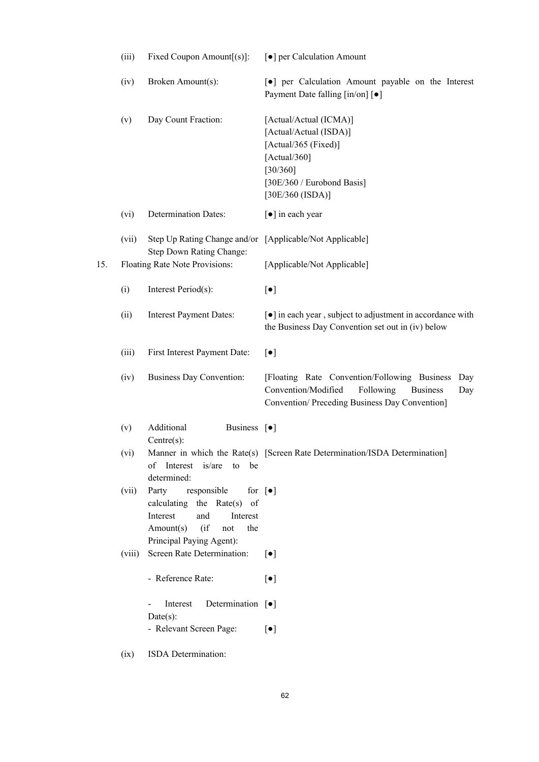| | | | |
|---|---|---|---|
| | (iii) | Fixed Coupon Amount[(s)]: | [●] per Calculation Amount |
| | (iv) | Broken Amount(s): | [●] per Calculation Amount payable on the Interest Payment Date falling [in/on] [●] |
| | (v) | Day Count Fraction: | [Actual/Actual (ICMA)]<br>[Actual/Actual (ISDA)]<br>[Actual/365 (Fixed)]<br>[Actual/360]<br>[30/360]<br>[30E/360 / Eurobond Basis]<br>[30E/360 (ISDA)] |
| | (vi) | Determination Dates: | [●] in each year |
| | (vii) | Step Up Rating Change and/or Step Down Rating Change: | [Applicable/Not Applicable] |
| 15. | | Floating Rate Note Provisions: | [Applicable/Not Applicable] |
| | (i) | Interest Period(s): | [●] |
| | (ii) | Interest Payment Dates: | [●] in each year , subject to adjustment in accordance with the Business Day Convention set out in (iv) below |
| | (iii) | First Interest Payment Date: | [●] |
| | (iv) | Business Day Convention: | [Floating Rate Convention/Following Business Day Convention/Modified Following Business Day Convention/ Preceding Business Day Convention] |
| | (v) | Additional Business Centre(s): | [●] |
| | (vi) | Manner in which the Rate(s) of Interest is/are to be determined: | [Screen Rate Determination/ISDA Determination] |
| | (vii) | Party responsible for calculating the Rate(s) of Interest and Interest Amount(s) (if not the Principal Paying Agent): | [●] |
| | (viii) | Screen Rate Determination: | [●] |
| | | - Reference Rate: | [●] |
| | | - Interest Determination Date(s): | [●] |
| | | - Relevant Screen Page: | [●] |
| | (ix) | ISDA Determination: | |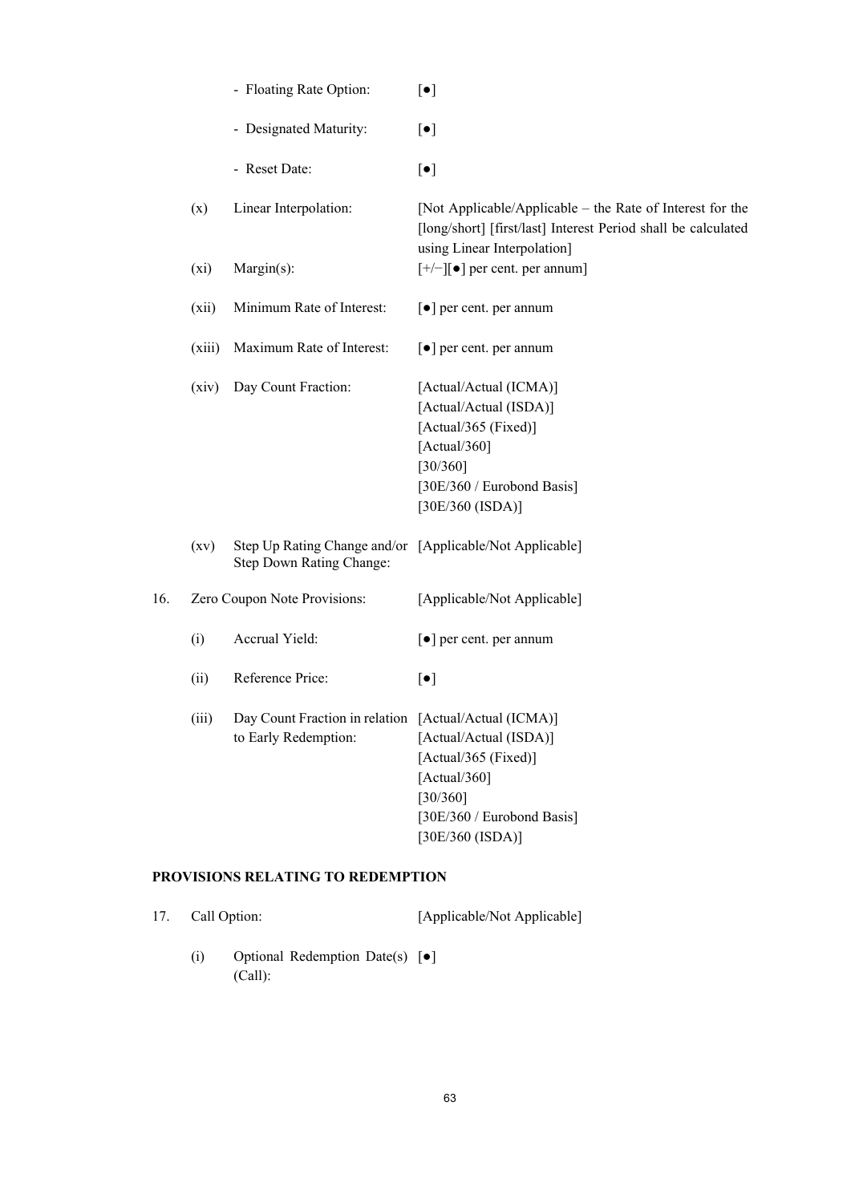| | | |
|---|---|---|
| | - Floating Rate Option: | [●] |
| | - Designated Maturity: | [●] |
| | - Reset Date: | [●] |
| (x) | Linear Interpolation: | [Not Applicable/Applicable – the Rate of Interest for the [long/short] [first/last] Interest Period shall be calculated using Linear Interpolation] |
| (xi) | Margin(s): | [+/−][●] per cent. per annum] |
| (xii) | Minimum Rate of Interest: | [●] per cent. per annum |
| (xiii) | Maximum Rate of Interest: | [●] per cent. per annum |
| (xiv) | Day Count Fraction: | [Actual/Actual (ICMA)]<br>[Actual/Actual (ISDA)]<br>[Actual/365 (Fixed)]<br>[Actual/360]<br>[30/360]<br>[30E/360 / Eurobond Basis]<br>[30E/360 (ISDA)] |
| (xv) | Step Up Rating Change and/or Step Down Rating Change: | [Applicable/Not Applicable] |

16. Zero Coupon Note Provisions: [Applicable/Not Applicable]

| | | |
|---|---|---|
| (i) | Accrual Yield: | [●] per cent. per annum |
| (ii) | Reference Price: | [●] |
| (iii) | Day Count Fraction in relation to Early Redemption: | [Actual/Actual (ICMA)]<br>[Actual/Actual (ISDA)]<br>[Actual/365 (Fixed)]<br>[Actual/360]<br>[30/360]<br>[30E/360 / Eurobond Basis]<br>[30E/360 (ISDA)] |

**PROVISIONS RELATING TO REDEMPTION**

17. Call Option: [Applicable/Not Applicable]

| | | |
|---|---|---|
| (i) | Optional Redemption Date(s) (Call): | [●] |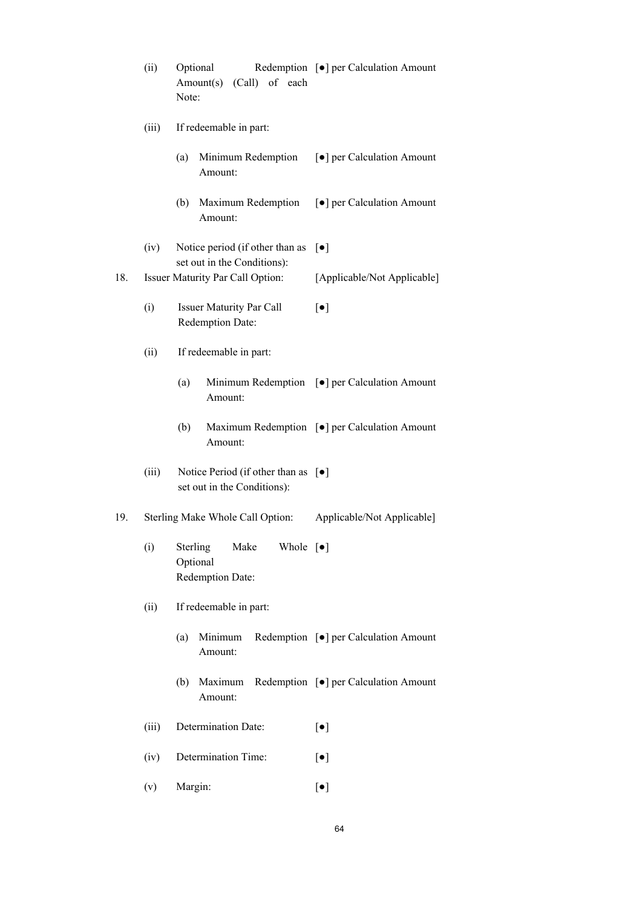| | | |
|---|---|---|
| | (ii) Optional Redemption Amount(s) (Call) of each Note: | [●] per Calculation Amount |
| | (iii) If redeemable in part: | |
| | (a) Minimum Redemption Amount: | [●] per Calculation Amount |
| | (b) Maximum Redemption Amount: | [●] per Calculation Amount |
| | (iv) Notice period (if other than as set out in the Conditions): | [●] |
| 18. | Issuer Maturity Par Call Option: | [Applicable/Not Applicable] |
| | (i) Issuer Maturity Par Call Redemption Date: | [●] |
| | (ii) If redeemable in part: | |
| | (a) Minimum Redemption Amount: | [●] per Calculation Amount |
| | (b) Maximum Redemption Amount: | [●] per Calculation Amount |
| | (iii) Notice Period (if other than as set out in the Conditions): | [●] |
| 19. | Sterling Make Whole Call Option: | Applicable/Not Applicable] |
| | (i) Sterling Make Whole Optional Redemption Date: | [●] |
| | (ii) If redeemable in part: | |
| | (a) Minimum Redemption Amount: | [●] per Calculation Amount |
| | (b) Maximum Redemption Amount: | [●] per Calculation Amount |
| | (iii) Determination Date: | [●] |
| | (iv) Determination Time: | [●] |
| | (v) Margin: | [●] |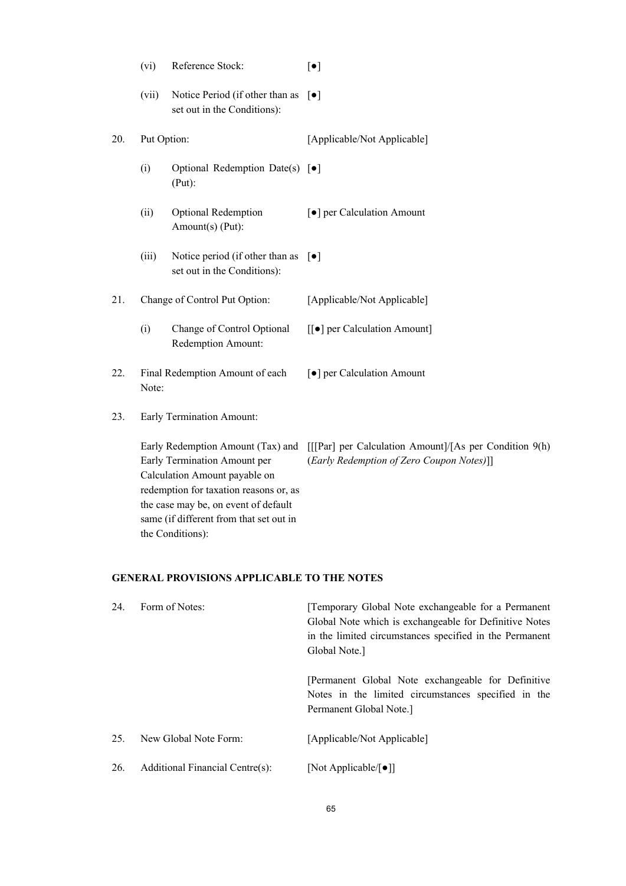| | | | |
|---|---|---|---|
| | (vi) | Reference Stock: | [●] |
| | (vii) | Notice Period (if other than as set out in the Conditions): | [●] |
| 20. | Put Option: | | [Applicable/Not Applicable] |
| | (i) | Optional Redemption Date(s) (Put): | [●] |
| | (ii) | Optional Redemption Amount(s) (Put): | [●] per Calculation Amount |
| | (iii) | Notice period (if other than as set out in the Conditions): | [●] |
| 21. | Change of Control Put Option: | | [Applicable/Not Applicable] |
| | (i) | Change of Control Optional Redemption Amount: | [[●] per Calculation Amount] |
| 22. | Final Redemption Amount of each Note: | | [●] per Calculation Amount |
| 23. | Early Termination Amount: | | |
| | Early Redemption Amount (Tax) and Early Termination Amount per Calculation Amount payable on redemption for taxation reasons or, as the case may be, on event of default same (if different from that set out in the Conditions): | | [[[Par] per Calculation Amount]/[As per Condition 9(h) (*Early Redemption of Zero Coupon Notes)*]] |

**GENERAL PROVISIONS APPLICABLE TO THE NOTES**

| | | |
|---|---|---|
| 24. | Form of Notes: | [Temporary Global Note exchangeable for a Permanent Global Note which is exchangeable for Definitive Notes in the limited circumstances specified in the Permanent Global Note.]<br><br>[Permanent Global Note exchangeable for Definitive Notes in the limited circumstances specified in the Permanent Global Note.] |
| 25. | New Global Note Form: | [Applicable/Not Applicable] |
| 26. | Additional Financial Centre(s): | [Not Applicable/[●]] |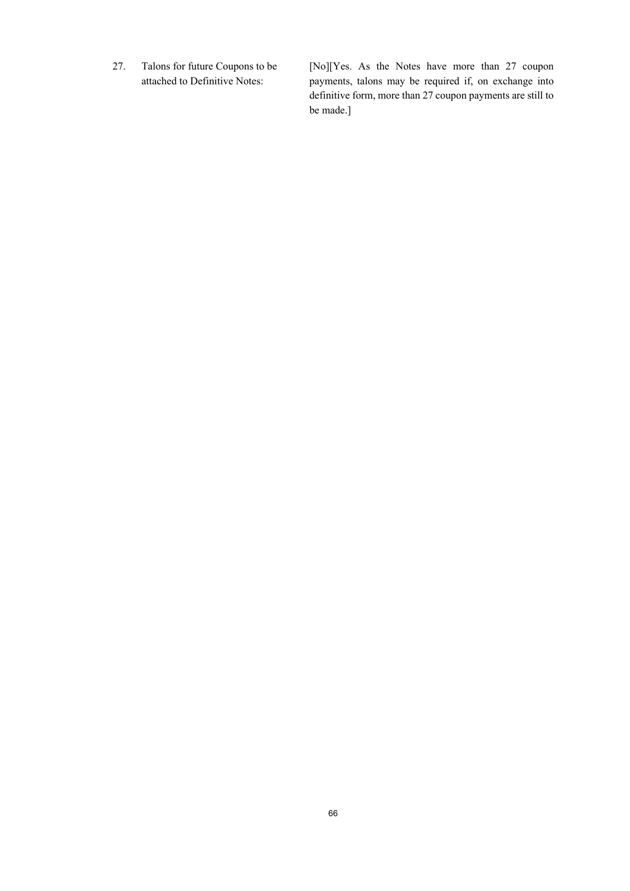| | | |
|---|---|---|
| 27. | Talons for future Coupons to be attached to Definitive Notes: | [No][Yes. As the Notes have more than 27 coupon payments, talons may be required if, on exchange into definitive form, more than 27 coupon payments are still to be made.] |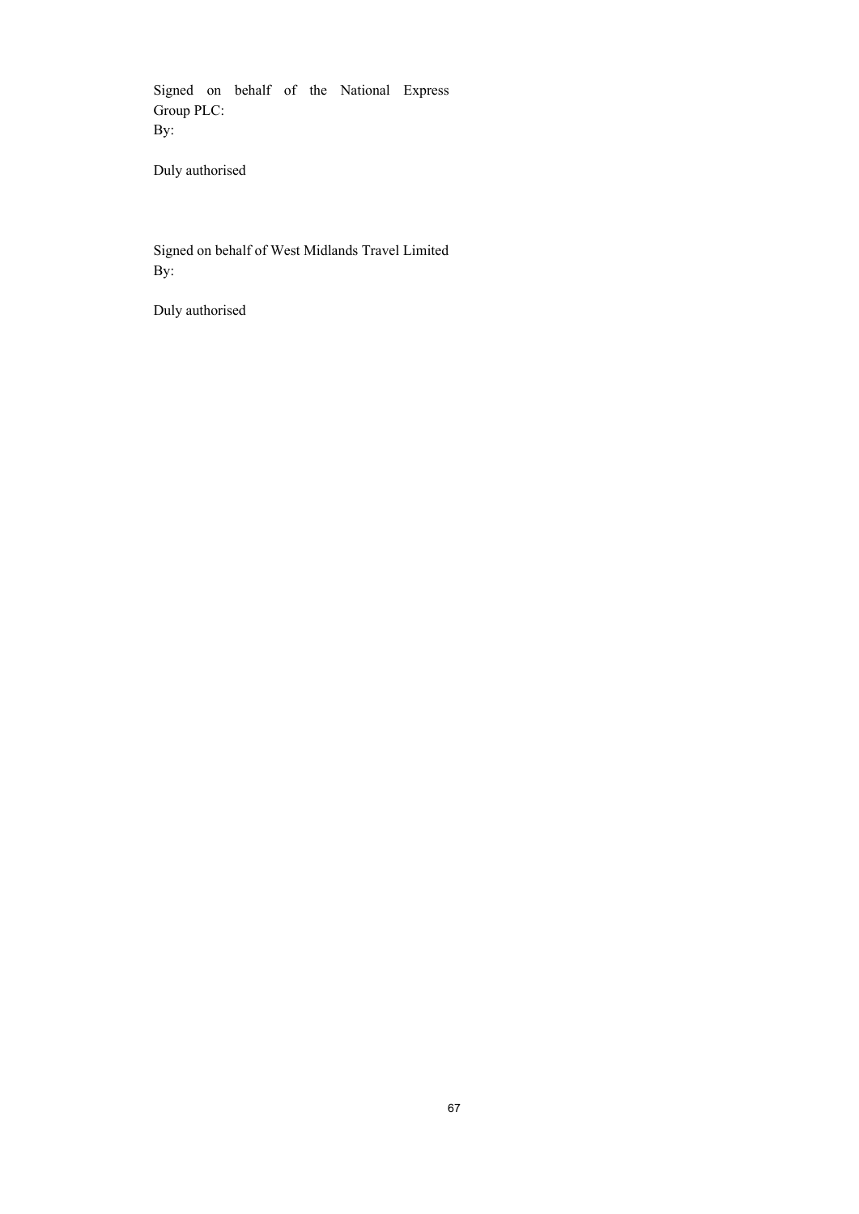Signed on behalf of the National Express Group PLC:
By:

Duly authorised

Signed on behalf of West Midlands Travel Limited
By:

Duly authorised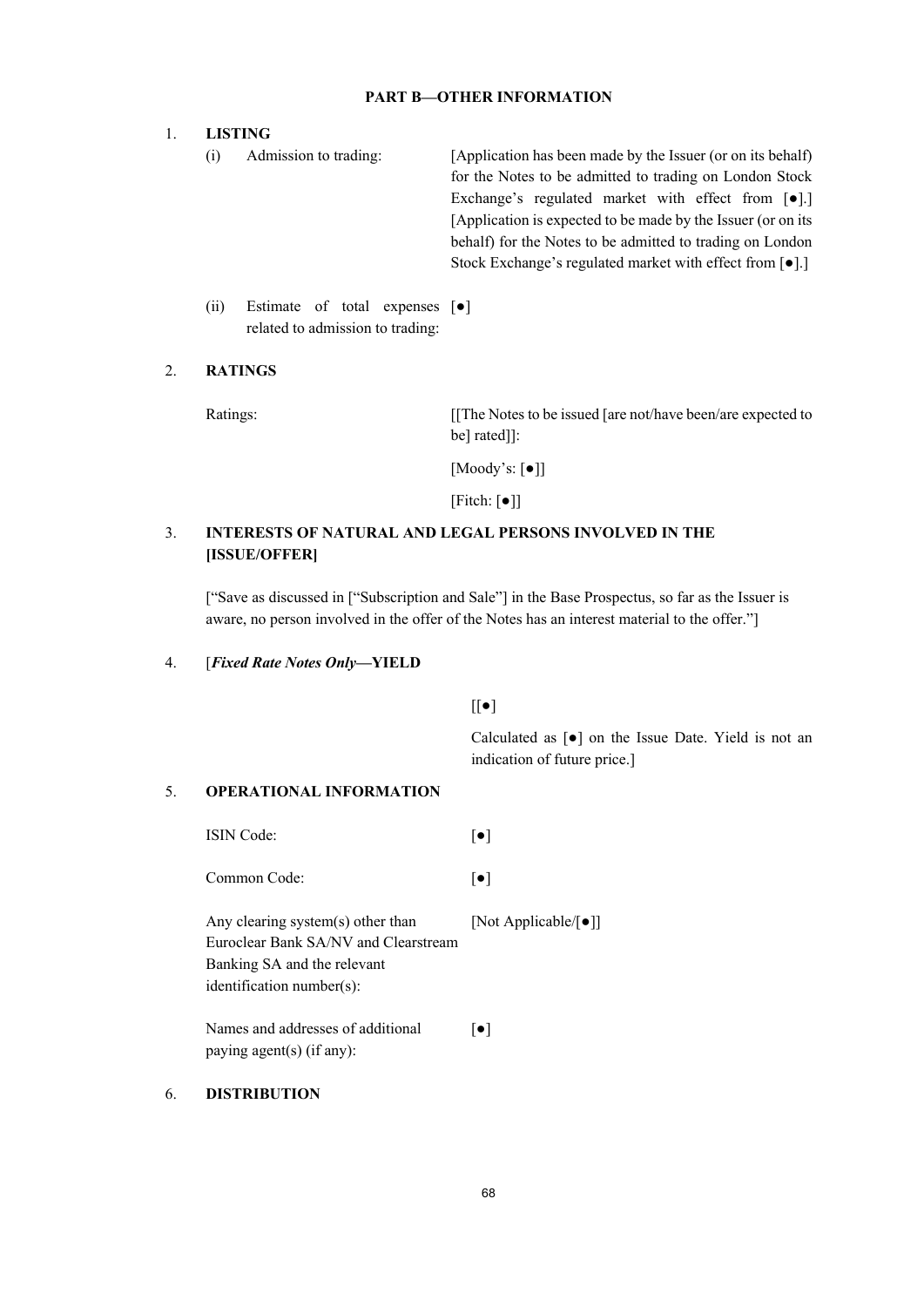## PART B—OTHER INFORMATION

1. **LISTING**

| | |
|---|---|
| (i) Admission to trading: | [Application has been made by the Issuer (or on its behalf) for the Notes to be admitted to trading on London Stock Exchange's regulated market with effect from [●].] [Application is expected to be made by the Issuer (or on its behalf) for the Notes to be admitted to trading on London Stock Exchange's regulated market with effect from [●].] |
| (ii) Estimate of total expenses related to admission to trading: | [●] |

2. **RATINGS**

| | |
|---|---|
| Ratings: | [[The Notes to be issued [are not/have been/are expected to be] rated]]: |
| | [Moody's: [●]] |
| | [Fitch: [●]] |

3. **INTERESTS OF NATURAL AND LEGAL PERSONS INVOLVED IN THE [ISSUE/OFFER]**

["Save as discussed in ["Subscription and Sale"] in the Base Prospectus, so far as the Issuer is aware, no person involved in the offer of the Notes has an interest material to the offer."]

4. [***Fixed Rate Notes Only*—YIELD**

[[●]

Calculated as [●] on the Issue Date. Yield is not an indication of future price.]

5. **OPERATIONAL INFORMATION**

| | |
|---|---|
| ISIN Code: | [●] |
| Common Code: | [●] |
| Any clearing system(s) other than Euroclear Bank SA/NV and Clearstream Banking SA and the relevant identification number(s): | [Not Applicable/[●]] |
| Names and addresses of additional paying agent(s) (if any): | [●] |

6. **DISTRIBUTION**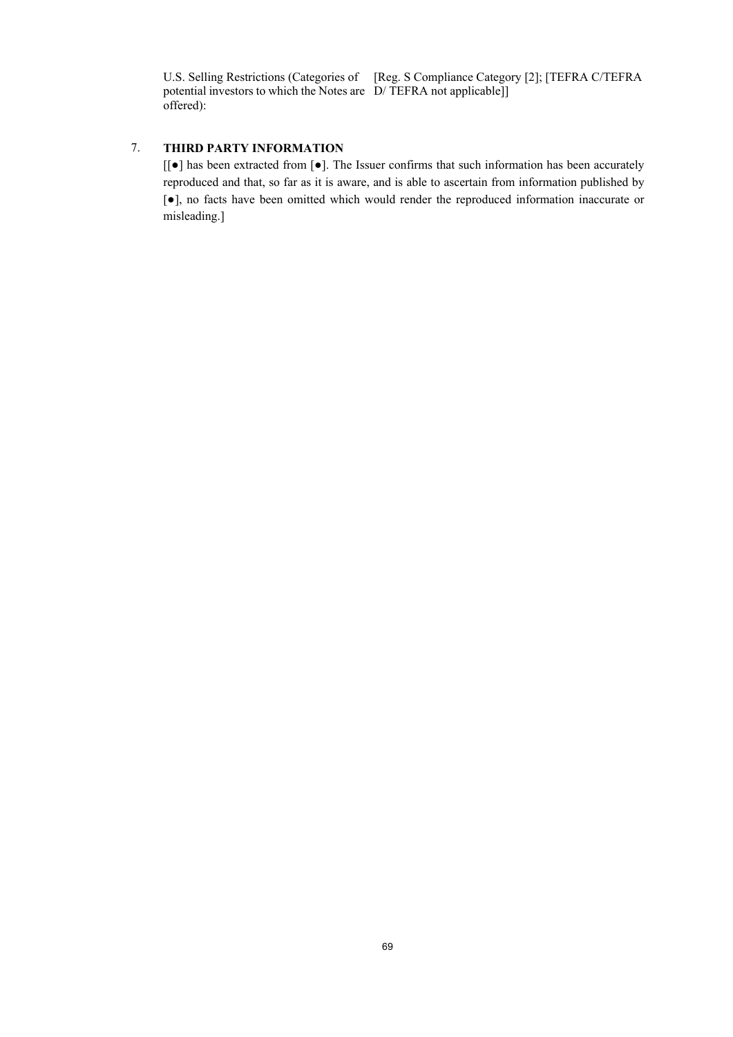| | |
|---|---|
| U.S. Selling Restrictions (Categories of potential investors to which the Notes are offered): | [Reg. S Compliance Category [2]; [TEFRA C/TEFRA D/ TEFRA not applicable]] |

## 7. THIRD PARTY INFORMATION

[[●] has been extracted from [●]. The Issuer confirms that such information has been accurately reproduced and that, so far as it is aware, and is able to ascertain from information published by [●], no facts have been omitted which would render the reproduced information inaccurate or misleading.]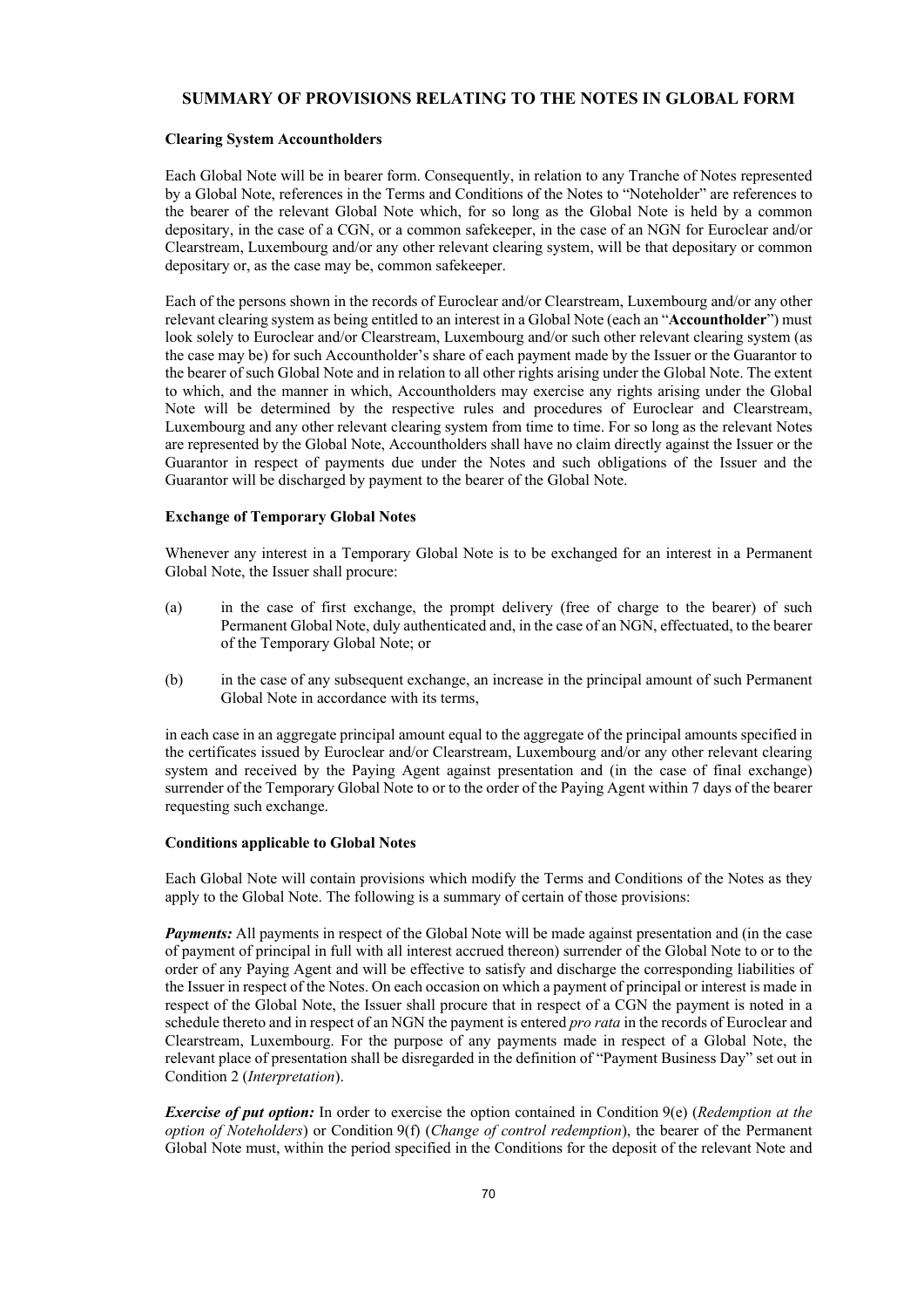## SUMMARY OF PROVISIONS RELATING TO THE NOTES IN GLOBAL FORM

**Clearing System Accountholders**

Each Global Note will be in bearer form. Consequently, in relation to any Tranche of Notes represented by a Global Note, references in the Terms and Conditions of the Notes to "Noteholder" are references to the bearer of the relevant Global Note which, for so long as the Global Note is held by a common depositary, in the case of a CGN, or a common safekeeper, in the case of an NGN for Euroclear and/or Clearstream, Luxembourg and/or any other relevant clearing system, will be that depositary or common depositary or, as the case may be, common safekeeper.

Each of the persons shown in the records of Euroclear and/or Clearstream, Luxembourg and/or any other relevant clearing system as being entitled to an interest in a Global Note (each an "**Accountholder**") must look solely to Euroclear and/or Clearstream, Luxembourg and/or such other relevant clearing system (as the case may be) for such Accountholder's share of each payment made by the Issuer or the Guarantor to the bearer of such Global Note and in relation to all other rights arising under the Global Note. The extent to which, and the manner in which, Accountholders may exercise any rights arising under the Global Note will be determined by the respective rules and procedures of Euroclear and Clearstream, Luxembourg and any other relevant clearing system from time to time. For so long as the relevant Notes are represented by the Global Note, Accountholders shall have no claim directly against the Issuer or the Guarantor in respect of payments due under the Notes and such obligations of the Issuer and the Guarantor will be discharged by payment to the bearer of the Global Note.

**Exchange of Temporary Global Notes**

Whenever any interest in a Temporary Global Note is to be exchanged for an interest in a Permanent Global Note, the Issuer shall procure:

(a) in the case of first exchange, the prompt delivery (free of charge to the bearer) of such Permanent Global Note, duly authenticated and, in the case of an NGN, effectuated, to the bearer of the Temporary Global Note; or

(b) in the case of any subsequent exchange, an increase in the principal amount of such Permanent Global Note in accordance with its terms,

in each case in an aggregate principal amount equal to the aggregate of the principal amounts specified in the certificates issued by Euroclear and/or Clearstream, Luxembourg and/or any other relevant clearing system and received by the Paying Agent against presentation and (in the case of final exchange) surrender of the Temporary Global Note to or to the order of the Paying Agent within 7 days of the bearer requesting such exchange.

**Conditions applicable to Global Notes**

Each Global Note will contain provisions which modify the Terms and Conditions of the Notes as they apply to the Global Note. The following is a summary of certain of those provisions:

***Payments:*** All payments in respect of the Global Note will be made against presentation and (in the case of payment of principal in full with all interest accrued thereon) surrender of the Global Note to or to the order of any Paying Agent and will be effective to satisfy and discharge the corresponding liabilities of the Issuer in respect of the Notes. On each occasion on which a payment of principal or interest is made in respect of the Global Note, the Issuer shall procure that in respect of a CGN the payment is noted in a schedule thereto and in respect of an NGN the payment is entered *pro rata* in the records of Euroclear and Clearstream, Luxembourg. For the purpose of any payments made in respect of a Global Note, the relevant place of presentation shall be disregarded in the definition of "Payment Business Day" set out in Condition 2 (*Interpretation*).

***Exercise of put option:*** In order to exercise the option contained in Condition 9(e) (*Redemption at the option of Noteholders*) or Condition 9(f) (*Change of control redemption*), the bearer of the Permanent Global Note must, within the period specified in the Conditions for the deposit of the relevant Note and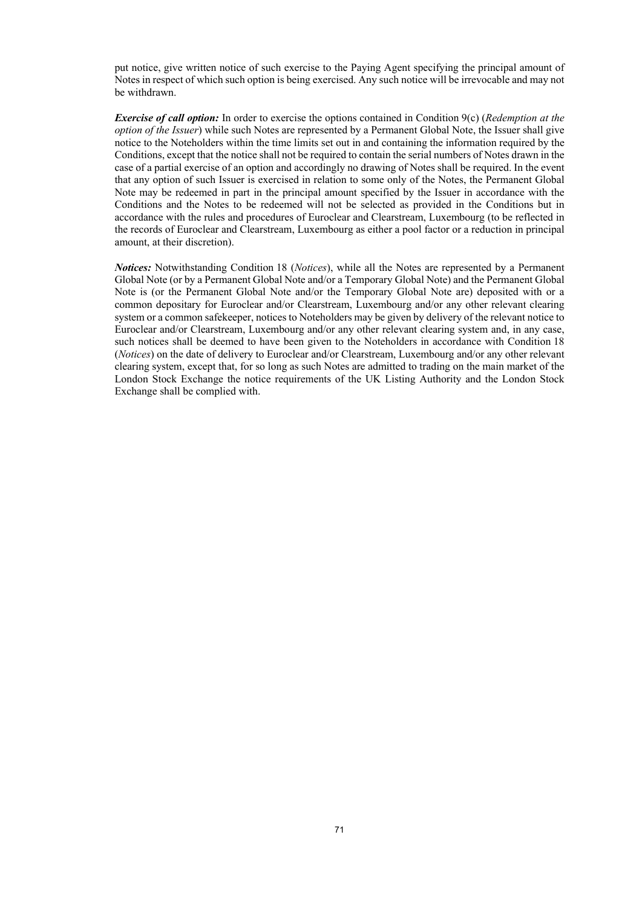put notice, give written notice of such exercise to the Paying Agent specifying the principal amount of Notes in respect of which such option is being exercised. Any such notice will be irrevocable and may not be withdrawn.

***Exercise of call option:*** In order to exercise the options contained in Condition 9(c) (*Redemption at the option of the Issuer*) while such Notes are represented by a Permanent Global Note, the Issuer shall give notice to the Noteholders within the time limits set out in and containing the information required by the Conditions, except that the notice shall not be required to contain the serial numbers of Notes drawn in the case of a partial exercise of an option and accordingly no drawing of Notes shall be required. In the event that any option of such Issuer is exercised in relation to some only of the Notes, the Permanent Global Note may be redeemed in part in the principal amount specified by the Issuer in accordance with the Conditions and the Notes to be redeemed will not be selected as provided in the Conditions but in accordance with the rules and procedures of Euroclear and Clearstream, Luxembourg (to be reflected in the records of Euroclear and Clearstream, Luxembourg as either a pool factor or a reduction in principal amount, at their discretion).

***Notices:*** Notwithstanding Condition 18 (*Notices*), while all the Notes are represented by a Permanent Global Note (or by a Permanent Global Note and/or a Temporary Global Note) and the Permanent Global Note is (or the Permanent Global Note and/or the Temporary Global Note are) deposited with or a common depositary for Euroclear and/or Clearstream, Luxembourg and/or any other relevant clearing system or a common safekeeper, notices to Noteholders may be given by delivery of the relevant notice to Euroclear and/or Clearstream, Luxembourg and/or any other relevant clearing system and, in any case, such notices shall be deemed to have been given to the Noteholders in accordance with Condition 18 (*Notices*) on the date of delivery to Euroclear and/or Clearstream, Luxembourg and/or any other relevant clearing system, except that, for so long as such Notes are admitted to trading on the main market of the London Stock Exchange the notice requirements of the UK Listing Authority and the London Stock Exchange shall be complied with.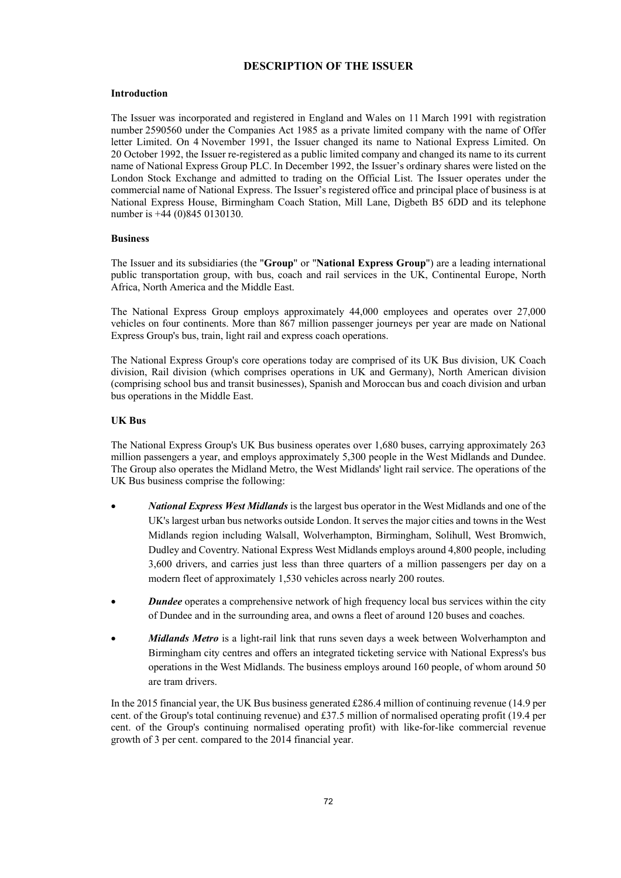# DESCRIPTION OF THE ISSUER

## Introduction

The Issuer was incorporated and registered in England and Wales on 11 March 1991 with registration number 2590560 under the Companies Act 1985 as a private limited company with the name of Offer letter Limited. On 4 November 1991, the Issuer changed its name to National Express Limited. On 20 October 1992, the Issuer re-registered as a public limited company and changed its name to its current name of National Express Group PLC. In December 1992, the Issuer's ordinary shares were listed on the London Stock Exchange and admitted to trading on the Official List. The Issuer operates under the commercial name of National Express. The Issuer's registered office and principal place of business is at National Express House, Birmingham Coach Station, Mill Lane, Digbeth B5 6DD and its telephone number is +44 (0)845 0130130.

## Business

The Issuer and its subsidiaries (the "**Group**" or "**National Express Group**") are a leading international public transportation group, with bus, coach and rail services in the UK, Continental Europe, North Africa, North America and the Middle East.

The National Express Group employs approximately 44,000 employees and operates over 27,000 vehicles on four continents. More than 867 million passenger journeys per year are made on National Express Group's bus, train, light rail and express coach operations.

The National Express Group's core operations today are comprised of its UK Bus division, UK Coach division, Rail division (which comprises operations in UK and Germany), North American division (comprising school bus and transit businesses), Spanish and Moroccan bus and coach division and urban bus operations in the Middle East.

## UK Bus

The National Express Group's UK Bus business operates over 1,680 buses, carrying approximately 263 million passengers a year, and employs approximately 5,300 people in the West Midlands and Dundee. The Group also operates the Midland Metro, the West Midlands' light rail service. The operations of the UK Bus business comprise the following:

- ***National Express West Midlands*** is the largest bus operator in the West Midlands and one of the UK's largest urban bus networks outside London. It serves the major cities and towns in the West Midlands region including Walsall, Wolverhampton, Birmingham, Solihull, West Bromwich, Dudley and Coventry. National Express West Midlands employs around 4,800 people, including 3,600 drivers, and carries just less than three quarters of a million passengers per day on a modern fleet of approximately 1,530 vehicles across nearly 200 routes.
- ***Dundee*** operates a comprehensive network of high frequency local bus services within the city of Dundee and in the surrounding area, and owns a fleet of around 120 buses and coaches.
- ***Midlands Metro*** is a light-rail link that runs seven days a week between Wolverhampton and Birmingham city centres and offers an integrated ticketing service with National Express's bus operations in the West Midlands. The business employs around 160 people, of whom around 50 are tram drivers.

In the 2015 financial year, the UK Bus business generated £286.4 million of continuing revenue (14.9 per cent. of the Group's total continuing revenue) and £37.5 million of normalised operating profit (19.4 per cent. of the Group's continuing normalised operating profit) with like-for-like commercial revenue growth of 3 per cent. compared to the 2014 financial year.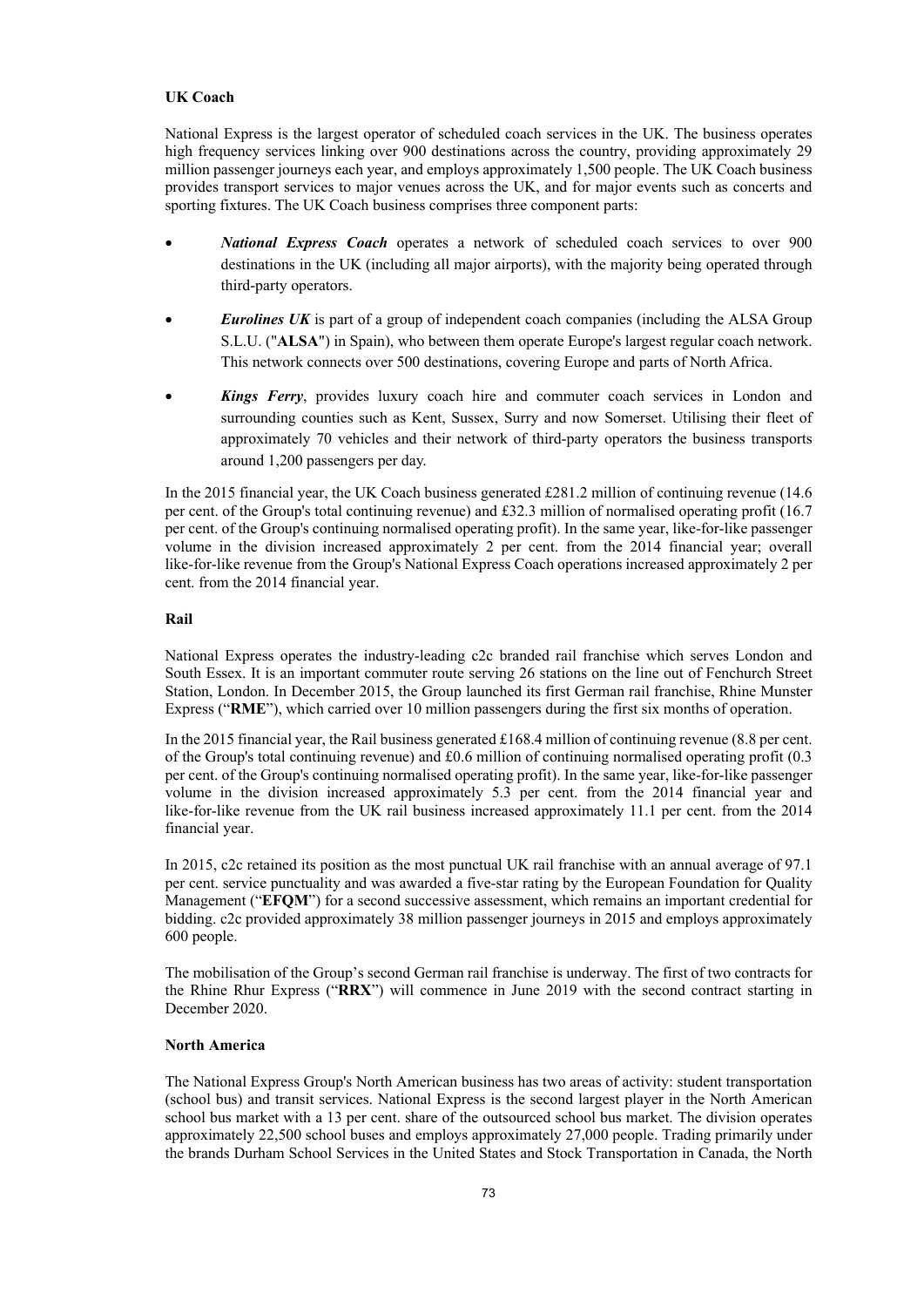**UK Coach**

National Express is the largest operator of scheduled coach services in the UK. The business operates high frequency services linking over 900 destinations across the country, providing approximately 29 million passenger journeys each year, and employs approximately 1,500 people. The UK Coach business provides transport services to major venues across the UK, and for major events such as concerts and sporting fixtures. The UK Coach business comprises three component parts:

- ***National Express Coach*** operates a network of scheduled coach services to over 900 destinations in the UK (including all major airports), with the majority being operated through third-party operators.
- ***Eurolines UK*** is part of a group of independent coach companies (including the ALSA Group S.L.U. ("**ALSA**") in Spain), who between them operate Europe's largest regular coach network. This network connects over 500 destinations, covering Europe and parts of North Africa.
- ***Kings Ferry***, provides luxury coach hire and commuter coach services in London and surrounding counties such as Kent, Sussex, Surry and now Somerset. Utilising their fleet of approximately 70 vehicles and their network of third-party operators the business transports around 1,200 passengers per day.

In the 2015 financial year, the UK Coach business generated £281.2 million of continuing revenue (14.6 per cent. of the Group's total continuing revenue) and £32.3 million of normalised operating profit (16.7 per cent. of the Group's continuing normalised operating profit). In the same year, like-for-like passenger volume in the division increased approximately 2 per cent. from the 2014 financial year; overall like-for-like revenue from the Group's National Express Coach operations increased approximately 2 per cent. from the 2014 financial year.

**Rail**

National Express operates the industry-leading c2c branded rail franchise which serves London and South Essex. It is an important commuter route serving 26 stations on the line out of Fenchurch Street Station, London. In December 2015, the Group launched its first German rail franchise, Rhine Munster Express ("**RME**"), which carried over 10 million passengers during the first six months of operation.

In the 2015 financial year, the Rail business generated £168.4 million of continuing revenue (8.8 per cent. of the Group's total continuing revenue) and £0.6 million of continuing normalised operating profit (0.3 per cent. of the Group's continuing normalised operating profit). In the same year, like-for-like passenger volume in the division increased approximately 5.3 per cent. from the 2014 financial year and like-for-like revenue from the UK rail business increased approximately 11.1 per cent. from the 2014 financial year.

In 2015, c2c retained its position as the most punctual UK rail franchise with an annual average of 97.1 per cent. service punctuality and was awarded a five-star rating by the European Foundation for Quality Management ("**EFQM**") for a second successive assessment, which remains an important credential for bidding. c2c provided approximately 38 million passenger journeys in 2015 and employs approximately 600 people.

The mobilisation of the Group's second German rail franchise is underway. The first of two contracts for the Rhine Rhur Express ("**RRX**") will commence in June 2019 with the second contract starting in December 2020.

**North America**

The National Express Group's North American business has two areas of activity: student transportation (school bus) and transit services. National Express is the second largest player in the North American school bus market with a 13 per cent. share of the outsourced school bus market. The division operates approximately 22,500 school buses and employs approximately 27,000 people. Trading primarily under the brands Durham School Services in the United States and Stock Transportation in Canada, the North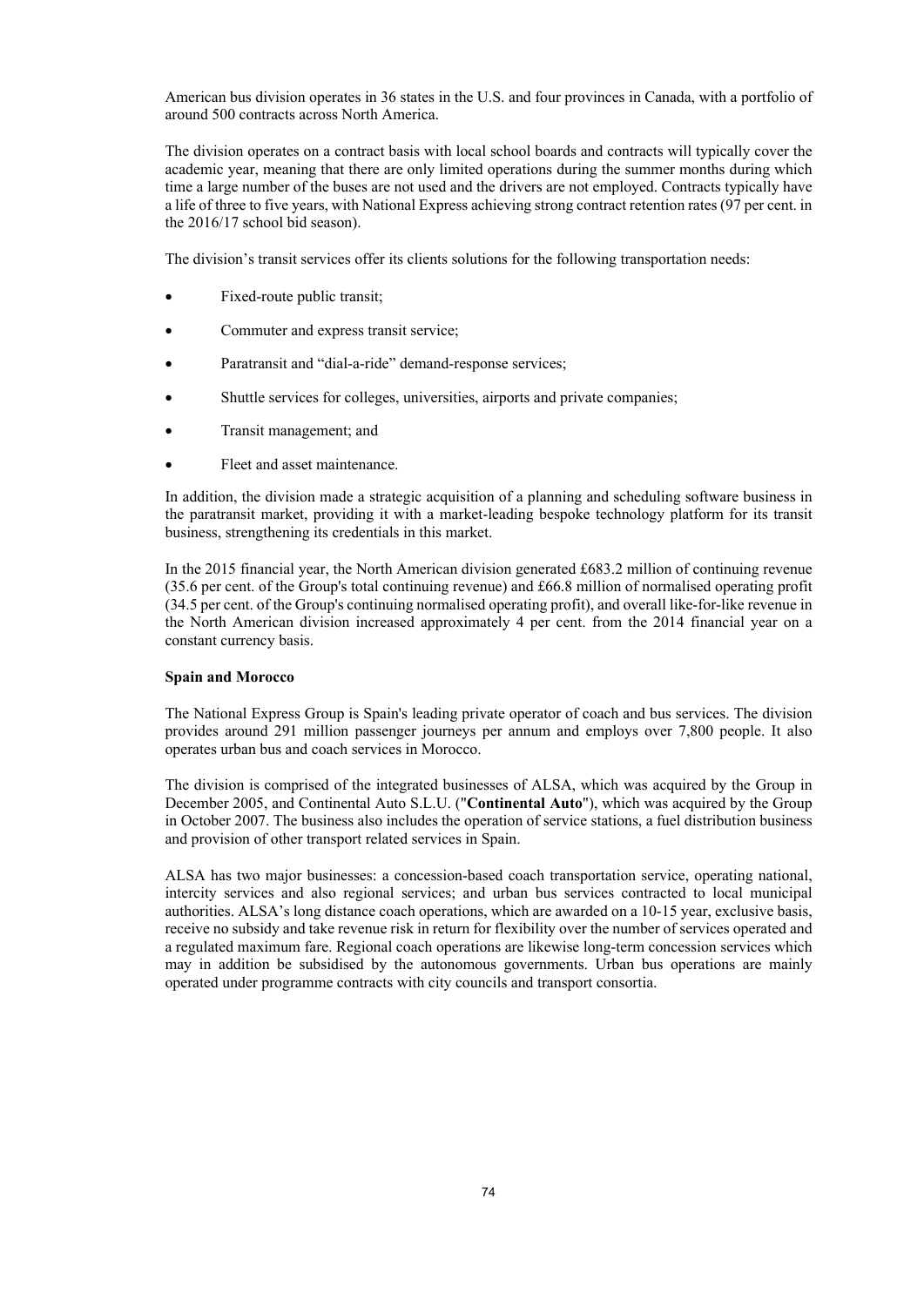American bus division operates in 36 states in the U.S. and four provinces in Canada, with a portfolio of around 500 contracts across North America.

The division operates on a contract basis with local school boards and contracts will typically cover the academic year, meaning that there are only limited operations during the summer months during which time a large number of the buses are not used and the drivers are not employed. Contracts typically have a life of three to five years, with National Express achieving strong contract retention rates (97 per cent. in the 2016/17 school bid season).

The division's transit services offer its clients solutions for the following transportation needs:

- Fixed-route public transit;
- Commuter and express transit service;
- Paratransit and "dial-a-ride" demand-response services;
- Shuttle services for colleges, universities, airports and private companies;
- Transit management; and
- Fleet and asset maintenance.

In addition, the division made a strategic acquisition of a planning and scheduling software business in the paratransit market, providing it with a market-leading bespoke technology platform for its transit business, strengthening its credentials in this market.

In the 2015 financial year, the North American division generated £683.2 million of continuing revenue (35.6 per cent. of the Group's total continuing revenue) and £66.8 million of normalised operating profit (34.5 per cent. of the Group's continuing normalised operating profit), and overall like-for-like revenue in the North American division increased approximately 4 per cent. from the 2014 financial year on a constant currency basis.

**Spain and Morocco**

The National Express Group is Spain's leading private operator of coach and bus services. The division provides around 291 million passenger journeys per annum and employs over 7,800 people. It also operates urban bus and coach services in Morocco.

The division is comprised of the integrated businesses of ALSA, which was acquired by the Group in December 2005, and Continental Auto S.L.U. ("**Continental Auto**"), which was acquired by the Group in October 2007. The business also includes the operation of service stations, a fuel distribution business and provision of other transport related services in Spain.

ALSA has two major businesses: a concession-based coach transportation service, operating national, intercity services and also regional services; and urban bus services contracted to local municipal authorities. ALSA's long distance coach operations, which are awarded on a 10-15 year, exclusive basis, receive no subsidy and take revenue risk in return for flexibility over the number of services operated and a regulated maximum fare. Regional coach operations are likewise long-term concession services which may in addition be subsidised by the autonomous governments. Urban bus operations are mainly operated under programme contracts with city councils and transport consortia.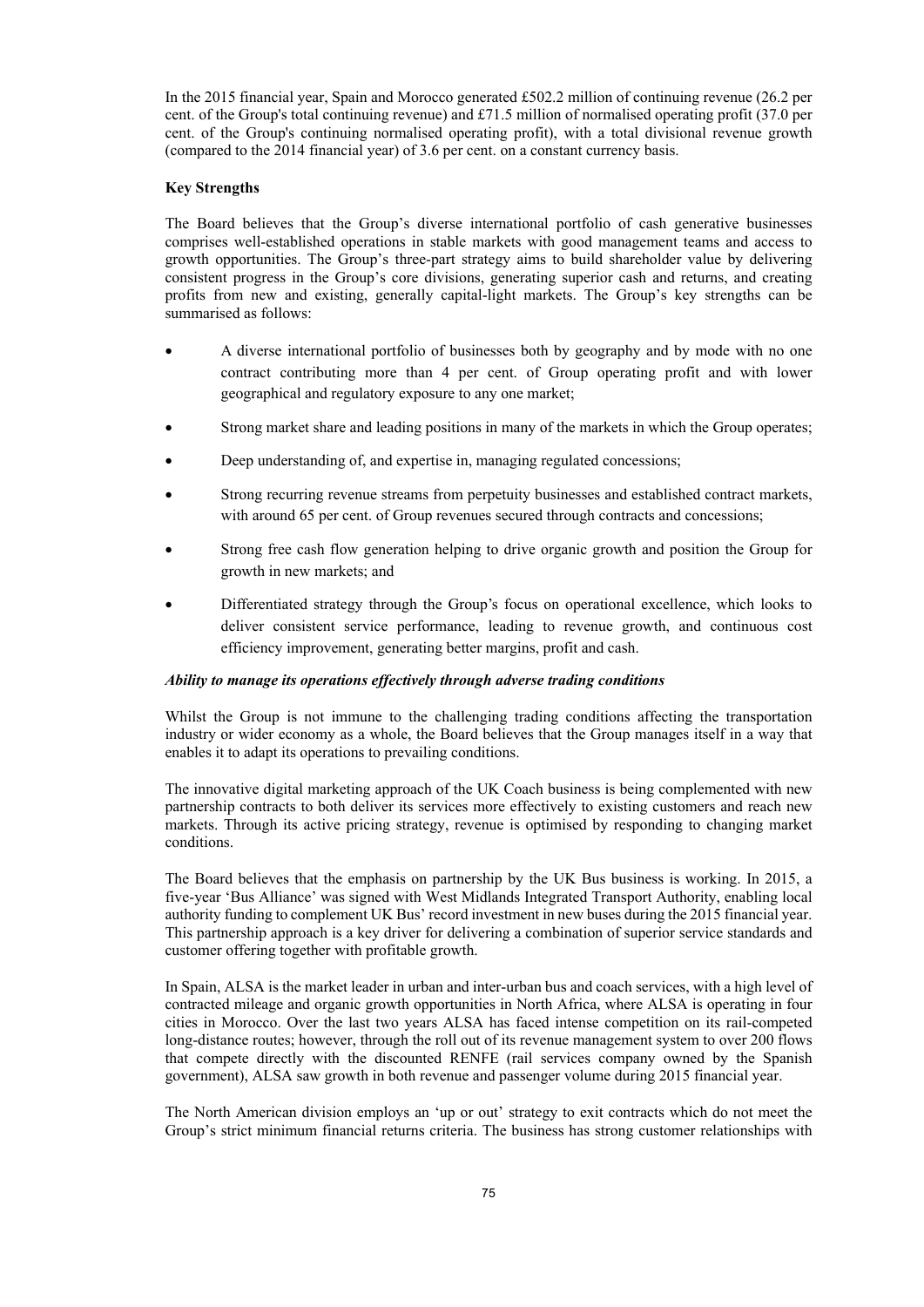In the 2015 financial year, Spain and Morocco generated £502.2 million of continuing revenue (26.2 per cent. of the Group's total continuing revenue) and £71.5 million of normalised operating profit (37.0 per cent. of the Group's continuing normalised operating profit), with a total divisional revenue growth (compared to the 2014 financial year) of 3.6 per cent. on a constant currency basis.

**Key Strengths**

The Board believes that the Group's diverse international portfolio of cash generative businesses comprises well-established operations in stable markets with good management teams and access to growth opportunities. The Group's three-part strategy aims to build shareholder value by delivering consistent progress in the Group's core divisions, generating superior cash and returns, and creating profits from new and existing, generally capital-light markets. The Group's key strengths can be summarised as follows:

- A diverse international portfolio of businesses both by geography and by mode with no one contract contributing more than 4 per cent. of Group operating profit and with lower geographical and regulatory exposure to any one market;
- Strong market share and leading positions in many of the markets in which the Group operates;
- Deep understanding of, and expertise in, managing regulated concessions;
- Strong recurring revenue streams from perpetuity businesses and established contract markets, with around 65 per cent. of Group revenues secured through contracts and concessions;
- Strong free cash flow generation helping to drive organic growth and position the Group for growth in new markets; and
- Differentiated strategy through the Group's focus on operational excellence, which looks to deliver consistent service performance, leading to revenue growth, and continuous cost efficiency improvement, generating better margins, profit and cash.

***Ability to manage its operations effectively through adverse trading conditions***

Whilst the Group is not immune to the challenging trading conditions affecting the transportation industry or wider economy as a whole, the Board believes that the Group manages itself in a way that enables it to adapt its operations to prevailing conditions.

The innovative digital marketing approach of the UK Coach business is being complemented with new partnership contracts to both deliver its services more effectively to existing customers and reach new markets. Through its active pricing strategy, revenue is optimised by responding to changing market conditions.

The Board believes that the emphasis on partnership by the UK Bus business is working. In 2015, a five-year 'Bus Alliance' was signed with West Midlands Integrated Transport Authority, enabling local authority funding to complement UK Bus' record investment in new buses during the 2015 financial year. This partnership approach is a key driver for delivering a combination of superior service standards and customer offering together with profitable growth.

In Spain, ALSA is the market leader in urban and inter-urban bus and coach services, with a high level of contracted mileage and organic growth opportunities in North Africa, where ALSA is operating in four cities in Morocco. Over the last two years ALSA has faced intense competition on its rail-competed long-distance routes; however, through the roll out of its revenue management system to over 200 flows that compete directly with the discounted RENFE (rail services company owned by the Spanish government), ALSA saw growth in both revenue and passenger volume during 2015 financial year.

The North American division employs an 'up or out' strategy to exit contracts which do not meet the Group's strict minimum financial returns criteria. The business has strong customer relationships with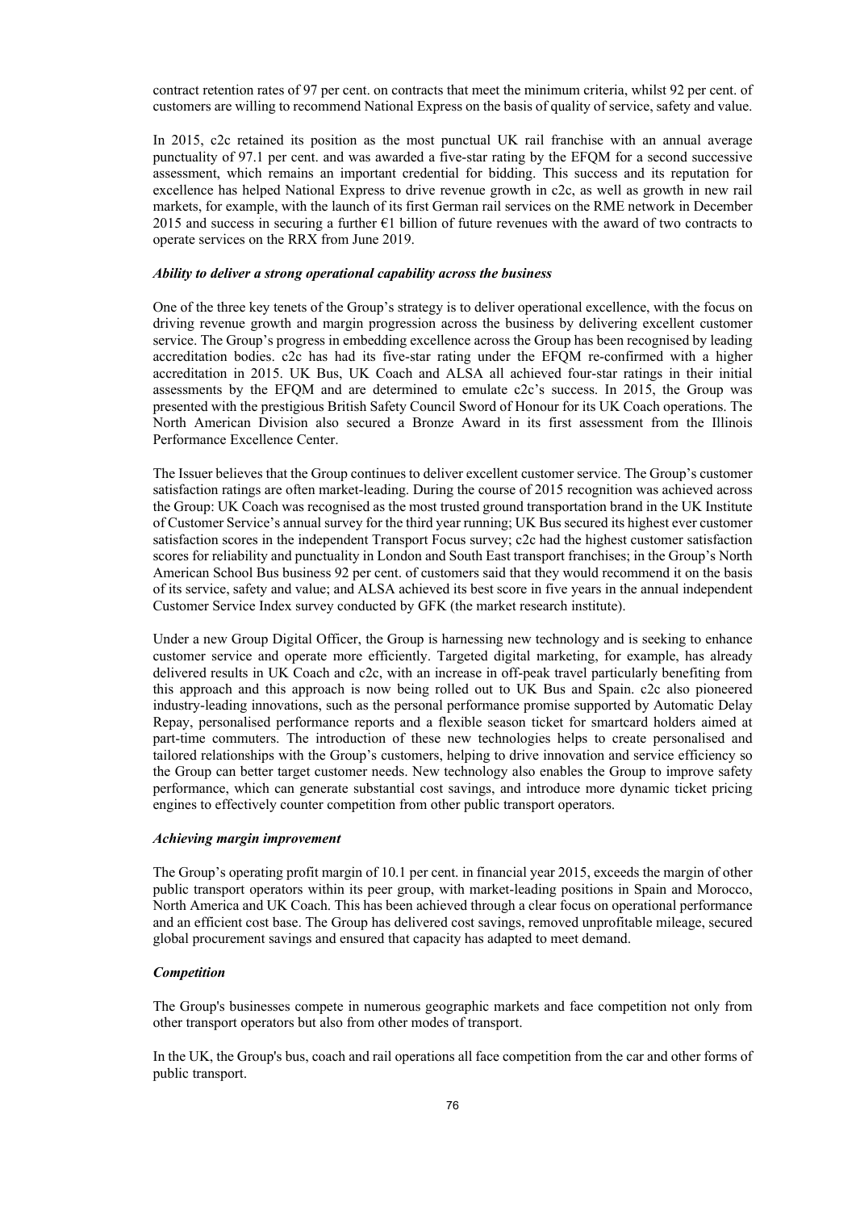contract retention rates of 97 per cent. on contracts that meet the minimum criteria, whilst 92 per cent. of customers are willing to recommend National Express on the basis of quality of service, safety and value.

In 2015, c2c retained its position as the most punctual UK rail franchise with an annual average punctuality of 97.1 per cent. and was awarded a five-star rating by the EFQM for a second successive assessment, which remains an important credential for bidding. This success and its reputation for excellence has helped National Express to drive revenue growth in c2c, as well as growth in new rail markets, for example, with the launch of its first German rail services on the RME network in December 2015 and success in securing a further €1 billion of future revenues with the award of two contracts to operate services on the RRX from June 2019.

***Ability to deliver a strong operational capability across the business***

One of the three key tenets of the Group's strategy is to deliver operational excellence, with the focus on driving revenue growth and margin progression across the business by delivering excellent customer service. The Group's progress in embedding excellence across the Group has been recognised by leading accreditation bodies. c2c has had its five-star rating under the EFQM re-confirmed with a higher accreditation in 2015. UK Bus, UK Coach and ALSA all achieved four-star ratings in their initial assessments by the EFQM and are determined to emulate c2c's success. In 2015, the Group was presented with the prestigious British Safety Council Sword of Honour for its UK Coach operations. The North American Division also secured a Bronze Award in its first assessment from the Illinois Performance Excellence Center.

The Issuer believes that the Group continues to deliver excellent customer service. The Group's customer satisfaction ratings are often market-leading. During the course of 2015 recognition was achieved across the Group: UK Coach was recognised as the most trusted ground transportation brand in the UK Institute of Customer Service's annual survey for the third year running; UK Bus secured its highest ever customer satisfaction scores in the independent Transport Focus survey; c2c had the highest customer satisfaction scores for reliability and punctuality in London and South East transport franchises; in the Group's North American School Bus business 92 per cent. of customers said that they would recommend it on the basis of its service, safety and value; and ALSA achieved its best score in five years in the annual independent Customer Service Index survey conducted by GFK (the market research institute).

Under a new Group Digital Officer, the Group is harnessing new technology and is seeking to enhance customer service and operate more efficiently. Targeted digital marketing, for example, has already delivered results in UK Coach and c2c, with an increase in off-peak travel particularly benefiting from this approach and this approach is now being rolled out to UK Bus and Spain. c2c also pioneered industry-leading innovations, such as the personal performance promise supported by Automatic Delay Repay, personalised performance reports and a flexible season ticket for smartcard holders aimed at part-time commuters. The introduction of these new technologies helps to create personalised and tailored relationships with the Group's customers, helping to drive innovation and service efficiency so the Group can better target customer needs. New technology also enables the Group to improve safety performance, which can generate substantial cost savings, and introduce more dynamic ticket pricing engines to effectively counter competition from other public transport operators.

***Achieving margin improvement***

The Group's operating profit margin of 10.1 per cent. in financial year 2015, exceeds the margin of other public transport operators within its peer group, with market-leading positions in Spain and Morocco, North America and UK Coach. This has been achieved through a clear focus on operational performance and an efficient cost base. The Group has delivered cost savings, removed unprofitable mileage, secured global procurement savings and ensured that capacity has adapted to meet demand.

***Competition***

The Group's businesses compete in numerous geographic markets and face competition not only from other transport operators but also from other modes of transport.

In the UK, the Group's bus, coach and rail operations all face competition from the car and other forms of public transport.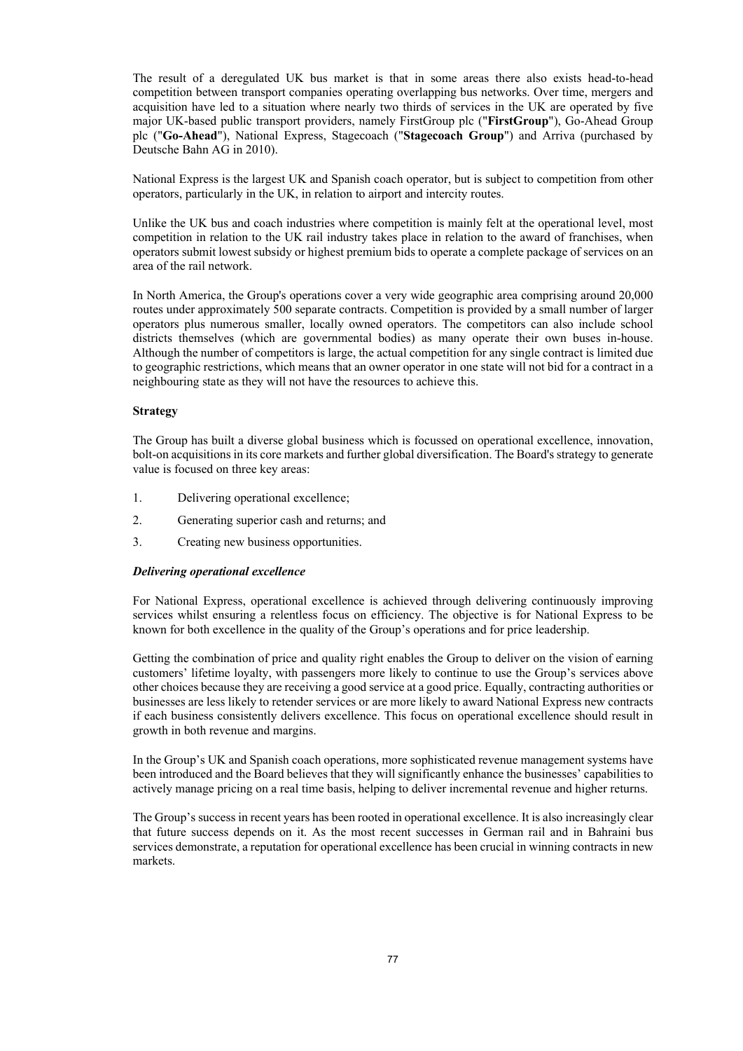The result of a deregulated UK bus market is that in some areas there also exists head-to-head competition between transport companies operating overlapping bus networks. Over time, mergers and acquisition have led to a situation where nearly two thirds of services in the UK are operated by five major UK-based public transport providers, namely FirstGroup plc ("**FirstGroup**"), Go-Ahead Group plc ("**Go-Ahead**"), National Express, Stagecoach ("**Stagecoach Group**") and Arriva (purchased by Deutsche Bahn AG in 2010).

National Express is the largest UK and Spanish coach operator, but is subject to competition from other operators, particularly in the UK, in relation to airport and intercity routes.

Unlike the UK bus and coach industries where competition is mainly felt at the operational level, most competition in relation to the UK rail industry takes place in relation to the award of franchises, when operators submit lowest subsidy or highest premium bids to operate a complete package of services on an area of the rail network.

In North America, the Group's operations cover a very wide geographic area comprising around 20,000 routes under approximately 500 separate contracts. Competition is provided by a small number of larger operators plus numerous smaller, locally owned operators. The competitors can also include school districts themselves (which are governmental bodies) as many operate their own buses in-house. Although the number of competitors is large, the actual competition for any single contract is limited due to geographic restrictions, which means that an owner operator in one state will not bid for a contract in a neighbouring state as they will not have the resources to achieve this.

**Strategy**

The Group has built a diverse global business which is focussed on operational excellence, innovation, bolt-on acquisitions in its core markets and further global diversification. The Board's strategy to generate value is focused on three key areas:

1. Delivering operational excellence;
2. Generating superior cash and returns; and
3. Creating new business opportunities.

***Delivering operational excellence***

For National Express, operational excellence is achieved through delivering continuously improving services whilst ensuring a relentless focus on efficiency. The objective is for National Express to be known for both excellence in the quality of the Group's operations and for price leadership.

Getting the combination of price and quality right enables the Group to deliver on the vision of earning customers' lifetime loyalty, with passengers more likely to continue to use the Group's services above other choices because they are receiving a good service at a good price. Equally, contracting authorities or businesses are less likely to retender services or are more likely to award National Express new contracts if each business consistently delivers excellence. This focus on operational excellence should result in growth in both revenue and margins.

In the Group's UK and Spanish coach operations, more sophisticated revenue management systems have been introduced and the Board believes that they will significantly enhance the businesses' capabilities to actively manage pricing on a real time basis, helping to deliver incremental revenue and higher returns.

The Group's success in recent years has been rooted in operational excellence. It is also increasingly clear that future success depends on it. As the most recent successes in German rail and in Bahraini bus services demonstrate, a reputation for operational excellence has been crucial in winning contracts in new markets.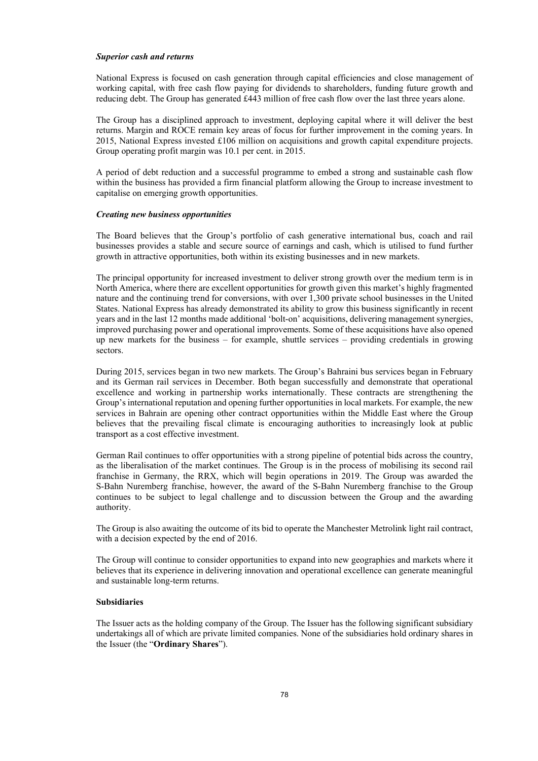***Superior cash and returns***

National Express is focused on cash generation through capital efficiencies and close management of working capital, with free cash flow paying for dividends to shareholders, funding future growth and reducing debt. The Group has generated £443 million of free cash flow over the last three years alone.

The Group has a disciplined approach to investment, deploying capital where it will deliver the best returns. Margin and ROCE remain key areas of focus for further improvement in the coming years. In 2015, National Express invested £106 million on acquisitions and growth capital expenditure projects. Group operating profit margin was 10.1 per cent. in 2015.

A period of debt reduction and a successful programme to embed a strong and sustainable cash flow within the business has provided a firm financial platform allowing the Group to increase investment to capitalise on emerging growth opportunities.

***Creating new business opportunities***

The Board believes that the Group's portfolio of cash generative international bus, coach and rail businesses provides a stable and secure source of earnings and cash, which is utilised to fund further growth in attractive opportunities, both within its existing businesses and in new markets.

The principal opportunity for increased investment to deliver strong growth over the medium term is in North America, where there are excellent opportunities for growth given this market's highly fragmented nature and the continuing trend for conversions, with over 1,300 private school businesses in the United States. National Express has already demonstrated its ability to grow this business significantly in recent years and in the last 12 months made additional 'bolt-on' acquisitions, delivering management synergies, improved purchasing power and operational improvements. Some of these acquisitions have also opened up new markets for the business – for example, shuttle services – providing credentials in growing sectors.

During 2015, services began in two new markets. The Group's Bahraini bus services began in February and its German rail services in December. Both began successfully and demonstrate that operational excellence and working in partnership works internationally. These contracts are strengthening the Group's international reputation and opening further opportunities in local markets. For example, the new services in Bahrain are opening other contract opportunities within the Middle East where the Group believes that the prevailing fiscal climate is encouraging authorities to increasingly look at public transport as a cost effective investment.

German Rail continues to offer opportunities with a strong pipeline of potential bids across the country, as the liberalisation of the market continues. The Group is in the process of mobilising its second rail franchise in Germany, the RRX, which will begin operations in 2019. The Group was awarded the S-Bahn Nuremberg franchise, however, the award of the S-Bahn Nuremberg franchise to the Group continues to be subject to legal challenge and to discussion between the Group and the awarding authority.

The Group is also awaiting the outcome of its bid to operate the Manchester Metrolink light rail contract, with a decision expected by the end of 2016.

The Group will continue to consider opportunities to expand into new geographies and markets where it believes that its experience in delivering innovation and operational excellence can generate meaningful and sustainable long-term returns.

**Subsidiaries**

The Issuer acts as the holding company of the Group. The Issuer has the following significant subsidiary undertakings all of which are private limited companies. None of the subsidiaries hold ordinary shares in the Issuer (the "**Ordinary Shares**").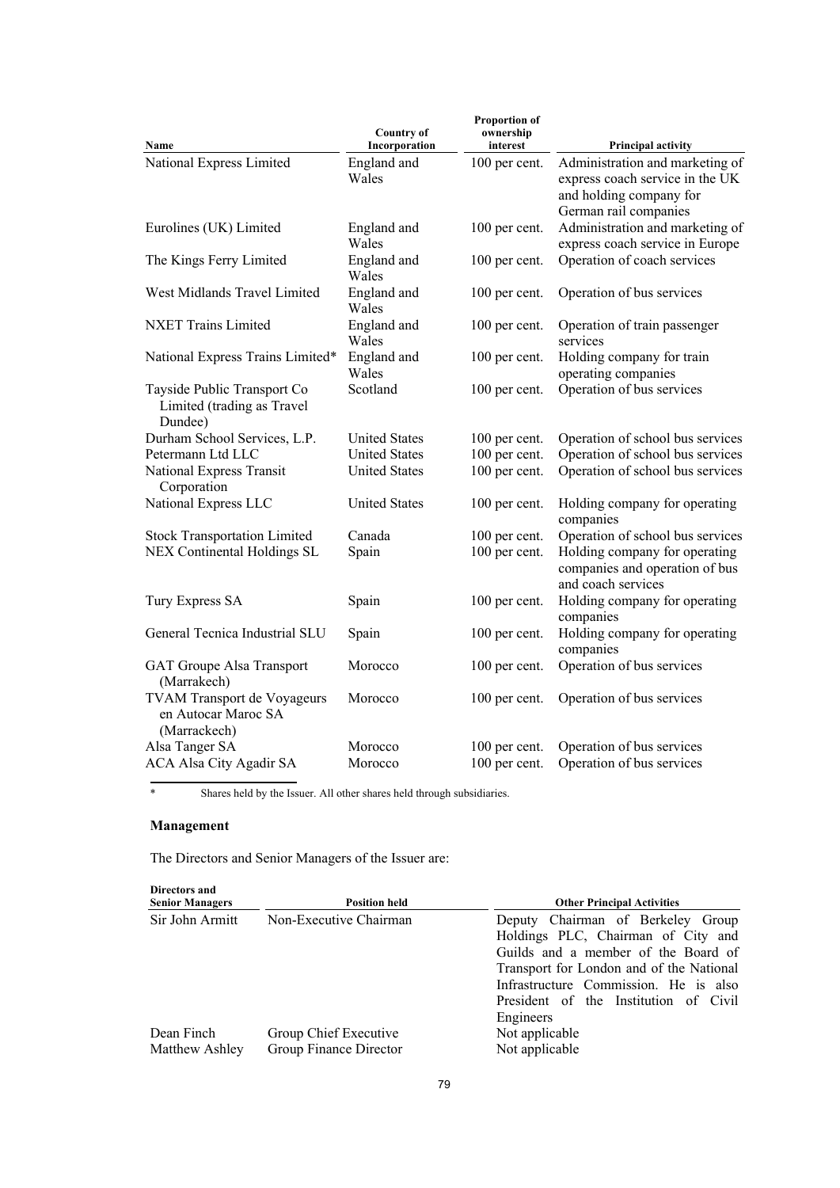| Name | Country of Incorporation | Proportion of ownership interest | Principal activity |
|---|---|---|---|
| National Express Limited | England and Wales | 100 per cent. | Administration and marketing of express coach service in the UK and holding company for German rail companies |
| Eurolines (UK) Limited | England and Wales | 100 per cent. | Administration and marketing of express coach service in Europe |
| The Kings Ferry Limited | England and Wales | 100 per cent. | Operation of coach services |
| West Midlands Travel Limited | England and Wales | 100 per cent. | Operation of bus services |
| NXET Trains Limited | England and Wales | 100 per cent. | Operation of train passenger services |
| National Express Trains Limited* | England and Wales | 100 per cent. | Holding company for train operating companies |
| Tayside Public Transport Co Limited (trading as Travel Dundee) | Scotland | 100 per cent. | Operation of bus services |
| Durham School Services, L.P. | United States | 100 per cent. | Operation of school bus services |
| Petermann Ltd LLC | United States | 100 per cent. | Operation of school bus services |
| National Express Transit Corporation | United States | 100 per cent. | Operation of school bus services |
| National Express LLC | United States | 100 per cent. | Holding company for operating companies |
| Stock Transportation Limited | Canada | 100 per cent. | Operation of school bus services |
| NEX Continental Holdings SL | Spain | 100 per cent. | Holding company for operating companies and operation of bus and coach services |
| Tury Express SA | Spain | 100 per cent. | Holding company for operating companies |
| General Tecnica Industrial SLU | Spain | 100 per cent. | Holding company for operating companies |
| GAT Groupe Alsa Transport (Marrakech) | Morocco | 100 per cent. | Operation of bus services |
| TVAM Transport de Voyageurs en Autocar Maroc SA (Marrackech) | Morocco | 100 per cent. | Operation of bus services |
| Alsa Tanger SA | Morocco | 100 per cent. | Operation of bus services |
| ACA Alsa City Agadir SA | Morocco | 100 per cent. | Operation of bus services |

\* Shares held by the Issuer. All other shares held through subsidiaries.

## Management

The Directors and Senior Managers of the Issuer are:

| Directors and Senior Managers | Position held | Other Principal Activities |
|---|---|---|
| Sir John Armitt | Non-Executive Chairman | Deputy Chairman of Berkeley Group Holdings PLC, Chairman of City and Guilds and a member of the Board of Transport for London and of the National Infrastructure Commission. He is also President of the Institution of Civil Engineers |
| Dean Finch | Group Chief Executive | Not applicable |
| Matthew Ashley | Group Finance Director | Not applicable |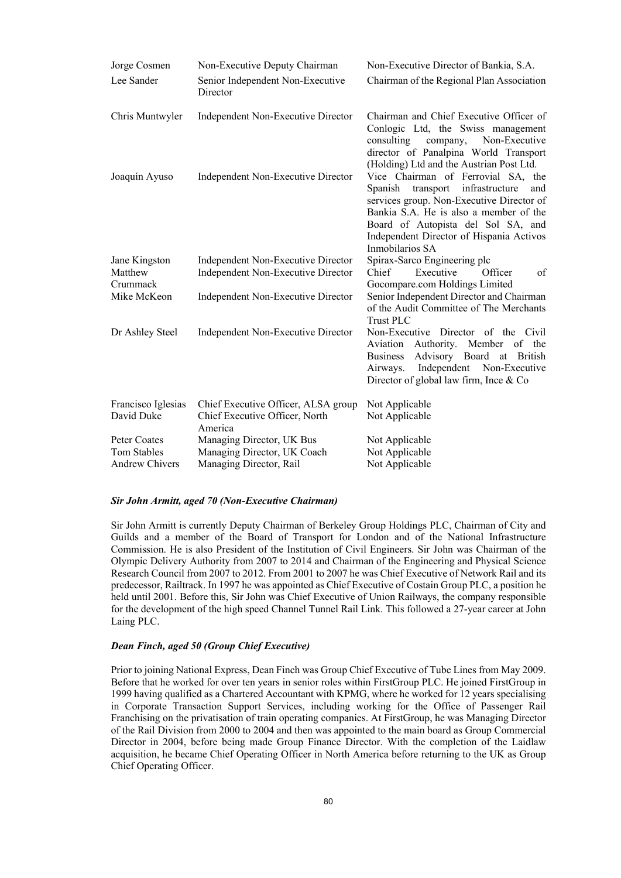| | | |
|---|---|---|
| Jorge Cosmen | Non-Executive Deputy Chairman | Non-Executive Director of Bankia, S.A. |
| Lee Sander | Senior Independent Non-Executive Director | Chairman of the Regional Plan Association |
| Chris Muntwyler | Independent Non-Executive Director | Chairman and Chief Executive Officer of Conlogic Ltd, the Swiss management consulting company, Non-Executive director of Panalpina World Transport (Holding) Ltd and the Austrian Post Ltd. |
| Joaquín Ayuso | Independent Non-Executive Director | Vice Chairman of Ferrovial SA, the Spanish transport infrastructure and services group. Non-Executive Director of Bankia S.A. He is also a member of the Board of Autopista del Sol SA, and Independent Director of Hispania Activos Inmobilarios SA |
| Jane Kingston | Independent Non-Executive Director | Spirax-Sarco Engineering plc |
| Matthew Crummack | Independent Non-Executive Director | Chief Executive Officer of Gocompare.com Holdings Limited |
| Mike McKeon | Independent Non-Executive Director | Senior Independent Director and Chairman of the Audit Committee of The Merchants Trust PLC |
| Dr Ashley Steel | Independent Non-Executive Director | Non-Executive Director of the Civil Aviation Authority. Member of the Business Advisory Board at British Airways. Independent Non-Executive Director of global law firm, Ince & Co |
| Francisco Iglesias | Chief Executive Officer, ALSA group | Not Applicable |
| David Duke | Chief Executive Officer, North America | Not Applicable |
| Peter Coates | Managing Director, UK Bus | Not Applicable |
| Tom Stables | Managing Director, UK Coach | Not Applicable |
| Andrew Chivers | Managing Director, Rail | Not Applicable |

***Sir John Armitt, aged 70 (Non-Executive Chairman)***

Sir John Armitt is currently Deputy Chairman of Berkeley Group Holdings PLC, Chairman of City and Guilds and a member of the Board of Transport for London and of the National Infrastructure Commission. He is also President of the Institution of Civil Engineers. Sir John was Chairman of the Olympic Delivery Authority from 2007 to 2014 and Chairman of the Engineering and Physical Science Research Council from 2007 to 2012. From 2001 to 2007 he was Chief Executive of Network Rail and its predecessor, Railtrack. In 1997 he was appointed as Chief Executive of Costain Group PLC, a position he held until 2001. Before this, Sir John was Chief Executive of Union Railways, the company responsible for the development of the high speed Channel Tunnel Rail Link. This followed a 27-year career at John Laing PLC.

***Dean Finch, aged 50 (Group Chief Executive)***

Prior to joining National Express, Dean Finch was Group Chief Executive of Tube Lines from May 2009. Before that he worked for over ten years in senior roles within FirstGroup PLC. He joined FirstGroup in 1999 having qualified as a Chartered Accountant with KPMG, where he worked for 12 years specialising in Corporate Transaction Support Services, including working for the Office of Passenger Rail Franchising on the privatisation of train operating companies. At FirstGroup, he was Managing Director of the Rail Division from 2000 to 2004 and then was appointed to the main board as Group Commercial Director in 2004, before being made Group Finance Director. With the completion of the Laidlaw acquisition, he became Chief Operating Officer in North America before returning to the UK as Group Chief Operating Officer.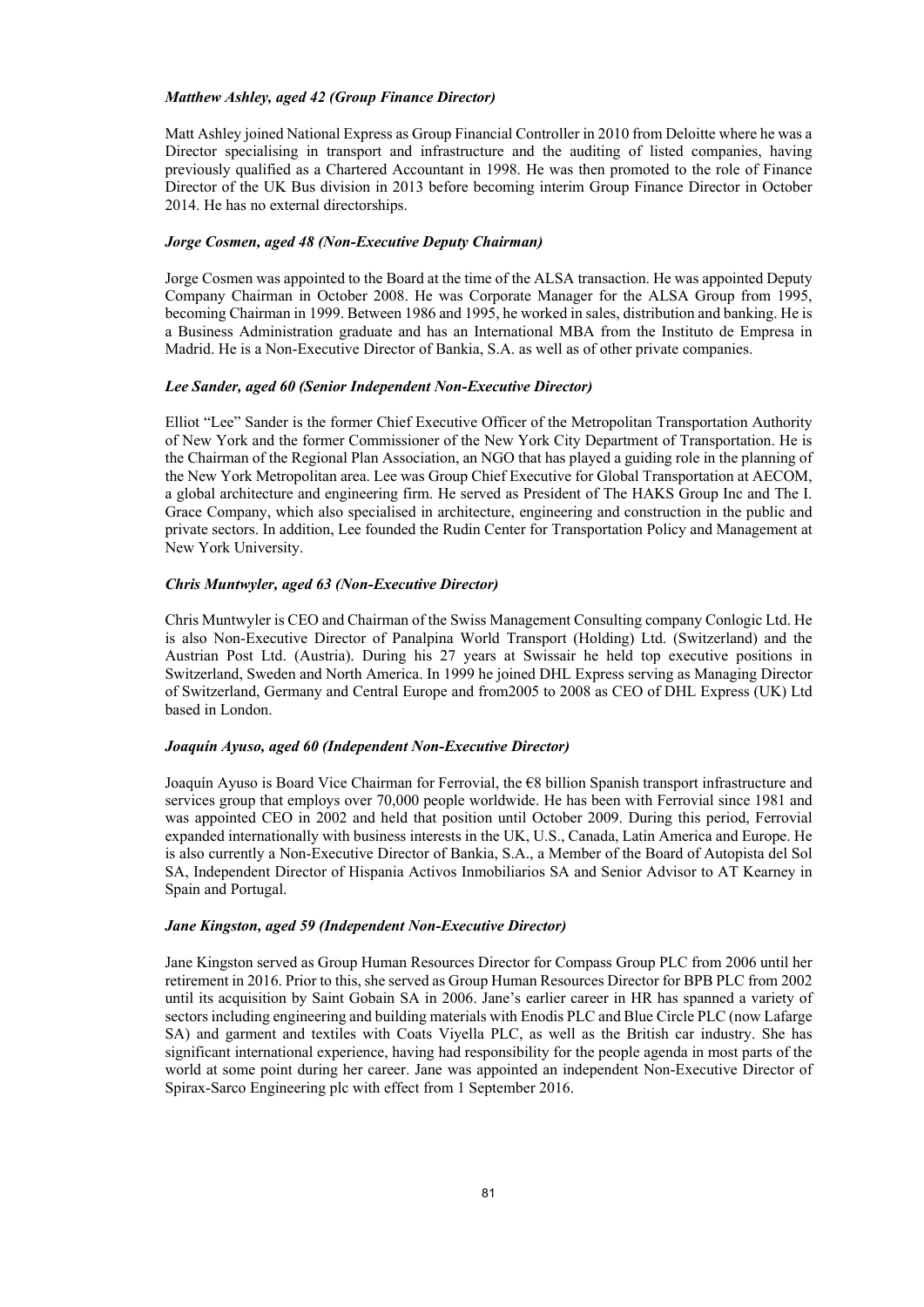***Matthew Ashley, aged 42 (Group Finance Director)***

Matt Ashley joined National Express as Group Financial Controller in 2010 from Deloitte where he was a Director specialising in transport and infrastructure and the auditing of listed companies, having previously qualified as a Chartered Accountant in 1998. He was then promoted to the role of Finance Director of the UK Bus division in 2013 before becoming interim Group Finance Director in October 2014. He has no external directorships.

***Jorge Cosmen, aged 48 (Non-Executive Deputy Chairman)***

Jorge Cosmen was appointed to the Board at the time of the ALSA transaction. He was appointed Deputy Company Chairman in October 2008. He was Corporate Manager for the ALSA Group from 1995, becoming Chairman in 1999. Between 1986 and 1995, he worked in sales, distribution and banking. He is a Business Administration graduate and has an International MBA from the Instituto de Empresa in Madrid. He is a Non-Executive Director of Bankia, S.A. as well as of other private companies.

***Lee Sander, aged 60 (Senior Independent Non-Executive Director)***

Elliot "Lee" Sander is the former Chief Executive Officer of the Metropolitan Transportation Authority of New York and the former Commissioner of the New York City Department of Transportation. He is the Chairman of the Regional Plan Association, an NGO that has played a guiding role in the planning of the New York Metropolitan area. Lee was Group Chief Executive for Global Transportation at AECOM, a global architecture and engineering firm. He served as President of The HAKS Group Inc and The I. Grace Company, which also specialised in architecture, engineering and construction in the public and private sectors. In addition, Lee founded the Rudin Center for Transportation Policy and Management at New York University.

***Chris Muntwyler, aged 63 (Non-Executive Director)***

Chris Muntwyler is CEO and Chairman of the Swiss Management Consulting company Conlogic Ltd. He is also Non-Executive Director of Panalpina World Transport (Holding) Ltd. (Switzerland) and the Austrian Post Ltd. (Austria). During his 27 years at Swissair he held top executive positions in Switzerland, Sweden and North America. In 1999 he joined DHL Express serving as Managing Director of Switzerland, Germany and Central Europe and from2005 to 2008 as CEO of DHL Express (UK) Ltd based in London.

***Joaquín Ayuso, aged 60 (Independent Non-Executive Director)***

Joaquín Ayuso is Board Vice Chairman for Ferrovial, the €8 billion Spanish transport infrastructure and services group that employs over 70,000 people worldwide. He has been with Ferrovial since 1981 and was appointed CEO in 2002 and held that position until October 2009. During this period, Ferrovial expanded internationally with business interests in the UK, U.S., Canada, Latin America and Europe. He is also currently a Non-Executive Director of Bankia, S.A., a Member of the Board of Autopista del Sol SA, Independent Director of Hispania Activos Inmobiliarios SA and Senior Advisor to AT Kearney in Spain and Portugal.

***Jane Kingston, aged 59 (Independent Non-Executive Director)***

Jane Kingston served as Group Human Resources Director for Compass Group PLC from 2006 until her retirement in 2016. Prior to this, she served as Group Human Resources Director for BPB PLC from 2002 until its acquisition by Saint Gobain SA in 2006. Jane's earlier career in HR has spanned a variety of sectors including engineering and building materials with Enodis PLC and Blue Circle PLC (now Lafarge SA) and garment and textiles with Coats Viyella PLC, as well as the British car industry. She has significant international experience, having had responsibility for the people agenda in most parts of the world at some point during her career. Jane was appointed an independent Non-Executive Director of Spirax-Sarco Engineering plc with effect from 1 September 2016.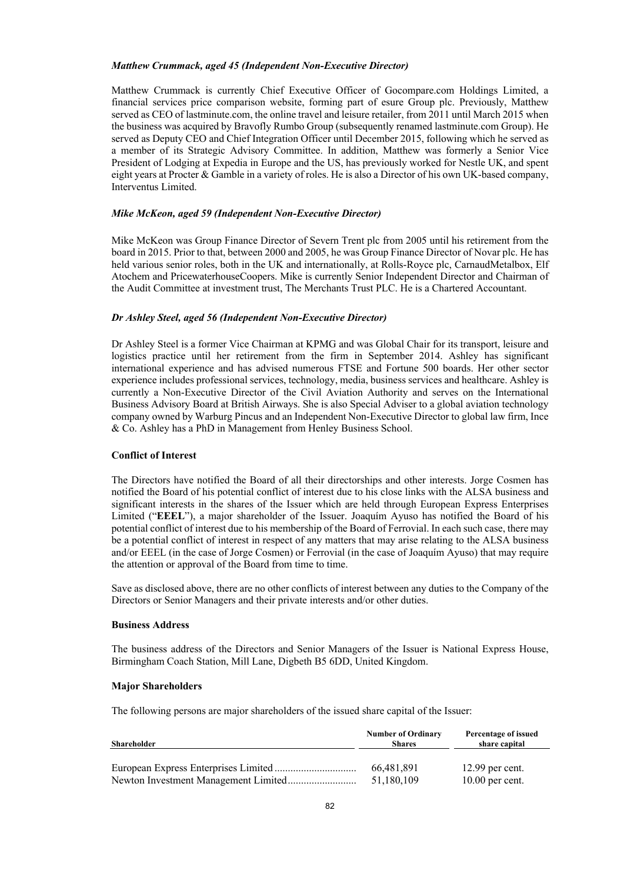***Matthew Crummack, aged 45 (Independent Non-Executive Director)***

Matthew Crummack is currently Chief Executive Officer of Gocompare.com Holdings Limited, a financial services price comparison website, forming part of esure Group plc. Previously, Matthew served as CEO of lastminute.com, the online travel and leisure retailer, from 2011 until March 2015 when the business was acquired by Bravofly Rumbo Group (subsequently renamed lastminute.com Group). He served as Deputy CEO and Chief Integration Officer until December 2015, following which he served as a member of its Strategic Advisory Committee. In addition, Matthew was formerly a Senior Vice President of Lodging at Expedia in Europe and the US, has previously worked for Nestle UK, and spent eight years at Procter & Gamble in a variety of roles. He is also a Director of his own UK-based company, Interventus Limited.

***Mike McKeon, aged 59 (Independent Non-Executive Director)***

Mike McKeon was Group Finance Director of Severn Trent plc from 2005 until his retirement from the board in 2015. Prior to that, between 2000 and 2005, he was Group Finance Director of Novar plc. He has held various senior roles, both in the UK and internationally, at Rolls-Royce plc, CarnaudMetalbox, Elf Atochem and PricewaterhouseCoopers. Mike is currently Senior Independent Director and Chairman of the Audit Committee at investment trust, The Merchants Trust PLC. He is a Chartered Accountant.

***Dr Ashley Steel, aged 56 (Independent Non-Executive Director)***

Dr Ashley Steel is a former Vice Chairman at KPMG and was Global Chair for its transport, leisure and logistics practice until her retirement from the firm in September 2014. Ashley has significant international experience and has advised numerous FTSE and Fortune 500 boards. Her other sector experience includes professional services, technology, media, business services and healthcare. Ashley is currently a Non-Executive Director of the Civil Aviation Authority and serves on the International Business Advisory Board at British Airways. She is also Special Adviser to a global aviation technology company owned by Warburg Pincus and an Independent Non-Executive Director to global law firm, Ince & Co. Ashley has a PhD in Management from Henley Business School.

**Conflict of Interest**

The Directors have notified the Board of all their directorships and other interests. Jorge Cosmen has notified the Board of his potential conflict of interest due to his close links with the ALSA business and significant interests in the shares of the Issuer which are held through European Express Enterprises Limited ("**EEEL**"), a major shareholder of the Issuer. Joaquím Ayuso has notified the Board of his potential conflict of interest due to his membership of the Board of Ferrovial. In each such case, there may be a potential conflict of interest in respect of any matters that may arise relating to the ALSA business and/or EEEL (in the case of Jorge Cosmen) or Ferrovial (in the case of Joaquím Ayuso) that may require the attention or approval of the Board from time to time.

Save as disclosed above, there are no other conflicts of interest between any duties to the Company of the Directors or Senior Managers and their private interests and/or other duties.

**Business Address**

The business address of the Directors and Senior Managers of the Issuer is National Express House, Birmingham Coach Station, Mill Lane, Digbeth B5 6DD, United Kingdom.

**Major Shareholders**

The following persons are major shareholders of the issued share capital of the Issuer:

| Shareholder | Number of Ordinary Shares | Percentage of issued share capital |
|---|---|---|
| European Express Enterprises Limited | 66,481,891 | 12.99 per cent. |
| Newton Investment Management Limited | 51,180,109 | 10.00 per cent. |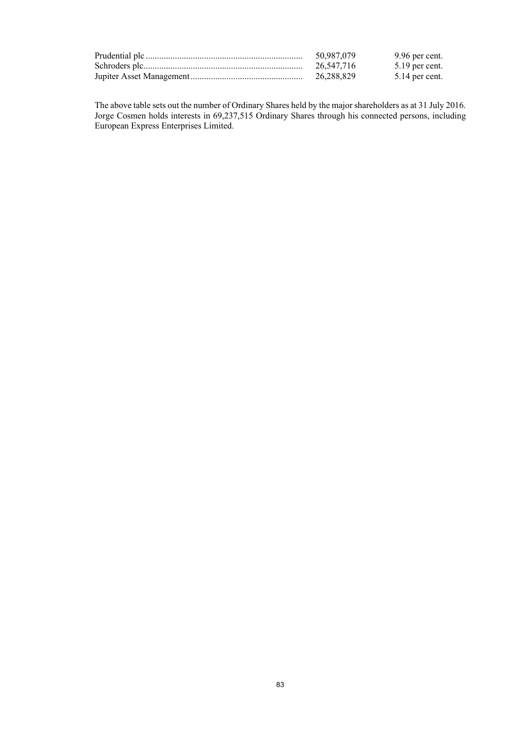| | | |
|---|---|---|
| Prudential plc | 50,987,079 | 9.96 per cent. |
| Schroders plc | 26,547,716 | 5.19 per cent. |
| Jupiter Asset Management | 26,288,829 | 5.14 per cent. |

The above table sets out the number of Ordinary Shares held by the major shareholders as at 31 July 2016. Jorge Cosmen holds interests in 69,237,515 Ordinary Shares through his connected persons, including European Express Enterprises Limited.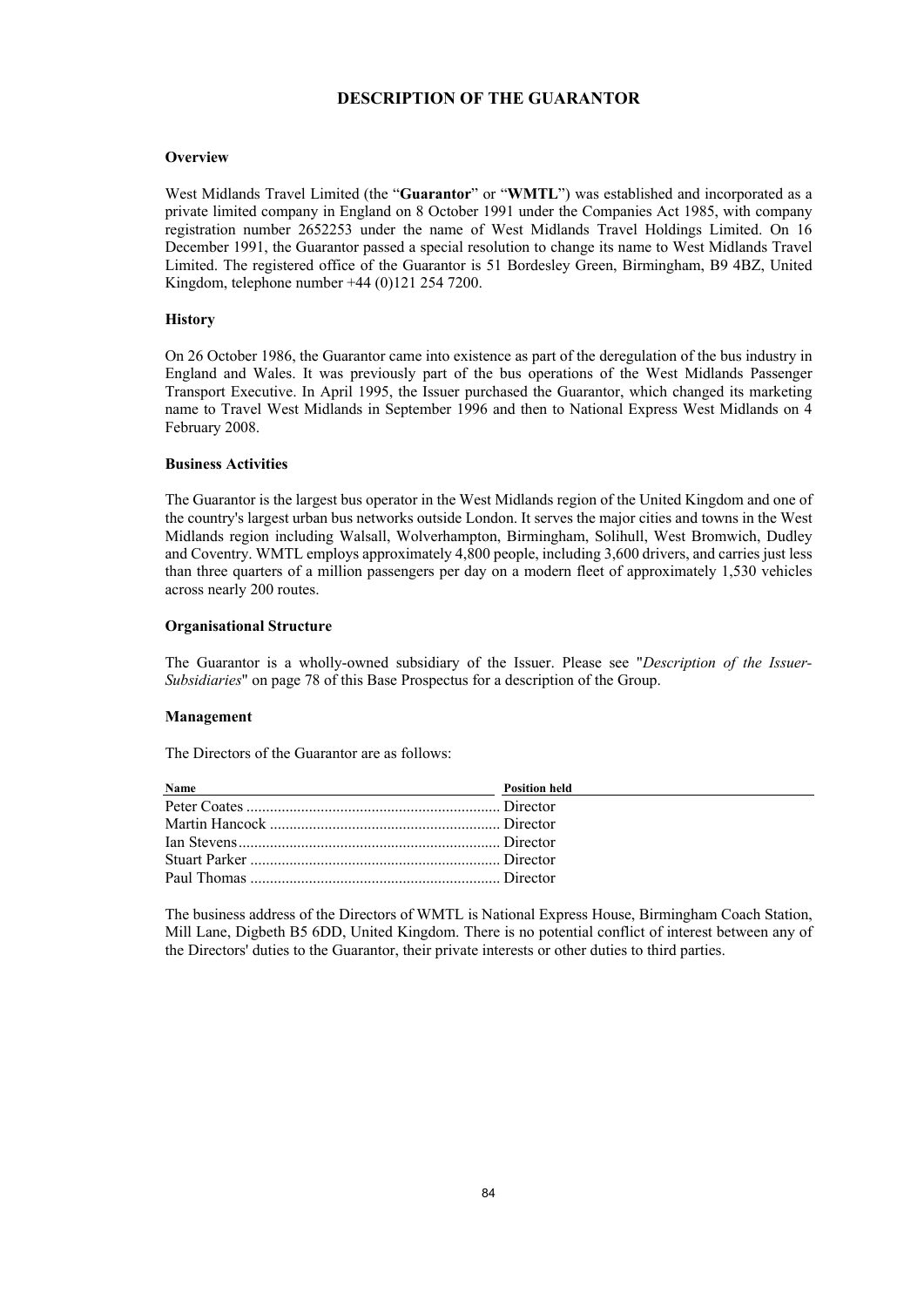# DESCRIPTION OF THE GUARANTOR

### Overview

West Midlands Travel Limited (the "**Guarantor**" or "**WMTL**") was established and incorporated as a private limited company in England on 8 October 1991 under the Companies Act 1985, with company registration number 2652253 under the name of West Midlands Travel Holdings Limited. On 16 December 1991, the Guarantor passed a special resolution to change its name to West Midlands Travel Limited. The registered office of the Guarantor is 51 Bordesley Green, Birmingham, B9 4BZ, United Kingdom, telephone number +44 (0)121 254 7200.

### History

On 26 October 1986, the Guarantor came into existence as part of the deregulation of the bus industry in England and Wales. It was previously part of the bus operations of the West Midlands Passenger Transport Executive. In April 1995, the Issuer purchased the Guarantor, which changed its marketing name to Travel West Midlands in September 1996 and then to National Express West Midlands on 4 February 2008.

### Business Activities

The Guarantor is the largest bus operator in the West Midlands region of the United Kingdom and one of the country's largest urban bus networks outside London. It serves the major cities and towns in the West Midlands region including Walsall, Wolverhampton, Birmingham, Solihull, West Bromwich, Dudley and Coventry. WMTL employs approximately 4,800 people, including 3,600 drivers, and carries just less than three quarters of a million passengers per day on a modern fleet of approximately 1,530 vehicles across nearly 200 routes.

### Organisational Structure

The Guarantor is a wholly-owned subsidiary of the Issuer. Please see "*Description of the Issuer-Subsidiaries*" on page 78 of this Base Prospectus for a description of the Group.

### Management

The Directors of the Guarantor are as follows:

| Name | Position held |
|---|---|
| Peter Coates | Director |
| Martin Hancock | Director |
| Ian Stevens | Director |
| Stuart Parker | Director |
| Paul Thomas | Director |

The business address of the Directors of WMTL is National Express House, Birmingham Coach Station, Mill Lane, Digbeth B5 6DD, United Kingdom. There is no potential conflict of interest between any of the Directors' duties to the Guarantor, their private interests or other duties to third parties.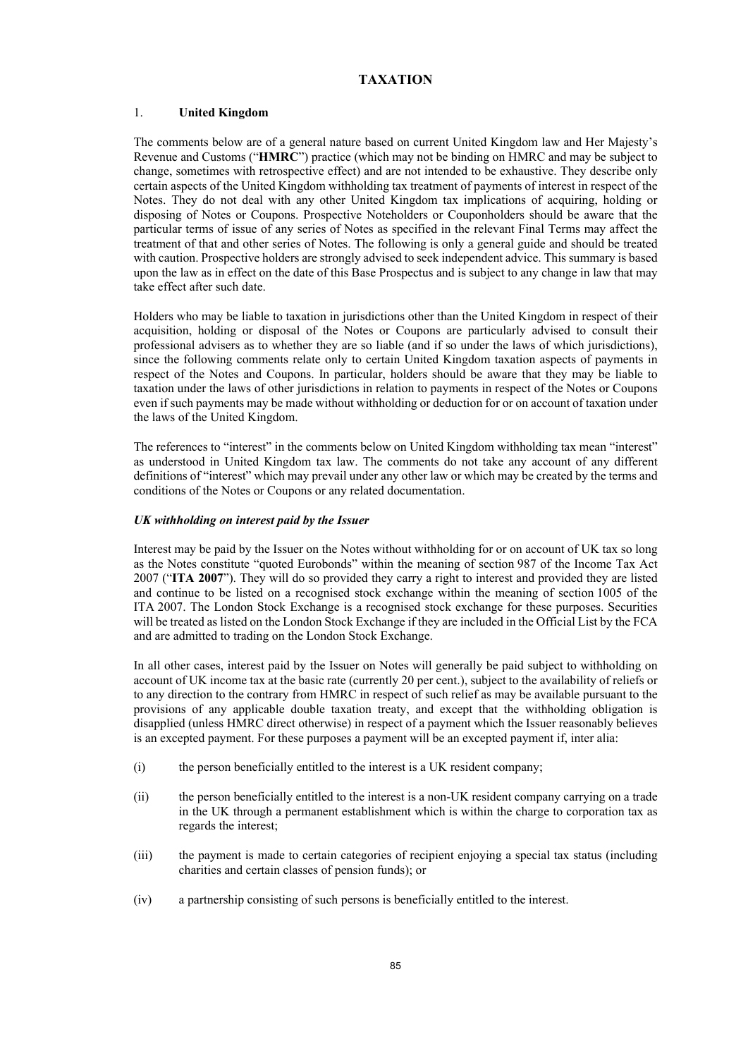# TAXATION

## 1. United Kingdom

The comments below are of a general nature based on current United Kingdom law and Her Majesty's Revenue and Customs ("**HMRC**") practice (which may not be binding on HMRC and may be subject to change, sometimes with retrospective effect) and are not intended to be exhaustive. They describe only certain aspects of the United Kingdom withholding tax treatment of payments of interest in respect of the Notes. They do not deal with any other United Kingdom tax implications of acquiring, holding or disposing of Notes or Coupons. Prospective Noteholders or Couponholders should be aware that the particular terms of issue of any series of Notes as specified in the relevant Final Terms may affect the treatment of that and other series of Notes. The following is only a general guide and should be treated with caution. Prospective holders are strongly advised to seek independent advice. This summary is based upon the law as in effect on the date of this Base Prospectus and is subject to any change in law that may take effect after such date.

Holders who may be liable to taxation in jurisdictions other than the United Kingdom in respect of their acquisition, holding or disposal of the Notes or Coupons are particularly advised to consult their professional advisers as to whether they are so liable (and if so under the laws of which jurisdictions), since the following comments relate only to certain United Kingdom taxation aspects of payments in respect of the Notes and Coupons. In particular, holders should be aware that they may be liable to taxation under the laws of other jurisdictions in relation to payments in respect of the Notes or Coupons even if such payments may be made without withholding or deduction for or on account of taxation under the laws of the United Kingdom.

The references to "interest" in the comments below on United Kingdom withholding tax mean "interest" as understood in United Kingdom tax law. The comments do not take any account of any different definitions of "interest" which may prevail under any other law or which may be created by the terms and conditions of the Notes or Coupons or any related documentation.

### *UK withholding on interest paid by the Issuer*

Interest may be paid by the Issuer on the Notes without withholding for or on account of UK tax so long as the Notes constitute "quoted Eurobonds" within the meaning of section 987 of the Income Tax Act 2007 ("**ITA 2007**"). They will do so provided they carry a right to interest and provided they are listed and continue to be listed on a recognised stock exchange within the meaning of section 1005 of the ITA 2007. The London Stock Exchange is a recognised stock exchange for these purposes. Securities will be treated as listed on the London Stock Exchange if they are included in the Official List by the FCA and are admitted to trading on the London Stock Exchange.

In all other cases, interest paid by the Issuer on Notes will generally be paid subject to withholding on account of UK income tax at the basic rate (currently 20 per cent.), subject to the availability of reliefs or to any direction to the contrary from HMRC in respect of such relief as may be available pursuant to the provisions of any applicable double taxation treaty, and except that the withholding obligation is disapplied (unless HMRC direct otherwise) in respect of a payment which the Issuer reasonably believes is an excepted payment. For these purposes a payment will be an excepted payment if, inter alia:

(i) the person beneficially entitled to the interest is a UK resident company;

(ii) the person beneficially entitled to the interest is a non-UK resident company carrying on a trade in the UK through a permanent establishment which is within the charge to corporation tax as regards the interest;

(iii) the payment is made to certain categories of recipient enjoying a special tax status (including charities and certain classes of pension funds); or

(iv) a partnership consisting of such persons is beneficially entitled to the interest.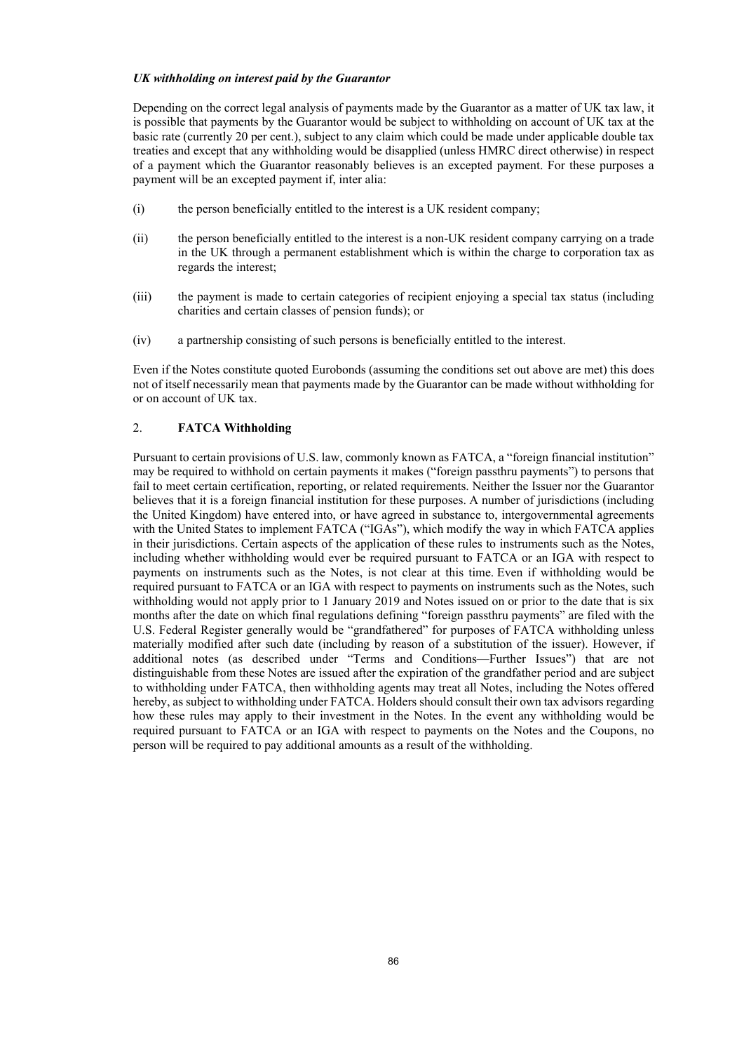***UK withholding on interest paid by the Guarantor***

Depending on the correct legal analysis of payments made by the Guarantor as a matter of UK tax law, it is possible that payments by the Guarantor would be subject to withholding on account of UK tax at the basic rate (currently 20 per cent.), subject to any claim which could be made under applicable double tax treaties and except that any withholding would be disapplied (unless HMRC direct otherwise) in respect of a payment which the Guarantor reasonably believes is an excepted payment. For these purposes a payment will be an excepted payment if, inter alia:

(i) the person beneficially entitled to the interest is a UK resident company;

(ii) the person beneficially entitled to the interest is a non-UK resident company carrying on a trade in the UK through a permanent establishment which is within the charge to corporation tax as regards the interest;

(iii) the payment is made to certain categories of recipient enjoying a special tax status (including charities and certain classes of pension funds); or

(iv) a partnership consisting of such persons is beneficially entitled to the interest.

Even if the Notes constitute quoted Eurobonds (assuming the conditions set out above are met) this does not of itself necessarily mean that payments made by the Guarantor can be made without withholding for or on account of UK tax.

## 2. **FATCA Withholding**

Pursuant to certain provisions of U.S. law, commonly known as FATCA, a "foreign financial institution" may be required to withhold on certain payments it makes ("foreign passthru payments") to persons that fail to meet certain certification, reporting, or related requirements. Neither the Issuer nor the Guarantor believes that it is a foreign financial institution for these purposes. A number of jurisdictions (including the United Kingdom) have entered into, or have agreed in substance to, intergovernmental agreements with the United States to implement FATCA ("IGAs"), which modify the way in which FATCA applies in their jurisdictions. Certain aspects of the application of these rules to instruments such as the Notes, including whether withholding would ever be required pursuant to FATCA or an IGA with respect to payments on instruments such as the Notes, is not clear at this time. Even if withholding would be required pursuant to FATCA or an IGA with respect to payments on instruments such as the Notes, such withholding would not apply prior to 1 January 2019 and Notes issued on or prior to the date that is six months after the date on which final regulations defining "foreign passthru payments" are filed with the U.S. Federal Register generally would be "grandfathered" for purposes of FATCA withholding unless materially modified after such date (including by reason of a substitution of the issuer). However, if additional notes (as described under "Terms and Conditions—Further Issues") that are not distinguishable from these Notes are issued after the expiration of the grandfather period and are subject to withholding under FATCA, then withholding agents may treat all Notes, including the Notes offered hereby, as subject to withholding under FATCA. Holders should consult their own tax advisors regarding how these rules may apply to their investment in the Notes. In the event any withholding would be required pursuant to FATCA or an IGA with respect to payments on the Notes and the Coupons, no person will be required to pay additional amounts as a result of the withholding.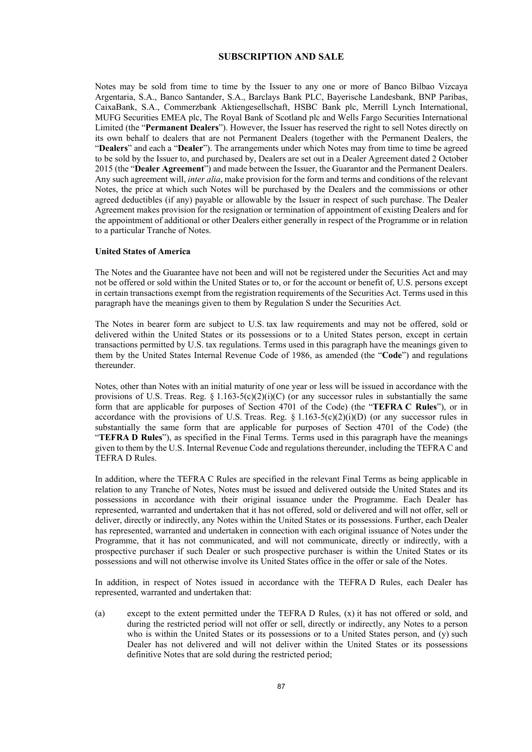# SUBSCRIPTION AND SALE

Notes may be sold from time to time by the Issuer to any one or more of Banco Bilbao Vizcaya Argentaria, S.A., Banco Santander, S.A., Barclays Bank PLC, Bayerische Landesbank, BNP Paribas, CaixaBank, S.A., Commerzbank Aktiengesellschaft, HSBC Bank plc, Merrill Lynch International, MUFG Securities EMEA plc, The Royal Bank of Scotland plc and Wells Fargo Securities International Limited (the "**Permanent Dealers**"). However, the Issuer has reserved the right to sell Notes directly on its own behalf to dealers that are not Permanent Dealers (together with the Permanent Dealers, the "**Dealers**" and each a "**Dealer**"). The arrangements under which Notes may from time to time be agreed to be sold by the Issuer to, and purchased by, Dealers are set out in a Dealer Agreement dated 2 October 2015 (the "**Dealer Agreement**") and made between the Issuer, the Guarantor and the Permanent Dealers. Any such agreement will, *inter alia*, make provision for the form and terms and conditions of the relevant Notes, the price at which such Notes will be purchased by the Dealers and the commissions or other agreed deductibles (if any) payable or allowable by the Issuer in respect of such purchase. The Dealer Agreement makes provision for the resignation or termination of appointment of existing Dealers and for the appointment of additional or other Dealers either generally in respect of the Programme or in relation to a particular Tranche of Notes.

**United States of America**

The Notes and the Guarantee have not been and will not be registered under the Securities Act and may not be offered or sold within the United States or to, or for the account or benefit of, U.S. persons except in certain transactions exempt from the registration requirements of the Securities Act. Terms used in this paragraph have the meanings given to them by Regulation S under the Securities Act.

The Notes in bearer form are subject to U.S. tax law requirements and may not be offered, sold or delivered within the United States or its possessions or to a United States person, except in certain transactions permitted by U.S. tax regulations. Terms used in this paragraph have the meanings given to them by the United States Internal Revenue Code of 1986, as amended (the "**Code**") and regulations thereunder.

Notes, other than Notes with an initial maturity of one year or less will be issued in accordance with the provisions of U.S. Treas. Reg. § 1.163-5(c)(2)(i)(C) (or any successor rules in substantially the same form that are applicable for purposes of Section 4701 of the Code) (the "**TEFRA C Rules**"), or in accordance with the provisions of U.S. Treas. Reg. § 1.163-5(c)(2)(i)(D) (or any successor rules in substantially the same form that are applicable for purposes of Section 4701 of the Code) (the "**TEFRA D Rules**"), as specified in the Final Terms. Terms used in this paragraph have the meanings given to them by the U.S. Internal Revenue Code and regulations thereunder, including the TEFRA C and TEFRA D Rules.

In addition, where the TEFRA C Rules are specified in the relevant Final Terms as being applicable in relation to any Tranche of Notes, Notes must be issued and delivered outside the United States and its possessions in accordance with their original issuance under the Programme. Each Dealer has represented, warranted and undertaken that it has not offered, sold or delivered and will not offer, sell or deliver, directly or indirectly, any Notes within the United States or its possessions. Further, each Dealer has represented, warranted and undertaken in connection with each original issuance of Notes under the Programme, that it has not communicated, and will not communicate, directly or indirectly, with a prospective purchaser if such Dealer or such prospective purchaser is within the United States or its possessions and will not otherwise involve its United States office in the offer or sale of the Notes.

In addition, in respect of Notes issued in accordance with the TEFRA D Rules, each Dealer has represented, warranted and undertaken that:

(a) except to the extent permitted under the TEFRA D Rules, (x) it has not offered or sold, and during the restricted period will not offer or sell, directly or indirectly, any Notes to a person who is within the United States or its possessions or to a United States person, and (y) such Dealer has not delivered and will not deliver within the United States or its possessions definitive Notes that are sold during the restricted period;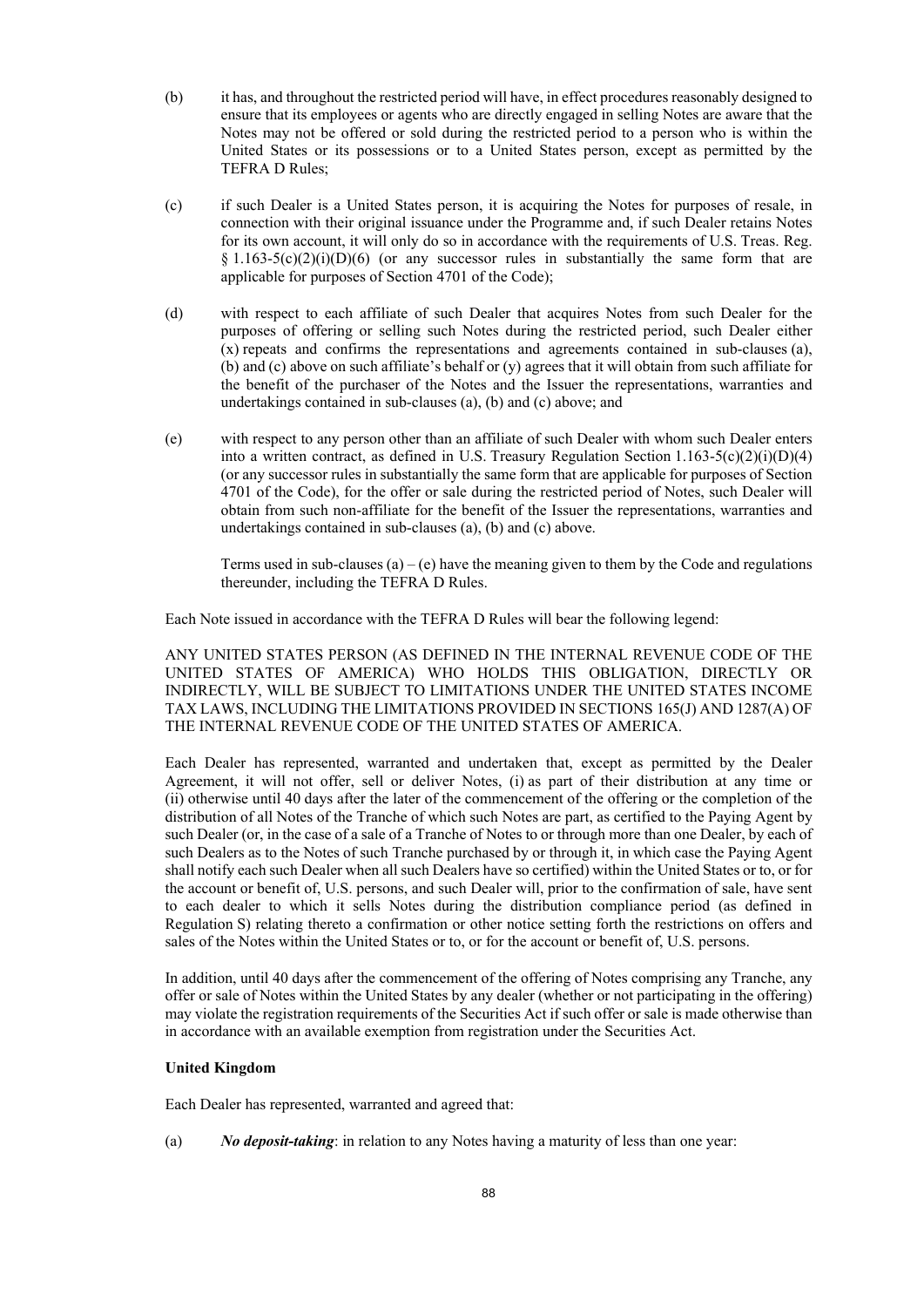(b) it has, and throughout the restricted period will have, in effect procedures reasonably designed to ensure that its employees or agents who are directly engaged in selling Notes are aware that the Notes may not be offered or sold during the restricted period to a person who is within the United States or its possessions or to a United States person, except as permitted by the TEFRA D Rules;

(c) if such Dealer is a United States person, it is acquiring the Notes for purposes of resale, in connection with their original issuance under the Programme and, if such Dealer retains Notes for its own account, it will only do so in accordance with the requirements of U.S. Treas. Reg. § 1.163-5(c)(2)(i)(D)(6) (or any successor rules in substantially the same form that are applicable for purposes of Section 4701 of the Code);

(d) with respect to each affiliate of such Dealer that acquires Notes from such Dealer for the purposes of offering or selling such Notes during the restricted period, such Dealer either (x) repeats and confirms the representations and agreements contained in sub-clauses (a), (b) and (c) above on such affiliate's behalf or (y) agrees that it will obtain from such affiliate for the benefit of the purchaser of the Notes and the Issuer the representations, warranties and undertakings contained in sub-clauses (a), (b) and (c) above; and

(e) with respect to any person other than an affiliate of such Dealer with whom such Dealer enters into a written contract, as defined in U.S. Treasury Regulation Section 1.163-5(c)(2)(i)(D)(4) (or any successor rules in substantially the same form that are applicable for purposes of Section 4701 of the Code), for the offer or sale during the restricted period of Notes, such Dealer will obtain from such non-affiliate for the benefit of the Issuer the representations, warranties and undertakings contained in sub-clauses (a), (b) and (c) above.

Terms used in sub-clauses (a) – (e) have the meaning given to them by the Code and regulations thereunder, including the TEFRA D Rules.

Each Note issued in accordance with the TEFRA D Rules will bear the following legend:

ANY UNITED STATES PERSON (AS DEFINED IN THE INTERNAL REVENUE CODE OF THE UNITED STATES OF AMERICA) WHO HOLDS THIS OBLIGATION, DIRECTLY OR INDIRECTLY, WILL BE SUBJECT TO LIMITATIONS UNDER THE UNITED STATES INCOME TAX LAWS, INCLUDING THE LIMITATIONS PROVIDED IN SECTIONS 165(J) AND 1287(A) OF THE INTERNAL REVENUE CODE OF THE UNITED STATES OF AMERICA.

Each Dealer has represented, warranted and undertaken that, except as permitted by the Dealer Agreement, it will not offer, sell or deliver Notes, (i) as part of their distribution at any time or (ii) otherwise until 40 days after the later of the commencement of the offering or the completion of the distribution of all Notes of the Tranche of which such Notes are part, as certified to the Paying Agent by such Dealer (or, in the case of a sale of a Tranche of Notes to or through more than one Dealer, by each of such Dealers as to the Notes of such Tranche purchased by or through it, in which case the Paying Agent shall notify each such Dealer when all such Dealers have so certified) within the United States or to, or for the account or benefit of, U.S. persons, and such Dealer will, prior to the confirmation of sale, have sent to each dealer to which it sells Notes during the distribution compliance period (as defined in Regulation S) relating thereto a confirmation or other notice setting forth the restrictions on offers and sales of the Notes within the United States or to, or for the account or benefit of, U.S. persons.

In addition, until 40 days after the commencement of the offering of Notes comprising any Tranche, any offer or sale of Notes within the United States by any dealer (whether or not participating in the offering) may violate the registration requirements of the Securities Act if such offer or sale is made otherwise than in accordance with an available exemption from registration under the Securities Act.

**United Kingdom**

Each Dealer has represented, warranted and agreed that:

(a) ***No deposit-taking***: in relation to any Notes having a maturity of less than one year: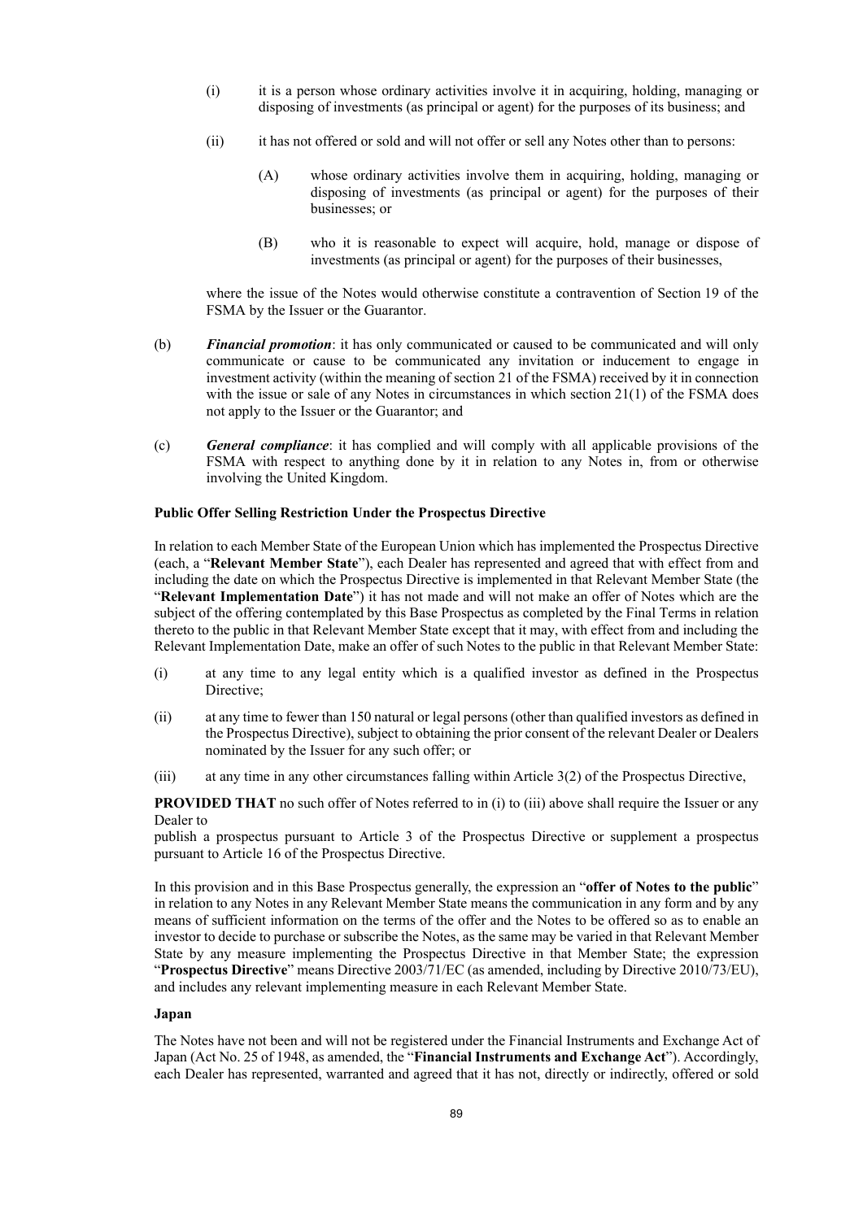(i) it is a person whose ordinary activities involve it in acquiring, holding, managing or disposing of investments (as principal or agent) for the purposes of its business; and

(ii) it has not offered or sold and will not offer or sell any Notes other than to persons:

(A) whose ordinary activities involve them in acquiring, holding, managing or disposing of investments (as principal or agent) for the purposes of their businesses; or

(B) who it is reasonable to expect will acquire, hold, manage or dispose of investments (as principal or agent) for the purposes of their businesses,

where the issue of the Notes would otherwise constitute a contravention of Section 19 of the FSMA by the Issuer or the Guarantor.

(b) ***Financial promotion***: it has only communicated or caused to be communicated and will only communicate or cause to be communicated any invitation or inducement to engage in investment activity (within the meaning of section 21 of the FSMA) received by it in connection with the issue or sale of any Notes in circumstances in which section 21(1) of the FSMA does not apply to the Issuer or the Guarantor; and

(c) ***General compliance***: it has complied and will comply with all applicable provisions of the FSMA with respect to anything done by it in relation to any Notes in, from or otherwise involving the United Kingdom.

**Public Offer Selling Restriction Under the Prospectus Directive**

In relation to each Member State of the European Union which has implemented the Prospectus Directive (each, a "**Relevant Member State**"), each Dealer has represented and agreed that with effect from and including the date on which the Prospectus Directive is implemented in that Relevant Member State (the "**Relevant Implementation Date**") it has not made and will not make an offer of Notes which are the subject of the offering contemplated by this Base Prospectus as completed by the Final Terms in relation thereto to the public in that Relevant Member State except that it may, with effect from and including the Relevant Implementation Date, make an offer of such Notes to the public in that Relevant Member State:

(i) at any time to any legal entity which is a qualified investor as defined in the Prospectus Directive;

(ii) at any time to fewer than 150 natural or legal persons (other than qualified investors as defined in the Prospectus Directive), subject to obtaining the prior consent of the relevant Dealer or Dealers nominated by the Issuer for any such offer; or

(iii) at any time in any other circumstances falling within Article 3(2) of the Prospectus Directive,

**PROVIDED THAT** no such offer of Notes referred to in (i) to (iii) above shall require the Issuer or any Dealer to

publish a prospectus pursuant to Article 3 of the Prospectus Directive or supplement a prospectus pursuant to Article 16 of the Prospectus Directive.

In this provision and in this Base Prospectus generally, the expression an "**offer of Notes to the public**" in relation to any Notes in any Relevant Member State means the communication in any form and by any means of sufficient information on the terms of the offer and the Notes to be offered so as to enable an investor to decide to purchase or subscribe the Notes, as the same may be varied in that Relevant Member State by any measure implementing the Prospectus Directive in that Member State; the expression "**Prospectus Directive**" means Directive 2003/71/EC (as amended, including by Directive 2010/73/EU), and includes any relevant implementing measure in each Relevant Member State.

**Japan**

The Notes have not been and will not be registered under the Financial Instruments and Exchange Act of Japan (Act No. 25 of 1948, as amended, the "**Financial Instruments and Exchange Act**"). Accordingly, each Dealer has represented, warranted and agreed that it has not, directly or indirectly, offered or sold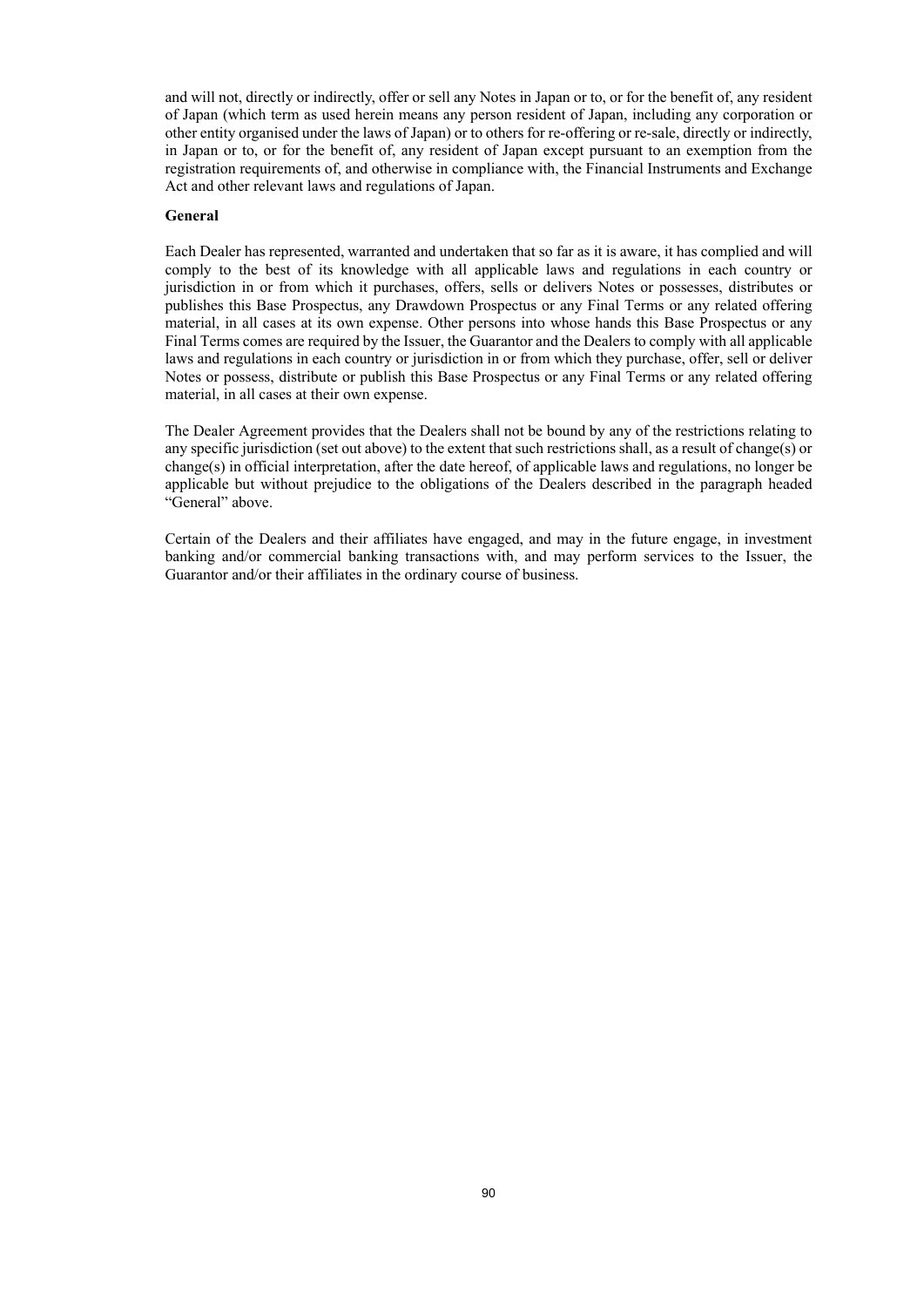and will not, directly or indirectly, offer or sell any Notes in Japan or to, or for the benefit of, any resident of Japan (which term as used herein means any person resident of Japan, including any corporation or other entity organised under the laws of Japan) or to others for re-offering or re-sale, directly or indirectly, in Japan or to, or for the benefit of, any resident of Japan except pursuant to an exemption from the registration requirements of, and otherwise in compliance with, the Financial Instruments and Exchange Act and other relevant laws and regulations of Japan.

**General**

Each Dealer has represented, warranted and undertaken that so far as it is aware, it has complied and will comply to the best of its knowledge with all applicable laws and regulations in each country or jurisdiction in or from which it purchases, offers, sells or delivers Notes or possesses, distributes or publishes this Base Prospectus, any Drawdown Prospectus or any Final Terms or any related offering material, in all cases at its own expense. Other persons into whose hands this Base Prospectus or any Final Terms comes are required by the Issuer, the Guarantor and the Dealers to comply with all applicable laws and regulations in each country or jurisdiction in or from which they purchase, offer, sell or deliver Notes or possess, distribute or publish this Base Prospectus or any Final Terms or any related offering material, in all cases at their own expense.

The Dealer Agreement provides that the Dealers shall not be bound by any of the restrictions relating to any specific jurisdiction (set out above) to the extent that such restrictions shall, as a result of change(s) or change(s) in official interpretation, after the date hereof, of applicable laws and regulations, no longer be applicable but without prejudice to the obligations of the Dealers described in the paragraph headed "General" above.

Certain of the Dealers and their affiliates have engaged, and may in the future engage, in investment banking and/or commercial banking transactions with, and may perform services to the Issuer, the Guarantor and/or their affiliates in the ordinary course of business.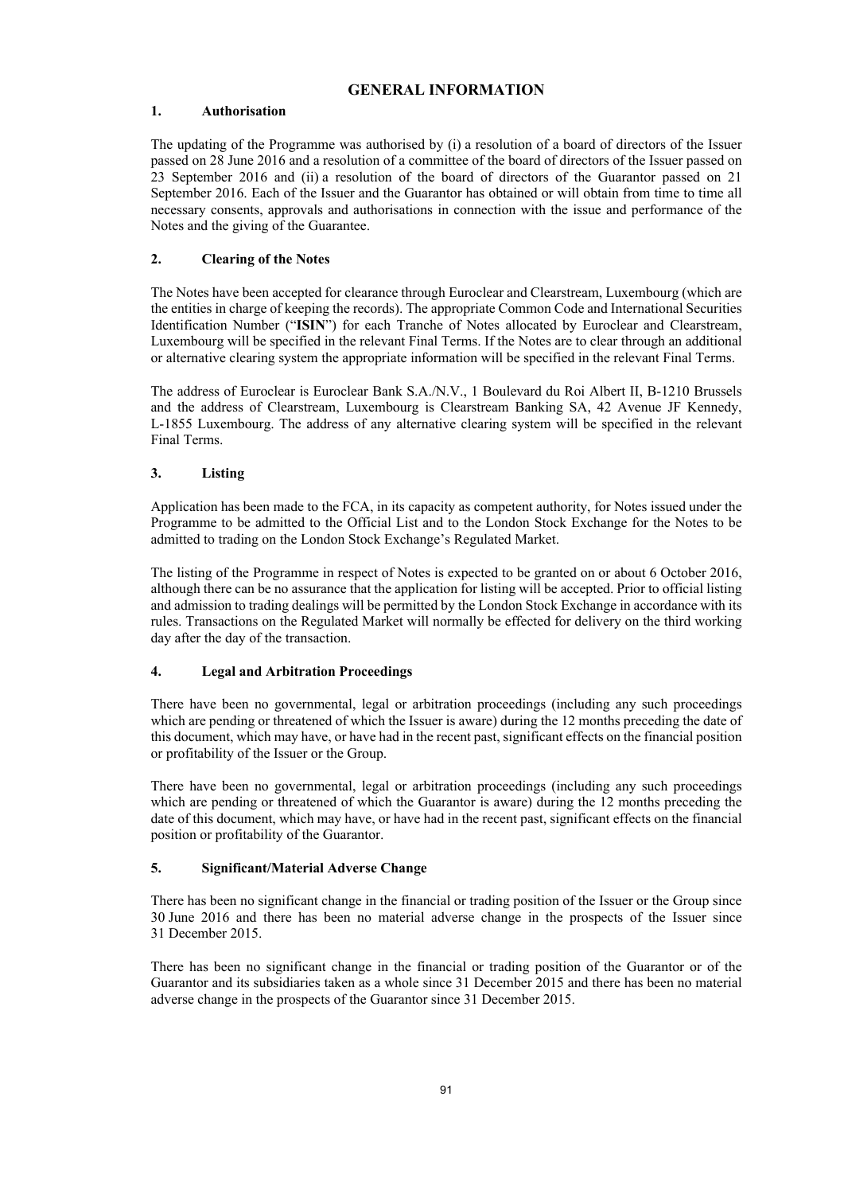# GENERAL INFORMATION

## 1. Authorisation

The updating of the Programme was authorised by (i) a resolution of a board of directors of the Issuer passed on 28 June 2016 and a resolution of a committee of the board of directors of the Issuer passed on 23 September 2016 and (ii) a resolution of the board of directors of the Guarantor passed on 21 September 2016. Each of the Issuer and the Guarantor has obtained or will obtain from time to time all necessary consents, approvals and authorisations in connection with the issue and performance of the Notes and the giving of the Guarantee.

## 2. Clearing of the Notes

The Notes have been accepted for clearance through Euroclear and Clearstream, Luxembourg (which are the entities in charge of keeping the records). The appropriate Common Code and International Securities Identification Number ("**ISIN**") for each Tranche of Notes allocated by Euroclear and Clearstream, Luxembourg will be specified in the relevant Final Terms. If the Notes are to clear through an additional or alternative clearing system the appropriate information will be specified in the relevant Final Terms.

The address of Euroclear is Euroclear Bank S.A./N.V., 1 Boulevard du Roi Albert II, B-1210 Brussels and the address of Clearstream, Luxembourg is Clearstream Banking SA, 42 Avenue JF Kennedy, L-1855 Luxembourg. The address of any alternative clearing system will be specified in the relevant Final Terms.

## 3. Listing

Application has been made to the FCA, in its capacity as competent authority, for Notes issued under the Programme to be admitted to the Official List and to the London Stock Exchange for the Notes to be admitted to trading on the London Stock Exchange's Regulated Market.

The listing of the Programme in respect of Notes is expected to be granted on or about 6 October 2016, although there can be no assurance that the application for listing will be accepted. Prior to official listing and admission to trading dealings will be permitted by the London Stock Exchange in accordance with its rules. Transactions on the Regulated Market will normally be effected for delivery on the third working day after the day of the transaction.

## 4. Legal and Arbitration Proceedings

There have been no governmental, legal or arbitration proceedings (including any such proceedings which are pending or threatened of which the Issuer is aware) during the 12 months preceding the date of this document, which may have, or have had in the recent past, significant effects on the financial position or profitability of the Issuer or the Group.

There have been no governmental, legal or arbitration proceedings (including any such proceedings which are pending or threatened of which the Guarantor is aware) during the 12 months preceding the date of this document, which may have, or have had in the recent past, significant effects on the financial position or profitability of the Guarantor.

## 5. Significant/Material Adverse Change

There has been no significant change in the financial or trading position of the Issuer or the Group since 30 June 2016 and there has been no material adverse change in the prospects of the Issuer since 31 December 2015.

There has been no significant change in the financial or trading position of the Guarantor or of the Guarantor and its subsidiaries taken as a whole since 31 December 2015 and there has been no material adverse change in the prospects of the Guarantor since 31 December 2015.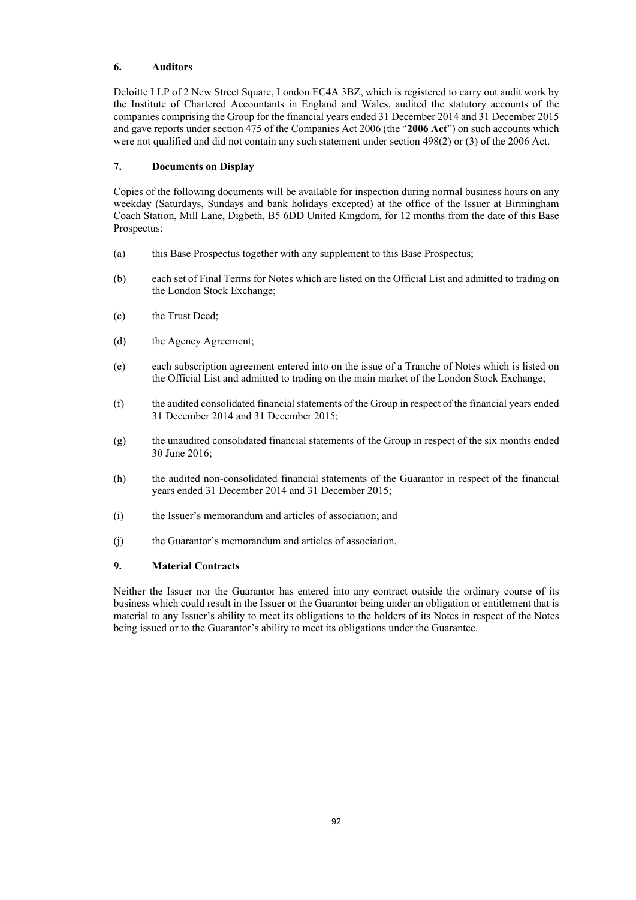## 6. Auditors

Deloitte LLP of 2 New Street Square, London EC4A 3BZ, which is registered to carry out audit work by the Institute of Chartered Accountants in England and Wales, audited the statutory accounts of the companies comprising the Group for the financial years ended 31 December 2014 and 31 December 2015 and gave reports under section 475 of the Companies Act 2006 (the "**2006 Act**") on such accounts which were not qualified and did not contain any such statement under section 498(2) or (3) of the 2006 Act.

## 7. Documents on Display

Copies of the following documents will be available for inspection during normal business hours on any weekday (Saturdays, Sundays and bank holidays excepted) at the office of the Issuer at Birmingham Coach Station, Mill Lane, Digbeth, B5 6DD United Kingdom, for 12 months from the date of this Base Prospectus:

(a) this Base Prospectus together with any supplement to this Base Prospectus;

(b) each set of Final Terms for Notes which are listed on the Official List and admitted to trading on the London Stock Exchange;

(c) the Trust Deed;

(d) the Agency Agreement;

(e) each subscription agreement entered into on the issue of a Tranche of Notes which is listed on the Official List and admitted to trading on the main market of the London Stock Exchange;

(f) the audited consolidated financial statements of the Group in respect of the financial years ended 31 December 2014 and 31 December 2015;

(g) the unaudited consolidated financial statements of the Group in respect of the six months ended 30 June 2016;

(h) the audited non-consolidated financial statements of the Guarantor in respect of the financial years ended 31 December 2014 and 31 December 2015;

(i) the Issuer's memorandum and articles of association; and

(j) the Guarantor's memorandum and articles of association.

## 9. Material Contracts

Neither the Issuer nor the Guarantor has entered into any contract outside the ordinary course of its business which could result in the Issuer or the Guarantor being under an obligation or entitlement that is material to any Issuer's ability to meet its obligations to the holders of its Notes in respect of the Notes being issued or to the Guarantor's ability to meet its obligations under the Guarantee.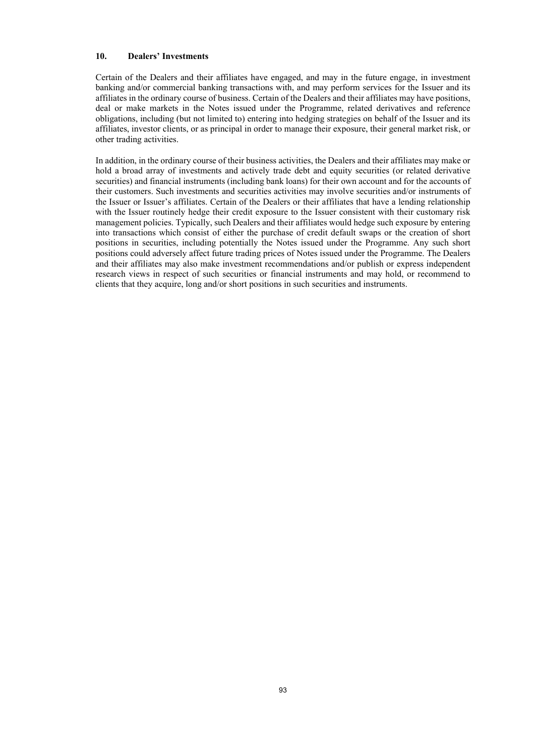## 10. Dealers' Investments

Certain of the Dealers and their affiliates have engaged, and may in the future engage, in investment banking and/or commercial banking transactions with, and may perform services for the Issuer and its affiliates in the ordinary course of business. Certain of the Dealers and their affiliates may have positions, deal or make markets in the Notes issued under the Programme, related derivatives and reference obligations, including (but not limited to) entering into hedging strategies on behalf of the Issuer and its affiliates, investor clients, or as principal in order to manage their exposure, their general market risk, or other trading activities.

In addition, in the ordinary course of their business activities, the Dealers and their affiliates may make or hold a broad array of investments and actively trade debt and equity securities (or related derivative securities) and financial instruments (including bank loans) for their own account and for the accounts of their customers. Such investments and securities activities may involve securities and/or instruments of the Issuer or Issuer's affiliates. Certain of the Dealers or their affiliates that have a lending relationship with the Issuer routinely hedge their credit exposure to the Issuer consistent with their customary risk management policies. Typically, such Dealers and their affiliates would hedge such exposure by entering into transactions which consist of either the purchase of credit default swaps or the creation of short positions in securities, including potentially the Notes issued under the Programme. Any such short positions could adversely affect future trading prices of Notes issued under the Programme. The Dealers and their affiliates may also make investment recommendations and/or publish or express independent research views in respect of such securities or financial instruments and may hold, or recommend to clients that they acquire, long and/or short positions in such securities and instruments.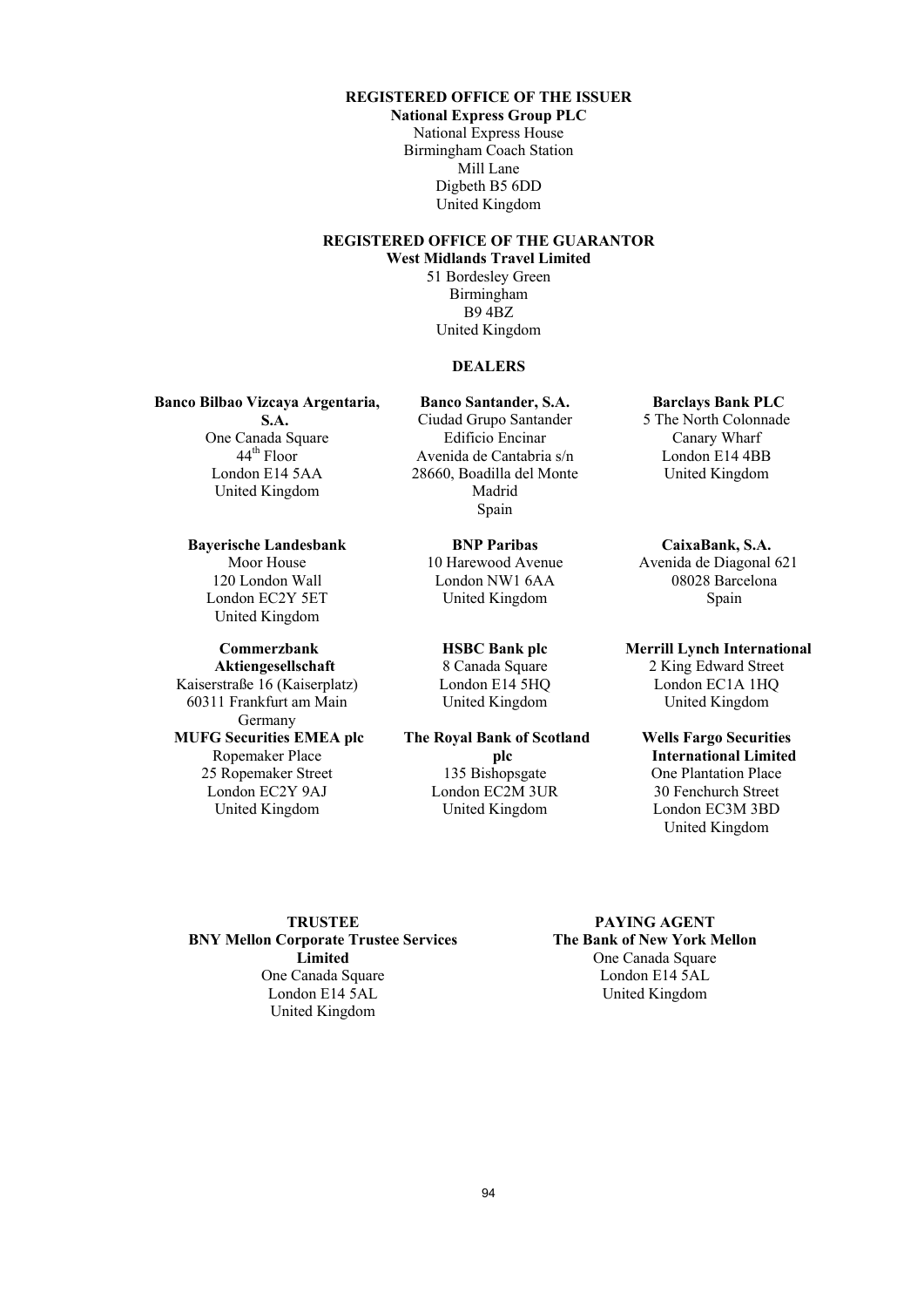**REGISTERED OFFICE OF THE ISSUER**

**National Express Group PLC**
National Express House
Birmingham Coach Station
Mill Lane
Digbeth B5 6DD
United Kingdom

**REGISTERED OFFICE OF THE GUARANTOR**

**West Midlands Travel Limited**
51 Bordesley Green
Birmingham
B9 4BZ
United Kingdom

**DEALERS**

**Banco Bilbao Vizcaya Argentaria, S.A.**
One Canada Square
44th Floor
London E14 5AA
United Kingdom

**Banco Santander, S.A.**
Ciudad Grupo Santander
Edificio Encinar
Avenida de Cantabria s/n
28660, Boadilla del Monte
Madrid
Spain

**Barclays Bank PLC**
5 The North Colonnade
Canary Wharf
London E14 4BB
United Kingdom

**Bayerische Landesbank**
Moor House
120 London Wall
London EC2Y 5ET
United Kingdom

**BNP Paribas**
10 Harewood Avenue
London NW1 6AA
United Kingdom

**CaixaBank, S.A.**
Avenida de Diagonal 621
08028 Barcelona
Spain

**Commerzbank Aktiengesellschaft**
Kaiserstraße 16 (Kaiserplatz)
60311 Frankfurt am Main
Germany

**HSBC Bank plc**
8 Canada Square
London E14 5HQ
United Kingdom

**Merrill Lynch International**
2 King Edward Street
London EC1A 1HQ
United Kingdom

**MUFG Securities EMEA plc**
Ropemaker Place
25 Ropemaker Street
London EC2Y 9AJ
United Kingdom

**The Royal Bank of Scotland plc**
135 Bishopsgate
London EC2M 3UR
United Kingdom

**Wells Fargo Securities International Limited**
One Plantation Place
30 Fenchurch Street
London EC3M 3BD
United Kingdom

**TRUSTEE**

**BNY Mellon Corporate Trustee Services Limited**
One Canada Square
London E14 5AL
United Kingdom

**PAYING AGENT**

**The Bank of New York Mellon**
One Canada Square
London E14 5AL
United Kingdom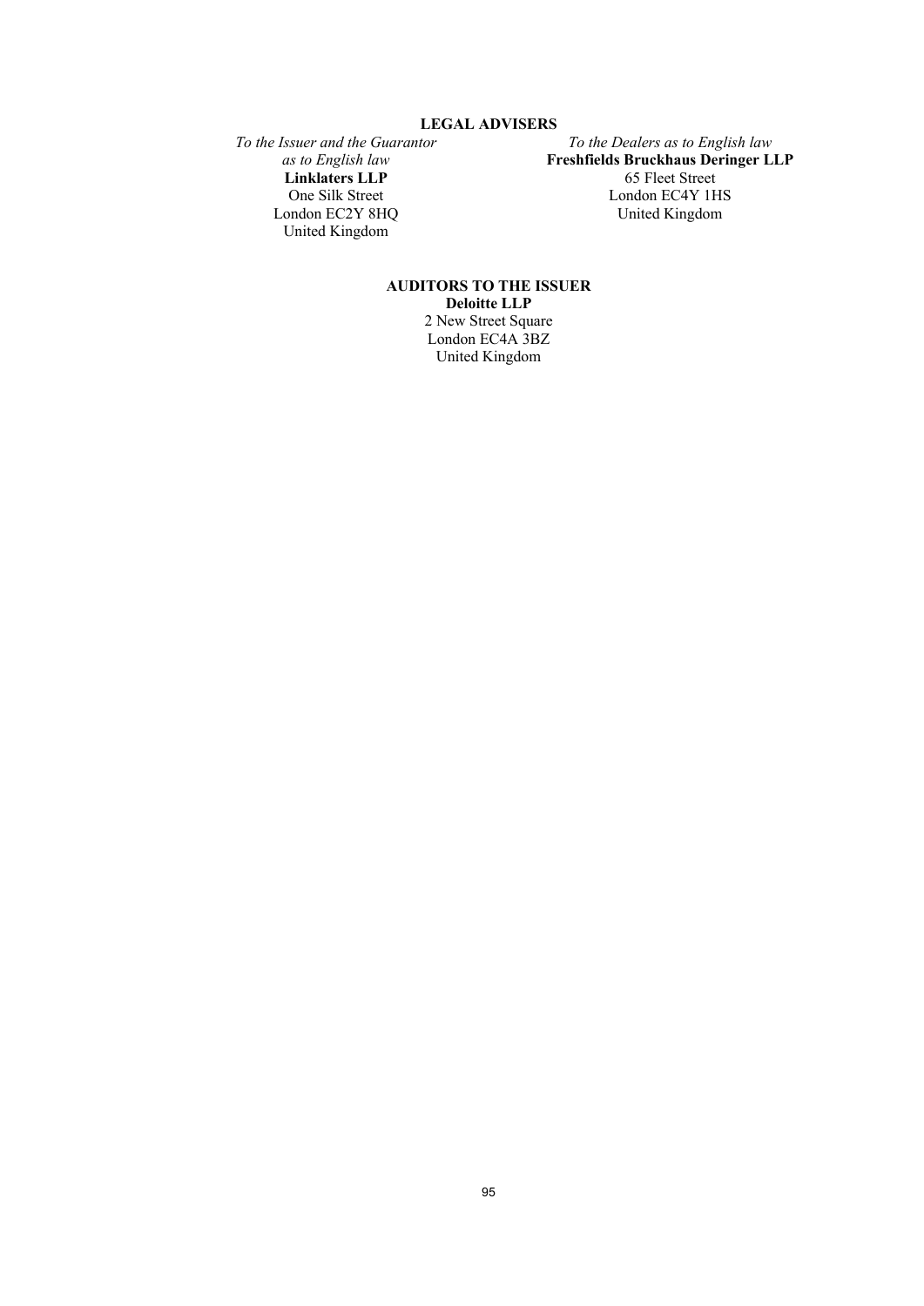## LEGAL ADVISERS

*To the Issuer and the Guarantor as to English law*

**Linklaters LLP**
One Silk Street
London EC2Y 8HQ
United Kingdom

*To the Dealers as to English law*

**Freshfields Bruckhaus Deringer LLP**
65 Fleet Street
London EC4Y 1HS
United Kingdom

## AUDITORS TO THE ISSUER

**Deloitte LLP**
2 New Street Square
London EC4A 3BZ
United Kingdom